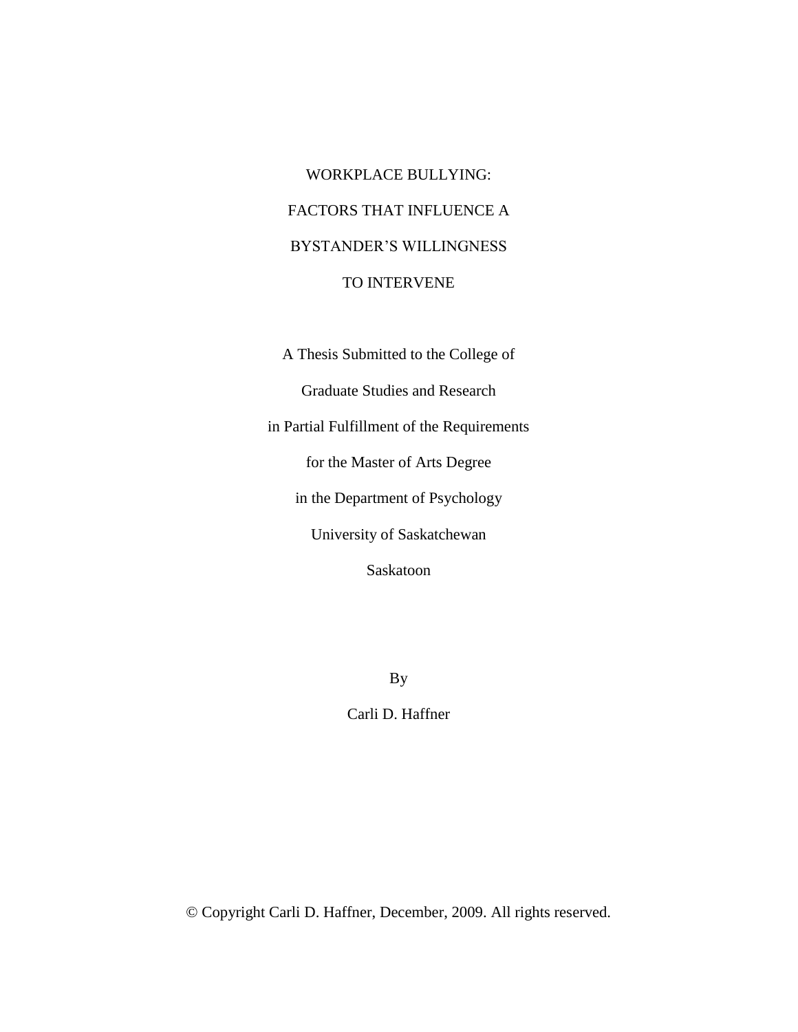# WORKPLACE BULLYING:
# FACTORS THAT INFLUENCE A
# BYSTANDER'S WILLINGNESS
# TO INTERVENE

A Thesis Submitted to the College of

Graduate Studies and Research

in Partial Fulfillment of the Requirements

for the Master of Arts Degree

in the Department of Psychology

University of Saskatchewan

Saskatoon

By

Carli D. Haffner

© Copyright Carli D. Haffner, December, 2009. All rights reserved.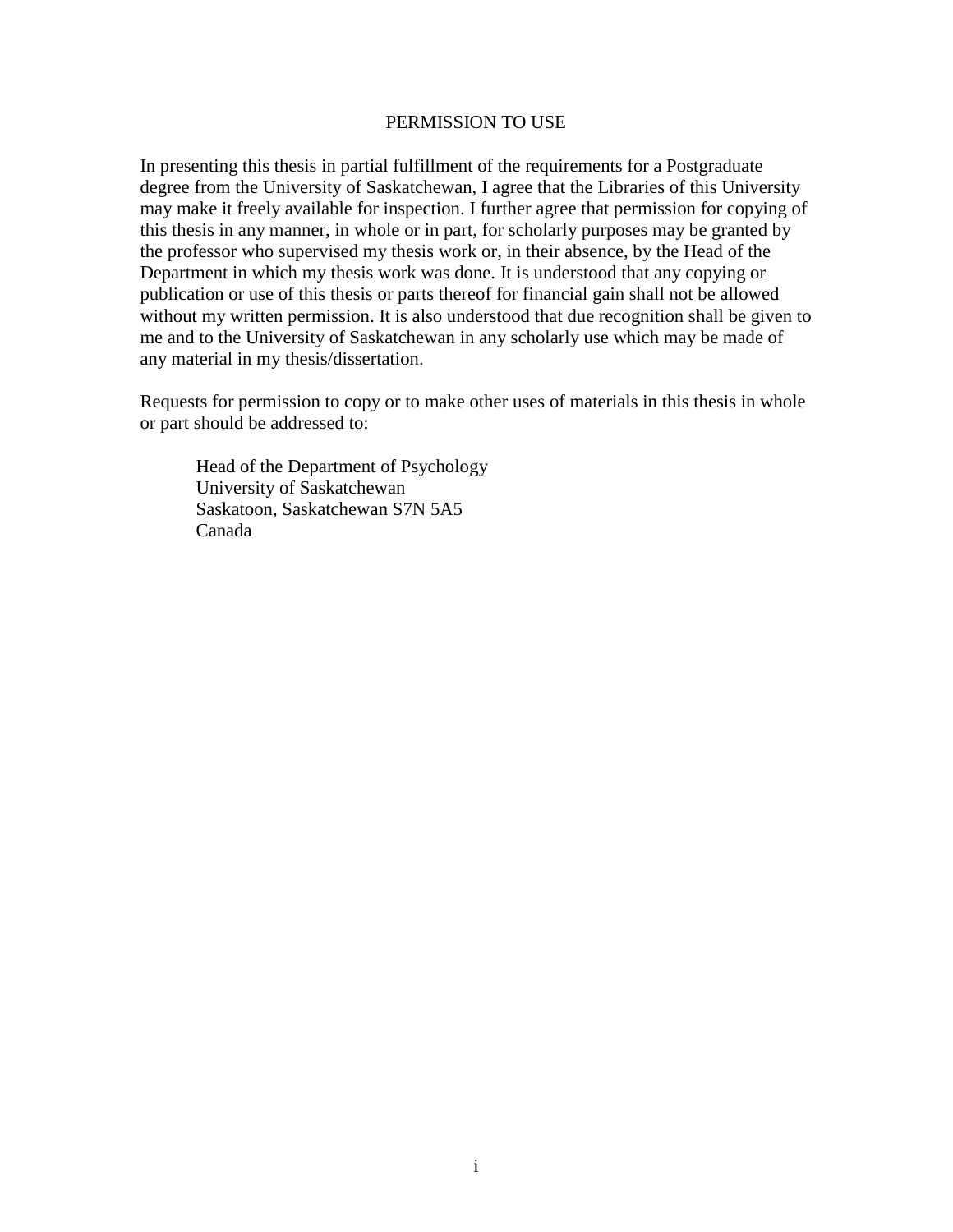# PERMISSION TO USE

In presenting this thesis in partial fulfillment of the requirements for a Postgraduate degree from the University of Saskatchewan, I agree that the Libraries of this University may make it freely available for inspection. I further agree that permission for copying of this thesis in any manner, in whole or in part, for scholarly purposes may be granted by the professor who supervised my thesis work or, in their absence, by the Head of the Department in which my thesis work was done. It is understood that any copying or publication or use of this thesis or parts thereof for financial gain shall not be allowed without my written permission. It is also understood that due recognition shall be given to me and to the University of Saskatchewan in any scholarly use which may be made of any material in my thesis/dissertation.

Requests for permission to copy or to make other uses of materials in this thesis in whole or part should be addressed to:

> Head of the Department of Psychology
> University of Saskatchewan
> Saskatoon, Saskatchewan S7N 5A5
> Canada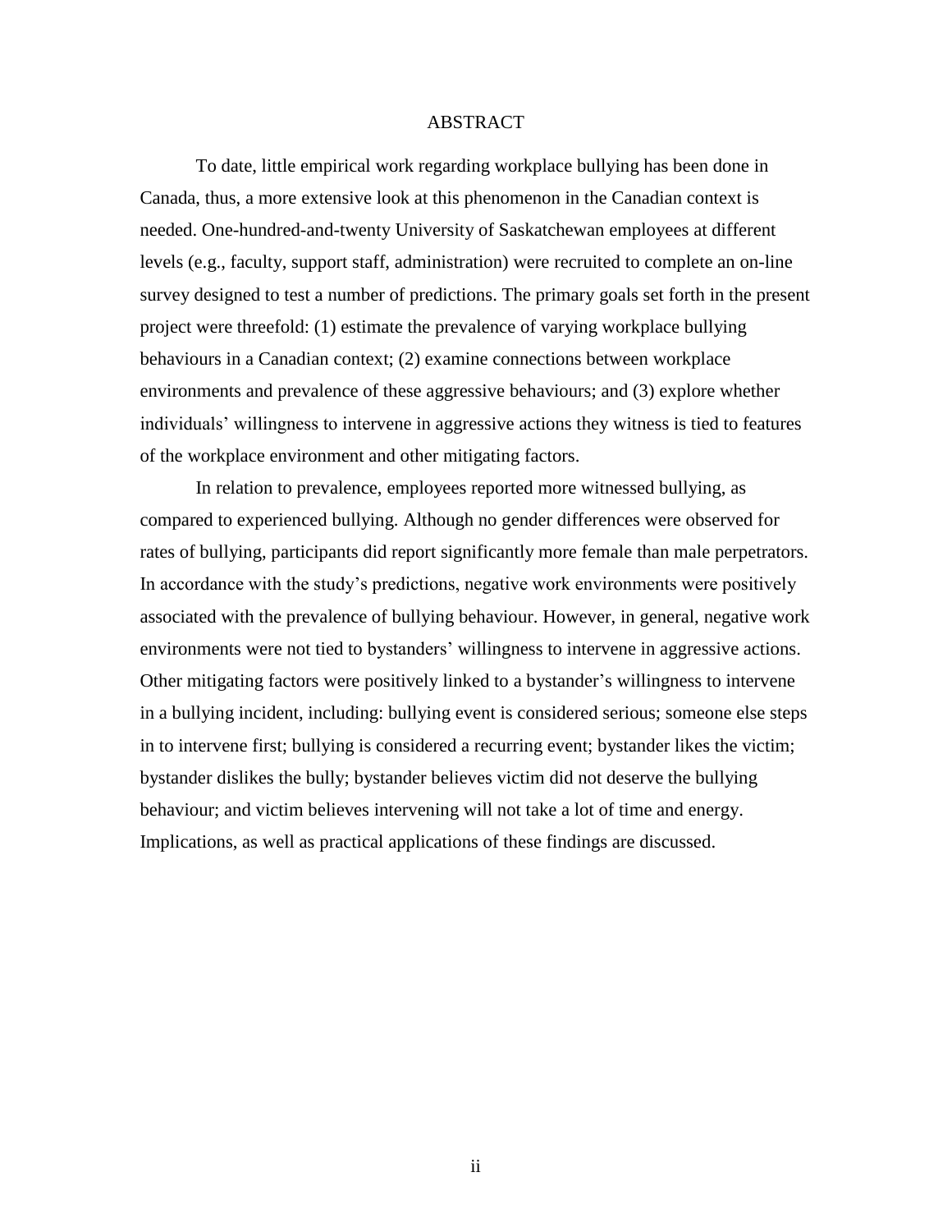# ABSTRACT

To date, little empirical work regarding workplace bullying has been done in Canada, thus, a more extensive look at this phenomenon in the Canadian context is needed. One-hundred-and-twenty University of Saskatchewan employees at different levels (e.g., faculty, support staff, administration) were recruited to complete an on-line survey designed to test a number of predictions. The primary goals set forth in the present project were threefold: (1) estimate the prevalence of varying workplace bullying behaviours in a Canadian context; (2) examine connections between workplace environments and prevalence of these aggressive behaviours; and (3) explore whether individuals' willingness to intervene in aggressive actions they witness is tied to features of the workplace environment and other mitigating factors.

In relation to prevalence, employees reported more witnessed bullying, as compared to experienced bullying. Although no gender differences were observed for rates of bullying, participants did report significantly more female than male perpetrators. In accordance with the study's predictions, negative work environments were positively associated with the prevalence of bullying behaviour. However, in general, negative work environments were not tied to bystanders' willingness to intervene in aggressive actions. Other mitigating factors were positively linked to a bystander's willingness to intervene in a bullying incident, including: bullying event is considered serious; someone else steps in to intervene first; bullying is considered a recurring event; bystander likes the victim; bystander dislikes the bully; bystander believes victim did not deserve the bullying behaviour; and victim believes intervening will not take a lot of time and energy. Implications, as well as practical applications of these findings are discussed.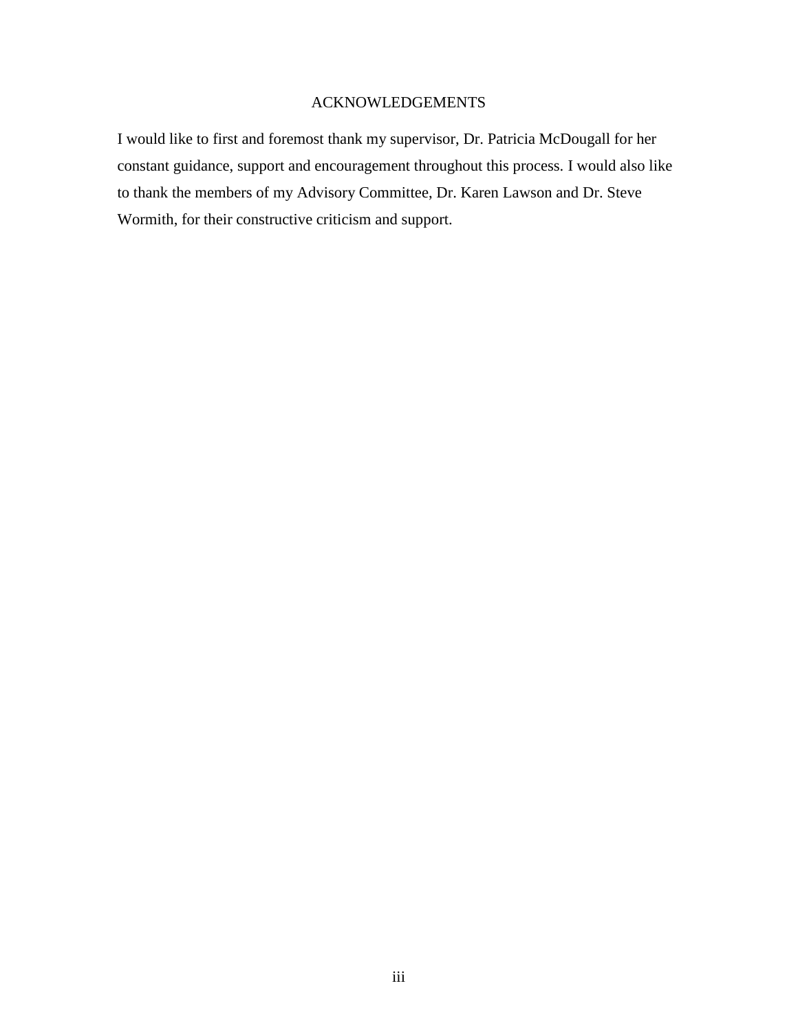# ACKNOWLEDGEMENTS

I would like to first and foremost thank my supervisor, Dr. Patricia McDougall for her constant guidance, support and encouragement throughout this process. I would also like to thank the members of my Advisory Committee, Dr. Karen Lawson and Dr. Steve Wormith, for their constructive criticism and support.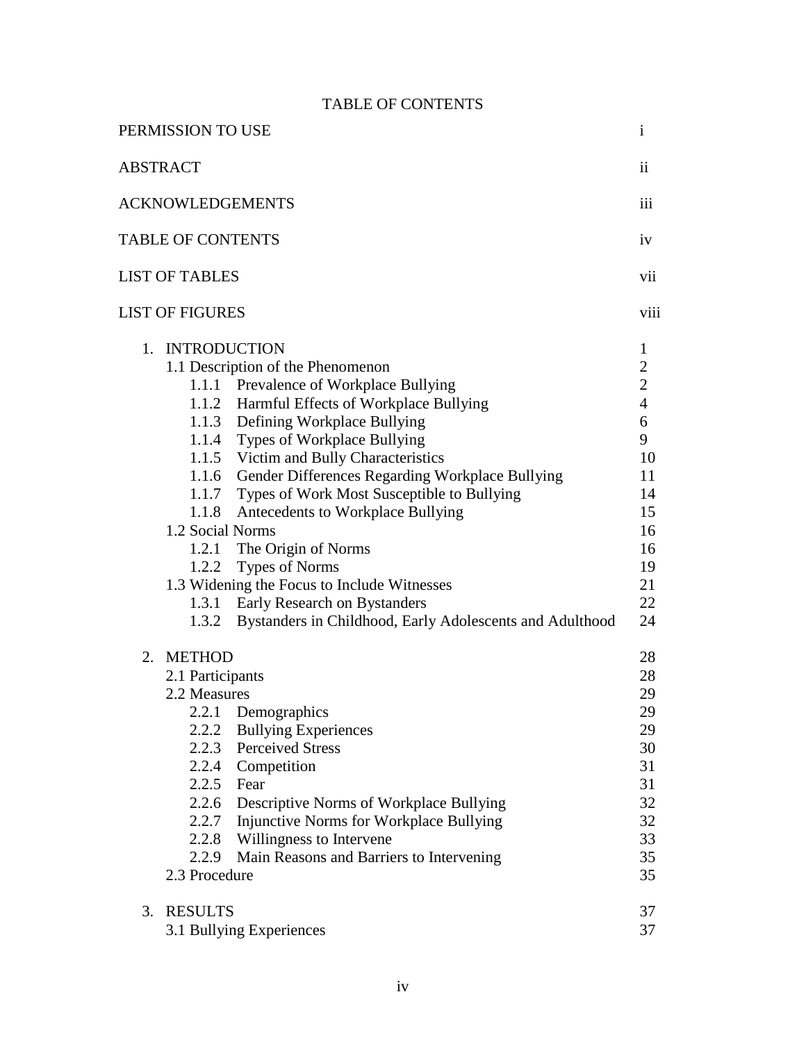# TABLE OF CONTENTS

| | |
|---|---|
| PERMISSION TO USE | i |
| ABSTRACT | ii |
| ACKNOWLEDGEMENTS | iii |
| TABLE OF CONTENTS | iv |
| LIST OF TABLES | vii |
| LIST OF FIGURES | viii |
| 1. INTRODUCTION | 1 |
| 1.1 Description of the Phenomenon | 2 |
| 1.1.1 Prevalence of Workplace Bullying | 2 |
| 1.1.2 Harmful Effects of Workplace Bullying | 4 |
| 1.1.3 Defining Workplace Bullying | 6 |
| 1.1.4 Types of Workplace Bullying | 9 |
| 1.1.5 Victim and Bully Characteristics | 10 |
| 1.1.6 Gender Differences Regarding Workplace Bullying | 11 |
| 1.1.7 Types of Work Most Susceptible to Bullying | 14 |
| 1.1.8 Antecedents to Workplace Bullying | 15 |
| 1.2 Social Norms | 16 |
| 1.2.1 The Origin of Norms | 16 |
| 1.2.2 Types of Norms | 19 |
| 1.3 Widening the Focus to Include Witnesses | 21 |
| 1.3.1 Early Research on Bystanders | 22 |
| 1.3.2 Bystanders in Childhood, Early Adolescents and Adulthood | 24 |
| 2. METHOD | 28 |
| 2.1 Participants | 28 |
| 2.2 Measures | 29 |
| 2.2.1 Demographics | 29 |
| 2.2.2 Bullying Experiences | 29 |
| 2.2.3 Perceived Stress | 30 |
| 2.2.4 Competition | 31 |
| 2.2.5 Fear | 31 |
| 2.2.6 Descriptive Norms of Workplace Bullying | 32 |
| 2.2.7 Injunctive Norms for Workplace Bullying | 32 |
| 2.2.8 Willingness to Intervene | 33 |
| 2.2.9 Main Reasons and Barriers to Intervening | 35 |
| 2.3 Procedure | 35 |
| 3. RESULTS | 37 |
| 3.1 Bullying Experiences | 37 |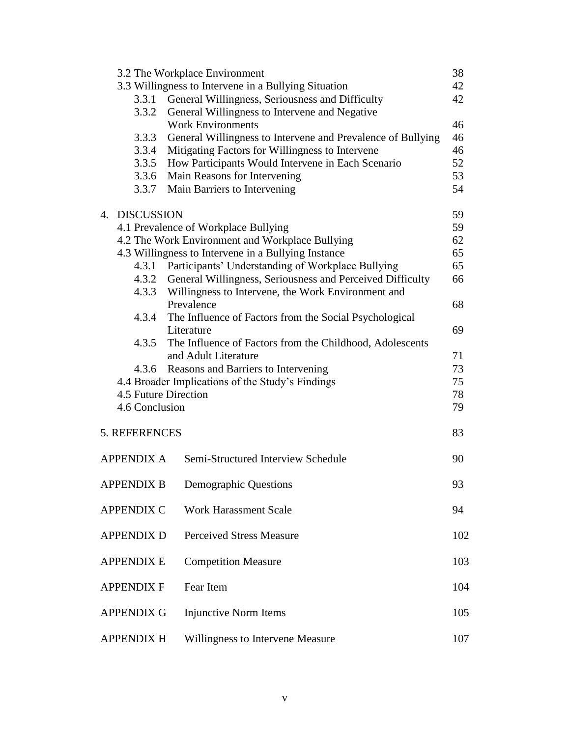| | |
|---|---|
| 3.2 The Workplace Environment | 38 |
| 3.3 Willingness to Intervene in a Bullying Situation | 42 |
| 3.3.1 General Willingness, Seriousness and Difficulty | 42 |
| 3.3.2 General Willingness to Intervene and Negative Work Environments | 46 |
| 3.3.3 General Willingness to Intervene and Prevalence of Bullying | 46 |
| 3.3.4 Mitigating Factors for Willingness to Intervene | 46 |
| 3.3.5 How Participants Would Intervene in Each Scenario | 52 |
| 3.3.6 Main Reasons for Intervening | 53 |
| 3.3.7 Main Barriers to Intervening | 54 |
| 4. DISCUSSION | 59 |
| 4.1 Prevalence of Workplace Bullying | 59 |
| 4.2 The Work Environment and Workplace Bullying | 62 |
| 4.3 Willingness to Intervene in a Bullying Instance | 65 |
| 4.3.1 Participants' Understanding of Workplace Bullying | 65 |
| 4.3.2 General Willingness, Seriousness and Perceived Difficulty | 66 |
| 4.3.3 Willingness to Intervene, the Work Environment and Prevalence | 68 |
| 4.3.4 The Influence of Factors from the Social Psychological Literature | 69 |
| 4.3.5 The Influence of Factors from the Childhood, Adolescents and Adult Literature | 71 |
| 4.3.6 Reasons and Barriers to Intervening | 73 |
| 4.4 Broader Implications of the Study's Findings | 75 |
| 4.5 Future Direction | 78 |
| 4.6 Conclusion | 79 |
| 5. REFERENCES | 83 |
| APPENDIX A Semi-Structured Interview Schedule | 90 |
| APPENDIX B Demographic Questions | 93 |
| APPENDIX C Work Harassment Scale | 94 |
| APPENDIX D Perceived Stress Measure | 102 |
| APPENDIX E Competition Measure | 103 |
| APPENDIX F Fear Item | 104 |
| APPENDIX G Injunctive Norm Items | 105 |
| APPENDIX H Willingness to Intervene Measure | 107 |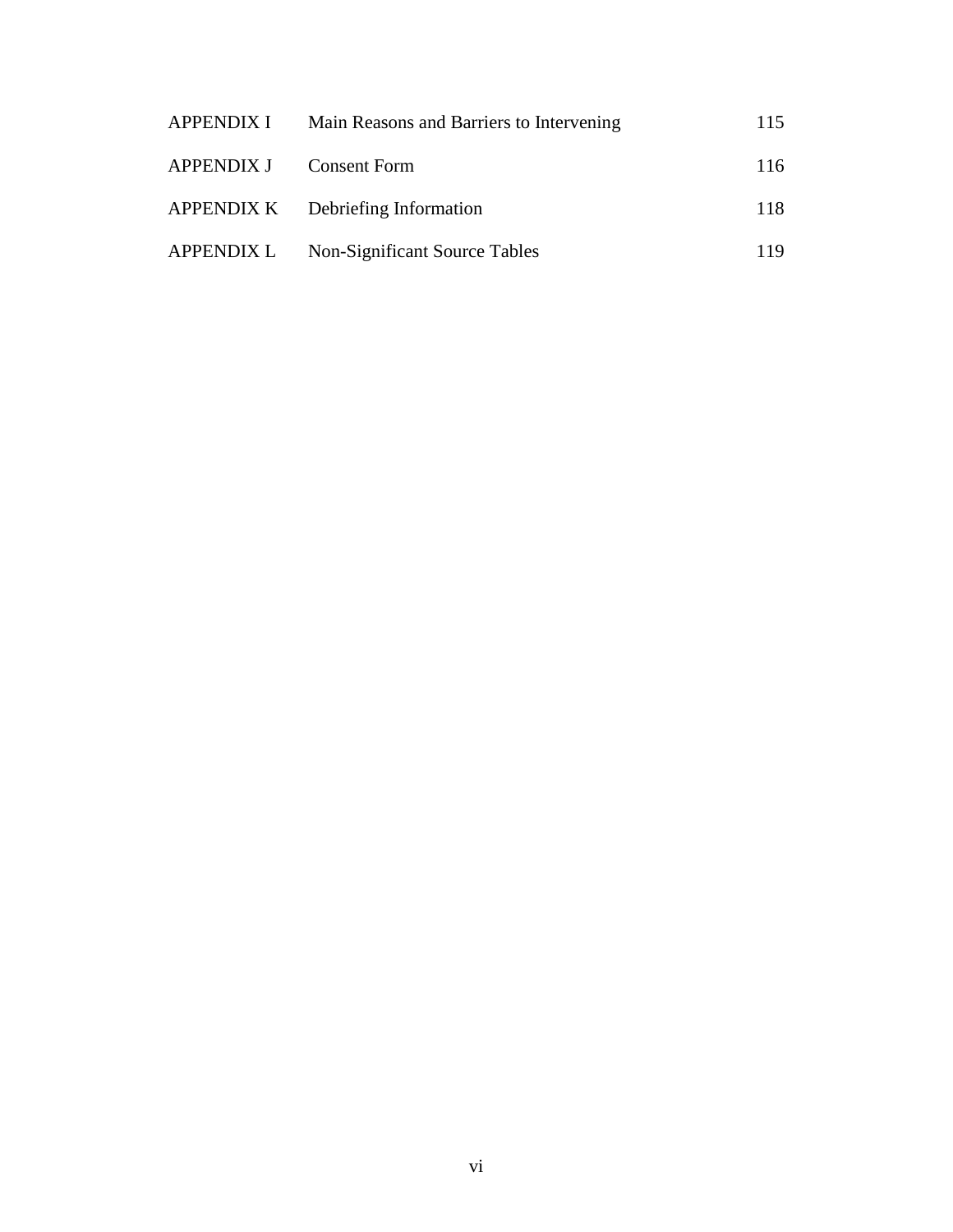| | | |
|---|---|---|
| APPENDIX I | Main Reasons and Barriers to Intervening | 115 |
| APPENDIX J | Consent Form | 116 |
| APPENDIX K | Debriefing Information | 118 |
| APPENDIX L | Non-Significant Source Tables | 119 |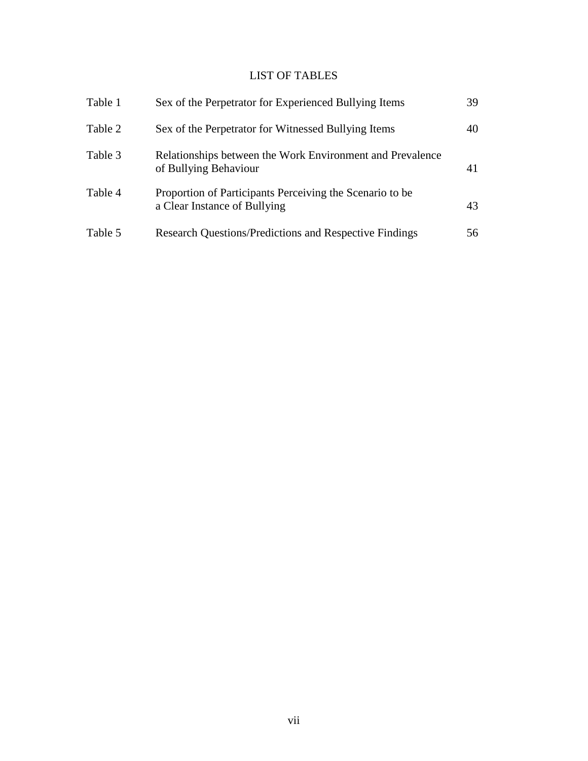# LIST OF TABLES

| | | |
|---|---|---|
| Table 1 | Sex of the Perpetrator for Experienced Bullying Items | 39 |
| Table 2 | Sex of the Perpetrator for Witnessed Bullying Items | 40 |
| Table 3 | Relationships between the Work Environment and Prevalence of Bullying Behaviour | 41 |
| Table 4 | Proportion of Participants Perceiving the Scenario to be a Clear Instance of Bullying | 43 |
| Table 5 | Research Questions/Predictions and Respective Findings | 56 |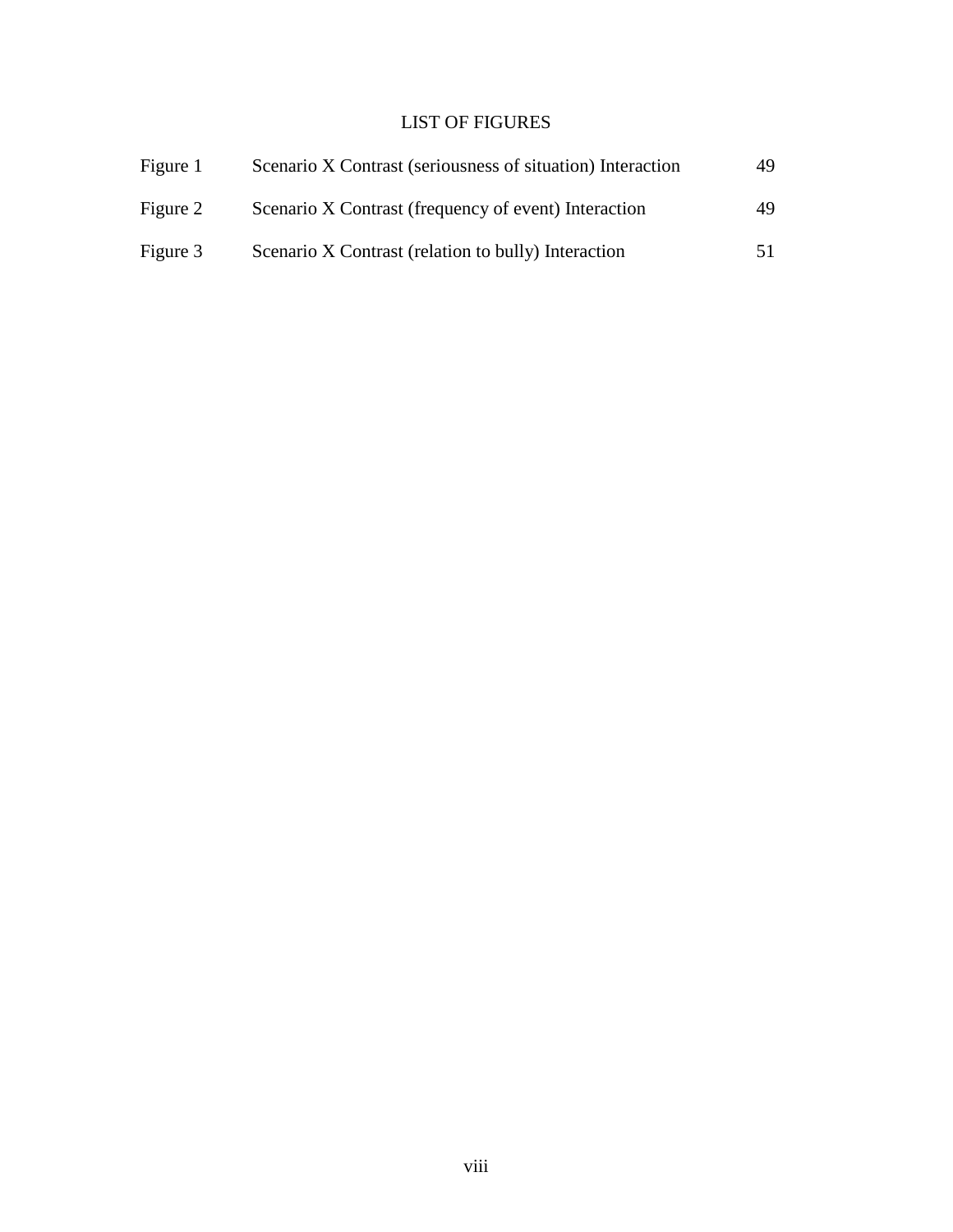# LIST OF FIGURES

| | | |
|---|---|---|
| Figure 1 | Scenario X Contrast (seriousness of situation) Interaction | 49 |
| Figure 2 | Scenario X Contrast (frequency of event) Interaction | 49 |
| Figure 3 | Scenario X Contrast (relation to bully) Interaction | 51 |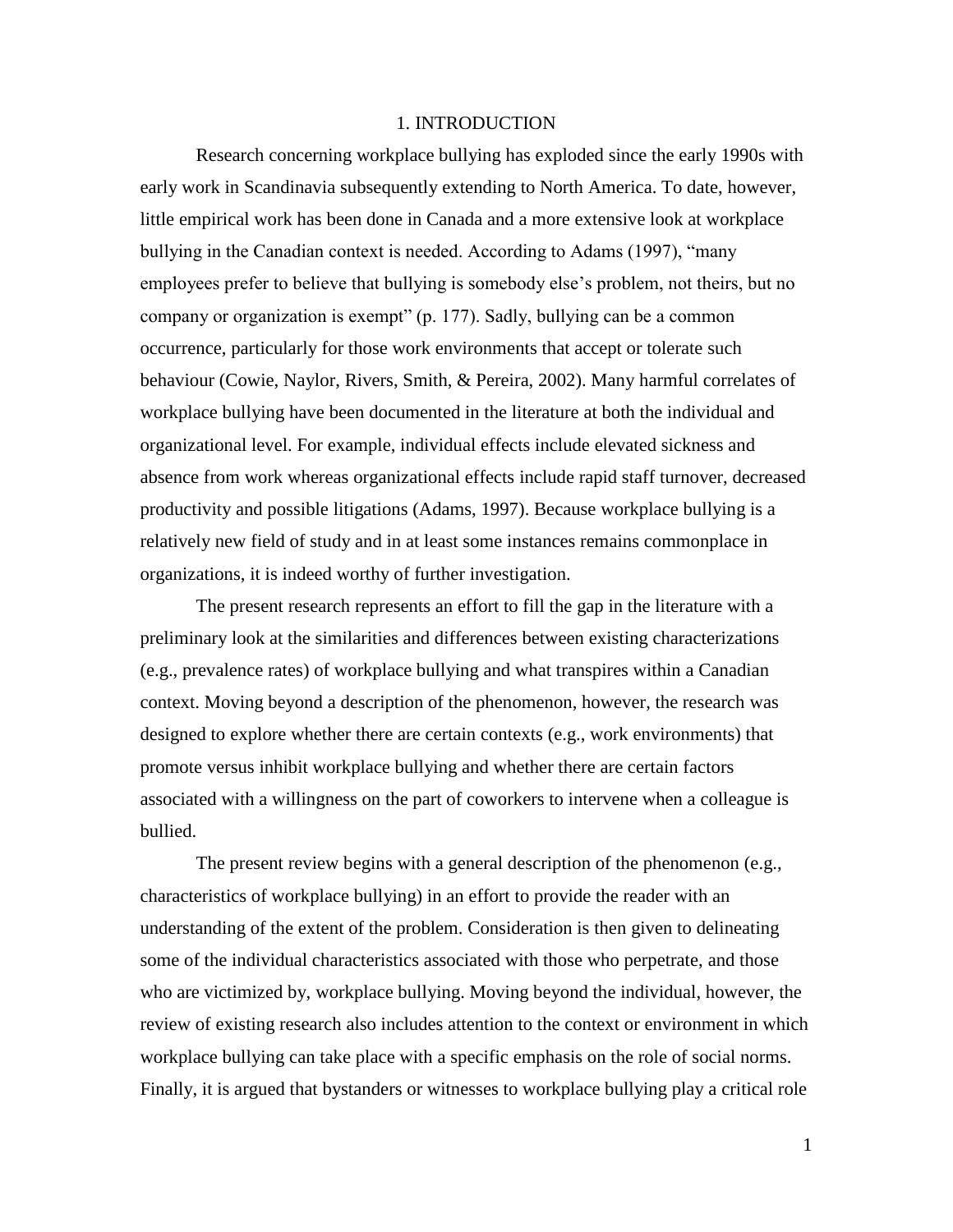# 1. INTRODUCTION

Research concerning workplace bullying has exploded since the early 1990s with early work in Scandinavia subsequently extending to North America. To date, however, little empirical work has been done in Canada and a more extensive look at workplace bullying in the Canadian context is needed. According to Adams (1997), "many employees prefer to believe that bullying is somebody else's problem, not theirs, but no company or organization is exempt" (p. 177). Sadly, bullying can be a common occurrence, particularly for those work environments that accept or tolerate such behaviour (Cowie, Naylor, Rivers, Smith, & Pereira, 2002). Many harmful correlates of workplace bullying have been documented in the literature at both the individual and organizational level. For example, individual effects include elevated sickness and absence from work whereas organizational effects include rapid staff turnover, decreased productivity and possible litigations (Adams, 1997). Because workplace bullying is a relatively new field of study and in at least some instances remains commonplace in organizations, it is indeed worthy of further investigation.

The present research represents an effort to fill the gap in the literature with a preliminary look at the similarities and differences between existing characterizations (e.g., prevalence rates) of workplace bullying and what transpires within a Canadian context. Moving beyond a description of the phenomenon, however, the research was designed to explore whether there are certain contexts (e.g., work environments) that promote versus inhibit workplace bullying and whether there are certain factors associated with a willingness on the part of coworkers to intervene when a colleague is bullied.

The present review begins with a general description of the phenomenon (e.g., characteristics of workplace bullying) in an effort to provide the reader with an understanding of the extent of the problem. Consideration is then given to delineating some of the individual characteristics associated with those who perpetrate, and those who are victimized by, workplace bullying. Moving beyond the individual, however, the review of existing research also includes attention to the context or environment in which workplace bullying can take place with a specific emphasis on the role of social norms. Finally, it is argued that bystanders or witnesses to workplace bullying play a critical role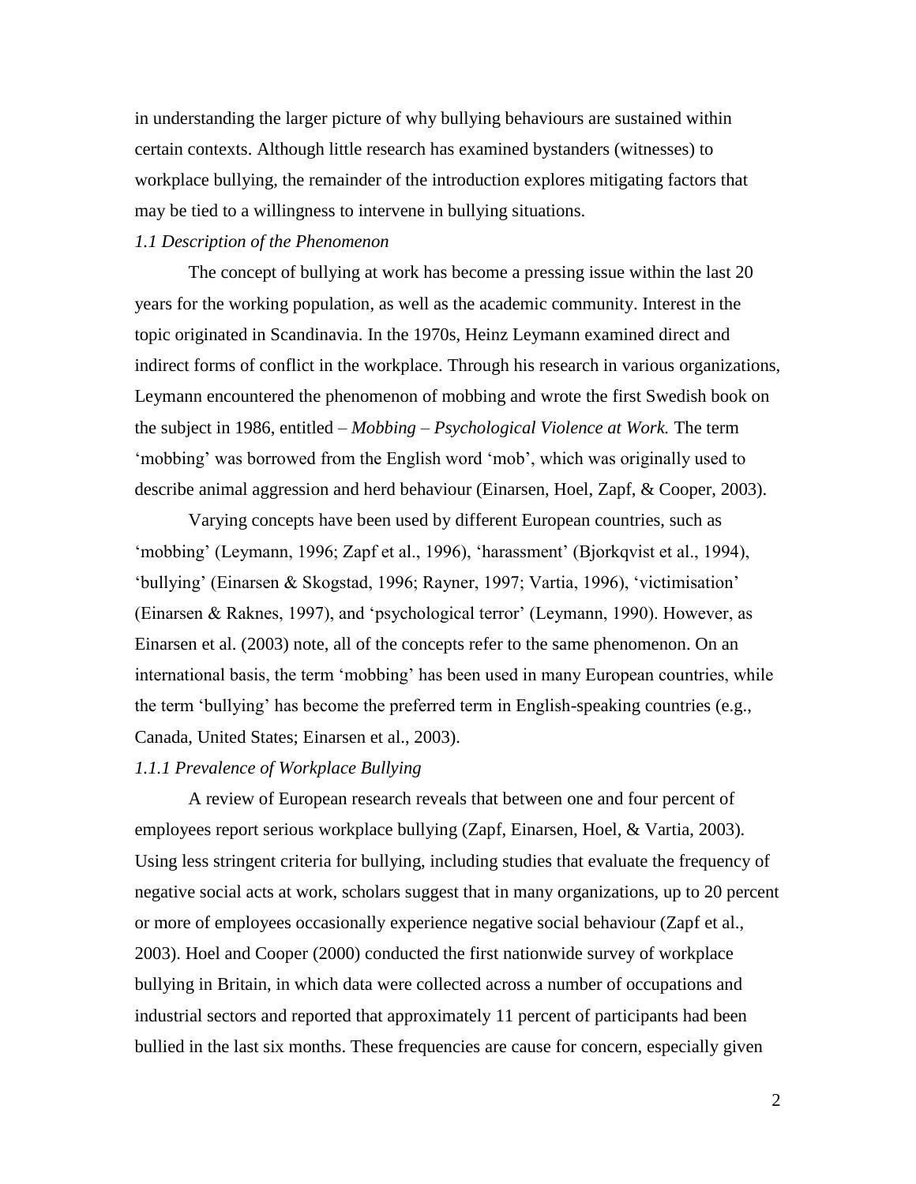in understanding the larger picture of why bullying behaviours are sustained within certain contexts. Although little research has examined bystanders (witnesses) to workplace bullying, the remainder of the introduction explores mitigating factors that may be tied to a willingness to intervene in bullying situations.

### *1.1 Description of the Phenomenon*

The concept of bullying at work has become a pressing issue within the last 20 years for the working population, as well as the academic community. Interest in the topic originated in Scandinavia. In the 1970s, Heinz Leymann examined direct and indirect forms of conflict in the workplace. Through his research in various organizations, Leymann encountered the phenomenon of mobbing and wrote the first Swedish book on the subject in 1986, entitled – *Mobbing – Psychological Violence at Work.* The term 'mobbing' was borrowed from the English word 'mob', which was originally used to describe animal aggression and herd behaviour (Einarsen, Hoel, Zapf, & Cooper, 2003).

Varying concepts have been used by different European countries, such as 'mobbing' (Leymann, 1996; Zapf et al., 1996), 'harassment' (Bjorkqvist et al., 1994), 'bullying' (Einarsen & Skogstad, 1996; Rayner, 1997; Vartia, 1996), 'victimisation' (Einarsen & Raknes, 1997), and 'psychological terror' (Leymann, 1990). However, as Einarsen et al. (2003) note, all of the concepts refer to the same phenomenon. On an international basis, the term 'mobbing' has been used in many European countries, while the term 'bullying' has become the preferred term in English-speaking countries (e.g., Canada, United States; Einarsen et al., 2003).

#### *1.1.1 Prevalence of Workplace Bullying*

A review of European research reveals that between one and four percent of employees report serious workplace bullying (Zapf, Einarsen, Hoel, & Vartia, 2003). Using less stringent criteria for bullying, including studies that evaluate the frequency of negative social acts at work, scholars suggest that in many organizations, up to 20 percent or more of employees occasionally experience negative social behaviour (Zapf et al., 2003). Hoel and Cooper (2000) conducted the first nationwide survey of workplace bullying in Britain, in which data were collected across a number of occupations and industrial sectors and reported that approximately 11 percent of participants had been bullied in the last six months. These frequencies are cause for concern, especially given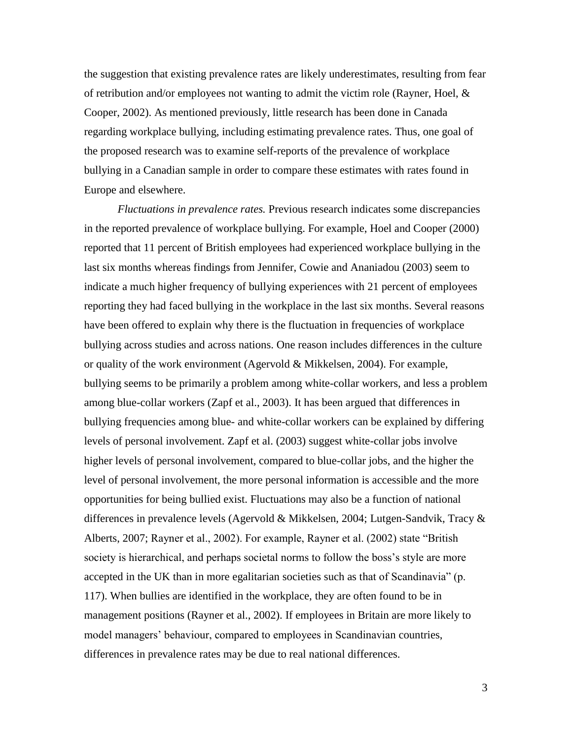the suggestion that existing prevalence rates are likely underestimates, resulting from fear of retribution and/or employees not wanting to admit the victim role (Rayner, Hoel, & Cooper, 2002). As mentioned previously, little research has been done in Canada regarding workplace bullying, including estimating prevalence rates. Thus, one goal of the proposed research was to examine self-reports of the prevalence of workplace bullying in a Canadian sample in order to compare these estimates with rates found in Europe and elsewhere.

*Fluctuations in prevalence rates.* Previous research indicates some discrepancies in the reported prevalence of workplace bullying. For example, Hoel and Cooper (2000) reported that 11 percent of British employees had experienced workplace bullying in the last six months whereas findings from Jennifer, Cowie and Ananiadou (2003) seem to indicate a much higher frequency of bullying experiences with 21 percent of employees reporting they had faced bullying in the workplace in the last six months. Several reasons have been offered to explain why there is the fluctuation in frequencies of workplace bullying across studies and across nations. One reason includes differences in the culture or quality of the work environment (Agervold & Mikkelsen, 2004). For example, bullying seems to be primarily a problem among white-collar workers, and less a problem among blue-collar workers (Zapf et al., 2003). It has been argued that differences in bullying frequencies among blue- and white-collar workers can be explained by differing levels of personal involvement. Zapf et al. (2003) suggest white-collar jobs involve higher levels of personal involvement, compared to blue-collar jobs, and the higher the level of personal involvement, the more personal information is accessible and the more opportunities for being bullied exist. Fluctuations may also be a function of national differences in prevalence levels (Agervold & Mikkelsen, 2004; Lutgen-Sandvik, Tracy & Alberts, 2007; Rayner et al., 2002). For example, Rayner et al. (2002) state "British society is hierarchical, and perhaps societal norms to follow the boss's style are more accepted in the UK than in more egalitarian societies such as that of Scandinavia" (p. 117). When bullies are identified in the workplace, they are often found to be in management positions (Rayner et al., 2002). If employees in Britain are more likely to model managers' behaviour, compared to employees in Scandinavian countries, differences in prevalence rates may be due to real national differences.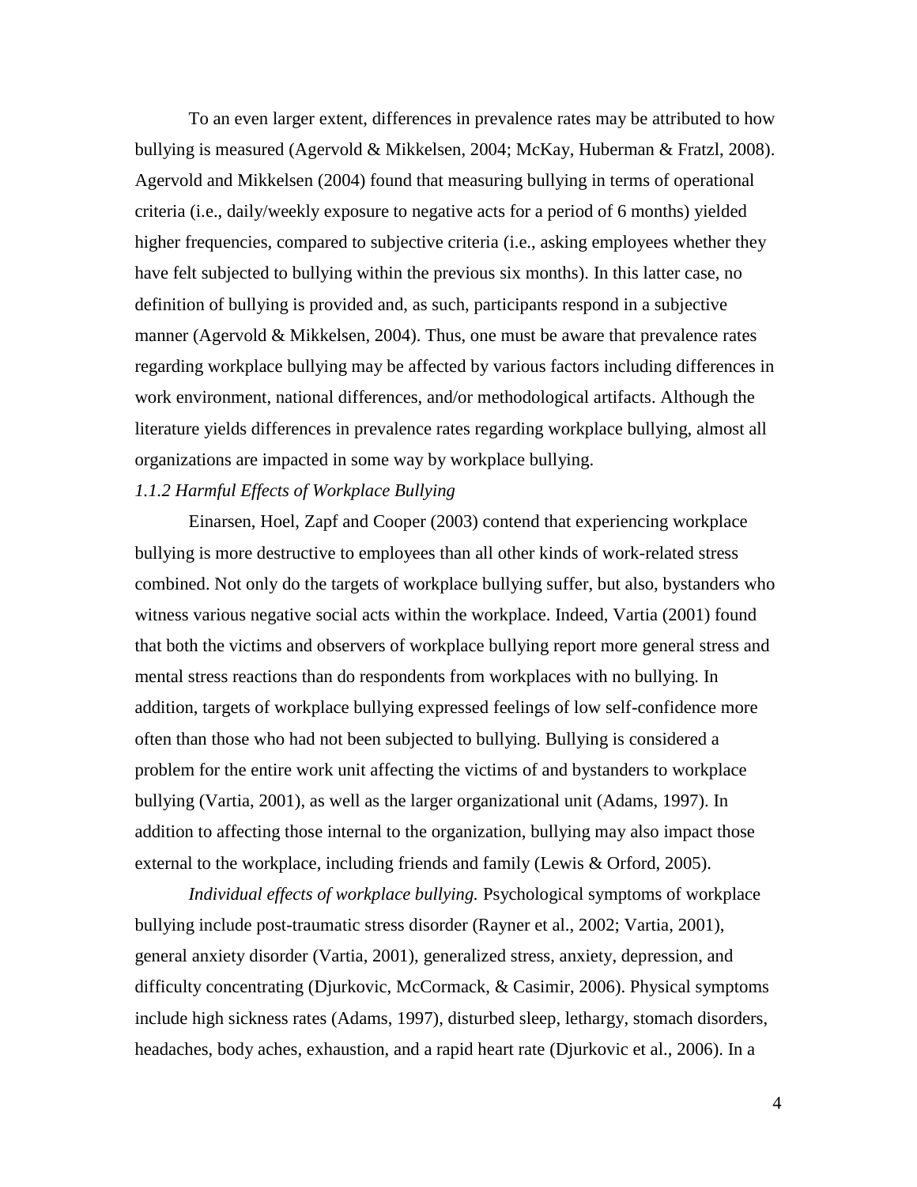To an even larger extent, differences in prevalence rates may be attributed to how bullying is measured (Agervold & Mikkelsen, 2004; McKay, Huberman & Fratzl, 2008). Agervold and Mikkelsen (2004) found that measuring bullying in terms of operational criteria (i.e., daily/weekly exposure to negative acts for a period of 6 months) yielded higher frequencies, compared to subjective criteria (i.e., asking employees whether they have felt subjected to bullying within the previous six months). In this latter case, no definition of bullying is provided and, as such, participants respond in a subjective manner (Agervold & Mikkelsen, 2004). Thus, one must be aware that prevalence rates regarding workplace bullying may be affected by various factors including differences in work environment, national differences, and/or methodological artifacts. Although the literature yields differences in prevalence rates regarding workplace bullying, almost all organizations are impacted in some way by workplace bullying.

### *1.1.2 Harmful Effects of Workplace Bullying*

Einarsen, Hoel, Zapf and Cooper (2003) contend that experiencing workplace bullying is more destructive to employees than all other kinds of work-related stress combined. Not only do the targets of workplace bullying suffer, but also, bystanders who witness various negative social acts within the workplace. Indeed, Vartia (2001) found that both the victims and observers of workplace bullying report more general stress and mental stress reactions than do respondents from workplaces with no bullying. In addition, targets of workplace bullying expressed feelings of low self-confidence more often than those who had not been subjected to bullying. Bullying is considered a problem for the entire work unit affecting the victims of and bystanders to workplace bullying (Vartia, 2001), as well as the larger organizational unit (Adams, 1997). In addition to affecting those internal to the organization, bullying may also impact those external to the workplace, including friends and family (Lewis & Orford, 2005).

*Individual effects of workplace bullying.* Psychological symptoms of workplace bullying include post-traumatic stress disorder (Rayner et al., 2002; Vartia, 2001), general anxiety disorder (Vartia, 2001), generalized stress, anxiety, depression, and difficulty concentrating (Djurkovic, McCormack, & Casimir, 2006). Physical symptoms include high sickness rates (Adams, 1997), disturbed sleep, lethargy, stomach disorders, headaches, body aches, exhaustion, and a rapid heart rate (Djurkovic et al., 2006). In a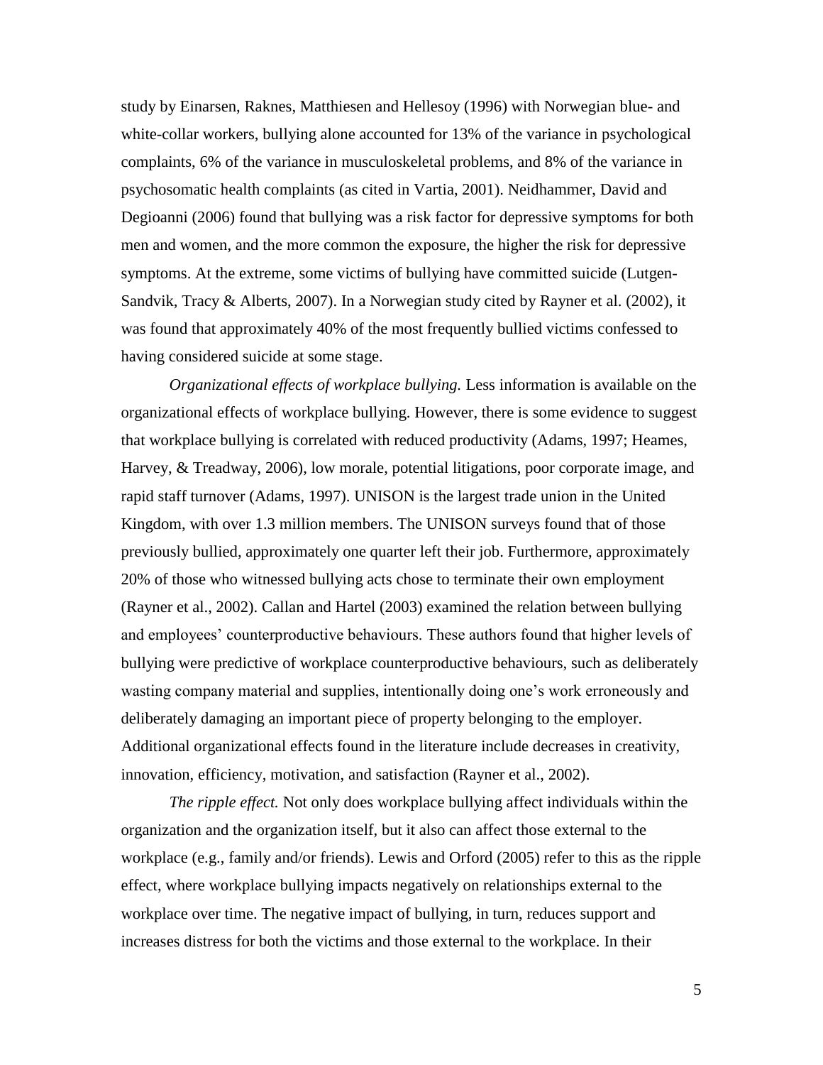study by Einarsen, Raknes, Matthiesen and Hellesoy (1996) with Norwegian blue- and white-collar workers, bullying alone accounted for 13% of the variance in psychological complaints, 6% of the variance in musculoskeletal problems, and 8% of the variance in psychosomatic health complaints (as cited in Vartia, 2001). Neidhammer, David and Degioanni (2006) found that bullying was a risk factor for depressive symptoms for both men and women, and the more common the exposure, the higher the risk for depressive symptoms. At the extreme, some victims of bullying have committed suicide (Lutgen-Sandvik, Tracy & Alberts, 2007). In a Norwegian study cited by Rayner et al. (2002), it was found that approximately 40% of the most frequently bullied victims confessed to having considered suicide at some stage.

*Organizational effects of workplace bullying.* Less information is available on the organizational effects of workplace bullying. However, there is some evidence to suggest that workplace bullying is correlated with reduced productivity (Adams, 1997; Heames, Harvey, & Treadway, 2006), low morale, potential litigations, poor corporate image, and rapid staff turnover (Adams, 1997). UNISON is the largest trade union in the United Kingdom, with over 1.3 million members. The UNISON surveys found that of those previously bullied, approximately one quarter left their job. Furthermore, approximately 20% of those who witnessed bullying acts chose to terminate their own employment (Rayner et al., 2002). Callan and Hartel (2003) examined the relation between bullying and employees' counterproductive behaviours. These authors found that higher levels of bullying were predictive of workplace counterproductive behaviours, such as deliberately wasting company material and supplies, intentionally doing one's work erroneously and deliberately damaging an important piece of property belonging to the employer. Additional organizational effects found in the literature include decreases in creativity, innovation, efficiency, motivation, and satisfaction (Rayner et al., 2002).

*The ripple effect.* Not only does workplace bullying affect individuals within the organization and the organization itself, but it also can affect those external to the workplace (e.g., family and/or friends). Lewis and Orford (2005) refer to this as the ripple effect, where workplace bullying impacts negatively on relationships external to the workplace over time. The negative impact of bullying, in turn, reduces support and increases distress for both the victims and those external to the workplace. In their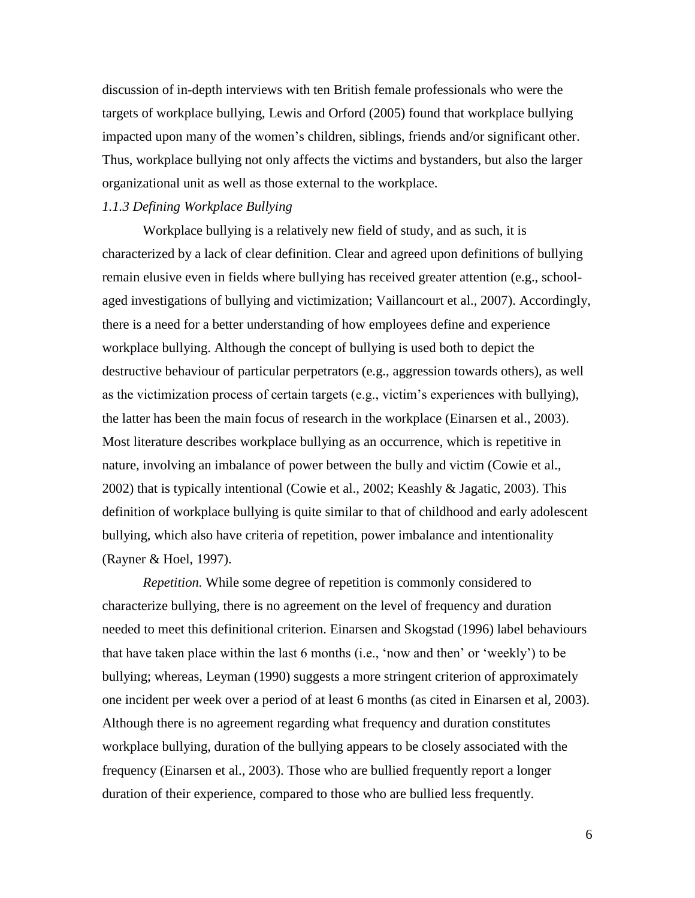discussion of in-depth interviews with ten British female professionals who were the targets of workplace bullying, Lewis and Orford (2005) found that workplace bullying impacted upon many of the women's children, siblings, friends and/or significant other. Thus, workplace bullying not only affects the victims and bystanders, but also the larger organizational unit as well as those external to the workplace.

### *1.1.3 Defining Workplace Bullying*

Workplace bullying is a relatively new field of study, and as such, it is characterized by a lack of clear definition. Clear and agreed upon definitions of bullying remain elusive even in fields where bullying has received greater attention (e.g., school-aged investigations of bullying and victimization; Vaillancourt et al., 2007). Accordingly, there is a need for a better understanding of how employees define and experience workplace bullying. Although the concept of bullying is used both to depict the destructive behaviour of particular perpetrators (e.g., aggression towards others), as well as the victimization process of certain targets (e.g., victim's experiences with bullying), the latter has been the main focus of research in the workplace (Einarsen et al., 2003). Most literature describes workplace bullying as an occurrence, which is repetitive in nature, involving an imbalance of power between the bully and victim (Cowie et al., 2002) that is typically intentional (Cowie et al., 2002; Keashly & Jagatic, 2003). This definition of workplace bullying is quite similar to that of childhood and early adolescent bullying, which also have criteria of repetition, power imbalance and intentionality (Rayner & Hoel, 1997).

*Repetition.* While some degree of repetition is commonly considered to characterize bullying, there is no agreement on the level of frequency and duration needed to meet this definitional criterion. Einarsen and Skogstad (1996) label behaviours that have taken place within the last 6 months (i.e., 'now and then' or 'weekly') to be bullying; whereas, Leyman (1990) suggests a more stringent criterion of approximately one incident per week over a period of at least 6 months (as cited in Einarsen et al, 2003). Although there is no agreement regarding what frequency and duration constitutes workplace bullying, duration of the bullying appears to be closely associated with the frequency (Einarsen et al., 2003). Those who are bullied frequently report a longer duration of their experience, compared to those who are bullied less frequently.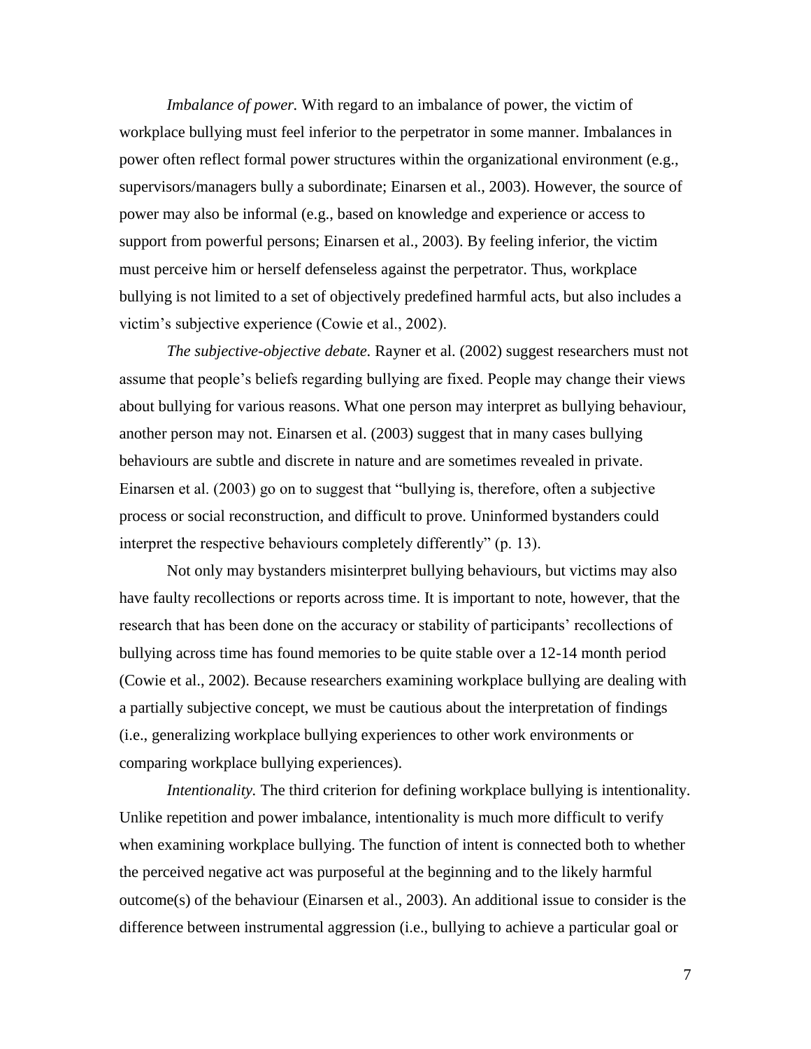*Imbalance of power.* With regard to an imbalance of power, the victim of workplace bullying must feel inferior to the perpetrator in some manner. Imbalances in power often reflect formal power structures within the organizational environment (e.g., supervisors/managers bully a subordinate; Einarsen et al., 2003). However, the source of power may also be informal (e.g., based on knowledge and experience or access to support from powerful persons; Einarsen et al., 2003). By feeling inferior, the victim must perceive him or herself defenseless against the perpetrator. Thus, workplace bullying is not limited to a set of objectively predefined harmful acts, but also includes a victim's subjective experience (Cowie et al., 2002).

*The subjective-objective debate.* Rayner et al. (2002) suggest researchers must not assume that people's beliefs regarding bullying are fixed. People may change their views about bullying for various reasons. What one person may interpret as bullying behaviour, another person may not. Einarsen et al. (2003) suggest that in many cases bullying behaviours are subtle and discrete in nature and are sometimes revealed in private. Einarsen et al. (2003) go on to suggest that "bullying is, therefore, often a subjective process or social reconstruction, and difficult to prove. Uninformed bystanders could interpret the respective behaviours completely differently" (p. 13).

Not only may bystanders misinterpret bullying behaviours, but victims may also have faulty recollections or reports across time. It is important to note, however, that the research that has been done on the accuracy or stability of participants' recollections of bullying across time has found memories to be quite stable over a 12-14 month period (Cowie et al., 2002). Because researchers examining workplace bullying are dealing with a partially subjective concept, we must be cautious about the interpretation of findings (i.e., generalizing workplace bullying experiences to other work environments or comparing workplace bullying experiences).

*Intentionality.* The third criterion for defining workplace bullying is intentionality. Unlike repetition and power imbalance, intentionality is much more difficult to verify when examining workplace bullying. The function of intent is connected both to whether the perceived negative act was purposeful at the beginning and to the likely harmful outcome(s) of the behaviour (Einarsen et al., 2003). An additional issue to consider is the difference between instrumental aggression (i.e., bullying to achieve a particular goal or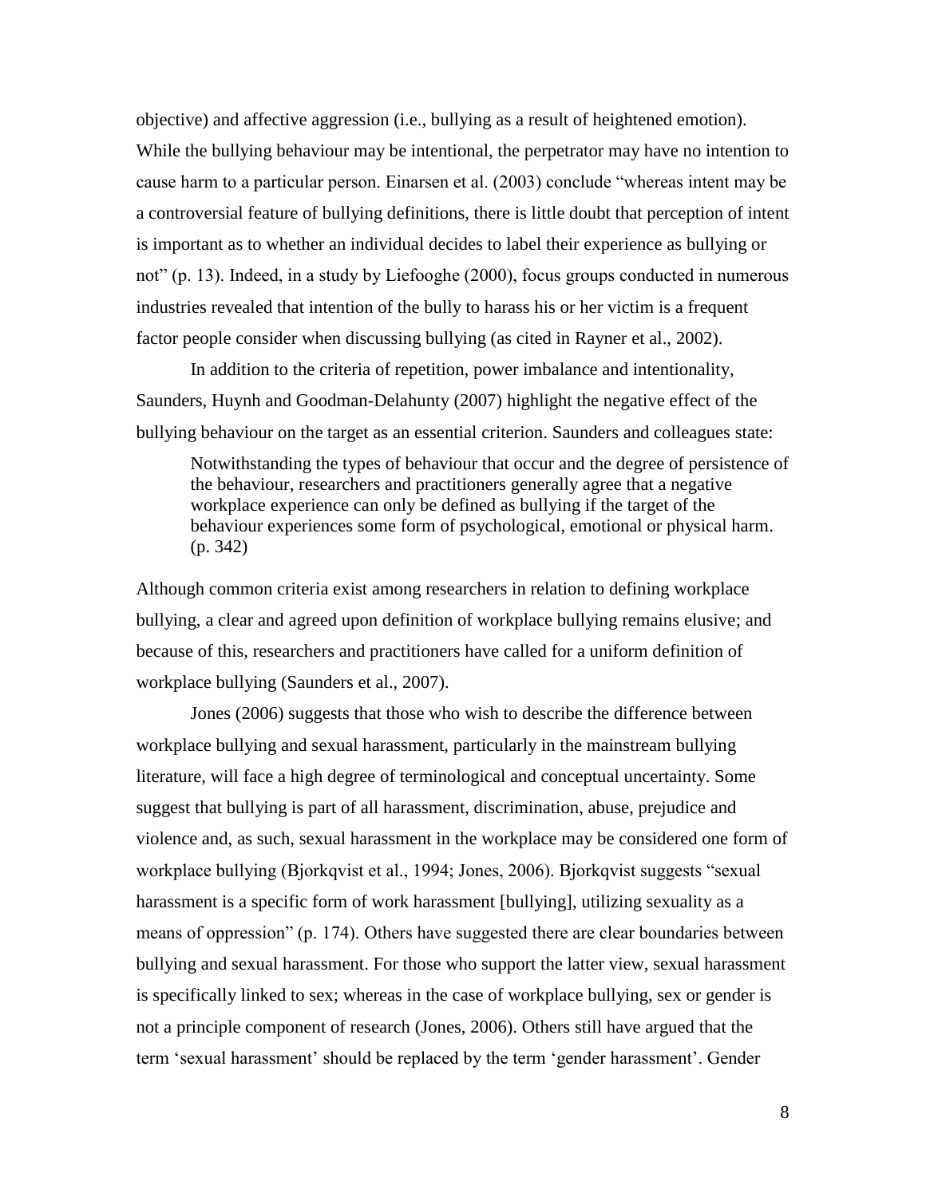objective) and affective aggression (i.e., bullying as a result of heightened emotion). While the bullying behaviour may be intentional, the perpetrator may have no intention to cause harm to a particular person. Einarsen et al. (2003) conclude “whereas intent may be a controversial feature of bullying definitions, there is little doubt that perception of intent is important as to whether an individual decides to label their experience as bullying or not” (p. 13). Indeed, in a study by Liefooghe (2000), focus groups conducted in numerous industries revealed that intention of the bully to harass his or her victim is a frequent factor people consider when discussing bullying (as cited in Rayner et al., 2002).

In addition to the criteria of repetition, power imbalance and intentionality, Saunders, Huynh and Goodman-Delahunty (2007) highlight the negative effect of the bullying behaviour on the target as an essential criterion. Saunders and colleagues state:

> Notwithstanding the types of behaviour that occur and the degree of persistence of the behaviour, researchers and practitioners generally agree that a negative workplace experience can only be defined as bullying if the target of the behaviour experiences some form of psychological, emotional or physical harm. (p. 342)

Although common criteria exist among researchers in relation to defining workplace bullying, a clear and agreed upon definition of workplace bullying remains elusive; and because of this, researchers and practitioners have called for a uniform definition of workplace bullying (Saunders et al., 2007).

Jones (2006) suggests that those who wish to describe the difference between workplace bullying and sexual harassment, particularly in the mainstream bullying literature, will face a high degree of terminological and conceptual uncertainty. Some suggest that bullying is part of all harassment, discrimination, abuse, prejudice and violence and, as such, sexual harassment in the workplace may be considered one form of workplace bullying (Bjorkqvist et al., 1994; Jones, 2006). Bjorkqvist suggests “sexual harassment is a specific form of work harassment [bullying], utilizing sexuality as a means of oppression” (p. 174). Others have suggested there are clear boundaries between bullying and sexual harassment. For those who support the latter view, sexual harassment is specifically linked to sex; whereas in the case of workplace bullying, sex or gender is not a principle component of research (Jones, 2006). Others still have argued that the term ‘sexual harassment’ should be replaced by the term ‘gender harassment’. Gender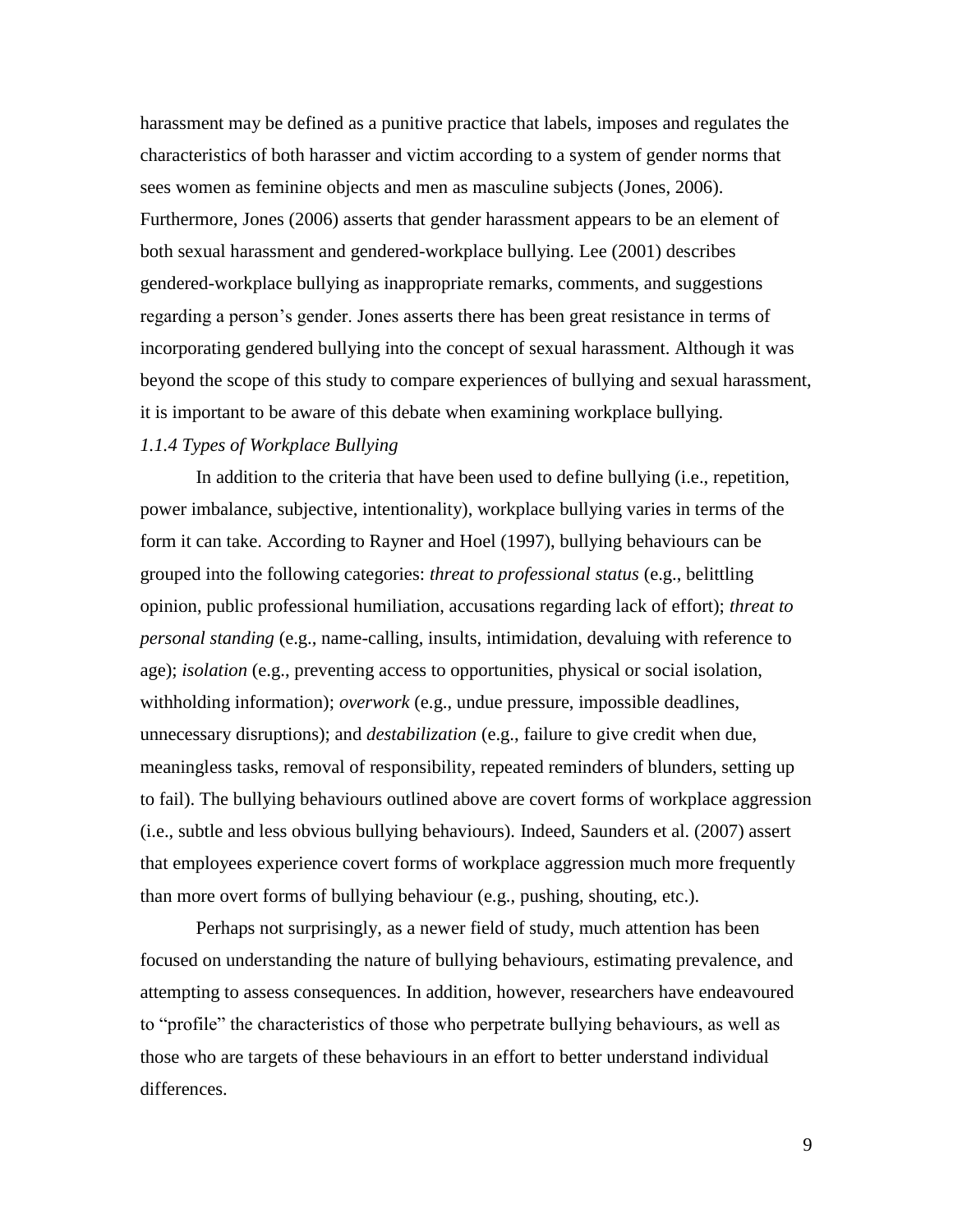harassment may be defined as a punitive practice that labels, imposes and regulates the characteristics of both harasser and victim according to a system of gender norms that sees women as feminine objects and men as masculine subjects (Jones, 2006). Furthermore, Jones (2006) asserts that gender harassment appears to be an element of both sexual harassment and gendered-workplace bullying. Lee (2001) describes gendered-workplace bullying as inappropriate remarks, comments, and suggestions regarding a person's gender. Jones asserts there has been great resistance in terms of incorporating gendered bullying into the concept of sexual harassment. Although it was beyond the scope of this study to compare experiences of bullying and sexual harassment, it is important to be aware of this debate when examining workplace bullying.

### *1.1.4 Types of Workplace Bullying*

In addition to the criteria that have been used to define bullying (i.e., repetition, power imbalance, subjective, intentionality), workplace bullying varies in terms of the form it can take. According to Rayner and Hoel (1997), bullying behaviours can be grouped into the following categories: *threat to professional status* (e.g., belittling opinion, public professional humiliation, accusations regarding lack of effort); *threat to personal standing* (e.g., name-calling, insults, intimidation, devaluing with reference to age); *isolation* (e.g., preventing access to opportunities, physical or social isolation, withholding information); *overwork* (e.g., undue pressure, impossible deadlines, unnecessary disruptions); and *destabilization* (e.g., failure to give credit when due, meaningless tasks, removal of responsibility, repeated reminders of blunders, setting up to fail). The bullying behaviours outlined above are covert forms of workplace aggression (i.e., subtle and less obvious bullying behaviours). Indeed, Saunders et al. (2007) assert that employees experience covert forms of workplace aggression much more frequently than more overt forms of bullying behaviour (e.g., pushing, shouting, etc.).

Perhaps not surprisingly, as a newer field of study, much attention has been focused on understanding the nature of bullying behaviours, estimating prevalence, and attempting to assess consequences. In addition, however, researchers have endeavoured to "profile" the characteristics of those who perpetrate bullying behaviours, as well as those who are targets of these behaviours in an effort to better understand individual differences.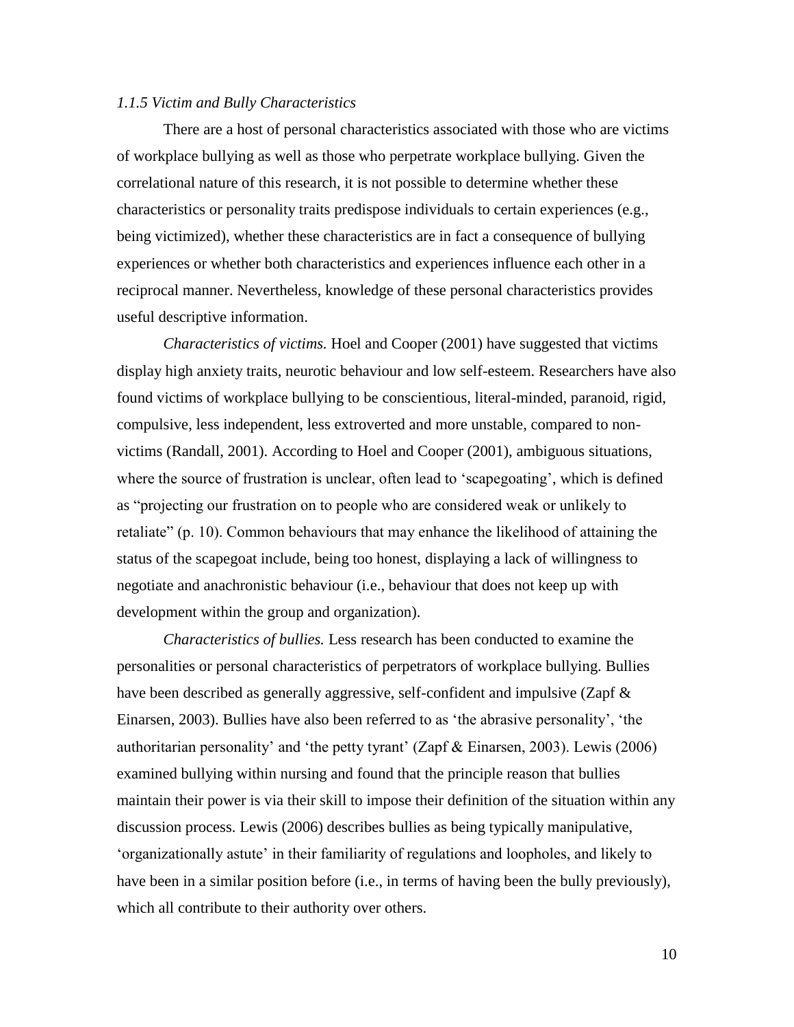### *1.1.5 Victim and Bully Characteristics*

There are a host of personal characteristics associated with those who are victims of workplace bullying as well as those who perpetrate workplace bullying. Given the correlational nature of this research, it is not possible to determine whether these characteristics or personality traits predispose individuals to certain experiences (e.g., being victimized), whether these characteristics are in fact a consequence of bullying experiences or whether both characteristics and experiences influence each other in a reciprocal manner. Nevertheless, knowledge of these personal characteristics provides useful descriptive information.

*Characteristics of victims.* Hoel and Cooper (2001) have suggested that victims display high anxiety traits, neurotic behaviour and low self-esteem. Researchers have also found victims of workplace bullying to be conscientious, literal-minded, paranoid, rigid, compulsive, less independent, less extroverted and more unstable, compared to non-victims (Randall, 2001). According to Hoel and Cooper (2001), ambiguous situations, where the source of frustration is unclear, often lead to 'scapegoating', which is defined as "projecting our frustration on to people who are considered weak or unlikely to retaliate" (p. 10). Common behaviours that may enhance the likelihood of attaining the status of the scapegoat include, being too honest, displaying a lack of willingness to negotiate and anachronistic behaviour (i.e., behaviour that does not keep up with development within the group and organization).

*Characteristics of bullies.* Less research has been conducted to examine the personalities or personal characteristics of perpetrators of workplace bullying. Bullies have been described as generally aggressive, self-confident and impulsive (Zapf & Einarsen, 2003). Bullies have also been referred to as 'the abrasive personality', 'the authoritarian personality' and 'the petty tyrant' (Zapf & Einarsen, 2003). Lewis (2006) examined bullying within nursing and found that the principle reason that bullies maintain their power is via their skill to impose their definition of the situation within any discussion process. Lewis (2006) describes bullies as being typically manipulative, 'organizationally astute' in their familiarity of regulations and loopholes, and likely to have been in a similar position before (i.e., in terms of having been the bully previously), which all contribute to their authority over others.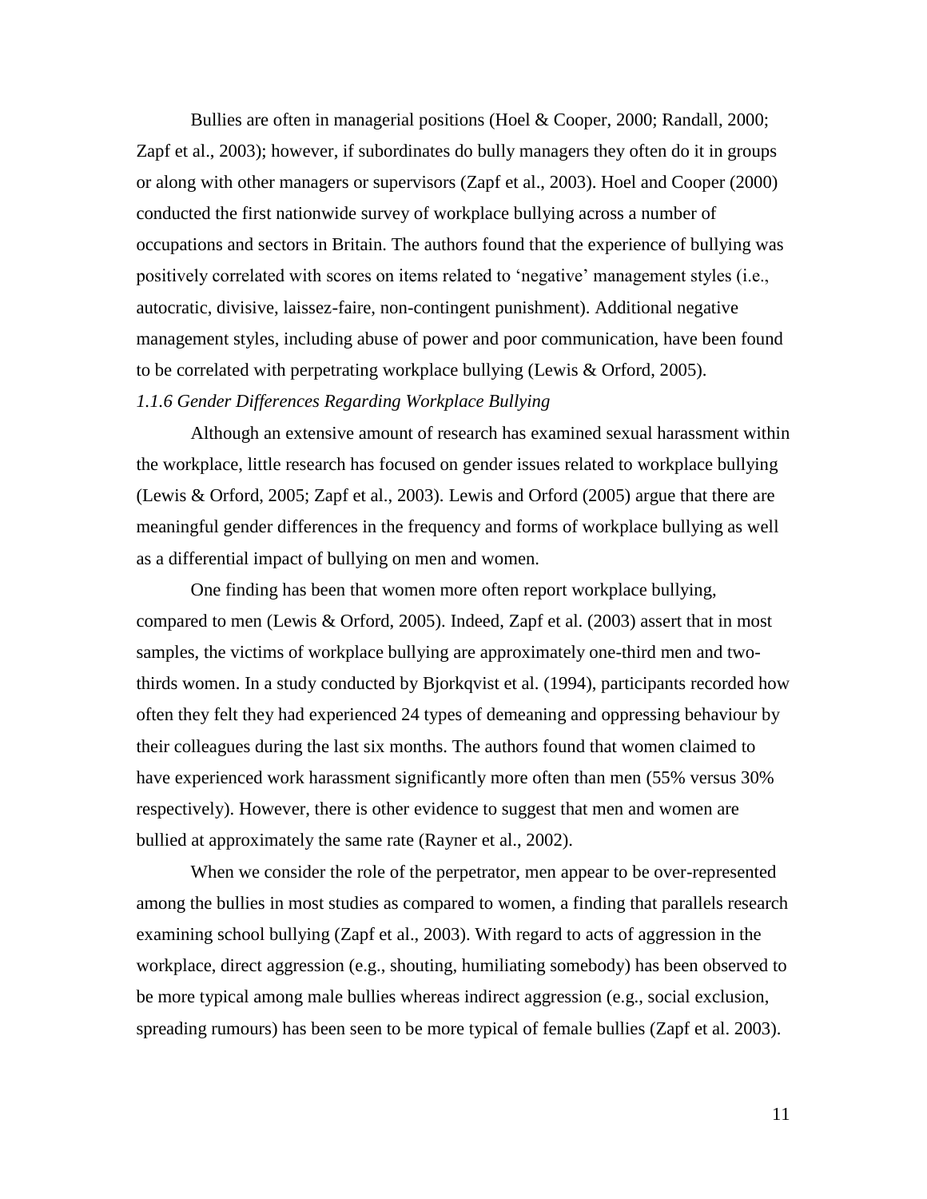Bullies are often in managerial positions (Hoel & Cooper, 2000; Randall, 2000; Zapf et al., 2003); however, if subordinates do bully managers they often do it in groups or along with other managers or supervisors (Zapf et al., 2003). Hoel and Cooper (2000) conducted the first nationwide survey of workplace bullying across a number of occupations and sectors in Britain. The authors found that the experience of bullying was positively correlated with scores on items related to 'negative' management styles (i.e., autocratic, divisive, laissez-faire, non-contingent punishment). Additional negative management styles, including abuse of power and poor communication, have been found to be correlated with perpetrating workplace bullying (Lewis & Orford, 2005).

### *1.1.6 Gender Differences Regarding Workplace Bullying*

Although an extensive amount of research has examined sexual harassment within the workplace, little research has focused on gender issues related to workplace bullying (Lewis & Orford, 2005; Zapf et al., 2003). Lewis and Orford (2005) argue that there are meaningful gender differences in the frequency and forms of workplace bullying as well as a differential impact of bullying on men and women.

One finding has been that women more often report workplace bullying, compared to men (Lewis & Orford, 2005). Indeed, Zapf et al. (2003) assert that in most samples, the victims of workplace bullying are approximately one-third men and two-thirds women. In a study conducted by Bjorkqvist et al. (1994), participants recorded how often they felt they had experienced 24 types of demeaning and oppressing behaviour by their colleagues during the last six months. The authors found that women claimed to have experienced work harassment significantly more often than men (55% versus 30% respectively). However, there is other evidence to suggest that men and women are bullied at approximately the same rate (Rayner et al., 2002).

When we consider the role of the perpetrator, men appear to be over-represented among the bullies in most studies as compared to women, a finding that parallels research examining school bullying (Zapf et al., 2003). With regard to acts of aggression in the workplace, direct aggression (e.g., shouting, humiliating somebody) has been observed to be more typical among male bullies whereas indirect aggression (e.g., social exclusion, spreading rumours) has been seen to be more typical of female bullies (Zapf et al. 2003).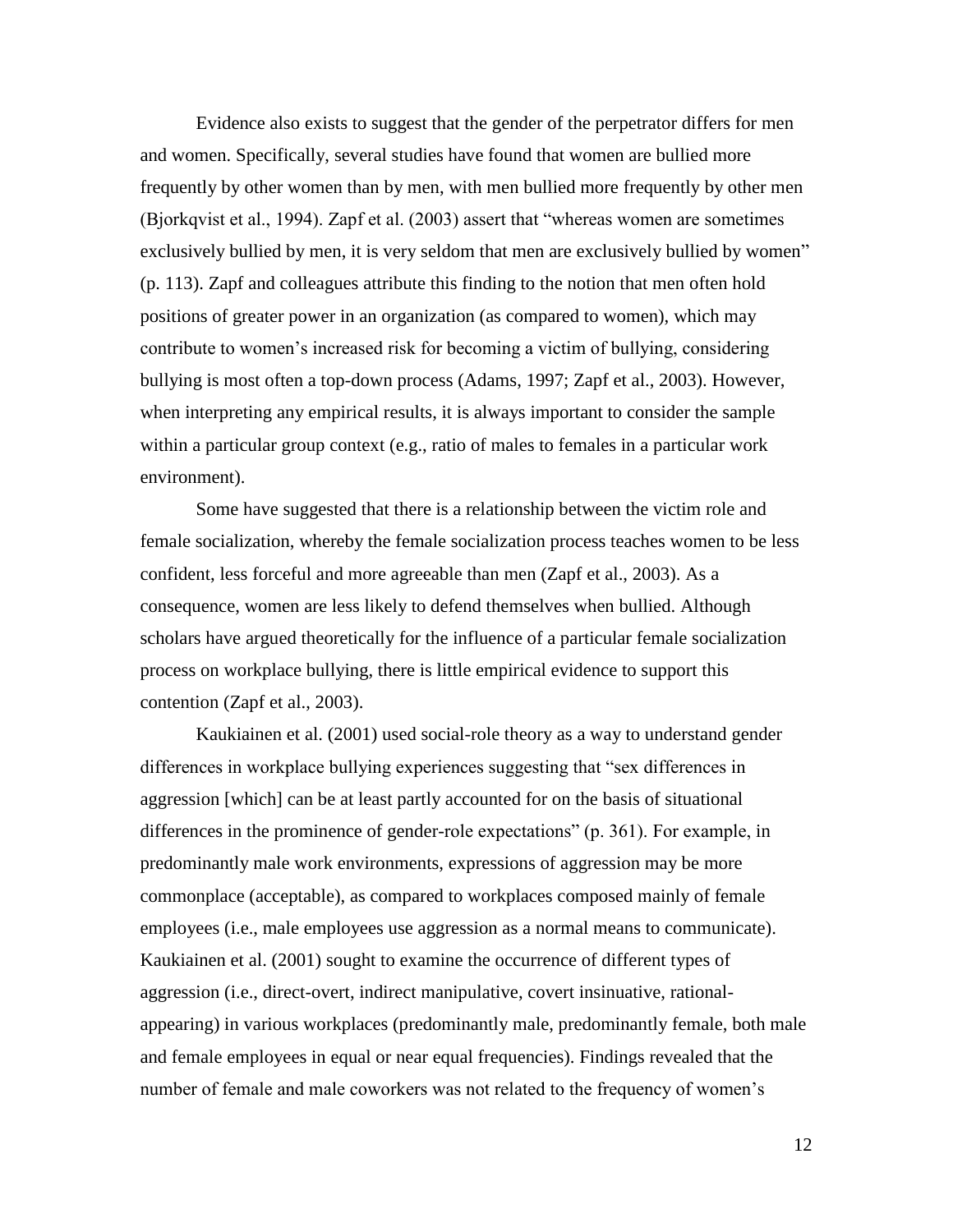Evidence also exists to suggest that the gender of the perpetrator differs for men and women. Specifically, several studies have found that women are bullied more frequently by other women than by men, with men bullied more frequently by other men (Bjorkqvist et al., 1994). Zapf et al. (2003) assert that "whereas women are sometimes exclusively bullied by men, it is very seldom that men are exclusively bullied by women" (p. 113). Zapf and colleagues attribute this finding to the notion that men often hold positions of greater power in an organization (as compared to women), which may contribute to women's increased risk for becoming a victim of bullying, considering bullying is most often a top-down process (Adams, 1997; Zapf et al., 2003). However, when interpreting any empirical results, it is always important to consider the sample within a particular group context (e.g., ratio of males to females in a particular work environment).

Some have suggested that there is a relationship between the victim role and female socialization, whereby the female socialization process teaches women to be less confident, less forceful and more agreeable than men (Zapf et al., 2003). As a consequence, women are less likely to defend themselves when bullied. Although scholars have argued theoretically for the influence of a particular female socialization process on workplace bullying, there is little empirical evidence to support this contention (Zapf et al., 2003).

Kaukiainen et al. (2001) used social-role theory as a way to understand gender differences in workplace bullying experiences suggesting that "sex differences in aggression [which] can be at least partly accounted for on the basis of situational differences in the prominence of gender-role expectations" (p. 361). For example, in predominantly male work environments, expressions of aggression may be more commonplace (acceptable), as compared to workplaces composed mainly of female employees (i.e., male employees use aggression as a normal means to communicate). Kaukiainen et al. (2001) sought to examine the occurrence of different types of aggression (i.e., direct-overt, indirect manipulative, covert insinuative, rational-appearing) in various workplaces (predominantly male, predominantly female, both male and female employees in equal or near equal frequencies). Findings revealed that the number of female and male coworkers was not related to the frequency of women's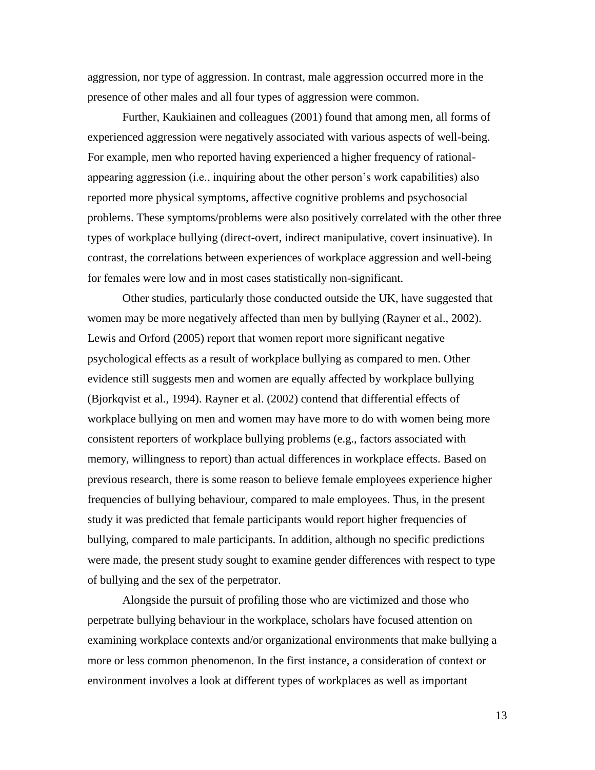aggression, nor type of aggression. In contrast, male aggression occurred more in the presence of other males and all four types of aggression were common.

Further, Kaukiainen and colleagues (2001) found that among men, all forms of experienced aggression were negatively associated with various aspects of well-being. For example, men who reported having experienced a higher frequency of rational-appearing aggression (i.e., inquiring about the other person's work capabilities) also reported more physical symptoms, affective cognitive problems and psychosocial problems. These symptoms/problems were also positively correlated with the other three types of workplace bullying (direct-overt, indirect manipulative, covert insinuative). In contrast, the correlations between experiences of workplace aggression and well-being for females were low and in most cases statistically non-significant.

Other studies, particularly those conducted outside the UK, have suggested that women may be more negatively affected than men by bullying (Rayner et al., 2002). Lewis and Orford (2005) report that women report more significant negative psychological effects as a result of workplace bullying as compared to men. Other evidence still suggests men and women are equally affected by workplace bullying (Bjorkqvist et al., 1994). Rayner et al. (2002) contend that differential effects of workplace bullying on men and women may have more to do with women being more consistent reporters of workplace bullying problems (e.g., factors associated with memory, willingness to report) than actual differences in workplace effects. Based on previous research, there is some reason to believe female employees experience higher frequencies of bullying behaviour, compared to male employees. Thus, in the present study it was predicted that female participants would report higher frequencies of bullying, compared to male participants. In addition, although no specific predictions were made, the present study sought to examine gender differences with respect to type of bullying and the sex of the perpetrator.

Alongside the pursuit of profiling those who are victimized and those who perpetrate bullying behaviour in the workplace, scholars have focused attention on examining workplace contexts and/or organizational environments that make bullying a more or less common phenomenon. In the first instance, a consideration of context or environment involves a look at different types of workplaces as well as important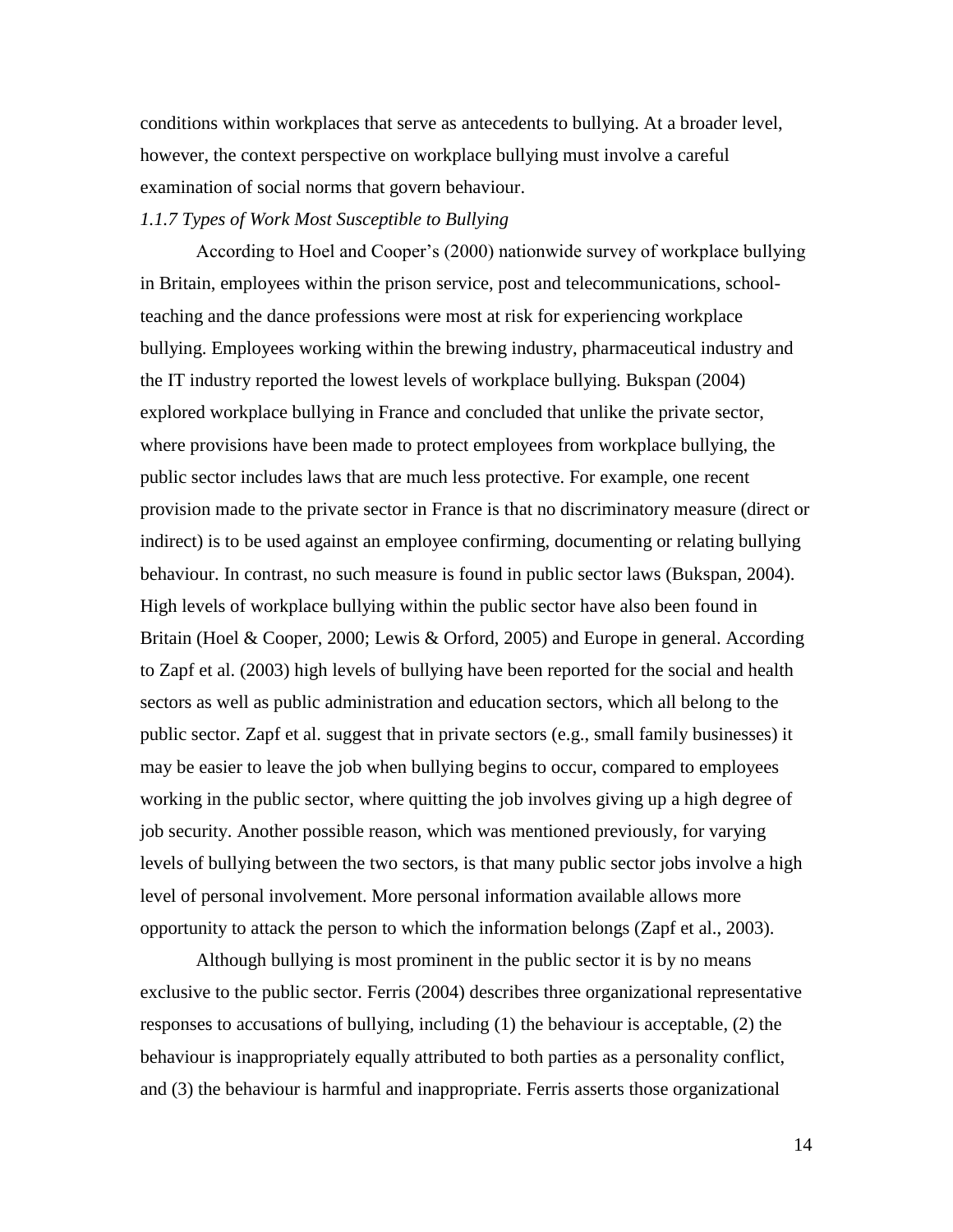conditions within workplaces that serve as antecedents to bullying. At a broader level, however, the context perspective on workplace bullying must involve a careful examination of social norms that govern behaviour.

### *1.1.7 Types of Work Most Susceptible to Bullying*

According to Hoel and Cooper's (2000) nationwide survey of workplace bullying in Britain, employees within the prison service, post and telecommunications, school-teaching and the dance professions were most at risk for experiencing workplace bullying. Employees working within the brewing industry, pharmaceutical industry and the IT industry reported the lowest levels of workplace bullying. Bukspan (2004) explored workplace bullying in France and concluded that unlike the private sector, where provisions have been made to protect employees from workplace bullying, the public sector includes laws that are much less protective. For example, one recent provision made to the private sector in France is that no discriminatory measure (direct or indirect) is to be used against an employee confirming, documenting or relating bullying behaviour. In contrast, no such measure is found in public sector laws (Bukspan, 2004). High levels of workplace bullying within the public sector have also been found in Britain (Hoel & Cooper, 2000; Lewis & Orford, 2005) and Europe in general. According to Zapf et al. (2003) high levels of bullying have been reported for the social and health sectors as well as public administration and education sectors, which all belong to the public sector. Zapf et al. suggest that in private sectors (e.g., small family businesses) it may be easier to leave the job when bullying begins to occur, compared to employees working in the public sector, where quitting the job involves giving up a high degree of job security. Another possible reason, which was mentioned previously, for varying levels of bullying between the two sectors, is that many public sector jobs involve a high level of personal involvement. More personal information available allows more opportunity to attack the person to which the information belongs (Zapf et al., 2003).

Although bullying is most prominent in the public sector it is by no means exclusive to the public sector. Ferris (2004) describes three organizational representative responses to accusations of bullying, including (1) the behaviour is acceptable, (2) the behaviour is inappropriately equally attributed to both parties as a personality conflict, and (3) the behaviour is harmful and inappropriate. Ferris asserts those organizational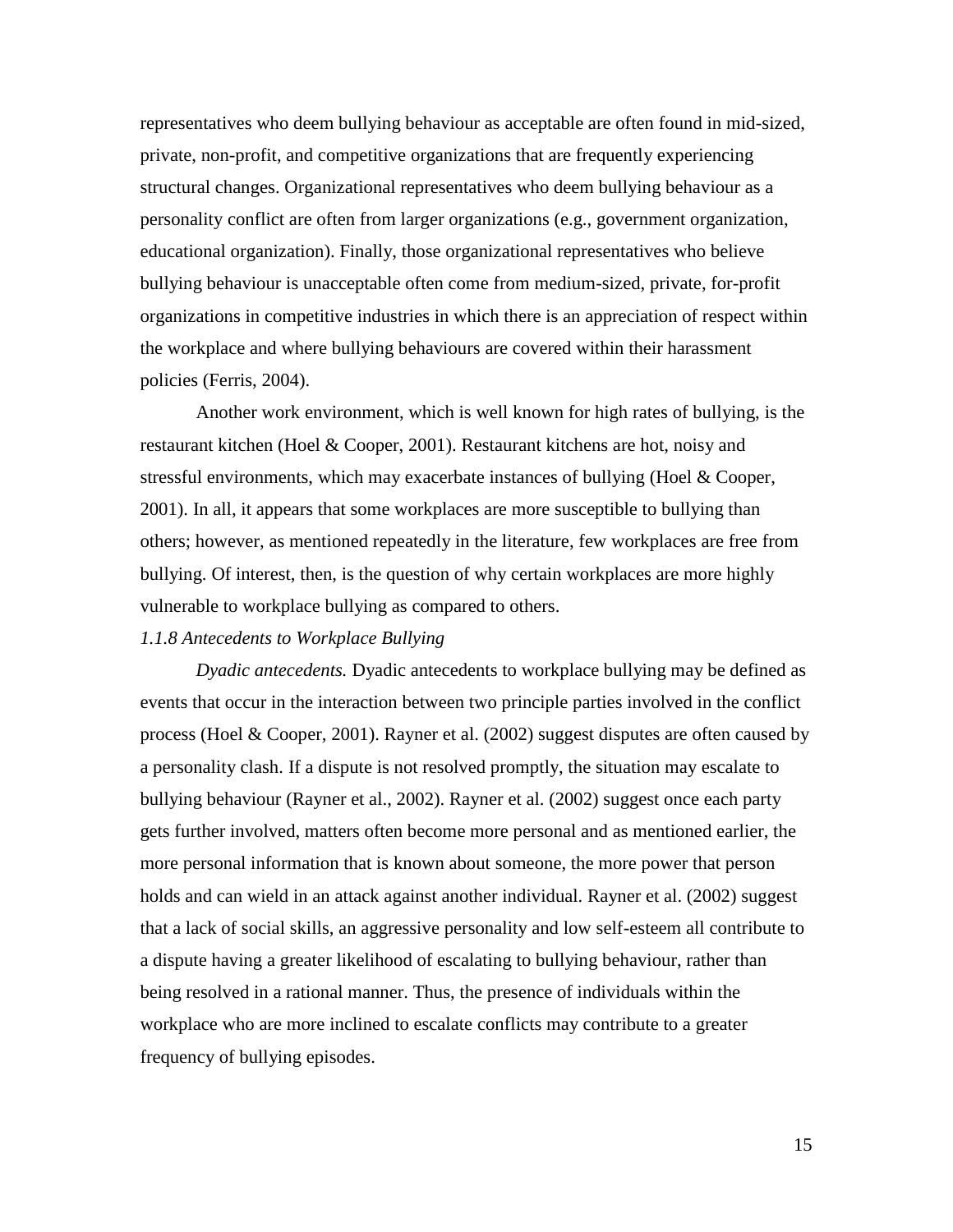representatives who deem bullying behaviour as acceptable are often found in mid-sized, private, non-profit, and competitive organizations that are frequently experiencing structural changes. Organizational representatives who deem bullying behaviour as a personality conflict are often from larger organizations (e.g., government organization, educational organization). Finally, those organizational representatives who believe bullying behaviour is unacceptable often come from medium-sized, private, for-profit organizations in competitive industries in which there is an appreciation of respect within the workplace and where bullying behaviours are covered within their harassment policies (Ferris, 2004).

Another work environment, which is well known for high rates of bullying, is the restaurant kitchen (Hoel & Cooper, 2001). Restaurant kitchens are hot, noisy and stressful environments, which may exacerbate instances of bullying (Hoel & Cooper, 2001). In all, it appears that some workplaces are more susceptible to bullying than others; however, as mentioned repeatedly in the literature, few workplaces are free from bullying. Of interest, then, is the question of why certain workplaces are more highly vulnerable to workplace bullying as compared to others.

### *1.1.8 Antecedents to Workplace Bullying*

*Dyadic antecedents.* Dyadic antecedents to workplace bullying may be defined as events that occur in the interaction between two principle parties involved in the conflict process (Hoel & Cooper, 2001). Rayner et al. (2002) suggest disputes are often caused by a personality clash. If a dispute is not resolved promptly, the situation may escalate to bullying behaviour (Rayner et al., 2002). Rayner et al. (2002) suggest once each party gets further involved, matters often become more personal and as mentioned earlier, the more personal information that is known about someone, the more power that person holds and can wield in an attack against another individual. Rayner et al. (2002) suggest that a lack of social skills, an aggressive personality and low self-esteem all contribute to a dispute having a greater likelihood of escalating to bullying behaviour, rather than being resolved in a rational manner. Thus, the presence of individuals within the workplace who are more inclined to escalate conflicts may contribute to a greater frequency of bullying episodes.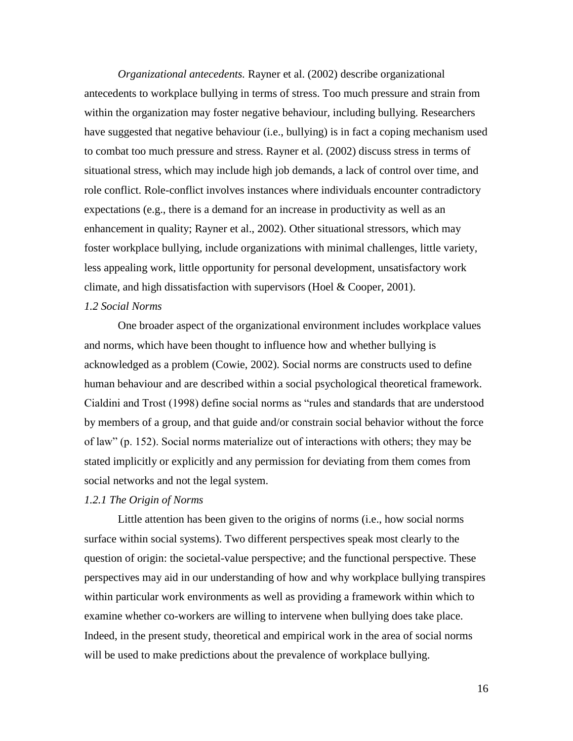*Organizational antecedents.* Rayner et al. (2002) describe organizational antecedents to workplace bullying in terms of stress. Too much pressure and strain from within the organization may foster negative behaviour, including bullying. Researchers have suggested that negative behaviour (i.e., bullying) is in fact a coping mechanism used to combat too much pressure and stress. Rayner et al. (2002) discuss stress in terms of situational stress, which may include high job demands, a lack of control over time, and role conflict. Role-conflict involves instances where individuals encounter contradictory expectations (e.g., there is a demand for an increase in productivity as well as an enhancement in quality; Rayner et al., 2002). Other situational stressors, which may foster workplace bullying, include organizations with minimal challenges, little variety, less appealing work, little opportunity for personal development, unsatisfactory work climate, and high dissatisfaction with supervisors (Hoel & Cooper, 2001).

### *1.2 Social Norms*

One broader aspect of the organizational environment includes workplace values and norms, which have been thought to influence how and whether bullying is acknowledged as a problem (Cowie, 2002). Social norms are constructs used to define human behaviour and are described within a social psychological theoretical framework. Cialdini and Trost (1998) define social norms as "rules and standards that are understood by members of a group, and that guide and/or constrain social behavior without the force of law" (p. 152). Social norms materialize out of interactions with others; they may be stated implicitly or explicitly and any permission for deviating from them comes from social networks and not the legal system.

#### *1.2.1 The Origin of Norms*

Little attention has been given to the origins of norms (i.e., how social norms surface within social systems). Two different perspectives speak most clearly to the question of origin: the societal-value perspective; and the functional perspective. These perspectives may aid in our understanding of how and why workplace bullying transpires within particular work environments as well as providing a framework within which to examine whether co-workers are willing to intervene when bullying does take place. Indeed, in the present study, theoretical and empirical work in the area of social norms will be used to make predictions about the prevalence of workplace bullying.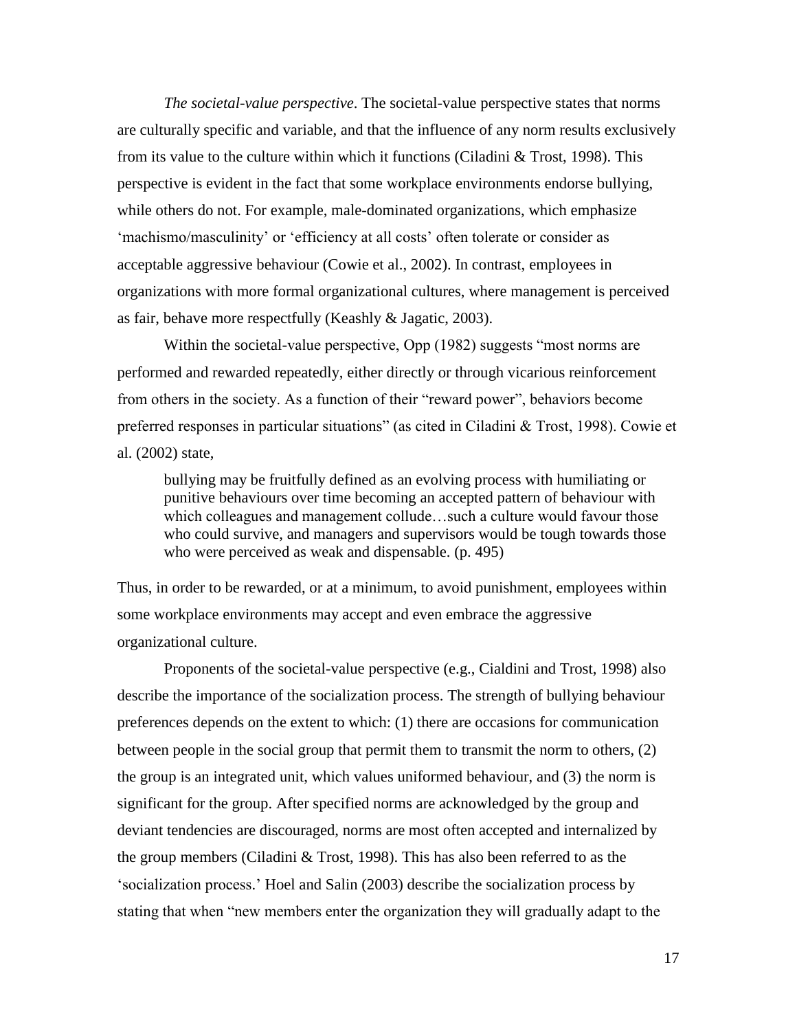*The societal-value perspective*. The societal-value perspective states that norms are culturally specific and variable, and that the influence of any norm results exclusively from its value to the culture within which it functions (Ciladini & Trost, 1998). This perspective is evident in the fact that some workplace environments endorse bullying, while others do not. For example, male-dominated organizations, which emphasize 'machismo/masculinity' or 'efficiency at all costs' often tolerate or consider as acceptable aggressive behaviour (Cowie et al., 2002). In contrast, employees in organizations with more formal organizational cultures, where management is perceived as fair, behave more respectfully (Keashly & Jagatic, 2003).

Within the societal-value perspective, Opp (1982) suggests "most norms are performed and rewarded repeatedly, either directly or through vicarious reinforcement from others in the society. As a function of their "reward power", behaviors become preferred responses in particular situations" (as cited in Ciladini & Trost, 1998). Cowie et al. (2002) state,

> bullying may be fruitfully defined as an evolving process with humiliating or punitive behaviours over time becoming an accepted pattern of behaviour with which colleagues and management collude…such a culture would favour those who could survive, and managers and supervisors would be tough towards those who were perceived as weak and dispensable. (p. 495)

Thus, in order to be rewarded, or at a minimum, to avoid punishment, employees within some workplace environments may accept and even embrace the aggressive organizational culture.

Proponents of the societal-value perspective (e.g., Cialdini and Trost, 1998) also describe the importance of the socialization process. The strength of bullying behaviour preferences depends on the extent to which: (1) there are occasions for communication between people in the social group that permit them to transmit the norm to others, (2) the group is an integrated unit, which values uniformed behaviour, and (3) the norm is significant for the group. After specified norms are acknowledged by the group and deviant tendencies are discouraged, norms are most often accepted and internalized by the group members (Ciladini & Trost, 1998). This has also been referred to as the 'socialization process.' Hoel and Salin (2003) describe the socialization process by stating that when "new members enter the organization they will gradually adapt to the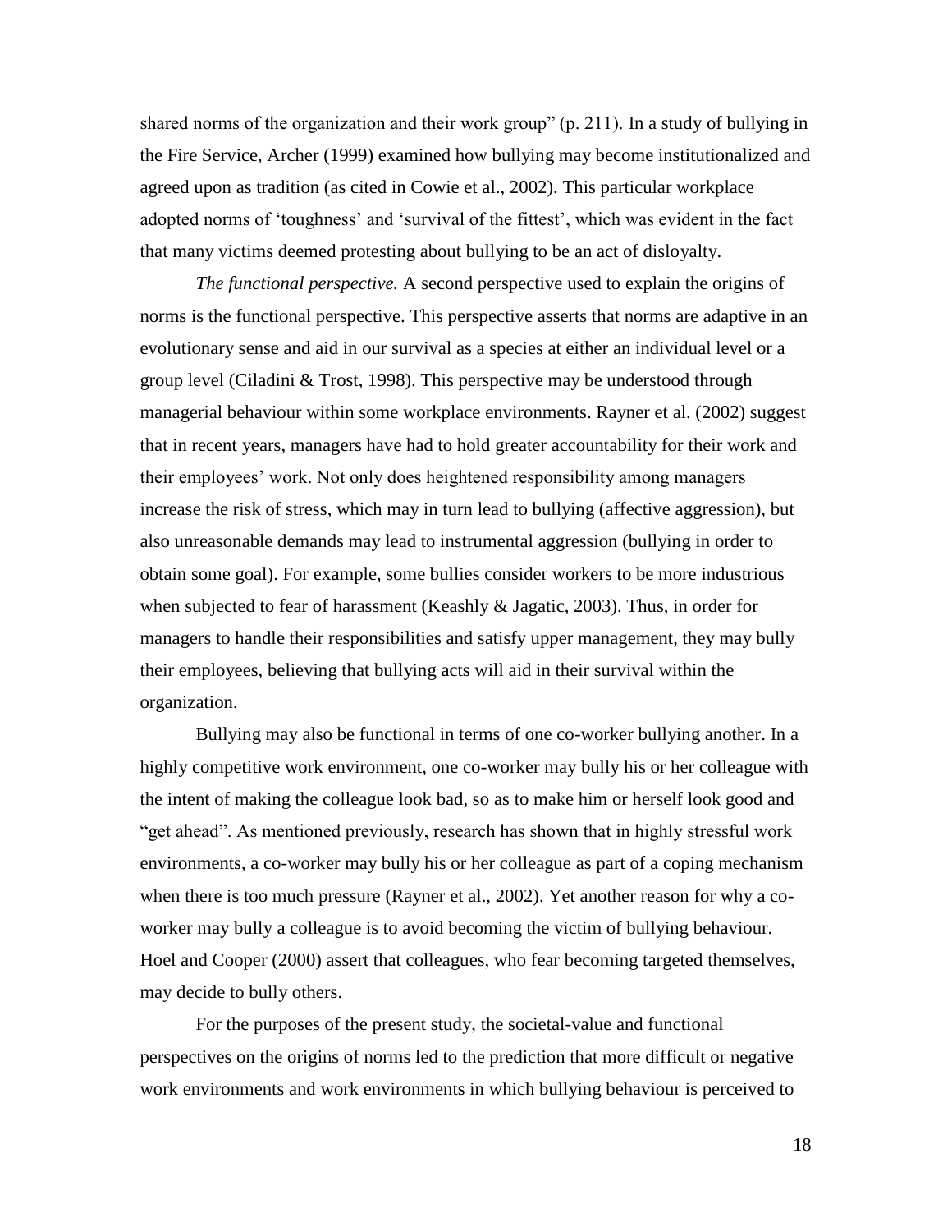shared norms of the organization and their work group" (p. 211). In a study of bullying in the Fire Service, Archer (1999) examined how bullying may become institutionalized and agreed upon as tradition (as cited in Cowie et al., 2002). This particular workplace adopted norms of 'toughness' and 'survival of the fittest', which was evident in the fact that many victims deemed protesting about bullying to be an act of disloyalty.

*The functional perspective.* A second perspective used to explain the origins of norms is the functional perspective. This perspective asserts that norms are adaptive in an evolutionary sense and aid in our survival as a species at either an individual level or a group level (Ciladini & Trost, 1998). This perspective may be understood through managerial behaviour within some workplace environments. Rayner et al. (2002) suggest that in recent years, managers have had to hold greater accountability for their work and their employees' work. Not only does heightened responsibility among managers increase the risk of stress, which may in turn lead to bullying (affective aggression), but also unreasonable demands may lead to instrumental aggression (bullying in order to obtain some goal). For example, some bullies consider workers to be more industrious when subjected to fear of harassment (Keashly & Jagatic, 2003). Thus, in order for managers to handle their responsibilities and satisfy upper management, they may bully their employees, believing that bullying acts will aid in their survival within the organization.

Bullying may also be functional in terms of one co-worker bullying another. In a highly competitive work environment, one co-worker may bully his or her colleague with the intent of making the colleague look bad, so as to make him or herself look good and "get ahead". As mentioned previously, research has shown that in highly stressful work environments, a co-worker may bully his or her colleague as part of a coping mechanism when there is too much pressure (Rayner et al., 2002). Yet another reason for why a co-worker may bully a colleague is to avoid becoming the victim of bullying behaviour. Hoel and Cooper (2000) assert that colleagues, who fear becoming targeted themselves, may decide to bully others.

For the purposes of the present study, the societal-value and functional perspectives on the origins of norms led to the prediction that more difficult or negative work environments and work environments in which bullying behaviour is perceived to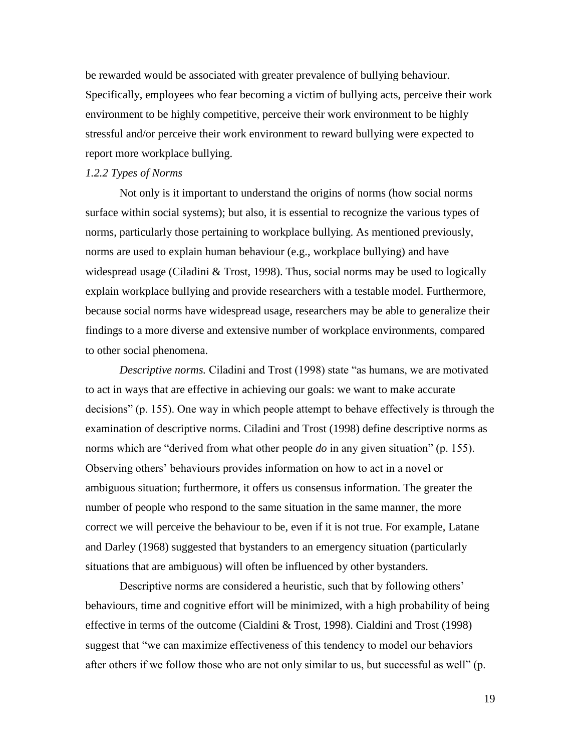be rewarded would be associated with greater prevalence of bullying behaviour. Specifically, employees who fear becoming a victim of bullying acts, perceive their work environment to be highly competitive, perceive their work environment to be highly stressful and/or perceive their work environment to reward bullying were expected to report more workplace bullying.

### *1.2.2 Types of Norms*

Not only is it important to understand the origins of norms (how social norms surface within social systems); but also, it is essential to recognize the various types of norms, particularly those pertaining to workplace bullying. As mentioned previously, norms are used to explain human behaviour (e.g., workplace bullying) and have widespread usage (Ciladini & Trost, 1998). Thus, social norms may be used to logically explain workplace bullying and provide researchers with a testable model. Furthermore, because social norms have widespread usage, researchers may be able to generalize their findings to a more diverse and extensive number of workplace environments, compared to other social phenomena.

*Descriptive norms.* Ciladini and Trost (1998) state "as humans, we are motivated to act in ways that are effective in achieving our goals: we want to make accurate decisions" (p. 155). One way in which people attempt to behave effectively is through the examination of descriptive norms. Ciladini and Trost (1998) define descriptive norms as norms which are "derived from what other people *do* in any given situation" (p. 155). Observing others' behaviours provides information on how to act in a novel or ambiguous situation; furthermore, it offers us consensus information. The greater the number of people who respond to the same situation in the same manner, the more correct we will perceive the behaviour to be, even if it is not true. For example, Latane and Darley (1968) suggested that bystanders to an emergency situation (particularly situations that are ambiguous) will often be influenced by other bystanders.

Descriptive norms are considered a heuristic, such that by following others' behaviours, time and cognitive effort will be minimized, with a high probability of being effective in terms of the outcome (Cialdini & Trost, 1998). Cialdini and Trost (1998) suggest that "we can maximize effectiveness of this tendency to model our behaviors after others if we follow those who are not only similar to us, but successful as well" (p.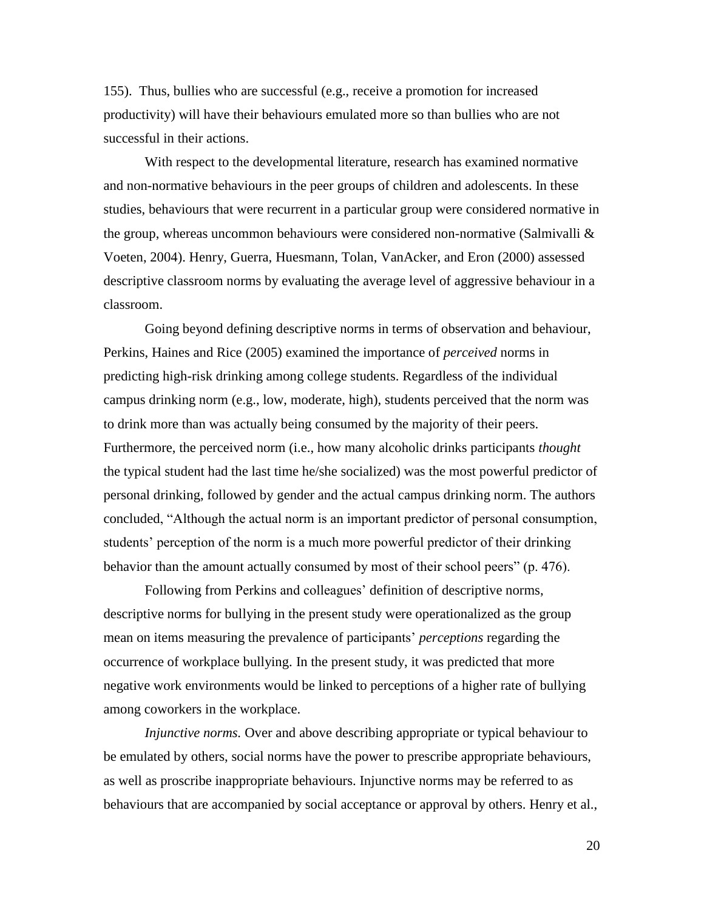155). Thus, bullies who are successful (e.g., receive a promotion for increased productivity) will have their behaviours emulated more so than bullies who are not successful in their actions.

With respect to the developmental literature, research has examined normative and non-normative behaviours in the peer groups of children and adolescents. In these studies, behaviours that were recurrent in a particular group were considered normative in the group, whereas uncommon behaviours were considered non-normative (Salmivalli & Voeten, 2004). Henry, Guerra, Huesmann, Tolan, VanAcker, and Eron (2000) assessed descriptive classroom norms by evaluating the average level of aggressive behaviour in a classroom.

Going beyond defining descriptive norms in terms of observation and behaviour, Perkins, Haines and Rice (2005) examined the importance of *perceived* norms in predicting high-risk drinking among college students. Regardless of the individual campus drinking norm (e.g., low, moderate, high), students perceived that the norm was to drink more than was actually being consumed by the majority of their peers. Furthermore, the perceived norm (i.e., how many alcoholic drinks participants *thought* the typical student had the last time he/she socialized) was the most powerful predictor of personal drinking, followed by gender and the actual campus drinking norm. The authors concluded, "Although the actual norm is an important predictor of personal consumption, students' perception of the norm is a much more powerful predictor of their drinking behavior than the amount actually consumed by most of their school peers" (p. 476).

Following from Perkins and colleagues' definition of descriptive norms, descriptive norms for bullying in the present study were operationalized as the group mean on items measuring the prevalence of participants' *perceptions* regarding the occurrence of workplace bullying. In the present study, it was predicted that more negative work environments would be linked to perceptions of a higher rate of bullying among coworkers in the workplace.

*Injunctive norms.* Over and above describing appropriate or typical behaviour to be emulated by others, social norms have the power to prescribe appropriate behaviours, as well as proscribe inappropriate behaviours. Injunctive norms may be referred to as behaviours that are accompanied by social acceptance or approval by others. Henry et al.,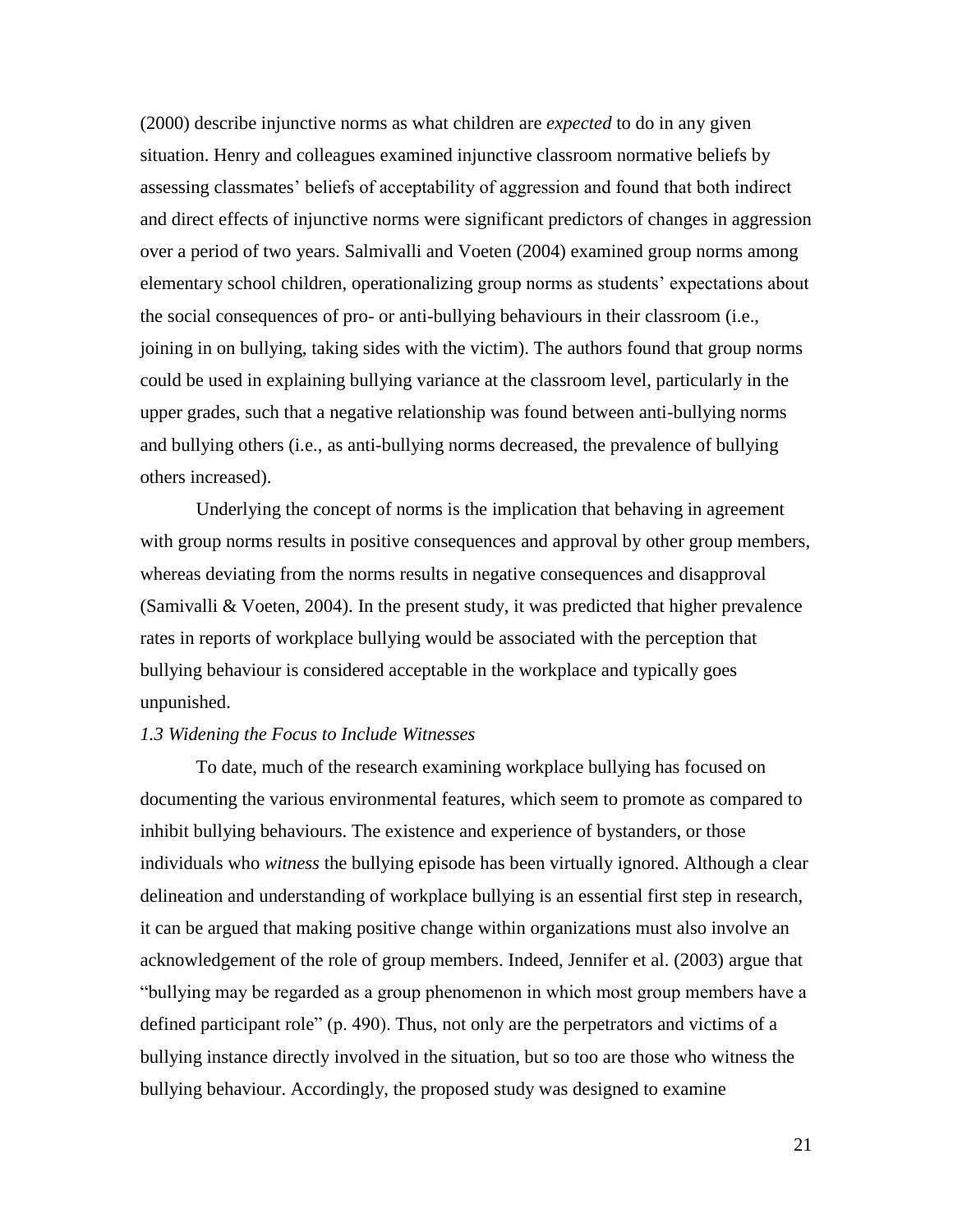(2000) describe injunctive norms as what children are *expected* to do in any given situation. Henry and colleagues examined injunctive classroom normative beliefs by assessing classmates' beliefs of acceptability of aggression and found that both indirect and direct effects of injunctive norms were significant predictors of changes in aggression over a period of two years. Salmivalli and Voeten (2004) examined group norms among elementary school children, operationalizing group norms as students' expectations about the social consequences of pro- or anti-bullying behaviours in their classroom (i.e., joining in on bullying, taking sides with the victim). The authors found that group norms could be used in explaining bullying variance at the classroom level, particularly in the upper grades, such that a negative relationship was found between anti-bullying norms and bullying others (i.e., as anti-bullying norms decreased, the prevalence of bullying others increased).

Underlying the concept of norms is the implication that behaving in agreement with group norms results in positive consequences and approval by other group members, whereas deviating from the norms results in negative consequences and disapproval (Samivalli & Voeten, 2004). In the present study, it was predicted that higher prevalence rates in reports of workplace bullying would be associated with the perception that bullying behaviour is considered acceptable in the workplace and typically goes unpunished.

*1.3 Widening the Focus to Include Witnesses*

To date, much of the research examining workplace bullying has focused on documenting the various environmental features, which seem to promote as compared to inhibit bullying behaviours. The existence and experience of bystanders, or those individuals who *witness* the bullying episode has been virtually ignored. Although a clear delineation and understanding of workplace bullying is an essential first step in research, it can be argued that making positive change within organizations must also involve an acknowledgement of the role of group members. Indeed, Jennifer et al. (2003) argue that "bullying may be regarded as a group phenomenon in which most group members have a defined participant role" (p. 490). Thus, not only are the perpetrators and victims of a bullying instance directly involved in the situation, but so too are those who witness the bullying behaviour. Accordingly, the proposed study was designed to examine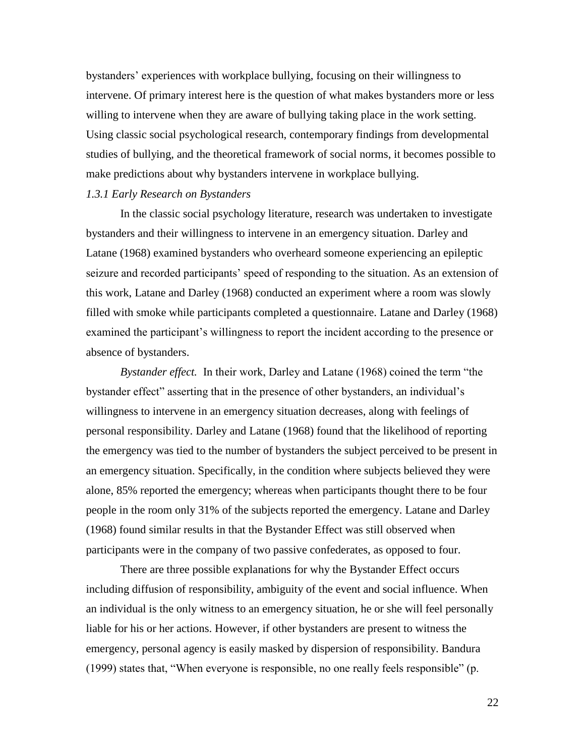bystanders' experiences with workplace bullying, focusing on their willingness to intervene. Of primary interest here is the question of what makes bystanders more or less willing to intervene when they are aware of bullying taking place in the work setting. Using classic social psychological research, contemporary findings from developmental studies of bullying, and the theoretical framework of social norms, it becomes possible to make predictions about why bystanders intervene in workplace bullying.

### *1.3.1 Early Research on Bystanders*

In the classic social psychology literature, research was undertaken to investigate bystanders and their willingness to intervene in an emergency situation. Darley and Latane (1968) examined bystanders who overheard someone experiencing an epileptic seizure and recorded participants' speed of responding to the situation. As an extension of this work, Latane and Darley (1968) conducted an experiment where a room was slowly filled with smoke while participants completed a questionnaire. Latane and Darley (1968) examined the participant's willingness to report the incident according to the presence or absence of bystanders.

*Bystander effect.* In their work, Darley and Latane (1968) coined the term "the bystander effect" asserting that in the presence of other bystanders, an individual's willingness to intervene in an emergency situation decreases, along with feelings of personal responsibility. Darley and Latane (1968) found that the likelihood of reporting the emergency was tied to the number of bystanders the subject perceived to be present in an emergency situation. Specifically, in the condition where subjects believed they were alone, 85% reported the emergency; whereas when participants thought there to be four people in the room only 31% of the subjects reported the emergency. Latane and Darley (1968) found similar results in that the Bystander Effect was still observed when participants were in the company of two passive confederates, as opposed to four.

There are three possible explanations for why the Bystander Effect occurs including diffusion of responsibility, ambiguity of the event and social influence. When an individual is the only witness to an emergency situation, he or she will feel personally liable for his or her actions. However, if other bystanders are present to witness the emergency, personal agency is easily masked by dispersion of responsibility. Bandura (1999) states that, "When everyone is responsible, no one really feels responsible" (p.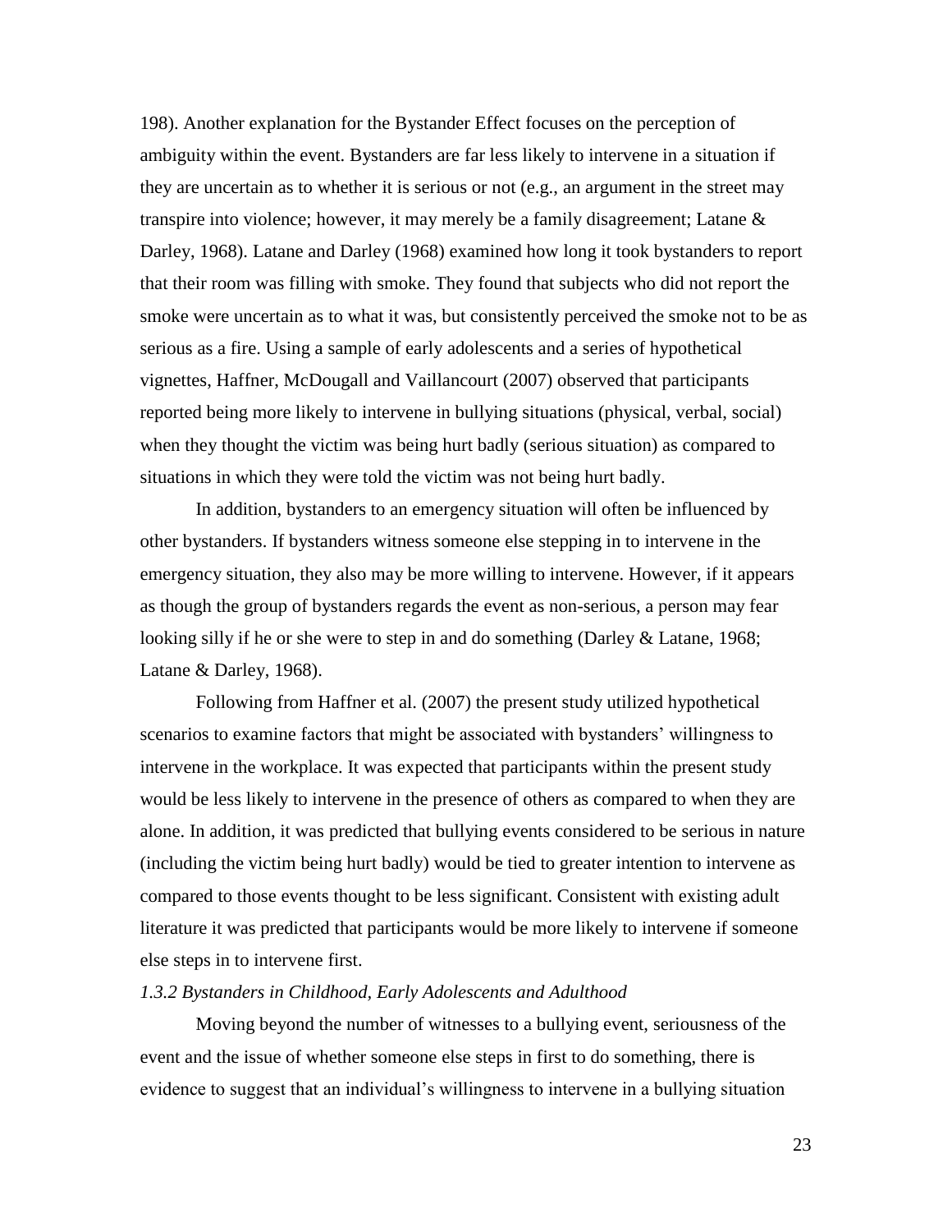198). Another explanation for the Bystander Effect focuses on the perception of ambiguity within the event. Bystanders are far less likely to intervene in a situation if they are uncertain as to whether it is serious or not (e.g., an argument in the street may transpire into violence; however, it may merely be a family disagreement; Latane & Darley, 1968). Latane and Darley (1968) examined how long it took bystanders to report that their room was filling with smoke. They found that subjects who did not report the smoke were uncertain as to what it was, but consistently perceived the smoke not to be as serious as a fire. Using a sample of early adolescents and a series of hypothetical vignettes, Haffner, McDougall and Vaillancourt (2007) observed that participants reported being more likely to intervene in bullying situations (physical, verbal, social) when they thought the victim was being hurt badly (serious situation) as compared to situations in which they were told the victim was not being hurt badly.

In addition, bystanders to an emergency situation will often be influenced by other bystanders. If bystanders witness someone else stepping in to intervene in the emergency situation, they also may be more willing to intervene. However, if it appears as though the group of bystanders regards the event as non-serious, a person may fear looking silly if he or she were to step in and do something (Darley & Latane, 1968; Latane & Darley, 1968).

Following from Haffner et al. (2007) the present study utilized hypothetical scenarios to examine factors that might be associated with bystanders' willingness to intervene in the workplace. It was expected that participants within the present study would be less likely to intervene in the presence of others as compared to when they are alone. In addition, it was predicted that bullying events considered to be serious in nature (including the victim being hurt badly) would be tied to greater intention to intervene as compared to those events thought to be less significant. Consistent with existing adult literature it was predicted that participants would be more likely to intervene if someone else steps in to intervene first.

### *1.3.2 Bystanders in Childhood, Early Adolescents and Adulthood*

Moving beyond the number of witnesses to a bullying event, seriousness of the event and the issue of whether someone else steps in first to do something, there is evidence to suggest that an individual's willingness to intervene in a bullying situation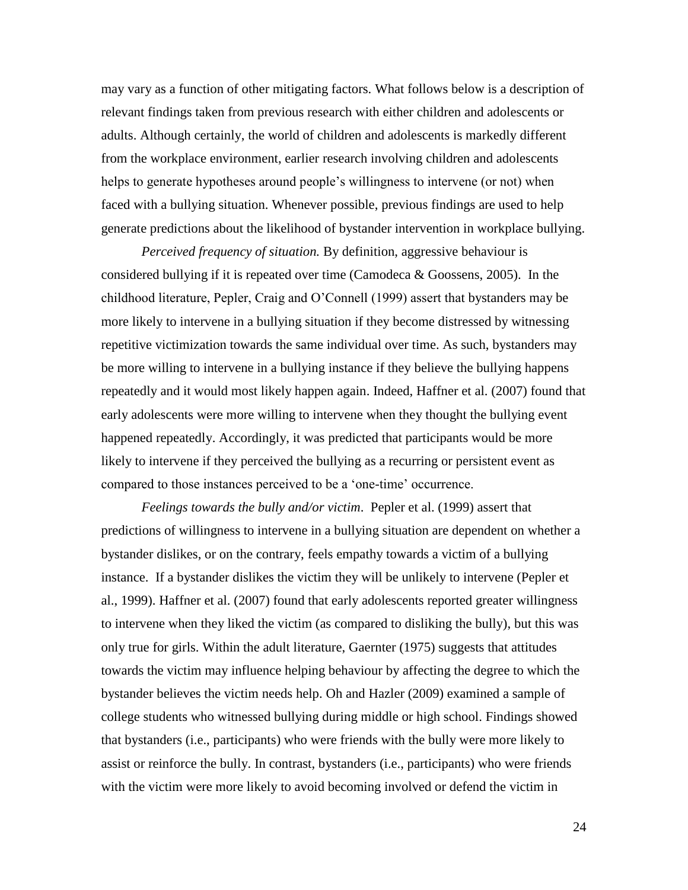may vary as a function of other mitigating factors. What follows below is a description of relevant findings taken from previous research with either children and adolescents or adults. Although certainly, the world of children and adolescents is markedly different from the workplace environment, earlier research involving children and adolescents helps to generate hypotheses around people's willingness to intervene (or not) when faced with a bullying situation. Whenever possible, previous findings are used to help generate predictions about the likelihood of bystander intervention in workplace bullying.

*Perceived frequency of situation.* By definition, aggressive behaviour is considered bullying if it is repeated over time (Camodeca & Goossens, 2005). In the childhood literature, Pepler, Craig and O'Connell (1999) assert that bystanders may be more likely to intervene in a bullying situation if they become distressed by witnessing repetitive victimization towards the same individual over time. As such, bystanders may be more willing to intervene in a bullying instance if they believe the bullying happens repeatedly and it would most likely happen again. Indeed, Haffner et al. (2007) found that early adolescents were more willing to intervene when they thought the bullying event happened repeatedly. Accordingly, it was predicted that participants would be more likely to intervene if they perceived the bullying as a recurring or persistent event as compared to those instances perceived to be a 'one-time' occurrence.

*Feelings towards the bully and/or victim*. Pepler et al. (1999) assert that predictions of willingness to intervene in a bullying situation are dependent on whether a bystander dislikes, or on the contrary, feels empathy towards a victim of a bullying instance. If a bystander dislikes the victim they will be unlikely to intervene (Pepler et al., 1999). Haffner et al. (2007) found that early adolescents reported greater willingness to intervene when they liked the victim (as compared to disliking the bully), but this was only true for girls. Within the adult literature, Gaernter (1975) suggests that attitudes towards the victim may influence helping behaviour by affecting the degree to which the bystander believes the victim needs help. Oh and Hazler (2009) examined a sample of college students who witnessed bullying during middle or high school. Findings showed that bystanders (i.e., participants) who were friends with the bully were more likely to assist or reinforce the bully. In contrast, bystanders (i.e., participants) who were friends with the victim were more likely to avoid becoming involved or defend the victim in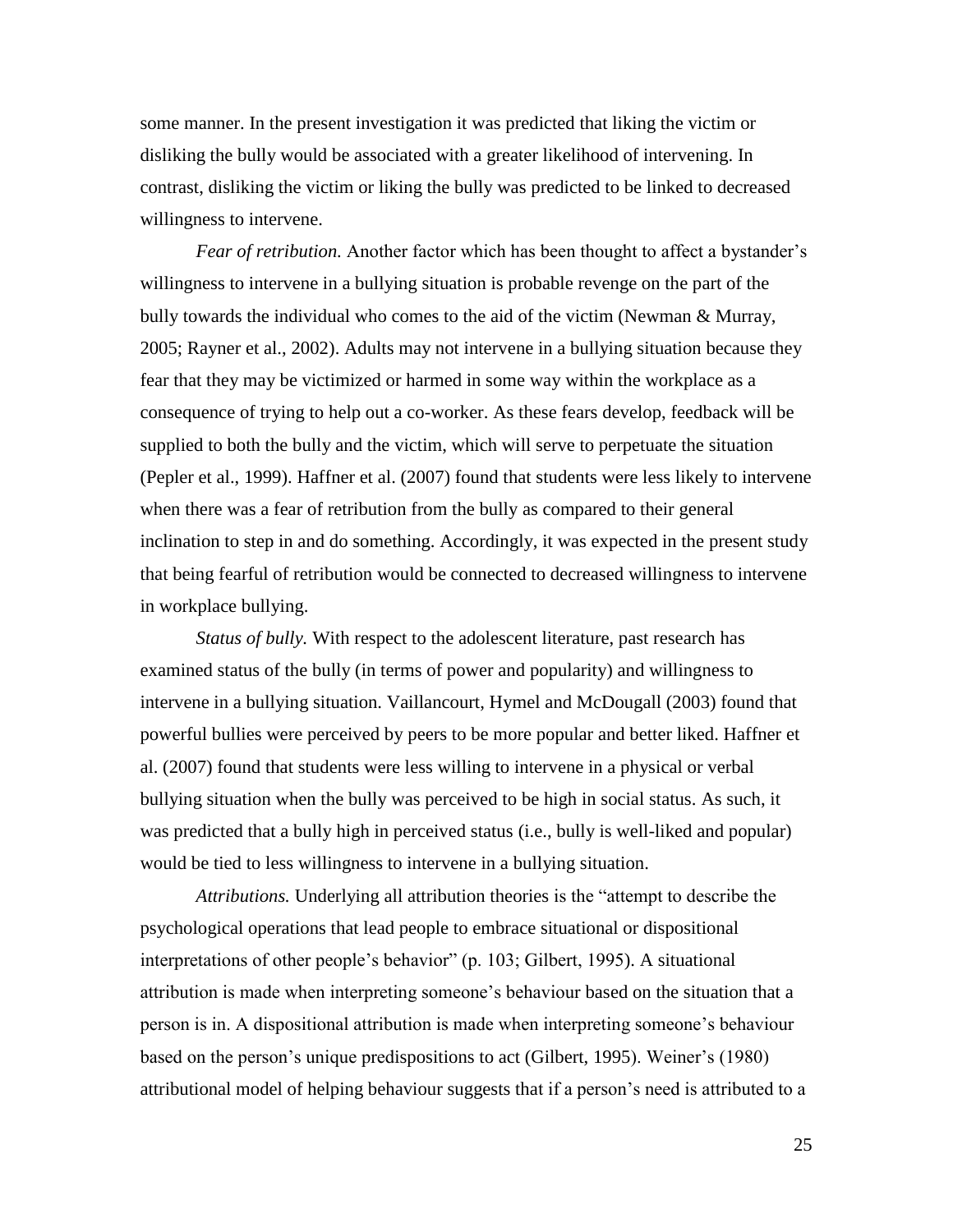some manner. In the present investigation it was predicted that liking the victim or disliking the bully would be associated with a greater likelihood of intervening. In contrast, disliking the victim or liking the bully was predicted to be linked to decreased willingness to intervene.

*Fear of retribution.* Another factor which has been thought to affect a bystander's willingness to intervene in a bullying situation is probable revenge on the part of the bully towards the individual who comes to the aid of the victim (Newman & Murray, 2005; Rayner et al., 2002). Adults may not intervene in a bullying situation because they fear that they may be victimized or harmed in some way within the workplace as a consequence of trying to help out a co-worker. As these fears develop, feedback will be supplied to both the bully and the victim, which will serve to perpetuate the situation (Pepler et al., 1999). Haffner et al. (2007) found that students were less likely to intervene when there was a fear of retribution from the bully as compared to their general inclination to step in and do something. Accordingly, it was expected in the present study that being fearful of retribution would be connected to decreased willingness to intervene in workplace bullying.

*Status of bully.* With respect to the adolescent literature, past research has examined status of the bully (in terms of power and popularity) and willingness to intervene in a bullying situation. Vaillancourt, Hymel and McDougall (2003) found that powerful bullies were perceived by peers to be more popular and better liked. Haffner et al. (2007) found that students were less willing to intervene in a physical or verbal bullying situation when the bully was perceived to be high in social status. As such, it was predicted that a bully high in perceived status (i.e., bully is well-liked and popular) would be tied to less willingness to intervene in a bullying situation.

*Attributions.* Underlying all attribution theories is the "attempt to describe the psychological operations that lead people to embrace situational or dispositional interpretations of other people's behavior" (p. 103; Gilbert, 1995). A situational attribution is made when interpreting someone's behaviour based on the situation that a person is in. A dispositional attribution is made when interpreting someone's behaviour based on the person's unique predispositions to act (Gilbert, 1995). Weiner's (1980) attributional model of helping behaviour suggests that if a person's need is attributed to a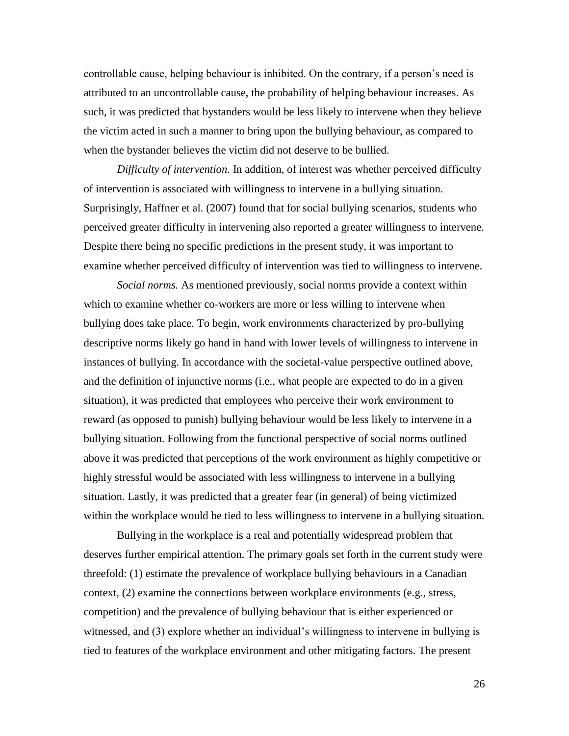controllable cause, helping behaviour is inhibited. On the contrary, if a person's need is attributed to an uncontrollable cause, the probability of helping behaviour increases. As such, it was predicted that bystanders would be less likely to intervene when they believe the victim acted in such a manner to bring upon the bullying behaviour, as compared to when the bystander believes the victim did not deserve to be bullied.

*Difficulty of intervention.* In addition, of interest was whether perceived difficulty of intervention is associated with willingness to intervene in a bullying situation. Surprisingly, Haffner et al. (2007) found that for social bullying scenarios, students who perceived greater difficulty in intervening also reported a greater willingness to intervene. Despite there being no specific predictions in the present study, it was important to examine whether perceived difficulty of intervention was tied to willingness to intervene.

*Social norms.* As mentioned previously, social norms provide a context within which to examine whether co-workers are more or less willing to intervene when bullying does take place. To begin, work environments characterized by pro-bullying descriptive norms likely go hand in hand with lower levels of willingness to intervene in instances of bullying. In accordance with the societal-value perspective outlined above, and the definition of injunctive norms (i.e., what people are expected to do in a given situation), it was predicted that employees who perceive their work environment to reward (as opposed to punish) bullying behaviour would be less likely to intervene in a bullying situation. Following from the functional perspective of social norms outlined above it was predicted that perceptions of the work environment as highly competitive or highly stressful would be associated with less willingness to intervene in a bullying situation. Lastly, it was predicted that a greater fear (in general) of being victimized within the workplace would be tied to less willingness to intervene in a bullying situation.

Bullying in the workplace is a real and potentially widespread problem that deserves further empirical attention. The primary goals set forth in the current study were threefold: (1) estimate the prevalence of workplace bullying behaviours in a Canadian context, (2) examine the connections between workplace environments (e.g., stress, competition) and the prevalence of bullying behaviour that is either experienced or witnessed, and (3) explore whether an individual's willingness to intervene in bullying is tied to features of the workplace environment and other mitigating factors. The present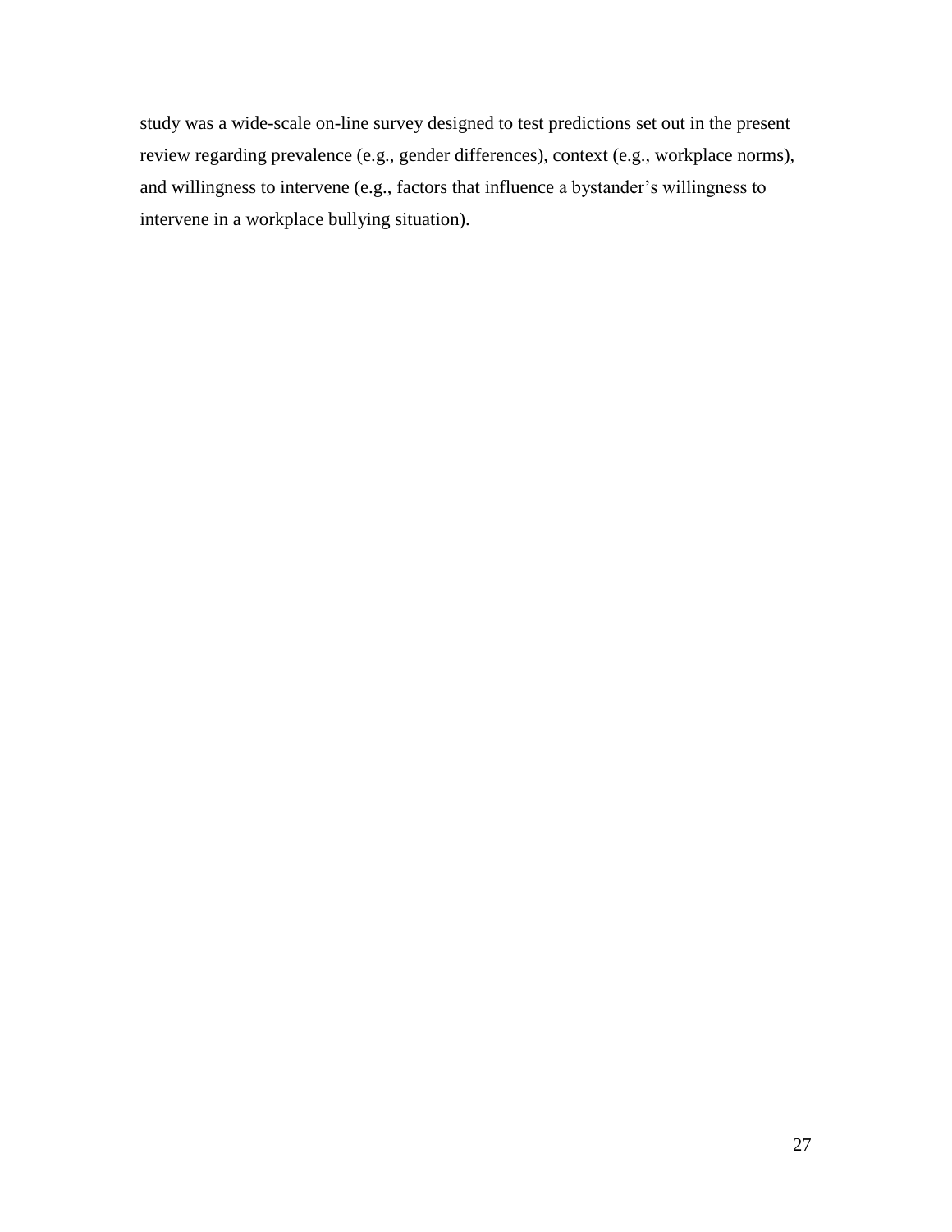study was a wide-scale on-line survey designed to test predictions set out in the present review regarding prevalence (e.g., gender differences), context (e.g., workplace norms), and willingness to intervene (e.g., factors that influence a bystander's willingness to intervene in a workplace bullying situation).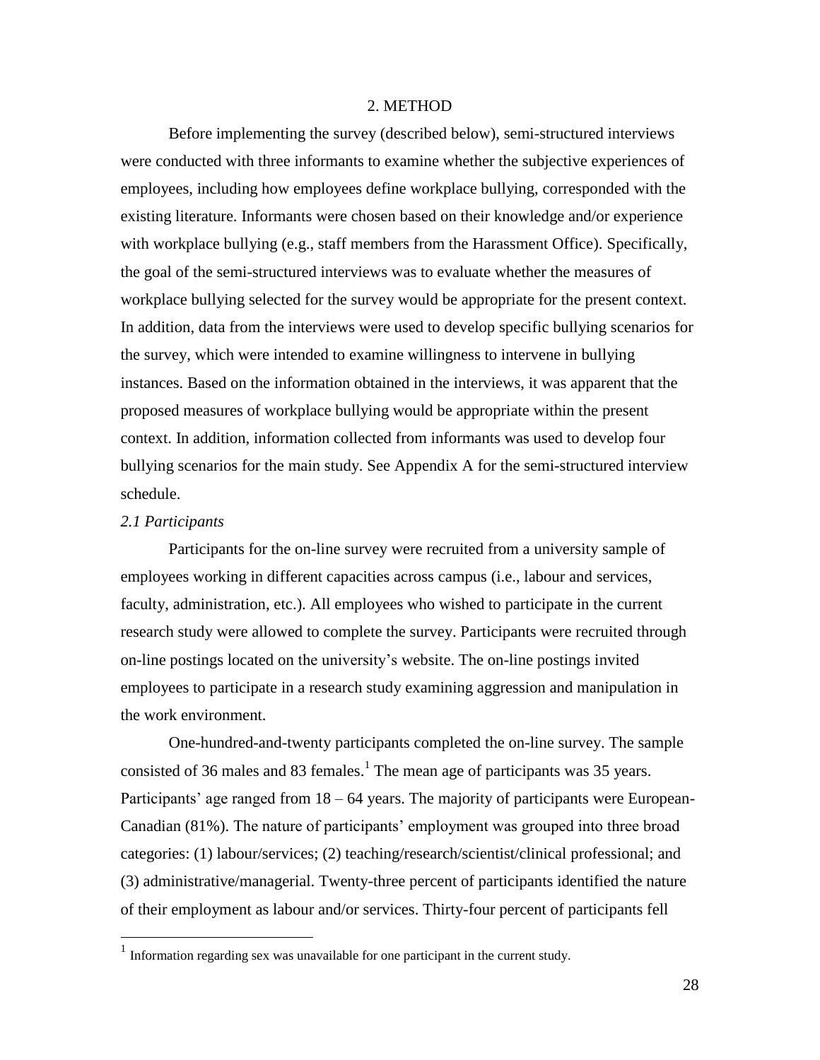## 2. METHOD

Before implementing the survey (described below), semi-structured interviews were conducted with three informants to examine whether the subjective experiences of employees, including how employees define workplace bullying, corresponded with the existing literature. Informants were chosen based on their knowledge and/or experience with workplace bullying (e.g., staff members from the Harassment Office). Specifically, the goal of the semi-structured interviews was to evaluate whether the measures of workplace bullying selected for the survey would be appropriate for the present context. In addition, data from the interviews were used to develop specific bullying scenarios for the survey, which were intended to examine willingness to intervene in bullying instances. Based on the information obtained in the interviews, it was apparent that the proposed measures of workplace bullying would be appropriate within the present context. In addition, information collected from informants was used to develop four bullying scenarios for the main study. See Appendix A for the semi-structured interview schedule.

### *2.1 Participants*

Participants for the on-line survey were recruited from a university sample of employees working in different capacities across campus (i.e., labour and services, faculty, administration, etc.). All employees who wished to participate in the current research study were allowed to complete the survey. Participants were recruited through on-line postings located on the university's website. The on-line postings invited employees to participate in a research study examining aggression and manipulation in the work environment.

One-hundred-and-twenty participants completed the on-line survey. The sample consisted of 36 males and 83 females.[1] The mean age of participants was 35 years. Participants' age ranged from 18 – 64 years. The majority of participants were European-Canadian (81%). The nature of participants' employment was grouped into three broad categories: (1) labour/services; (2) teaching/research/scientist/clinical professional; and (3) administrative/managerial. Twenty-three percent of participants identified the nature of their employment as labour and/or services. Thirty-four percent of participants fell

[1] Information regarding sex was unavailable for one participant in the current study.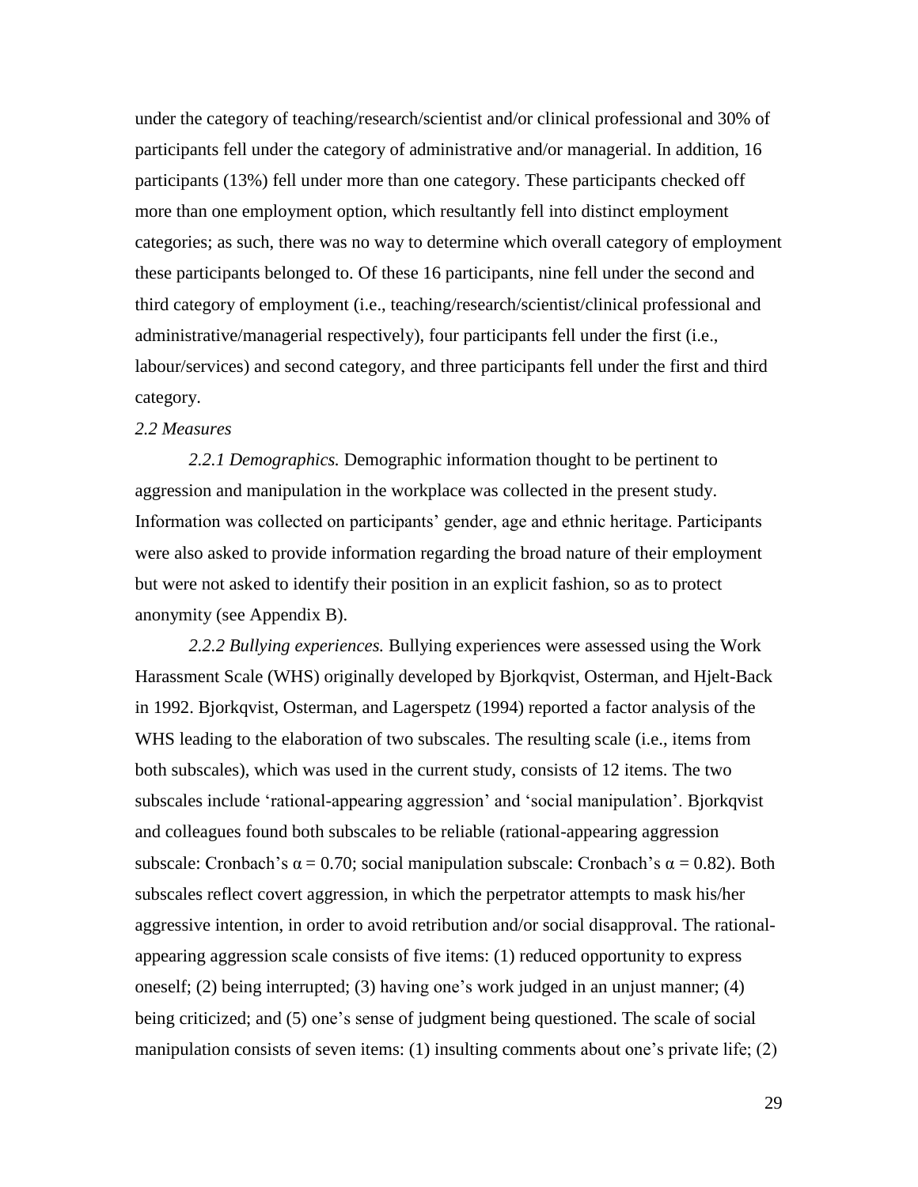under the category of teaching/research/scientist and/or clinical professional and 30% of participants fell under the category of administrative and/or managerial. In addition, 16 participants (13%) fell under more than one category. These participants checked off more than one employment option, which resultantly fell into distinct employment categories; as such, there was no way to determine which overall category of employment these participants belonged to. Of these 16 participants, nine fell under the second and third category of employment (i.e., teaching/research/scientist/clinical professional and administrative/managerial respectively), four participants fell under the first (i.e., labour/services) and second category, and three participants fell under the first and third category.

*2.2 Measures*

*2.2.1 Demographics.* Demographic information thought to be pertinent to aggression and manipulation in the workplace was collected in the present study. Information was collected on participants' gender, age and ethnic heritage. Participants were also asked to provide information regarding the broad nature of their employment but were not asked to identify their position in an explicit fashion, so as to protect anonymity (see Appendix B).

*2.2.2 Bullying experiences.* Bullying experiences were assessed using the Work Harassment Scale (WHS) originally developed by Bjorkqvist, Osterman, and Hjelt-Back in 1992. Bjorkqvist, Osterman, and Lagerspetz (1994) reported a factor analysis of the WHS leading to the elaboration of two subscales. The resulting scale (i.e., items from both subscales), which was used in the current study, consists of 12 items. The two subscales include 'rational-appearing aggression' and 'social manipulation'. Bjorkqvist and colleagues found both subscales to be reliable (rational-appearing aggression subscale: Cronbach's $\alpha = 0.70$; social manipulation subscale: Cronbach's $\alpha = 0.82$). Both subscales reflect covert aggression, in which the perpetrator attempts to mask his/her aggressive intention, in order to avoid retribution and/or social disapproval. The rational-appearing aggression scale consists of five items: (1) reduced opportunity to express oneself; (2) being interrupted; (3) having one's work judged in an unjust manner; (4) being criticized; and (5) one's sense of judgment being questioned. The scale of social manipulation consists of seven items: (1) insulting comments about one's private life; (2)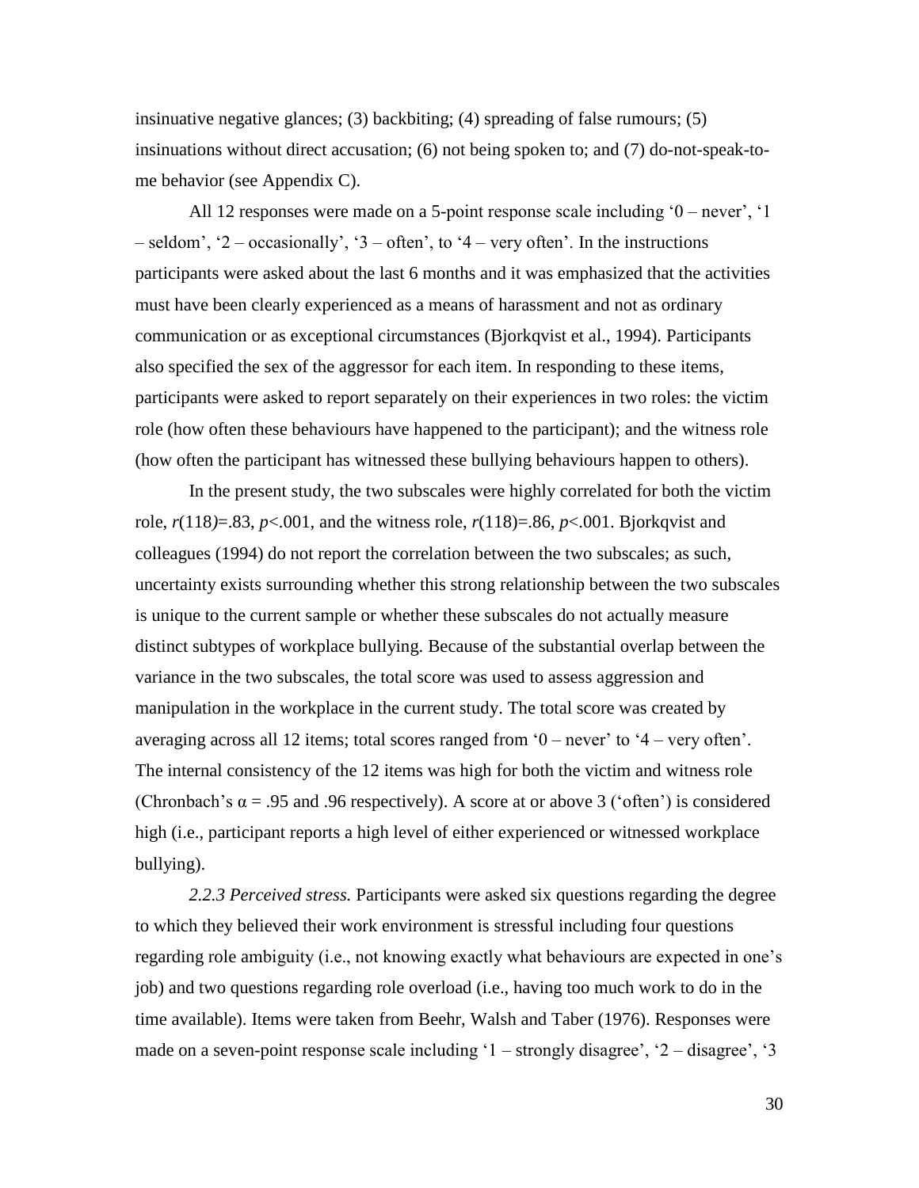insinuative negative glances; (3) backbiting; (4) spreading of false rumours; (5) insinuations without direct accusation; (6) not being spoken to; and (7) do-not-speak-to-me behavior (see Appendix C).

All 12 responses were made on a 5-point response scale including '0 – never', '1 – seldom', '2 – occasionally', '3 – often', to '4 – very often'. In the instructions participants were asked about the last 6 months and it was emphasized that the activities must have been clearly experienced as a means of harassment and not as ordinary communication or as exceptional circumstances (Bjorkqvist et al., 1994). Participants also specified the sex of the aggressor for each item. In responding to these items, participants were asked to report separately on their experiences in two roles: the victim role (how often these behaviours have happened to the participant); and the witness role (how often the participant has witnessed these bullying behaviours happen to others).

In the present study, the two subscales were highly correlated for both the victim role, $r(118)=.83$, $p<.001$, and the witness role, $r(118)=.86$, $p<.001$. Bjorkqvist and colleagues (1994) do not report the correlation between the two subscales; as such, uncertainty exists surrounding whether this strong relationship between the two subscales is unique to the current sample or whether these subscales do not actually measure distinct subtypes of workplace bullying. Because of the substantial overlap between the variance in the two subscales, the total score was used to assess aggression and manipulation in the workplace in the current study. The total score was created by averaging across all 12 items; total scores ranged from '0 – never' to '4 – very often'. The internal consistency of the 12 items was high for both the victim and witness role (Chronbach's $\alpha = .95$ and .96 respectively). A score at or above 3 ('often') is considered high (i.e., participant reports a high level of either experienced or witnessed workplace bullying).

*2.2.3 Perceived stress.* Participants were asked six questions regarding the degree to which they believed their work environment is stressful including four questions regarding role ambiguity (i.e., not knowing exactly what behaviours are expected in one's job) and two questions regarding role overload (i.e., having too much work to do in the time available). Items were taken from Beehr, Walsh and Taber (1976). Responses were made on a seven-point response scale including '1 – strongly disagree', '2 – disagree', '3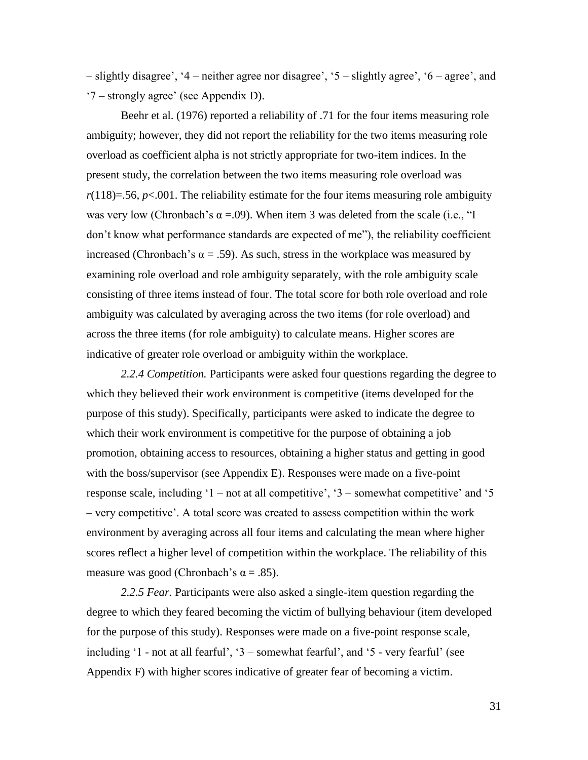– slightly disagree', '4 – neither agree nor disagree', '5 – slightly agree', '6 – agree', and '7 – strongly agree' (see Appendix D).

Beehr et al. (1976) reported a reliability of .71 for the four items measuring role ambiguity; however, they did not report the reliability for the two items measuring role overload as coefficient alpha is not strictly appropriate for two-item indices. In the present study, the correlation between the two items measuring role overload was $r(118)=.56$, $p<.001$. The reliability estimate for the four items measuring role ambiguity was very low (Chronbach's $\alpha$ =.09). When item 3 was deleted from the scale (i.e., "I don't know what performance standards are expected of me"), the reliability coefficient increased (Chronbach's $\alpha$ = .59). As such, stress in the workplace was measured by examining role overload and role ambiguity separately, with the role ambiguity scale consisting of three items instead of four. The total score for both role overload and role ambiguity was calculated by averaging across the two items (for role overload) and across the three items (for role ambiguity) to calculate means. Higher scores are indicative of greater role overload or ambiguity within the workplace.

*2.2.4 Competition.* Participants were asked four questions regarding the degree to which they believed their work environment is competitive (items developed for the purpose of this study). Specifically, participants were asked to indicate the degree to which their work environment is competitive for the purpose of obtaining a job promotion, obtaining access to resources, obtaining a higher status and getting in good with the boss/supervisor (see Appendix E). Responses were made on a five-point response scale, including '1 – not at all competitive', '3 – somewhat competitive' and '5 – very competitive'. A total score was created to assess competition within the work environment by averaging across all four items and calculating the mean where higher scores reflect a higher level of competition within the workplace. The reliability of this measure was good (Chronbach's $\alpha$ = .85).

*2.2.5 Fear.* Participants were also asked a single-item question regarding the degree to which they feared becoming the victim of bullying behaviour (item developed for the purpose of this study). Responses were made on a five-point response scale, including '1 - not at all fearful', '3 – somewhat fearful', and '5 - very fearful' (see Appendix F) with higher scores indicative of greater fear of becoming a victim.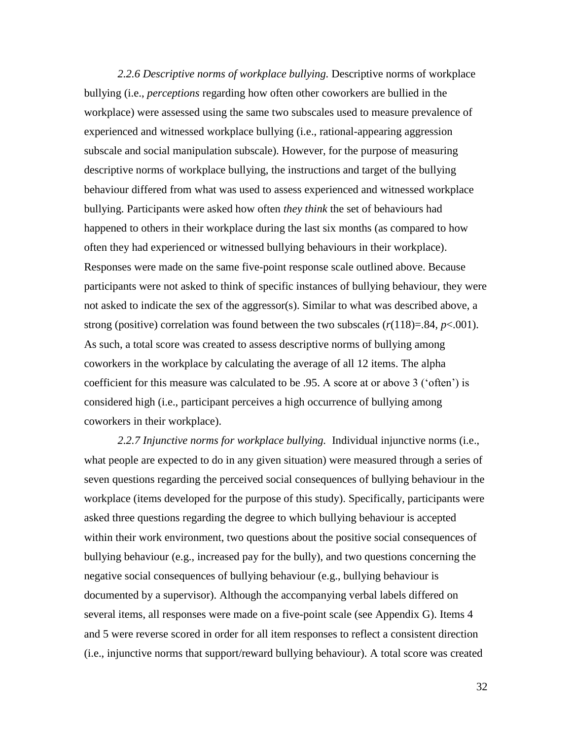*2.2.6 Descriptive norms of workplace bullying.* Descriptive norms of workplace bullying (i.e., *perceptions* regarding how often other coworkers are bullied in the workplace) were assessed using the same two subscales used to measure prevalence of experienced and witnessed workplace bullying (i.e., rational-appearing aggression subscale and social manipulation subscale). However, for the purpose of measuring descriptive norms of workplace bullying, the instructions and target of the bullying behaviour differed from what was used to assess experienced and witnessed workplace bullying. Participants were asked how often *they think* the set of behaviours had happened to others in their workplace during the last six months (as compared to how often they had experienced or witnessed bullying behaviours in their workplace). Responses were made on the same five-point response scale outlined above. Because participants were not asked to think of specific instances of bullying behaviour, they were not asked to indicate the sex of the aggressor(s). Similar to what was described above, a strong (positive) correlation was found between the two subscales ($r(118)=.84$, $p<.001$). As such, a total score was created to assess descriptive norms of bullying among coworkers in the workplace by calculating the average of all 12 items. The alpha coefficient for this measure was calculated to be .95. A score at or above 3 ('often') is considered high (i.e., participant perceives a high occurrence of bullying among coworkers in their workplace).

*2.2.7 Injunctive norms for workplace bullying.* Individual injunctive norms (i.e., what people are expected to do in any given situation) were measured through a series of seven questions regarding the perceived social consequences of bullying behaviour in the workplace (items developed for the purpose of this study). Specifically, participants were asked three questions regarding the degree to which bullying behaviour is accepted within their work environment, two questions about the positive social consequences of bullying behaviour (e.g., increased pay for the bully), and two questions concerning the negative social consequences of bullying behaviour (e.g., bullying behaviour is documented by a supervisor). Although the accompanying verbal labels differed on several items, all responses were made on a five-point scale (see Appendix G). Items 4 and 5 were reverse scored in order for all item responses to reflect a consistent direction (i.e., injunctive norms that support/reward bullying behaviour). A total score was created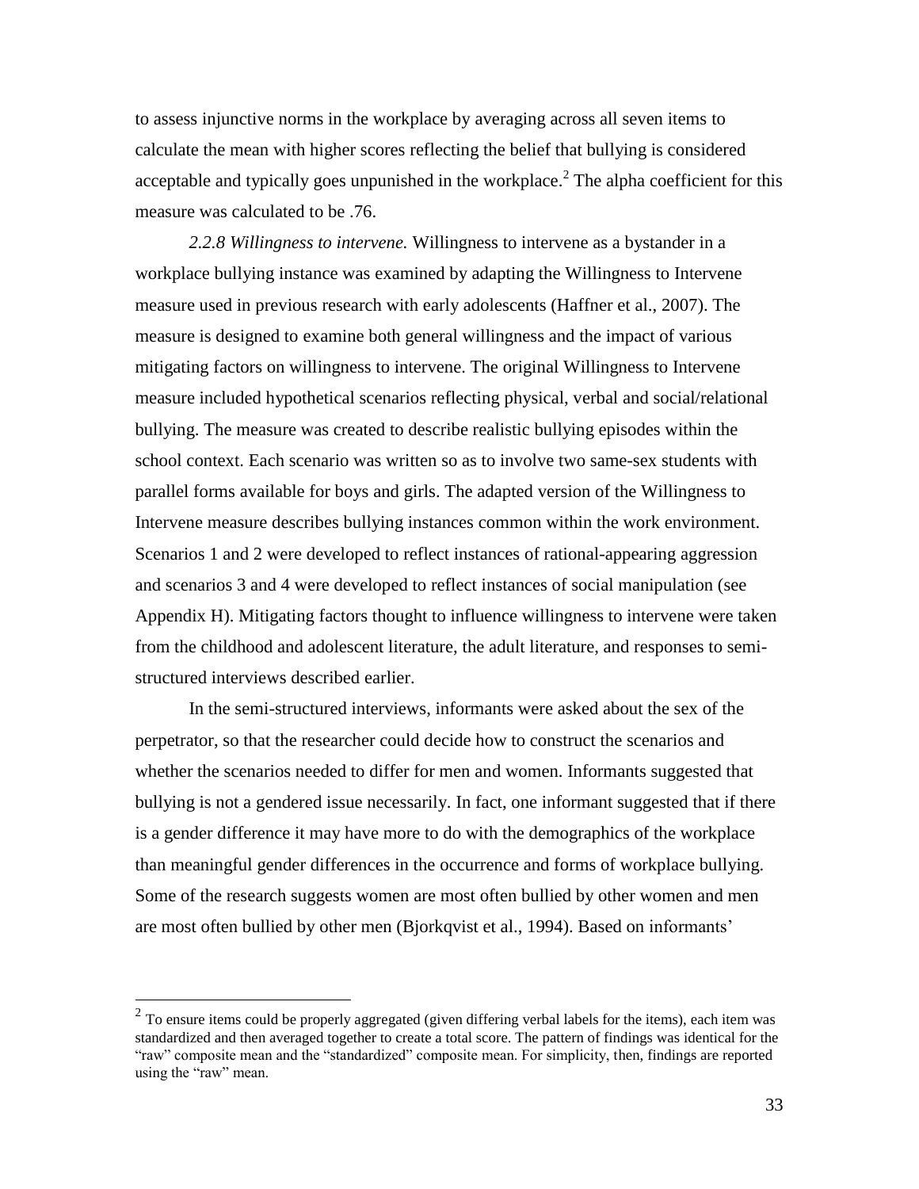to assess injunctive norms in the workplace by averaging across all seven items to calculate the mean with higher scores reflecting the belief that bullying is considered acceptable and typically goes unpunished in the workplace.[2] The alpha coefficient for this measure was calculated to be .76.

*2.2.8 Willingness to intervene.* Willingness to intervene as a bystander in a workplace bullying instance was examined by adapting the Willingness to Intervene measure used in previous research with early adolescents (Haffner et al., 2007). The measure is designed to examine both general willingness and the impact of various mitigating factors on willingness to intervene. The original Willingness to Intervene measure included hypothetical scenarios reflecting physical, verbal and social/relational bullying. The measure was created to describe realistic bullying episodes within the school context. Each scenario was written so as to involve two same-sex students with parallel forms available for boys and girls. The adapted version of the Willingness to Intervene measure describes bullying instances common within the work environment. Scenarios 1 and 2 were developed to reflect instances of rational-appearing aggression and scenarios 3 and 4 were developed to reflect instances of social manipulation (see Appendix H). Mitigating factors thought to influence willingness to intervene were taken from the childhood and adolescent literature, the adult literature, and responses to semi-structured interviews described earlier.

In the semi-structured interviews, informants were asked about the sex of the perpetrator, so that the researcher could decide how to construct the scenarios and whether the scenarios needed to differ for men and women. Informants suggested that bullying is not a gendered issue necessarily. In fact, one informant suggested that if there is a gender difference it may have more to do with the demographics of the workplace than meaningful gender differences in the occurrence and forms of workplace bullying. Some of the research suggests women are most often bullied by other women and men are most often bullied by other men (Bjorkqvist et al., 1994). Based on informants'

---

[2] To ensure items could be properly aggregated (given differing verbal labels for the items), each item was standardized and then averaged together to create a total score. The pattern of findings was identical for the "raw" composite mean and the "standardized" composite mean. For simplicity, then, findings are reported using the "raw" mean.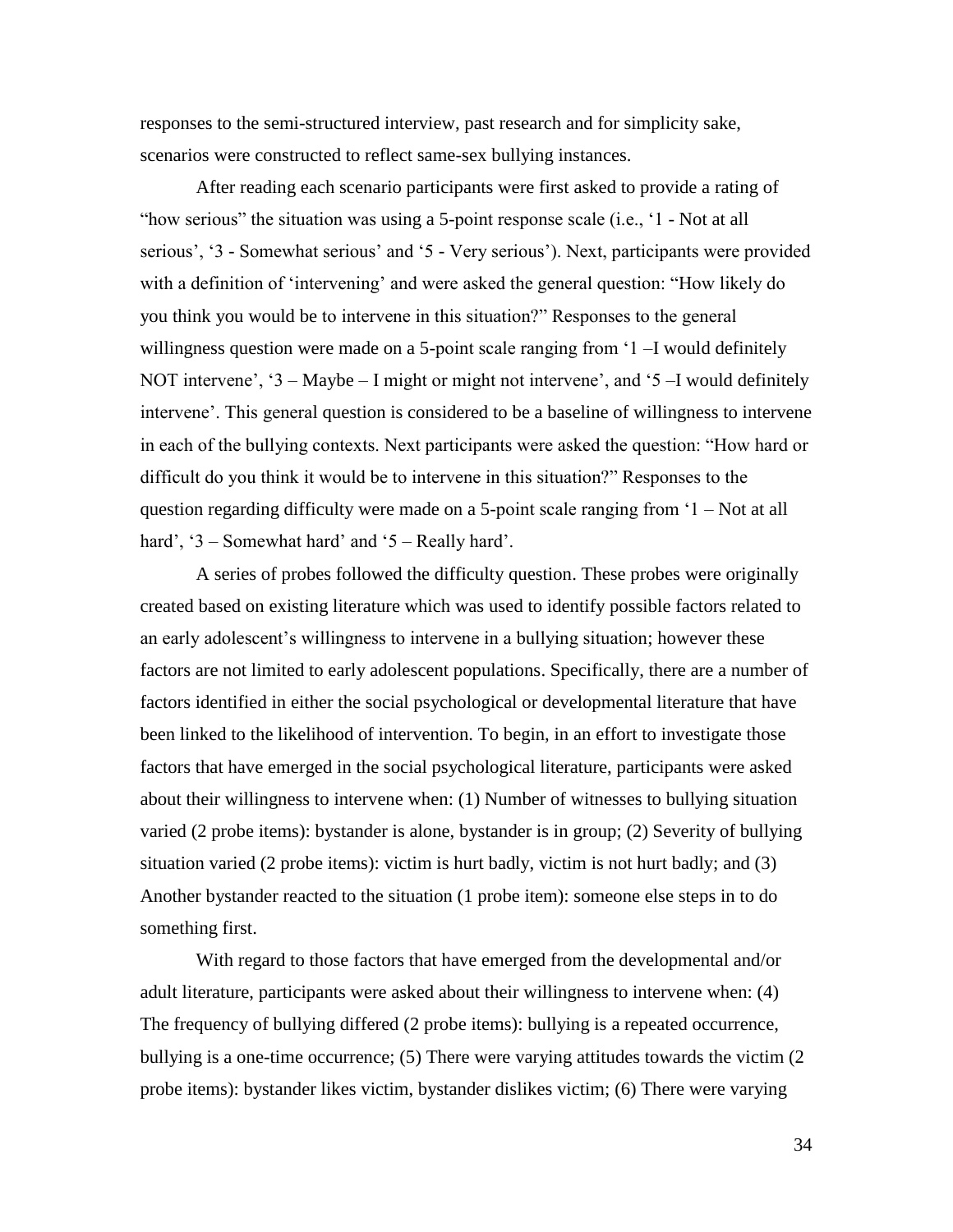responses to the semi-structured interview, past research and for simplicity sake, scenarios were constructed to reflect same-sex bullying instances.

After reading each scenario participants were first asked to provide a rating of "how serious" the situation was using a 5-point response scale (i.e., '1 - Not at all serious', '3 - Somewhat serious' and '5 - Very serious'). Next, participants were provided with a definition of 'intervening' and were asked the general question: "How likely do you think you would be to intervene in this situation?" Responses to the general willingness question were made on a 5-point scale ranging from '1 –I would definitely NOT intervene', '3 – Maybe – I might or might not intervene', and '5 –I would definitely intervene'. This general question is considered to be a baseline of willingness to intervene in each of the bullying contexts. Next participants were asked the question: "How hard or difficult do you think it would be to intervene in this situation?" Responses to the question regarding difficulty were made on a 5-point scale ranging from '1 – Not at all hard', '3 – Somewhat hard' and '5 – Really hard'.

A series of probes followed the difficulty question. These probes were originally created based on existing literature which was used to identify possible factors related to an early adolescent's willingness to intervene in a bullying situation; however these factors are not limited to early adolescent populations. Specifically, there are a number of factors identified in either the social psychological or developmental literature that have been linked to the likelihood of intervention. To begin, in an effort to investigate those factors that have emerged in the social psychological literature, participants were asked about their willingness to intervene when: (1) Number of witnesses to bullying situation varied (2 probe items): bystander is alone, bystander is in group; (2) Severity of bullying situation varied (2 probe items): victim is hurt badly, victim is not hurt badly; and (3) Another bystander reacted to the situation (1 probe item): someone else steps in to do something first.

With regard to those factors that have emerged from the developmental and/or adult literature, participants were asked about their willingness to intervene when: (4) The frequency of bullying differed (2 probe items): bullying is a repeated occurrence, bullying is a one-time occurrence; (5) There were varying attitudes towards the victim (2 probe items): bystander likes victim, bystander dislikes victim; (6) There were varying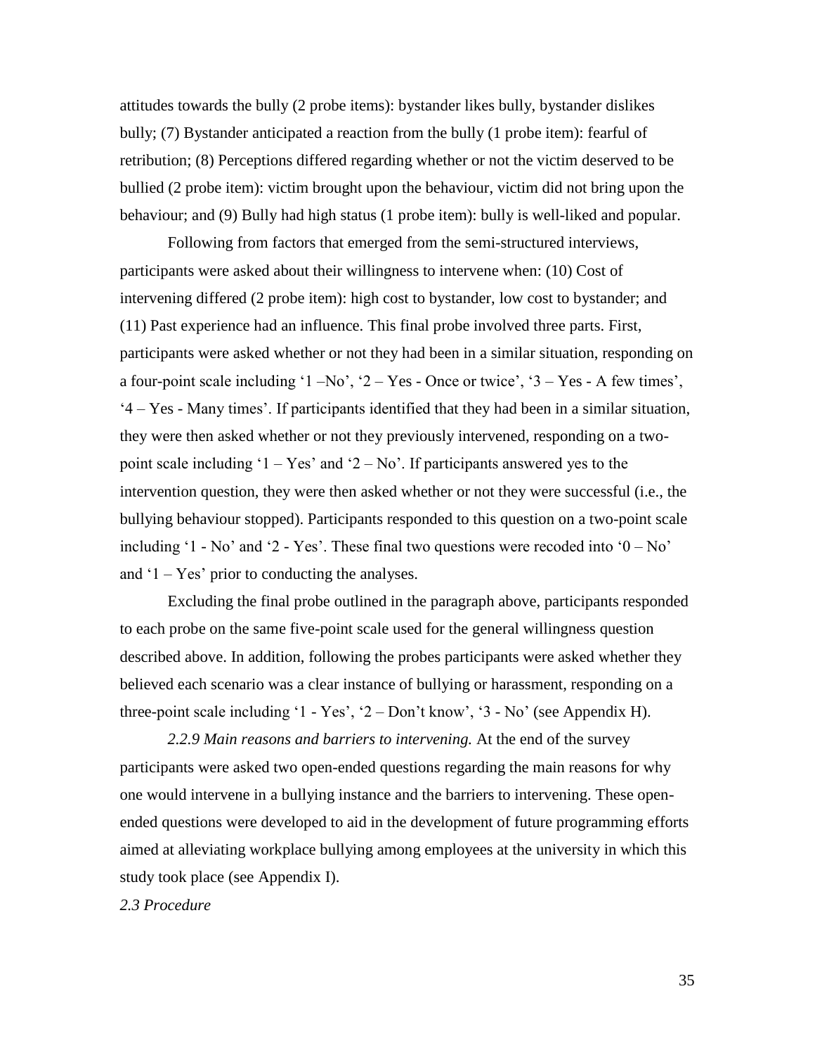attitudes towards the bully (2 probe items): bystander likes bully, bystander dislikes bully; (7) Bystander anticipated a reaction from the bully (1 probe item): fearful of retribution; (8) Perceptions differed regarding whether or not the victim deserved to be bullied (2 probe item): victim brought upon the behaviour, victim did not bring upon the behaviour; and (9) Bully had high status (1 probe item): bully is well-liked and popular.

Following from factors that emerged from the semi-structured interviews, participants were asked about their willingness to intervene when: (10) Cost of intervening differed (2 probe item): high cost to bystander, low cost to bystander; and (11) Past experience had an influence. This final probe involved three parts. First, participants were asked whether or not they had been in a similar situation, responding on a four-point scale including '1 –No', '2 – Yes - Once or twice', '3 – Yes - A few times', '4 – Yes - Many times'. If participants identified that they had been in a similar situation, they were then asked whether or not they previously intervened, responding on a two-point scale including '1 – Yes' and '2 – No'. If participants answered yes to the intervention question, they were then asked whether or not they were successful (i.e., the bullying behaviour stopped). Participants responded to this question on a two-point scale including '1 - No' and '2 - Yes'. These final two questions were recoded into '0 – No' and '1 – Yes' prior to conducting the analyses.

Excluding the final probe outlined in the paragraph above, participants responded to each probe on the same five-point scale used for the general willingness question described above. In addition, following the probes participants were asked whether they believed each scenario was a clear instance of bullying or harassment, responding on a three-point scale including '1 - Yes', '2 – Don't know', '3 - No' (see Appendix H).

*2.2.9 Main reasons and barriers to intervening.* At the end of the survey participants were asked two open-ended questions regarding the main reasons for why one would intervene in a bullying instance and the barriers to intervening. These open-ended questions were developed to aid in the development of future programming efforts aimed at alleviating workplace bullying among employees at the university in which this study took place (see Appendix I).

### *2.3 Procedure*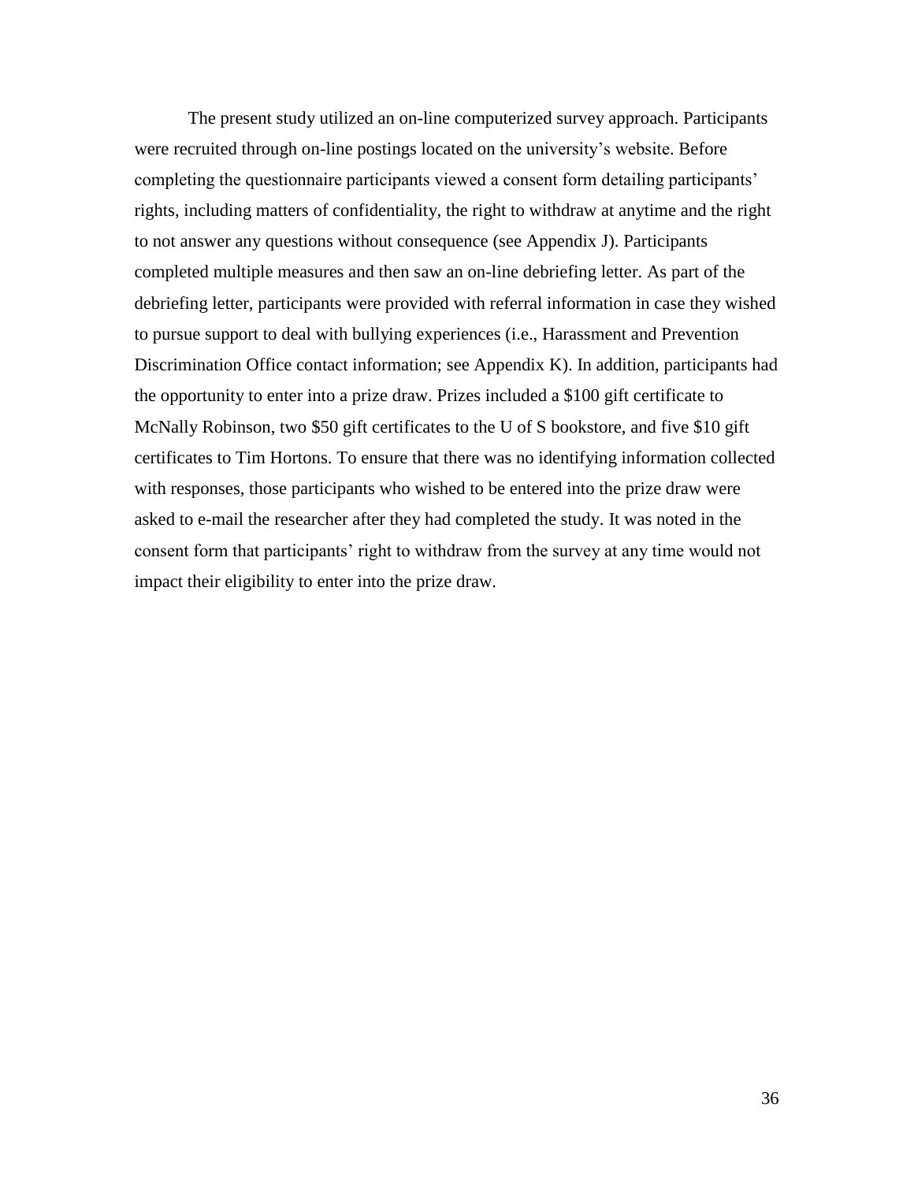The present study utilized an on-line computerized survey approach. Participants were recruited through on-line postings located on the university's website. Before completing the questionnaire participants viewed a consent form detailing participants' rights, including matters of confidentiality, the right to withdraw at anytime and the right to not answer any questions without consequence (see Appendix J). Participants completed multiple measures and then saw an on-line debriefing letter. As part of the debriefing letter, participants were provided with referral information in case they wished to pursue support to deal with bullying experiences (i.e., Harassment and Prevention Discrimination Office contact information; see Appendix K). In addition, participants had the opportunity to enter into a prize draw. Prizes included a $100 gift certificate to McNally Robinson, two $50 gift certificates to the U of S bookstore, and five $10 gift certificates to Tim Hortons. To ensure that there was no identifying information collected with responses, those participants who wished to be entered into the prize draw were asked to e-mail the researcher after they had completed the study. It was noted in the consent form that participants' right to withdraw from the survey at any time would not impact their eligibility to enter into the prize draw.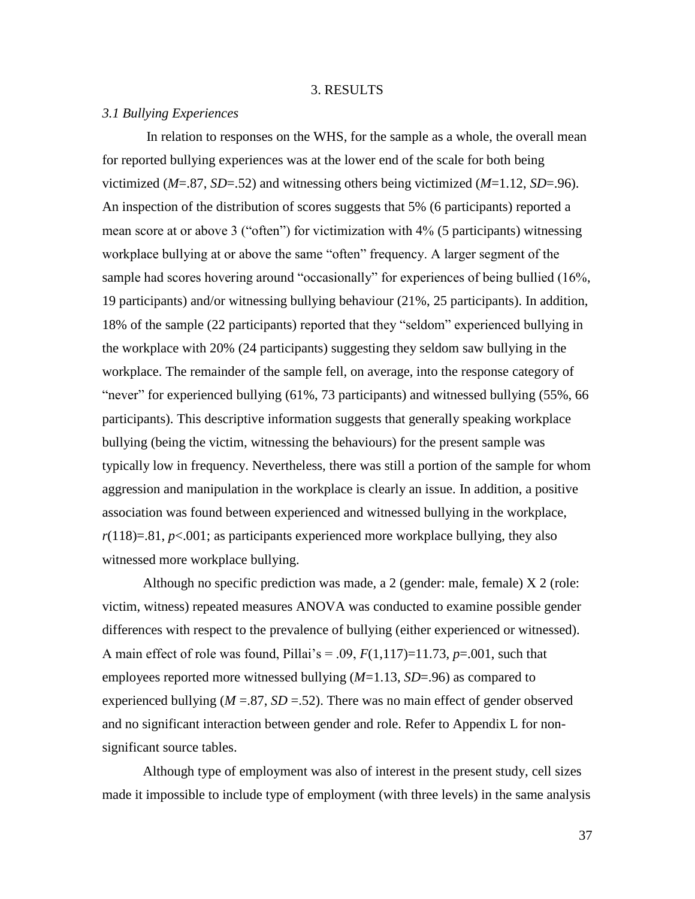## 3. RESULTS

### *3.1 Bullying Experiences*

In relation to responses on the WHS, for the sample as a whole, the overall mean for reported bullying experiences was at the lower end of the scale for both being victimized ($M$=.87, $SD$=.52) and witnessing others being victimized ($M$=1.12, $SD$=.96). An inspection of the distribution of scores suggests that 5% (6 participants) reported a mean score at or above 3 ("often") for victimization with 4% (5 participants) witnessing workplace bullying at or above the same "often" frequency. A larger segment of the sample had scores hovering around "occasionally" for experiences of being bullied (16%, 19 participants) and/or witnessing bullying behaviour (21%, 25 participants). In addition, 18% of the sample (22 participants) reported that they "seldom" experienced bullying in the workplace with 20% (24 participants) suggesting they seldom saw bullying in the workplace. The remainder of the sample fell, on average, into the response category of "never" for experienced bullying (61%, 73 participants) and witnessed bullying (55%, 66 participants). This descriptive information suggests that generally speaking workplace bullying (being the victim, witnessing the behaviours) for the present sample was typically low in frequency. Nevertheless, there was still a portion of the sample for whom aggression and manipulation in the workplace is clearly an issue. In addition, a positive association was found between experienced and witnessed bullying in the workplace, $r(118)$=.81, $p$<.001; as participants experienced more workplace bullying, they also witnessed more workplace bullying.

Although no specific prediction was made, a 2 (gender: male, female) X 2 (role: victim, witness) repeated measures ANOVA was conducted to examine possible gender differences with respect to the prevalence of bullying (either experienced or witnessed). A main effect of role was found, Pillai's = .09, $F(1,117)$=11.73, $p$=.001, such that employees reported more witnessed bullying ($M$=1.13, $SD$=.96) as compared to experienced bullying ($M$ =.87, $SD$ =.52). There was no main effect of gender observed and no significant interaction between gender and role. Refer to Appendix L for non-significant source tables.

Although type of employment was also of interest in the present study, cell sizes made it impossible to include type of employment (with three levels) in the same analysis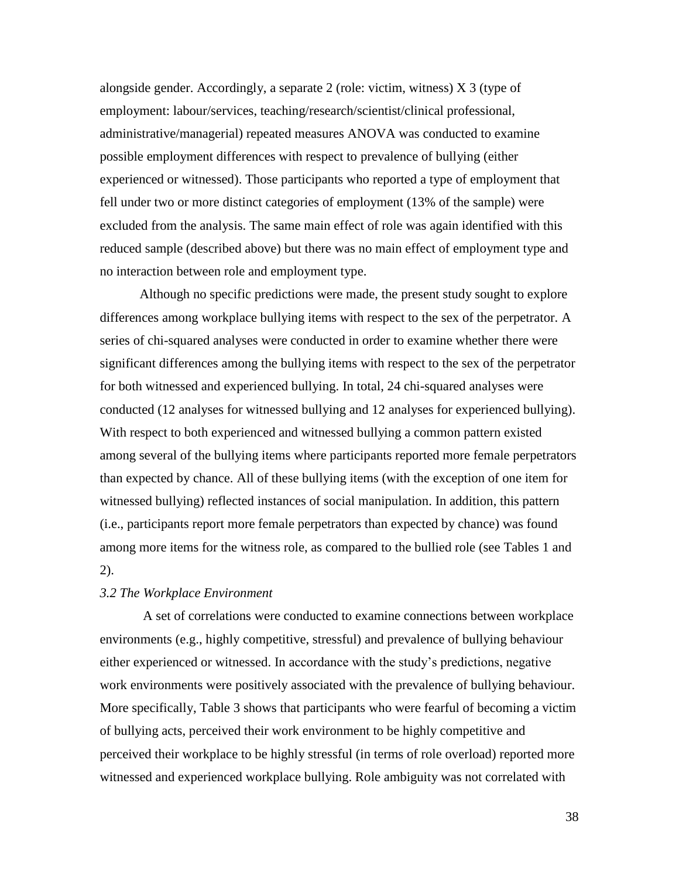alongside gender. Accordingly, a separate 2 (role: victim, witness) X 3 (type of employment: labour/services, teaching/research/scientist/clinical professional, administrative/managerial) repeated measures ANOVA was conducted to examine possible employment differences with respect to prevalence of bullying (either experienced or witnessed). Those participants who reported a type of employment that fell under two or more distinct categories of employment (13% of the sample) were excluded from the analysis. The same main effect of role was again identified with this reduced sample (described above) but there was no main effect of employment type and no interaction between role and employment type.

Although no specific predictions were made, the present study sought to explore differences among workplace bullying items with respect to the sex of the perpetrator. A series of chi-squared analyses were conducted in order to examine whether there were significant differences among the bullying items with respect to the sex of the perpetrator for both witnessed and experienced bullying. In total, 24 chi-squared analyses were conducted (12 analyses for witnessed bullying and 12 analyses for experienced bullying). With respect to both experienced and witnessed bullying a common pattern existed among several of the bullying items where participants reported more female perpetrators than expected by chance. All of these bullying items (with the exception of one item for witnessed bullying) reflected instances of social manipulation. In addition, this pattern (i.e., participants report more female perpetrators than expected by chance) was found among more items for the witness role, as compared to the bullied role (see Tables 1 and 2).

*3.2 The Workplace Environment*

A set of correlations were conducted to examine connections between workplace environments (e.g., highly competitive, stressful) and prevalence of bullying behaviour either experienced or witnessed. In accordance with the study's predictions, negative work environments were positively associated with the prevalence of bullying behaviour. More specifically, Table 3 shows that participants who were fearful of becoming a victim of bullying acts, perceived their work environment to be highly competitive and perceived their workplace to be highly stressful (in terms of role overload) reported more witnessed and experienced workplace bullying. Role ambiguity was not correlated with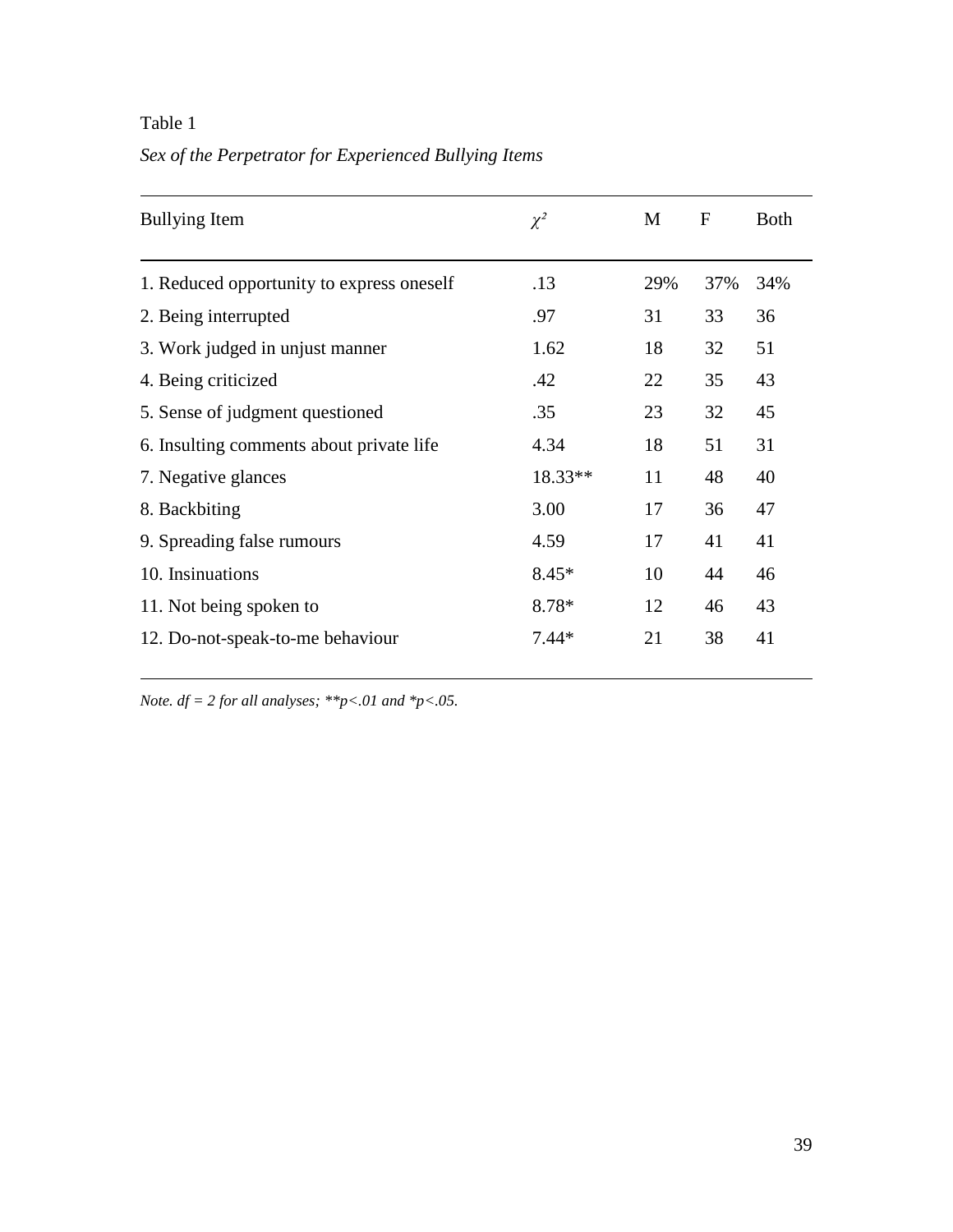Table 1

*Sex of the Perpetrator for Experienced Bullying Items*

| Bullying Item | $\chi^2$ | M | F | Both |
|---|---|---|---|---|
| 1. Reduced opportunity to express oneself | .13 | 29% | 37% | 34% |
| 2. Being interrupted | .97 | 31 | 33 | 36 |
| 3. Work judged in unjust manner | 1.62 | 18 | 32 | 51 |
| 4. Being criticized | .42 | 22 | 35 | 43 |
| 5. Sense of judgment questioned | .35 | 23 | 32 | 45 |
| 6. Insulting comments about private life | 4.34 | 18 | 51 | 31 |
| 7. Negative glances | 18.33** | 11 | 48 | 40 |
| 8. Backbiting | 3.00 | 17 | 36 | 47 |
| 9. Spreading false rumours | 4.59 | 17 | 41 | 41 |
| 10. Insinuations | 8.45* | 10 | 44 | 46 |
| 11. Not being spoken to | 8.78* | 12 | 46 | 43 |
| 12. Do-not-speak-to-me behaviour | 7.44* | 21 | 38 | 41 |

*Note. df = 2 for all analyses; **p<.01 and *p<.05.*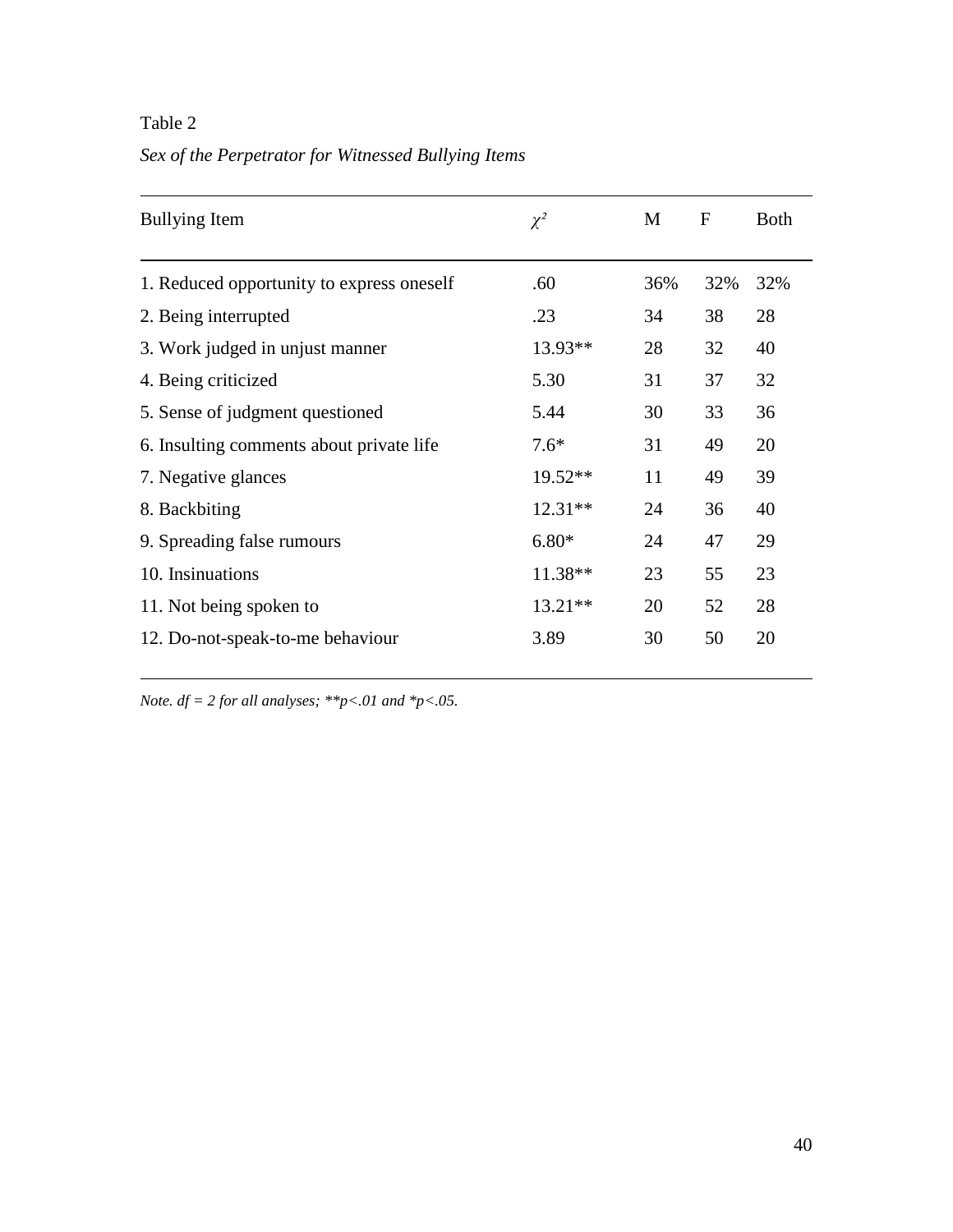Table 2

*Sex of the Perpetrator for Witnessed Bullying Items*

| Bullying Item | $\chi^2$ | M | F | Both |
|---|---|---|---|---|
| 1. Reduced opportunity to express oneself | .60 | 36% | 32% | 32% |
| 2. Being interrupted | .23 | 34 | 38 | 28 |
| 3. Work judged in unjust manner | 13.93** | 28 | 32 | 40 |
| 4. Being criticized | 5.30 | 31 | 37 | 32 |
| 5. Sense of judgment questioned | 5.44 | 30 | 33 | 36 |
| 6. Insulting comments about private life | 7.6* | 31 | 49 | 20 |
| 7. Negative glances | 19.52** | 11 | 49 | 39 |
| 8. Backbiting | 12.31** | 24 | 36 | 40 |
| 9. Spreading false rumours | 6.80* | 24 | 47 | 29 |
| 10. Insinuations | 11.38** | 23 | 55 | 23 |
| 11. Not being spoken to | 13.21** | 20 | 52 | 28 |
| 12. Do-not-speak-to-me behaviour | 3.89 | 30 | 50 | 20 |

*Note.* $df = 2$ for all analyses; **$p<.01$ and *$p<.05$.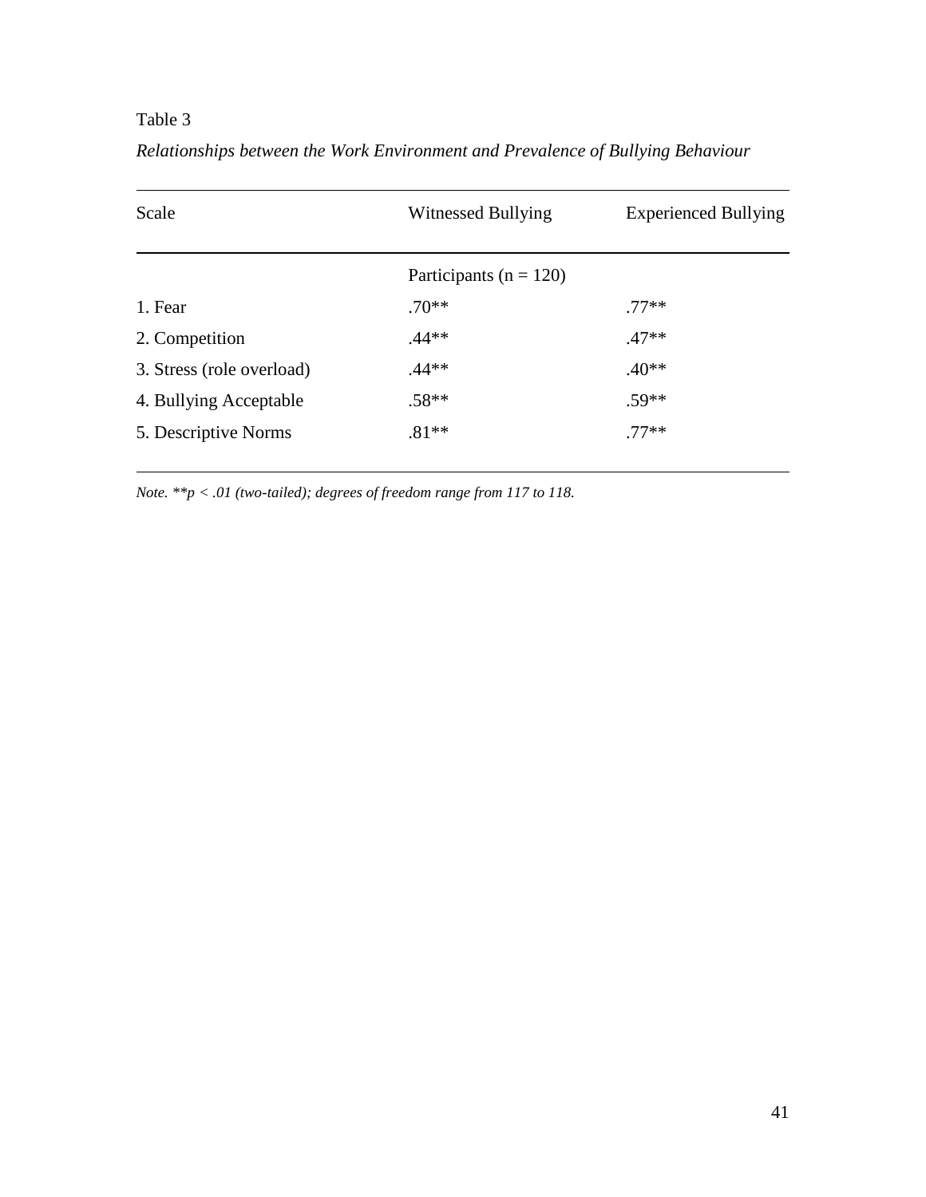Table 3

*Relationships between the Work Environment and Prevalence of Bullying Behaviour*

| Scale | Witnessed Bullying | Experienced Bullying |
|---|---|---|
| | Participants (n = 120) | |
| 1. Fear | .70** | .77** |
| 2. Competition | .44** | .47** |
| 3. Stress (role overload) | .44** | .40** |
| 4. Bullying Acceptable | .58** | .59** |
| 5. Descriptive Norms | .81** | .77** |

*Note.* **$p < .01$ *(two-tailed); degrees of freedom range from 117 to 118.*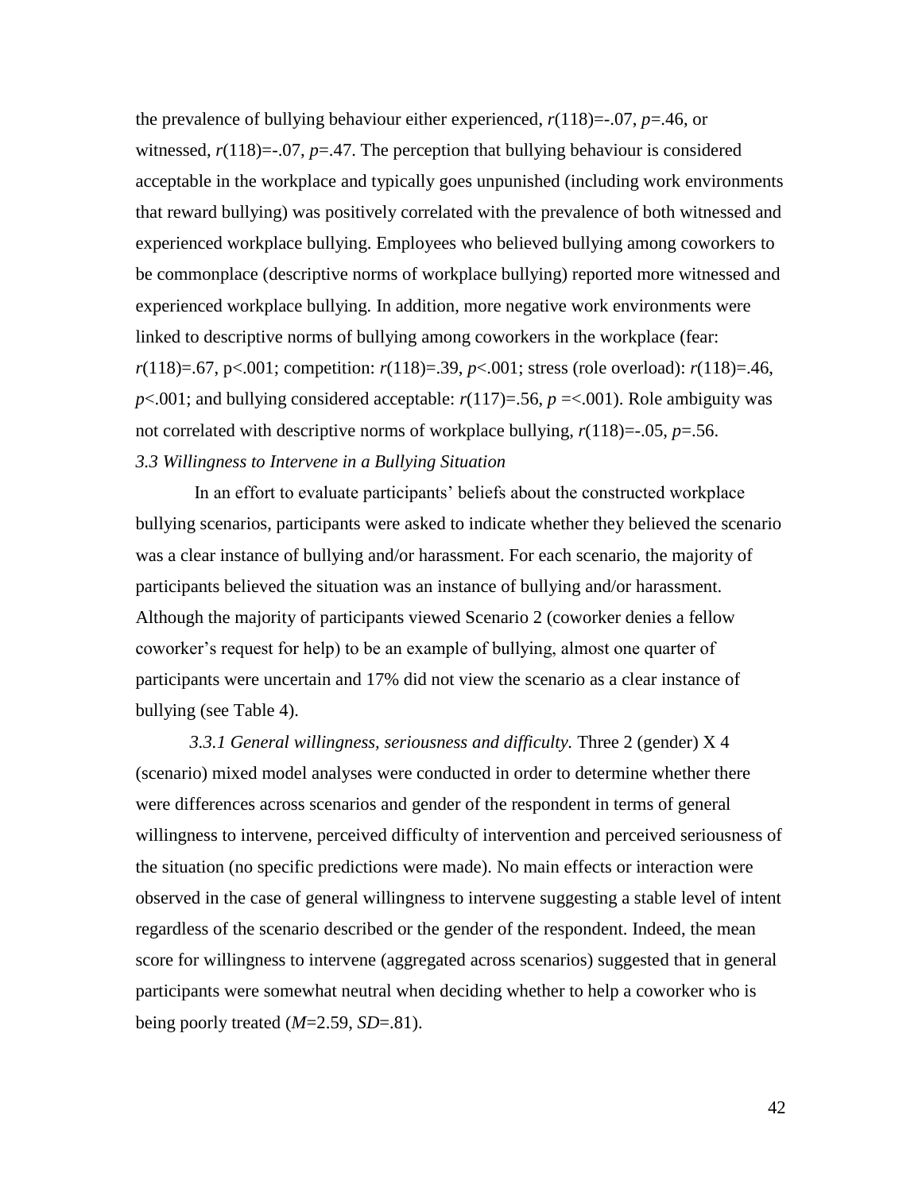the prevalence of bullying behaviour either experienced, $r(118)=-.07$, $p=.46$, or witnessed, $r(118)=-.07$, $p=.47$. The perception that bullying behaviour is considered acceptable in the workplace and typically goes unpunished (including work environments that reward bullying) was positively correlated with the prevalence of both witnessed and experienced workplace bullying. Employees who believed bullying among coworkers to be commonplace (descriptive norms of workplace bullying) reported more witnessed and experienced workplace bullying. In addition, more negative work environments were linked to descriptive norms of bullying among coworkers in the workplace (fear: $r(118)=.67$, $p<.001$; competition: $r(118)=.39$, $p<.001$; stress (role overload): $r(118)=.46$, $p<.001$; and bullying considered acceptable: $r(117)=.56$, $p =<.001$). Role ambiguity was not correlated with descriptive norms of workplace bullying, $r(118)=-.05$, $p=.56$.

### *3.3 Willingness to Intervene in a Bullying Situation*

In an effort to evaluate participants' beliefs about the constructed workplace bullying scenarios, participants were asked to indicate whether they believed the scenario was a clear instance of bullying and/or harassment. For each scenario, the majority of participants believed the situation was an instance of bullying and/or harassment. Although the majority of participants viewed Scenario 2 (coworker denies a fellow coworker's request for help) to be an example of bullying, almost one quarter of participants were uncertain and 17% did not view the scenario as a clear instance of bullying (see Table 4).

*3.3.1 General willingness, seriousness and difficulty.* Three 2 (gender) X 4 (scenario) mixed model analyses were conducted in order to determine whether there were differences across scenarios and gender of the respondent in terms of general willingness to intervene, perceived difficulty of intervention and perceived seriousness of the situation (no specific predictions were made). No main effects or interaction were observed in the case of general willingness to intervene suggesting a stable level of intent regardless of the scenario described or the gender of the respondent. Indeed, the mean score for willingness to intervene (aggregated across scenarios) suggested that in general participants were somewhat neutral when deciding whether to help a coworker who is being poorly treated ($M=2.59$, $SD=.81$).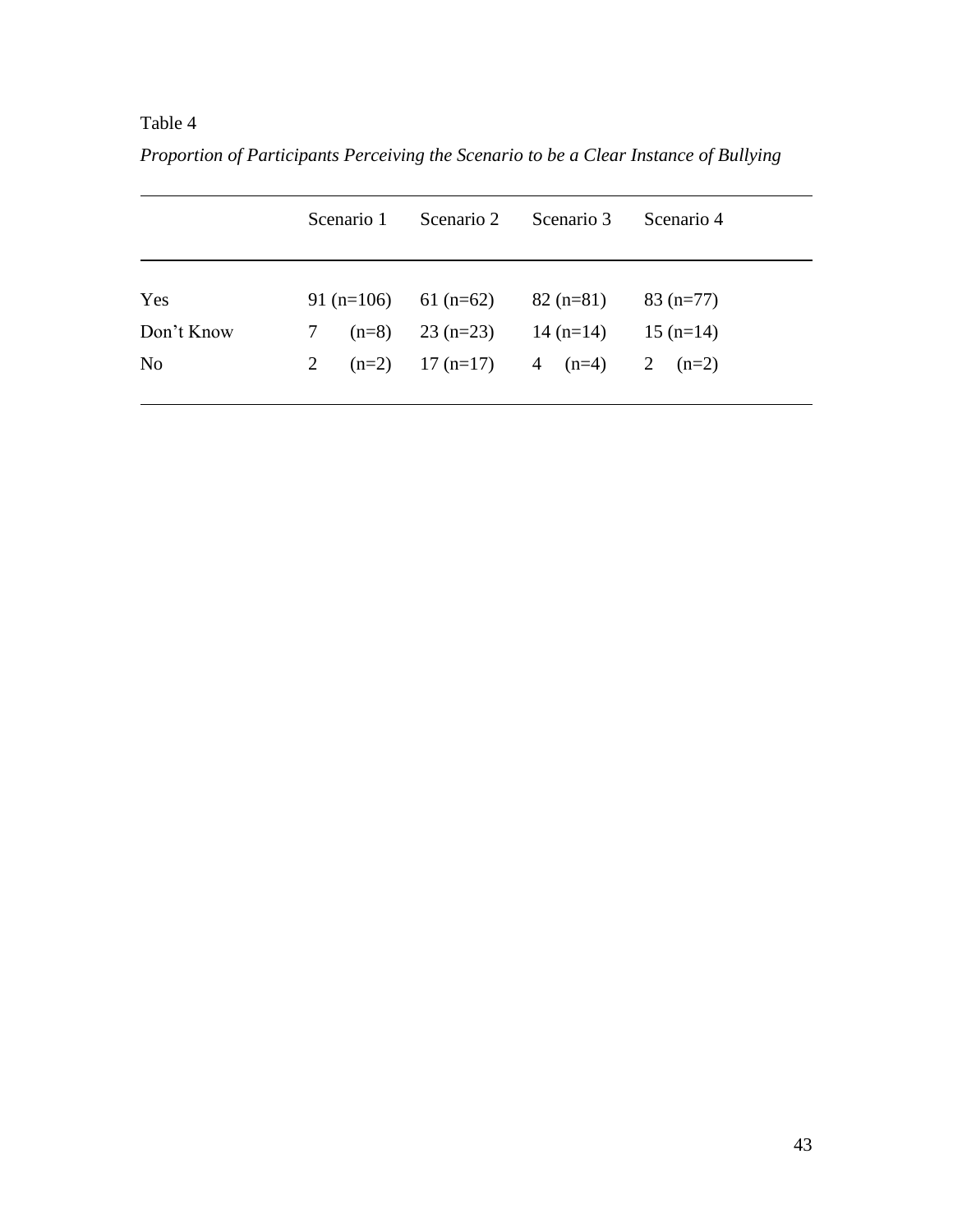Table 4

*Proportion of Participants Perceiving the Scenario to be a Clear Instance of Bullying*

| | Scenario 1 | Scenario 2 | Scenario 3 | Scenario 4 |
|---|---|---|---|---|
| Yes | 91 (n=106) | 61 (n=62) | 82 (n=81) | 83 (n=77) |
| Don't Know | 7 (n=8) | 23 (n=23) | 14 (n=14) | 15 (n=14) |
| No | 2 (n=2) | 17 (n=17) | 4 (n=4) | 2 (n=2) |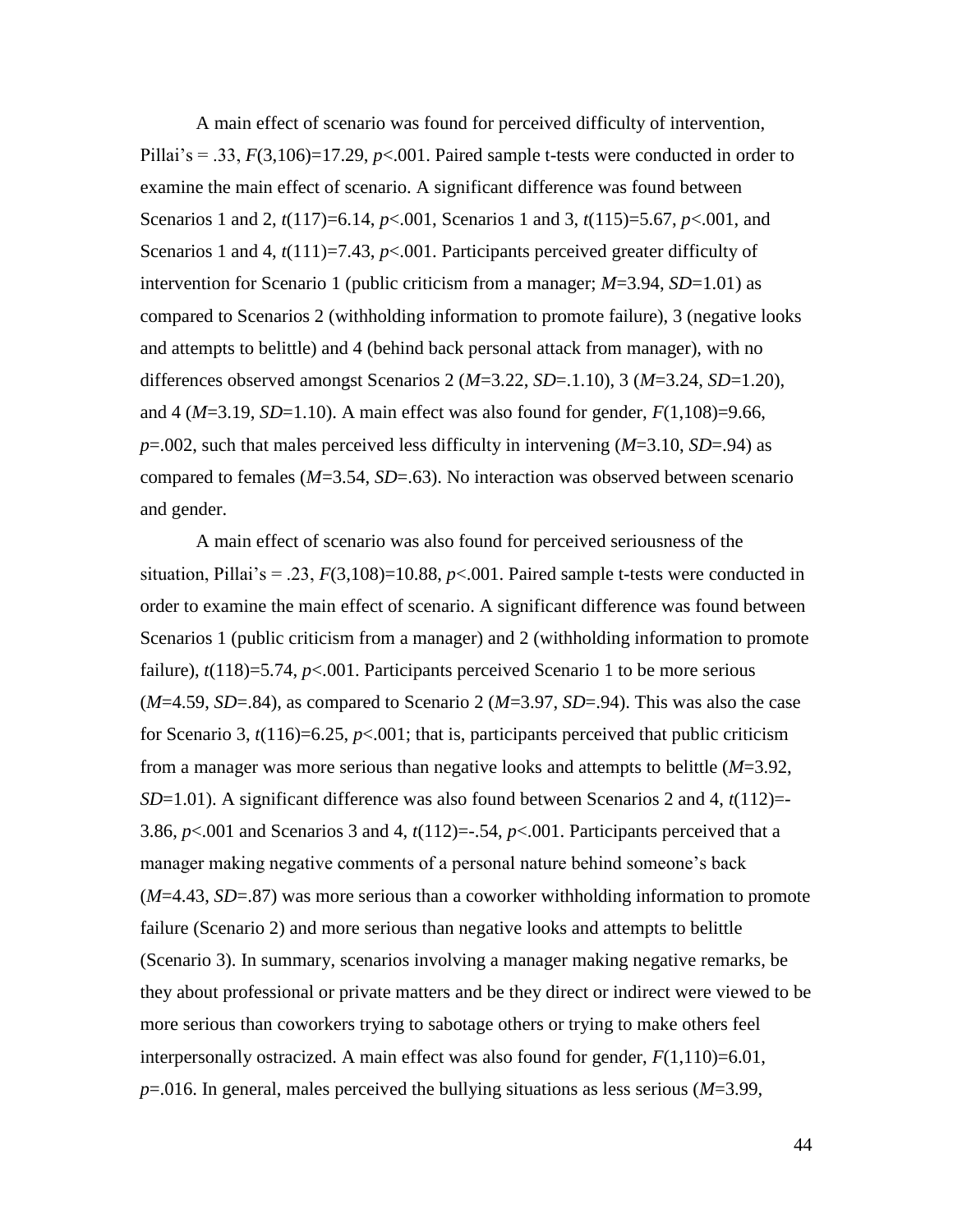A main effect of scenario was found for perceived difficulty of intervention, Pillai's = .33, $F(3,106)=17.29$, $p<.001$. Paired sample t-tests were conducted in order to examine the main effect of scenario. A significant difference was found between Scenarios 1 and 2, $t(117)=6.14$, $p<.001$, Scenarios 1 and 3, $t(115)=5.67$, $p<.001$, and Scenarios 1 and 4, $t(111)=7.43$, $p<.001$. Participants perceived greater difficulty of intervention for Scenario 1 (public criticism from a manager; $M=3.94$, $SD=1.01$) as compared to Scenarios 2 (withholding information to promote failure), 3 (negative looks and attempts to belittle) and 4 (behind back personal attack from manager), with no differences observed amongst Scenarios 2 ($M=3.22$, $SD=.1.10$), 3 ($M=3.24$, $SD=1.20$), and 4 ($M=3.19$, $SD=1.10$). A main effect was also found for gender, $F(1,108)=9.66$, $p=.002$, such that males perceived less difficulty in intervening ($M=3.10$, $SD=.94$) as compared to females ($M=3.54$, $SD=.63$). No interaction was observed between scenario and gender.

A main effect of scenario was also found for perceived seriousness of the situation, Pillai's = .23, $F(3,108)=10.88$, $p<.001$. Paired sample t-tests were conducted in order to examine the main effect of scenario. A significant difference was found between Scenarios 1 (public criticism from a manager) and 2 (withholding information to promote failure), $t(118)=5.74$, $p<.001$. Participants perceived Scenario 1 to be more serious ($M=4.59$, $SD=.84$), as compared to Scenario 2 ($M=3.97$, $SD=.94$). This was also the case for Scenario 3, $t(116)=6.25$, $p<.001$; that is, participants perceived that public criticism from a manager was more serious than negative looks and attempts to belittle ($M=3.92$, $SD=1.01$). A significant difference was also found between Scenarios 2 and 4, $t(112)=-3.86$, $p<.001$ and Scenarios 3 and 4, $t(112)=-.54$, $p<.001$. Participants perceived that a manager making negative comments of a personal nature behind someone's back ($M=4.43$, $SD=.87$) was more serious than a coworker withholding information to promote failure (Scenario 2) and more serious than negative looks and attempts to belittle (Scenario 3). In summary, scenarios involving a manager making negative remarks, be they about professional or private matters and be they direct or indirect were viewed to be more serious than coworkers trying to sabotage others or trying to make others feel interpersonally ostracized. A main effect was also found for gender, $F(1,110)=6.01$, $p=.016$. In general, males perceived the bullying situations as less serious ($M=3.99$,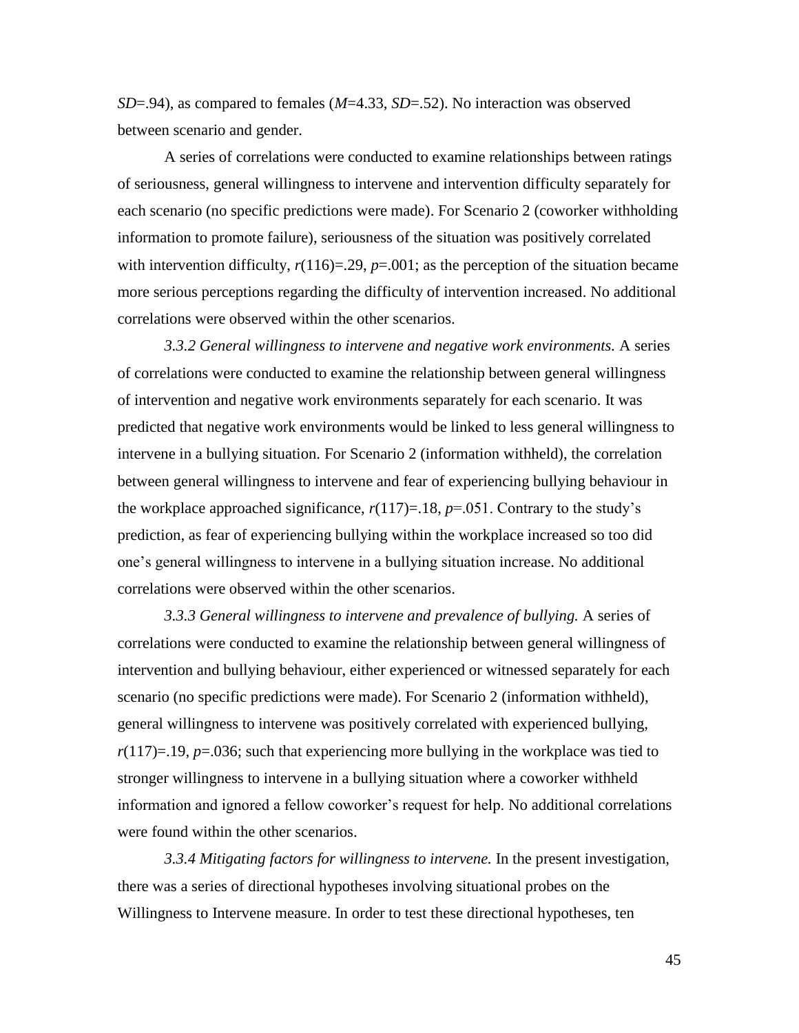$SD$=.94), as compared to females ($M$=4.33, $SD$=.52). No interaction was observed between scenario and gender.

A series of correlations were conducted to examine relationships between ratings of seriousness, general willingness to intervene and intervention difficulty separately for each scenario (no specific predictions were made). For Scenario 2 (coworker withholding information to promote failure), seriousness of the situation was positively correlated with intervention difficulty, $r(116)$=.29, $p$=.001; as the perception of the situation became more serious perceptions regarding the difficulty of intervention increased. No additional correlations were observed within the other scenarios.

*3.3.2 General willingness to intervene and negative work environments.* A series of correlations were conducted to examine the relationship between general willingness of intervention and negative work environments separately for each scenario. It was predicted that negative work environments would be linked to less general willingness to intervene in a bullying situation. For Scenario 2 (information withheld), the correlation between general willingness to intervene and fear of experiencing bullying behaviour in the workplace approached significance, $r(117)$=.18, $p$=.051. Contrary to the study's prediction, as fear of experiencing bullying within the workplace increased so too did one's general willingness to intervene in a bullying situation increase. No additional correlations were observed within the other scenarios.

*3.3.3 General willingness to intervene and prevalence of bullying.* A series of correlations were conducted to examine the relationship between general willingness of intervention and bullying behaviour, either experienced or witnessed separately for each scenario (no specific predictions were made). For Scenario 2 (information withheld), general willingness to intervene was positively correlated with experienced bullying, $r(117)$=.19, $p$=.036; such that experiencing more bullying in the workplace was tied to stronger willingness to intervene in a bullying situation where a coworker withheld information and ignored a fellow coworker's request for help. No additional correlations were found within the other scenarios.

*3.3.4 Mitigating factors for willingness to intervene.* In the present investigation, there was a series of directional hypotheses involving situational probes on the Willingness to Intervene measure. In order to test these directional hypotheses, ten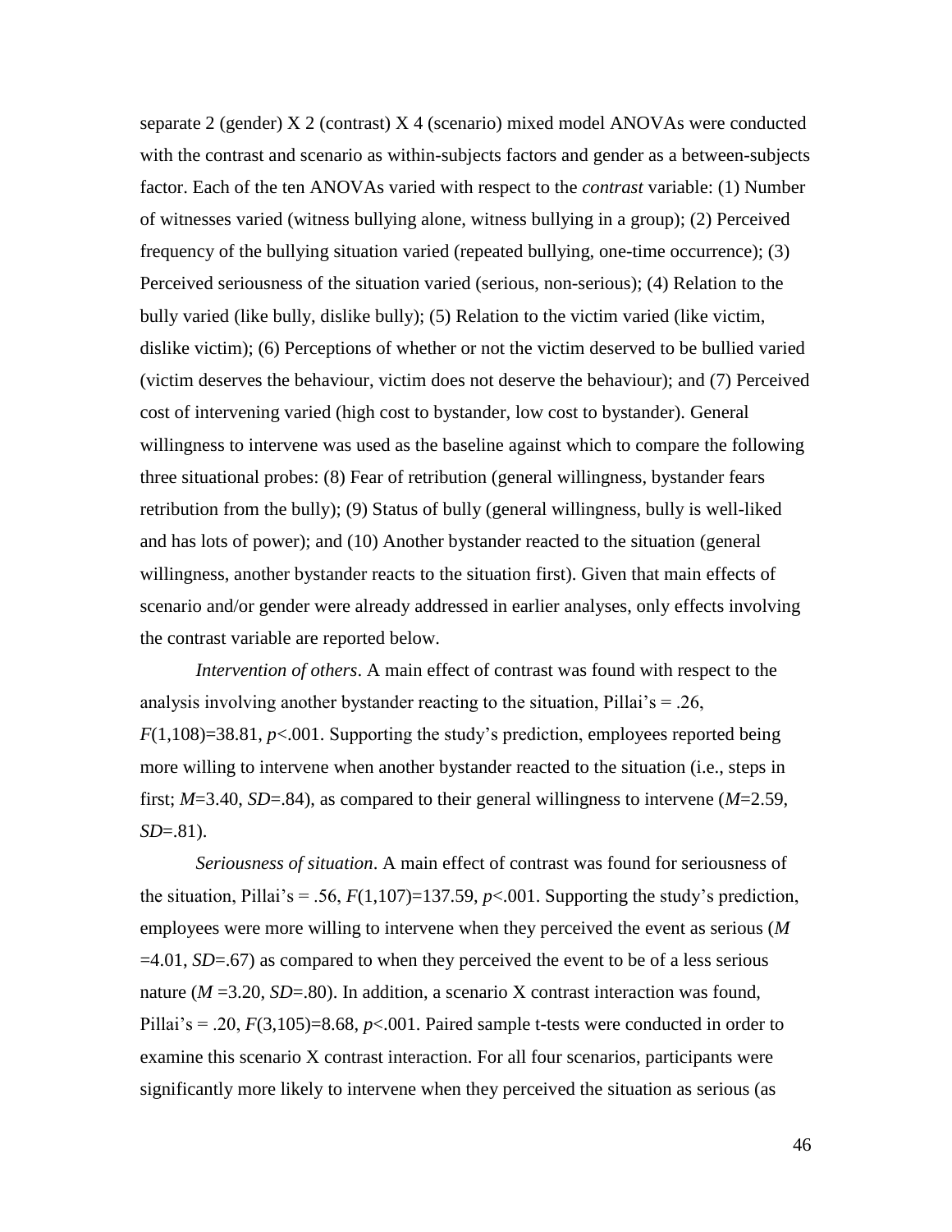separate 2 (gender) X 2 (contrast) X 4 (scenario) mixed model ANOVAs were conducted with the contrast and scenario as within-subjects factors and gender as a between-subjects factor. Each of the ten ANOVAs varied with respect to the *contrast* variable: (1) Number of witnesses varied (witness bullying alone, witness bullying in a group); (2) Perceived frequency of the bullying situation varied (repeated bullying, one-time occurrence); (3) Perceived seriousness of the situation varied (serious, non-serious); (4) Relation to the bully varied (like bully, dislike bully); (5) Relation to the victim varied (like victim, dislike victim); (6) Perceptions of whether or not the victim deserved to be bullied varied (victim deserves the behaviour, victim does not deserve the behaviour); and (7) Perceived cost of intervening varied (high cost to bystander, low cost to bystander). General willingness to intervene was used as the baseline against which to compare the following three situational probes: (8) Fear of retribution (general willingness, bystander fears retribution from the bully); (9) Status of bully (general willingness, bully is well-liked and has lots of power); and (10) Another bystander reacted to the situation (general willingness, another bystander reacts to the situation first). Given that main effects of scenario and/or gender were already addressed in earlier analyses, only effects involving the contrast variable are reported below.

*Intervention of others*. A main effect of contrast was found with respect to the analysis involving another bystander reacting to the situation, Pillai's = .26, $F(1,108)=38.81$, $p<.001$. Supporting the study's prediction, employees reported being more willing to intervene when another bystander reacted to the situation (i.e., steps in first; $M=3.40$, $SD=.84$), as compared to their general willingness to intervene ($M=2.59$, $SD=.81$).

*Seriousness of situation*. A main effect of contrast was found for seriousness of the situation, Pillai's = .56, $F(1,107)=137.59$, $p<.001$. Supporting the study's prediction, employees were more willing to intervene when they perceived the event as serious ($M=4.01$, $SD=.67$) as compared to when they perceived the event to be of a less serious nature ($M=3.20$, $SD=.80$). In addition, a scenario X contrast interaction was found, Pillai's = .20, $F(3,105)=8.68$, $p<.001$. Paired sample t-tests were conducted in order to examine this scenario X contrast interaction. For all four scenarios, participants were significantly more likely to intervene when they perceived the situation as serious (as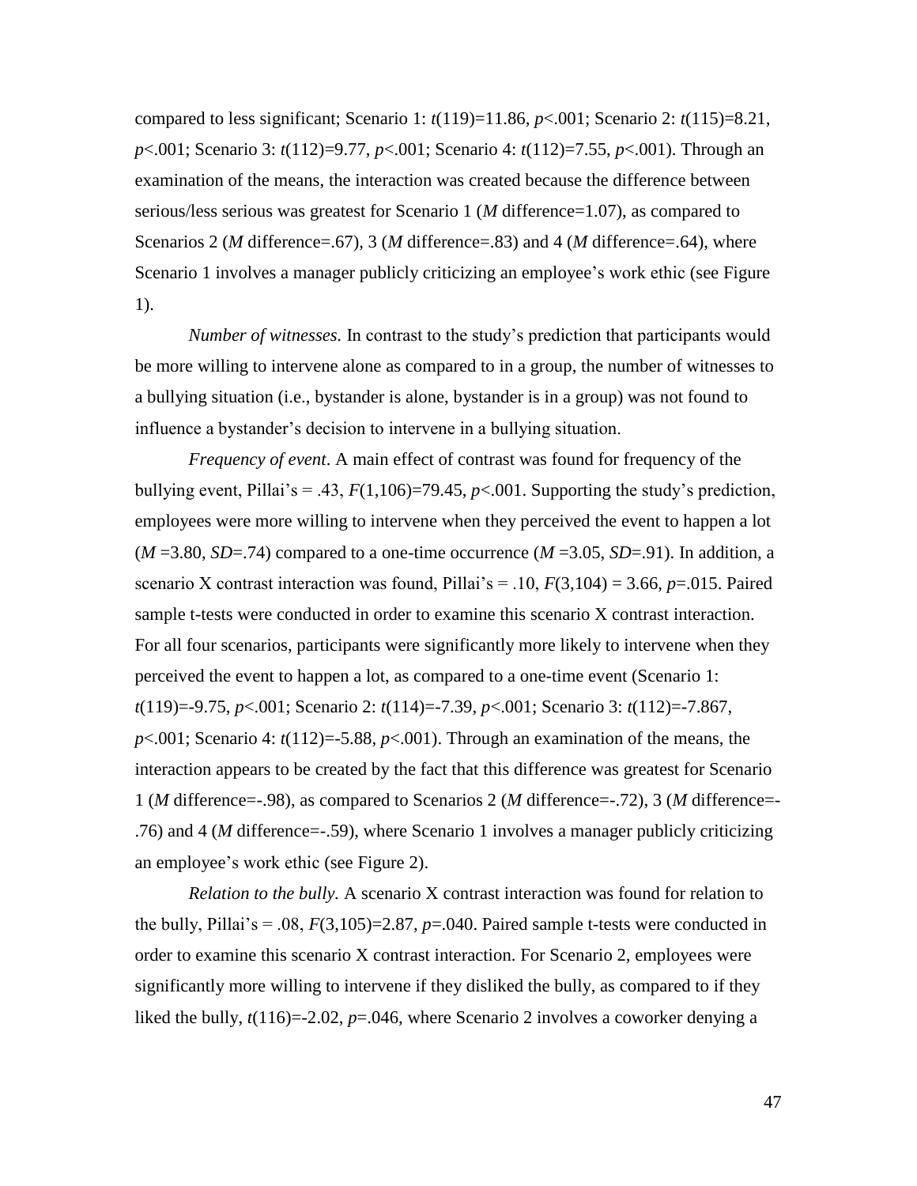compared to less significant; Scenario 1: $t(119)=11.86$, $p<.001$; Scenario 2: $t(115)=8.21$, $p<.001$; Scenario 3: $t(112)=9.77$, $p<.001$; Scenario 4: $t(112)=7.55$, $p<.001$). Through an examination of the means, the interaction was created because the difference between serious/less serious was greatest for Scenario 1 ($M$ difference=1.07), as compared to Scenarios 2 ($M$ difference=.67), 3 ($M$ difference=.83) and 4 ($M$ difference=.64), where Scenario 1 involves a manager publicly criticizing an employee's work ethic (see Figure 1).

*Number of witnesses.* In contrast to the study's prediction that participants would be more willing to intervene alone as compared to in a group, the number of witnesses to a bullying situation (i.e., bystander is alone, bystander is in a group) was not found to influence a bystander's decision to intervene in a bullying situation.

*Frequency of event*. A main effect of contrast was found for frequency of the bullying event, Pillai's = .43, $F(1,106)=79.45$, $p<.001$. Supporting the study's prediction, employees were more willing to intervene when they perceived the event to happen a lot ($M$ =3.80, $SD$=.74) compared to a one-time occurrence ($M$ =3.05, $SD$=.91). In addition, a scenario X contrast interaction was found, Pillai's = .10, $F(3,104) = 3.66$, $p$=.015. Paired sample t-tests were conducted in order to examine this scenario X contrast interaction. For all four scenarios, participants were significantly more likely to intervene when they perceived the event to happen a lot, as compared to a one-time event (Scenario 1: $t(119)=-9.75$, $p<.001$; Scenario 2: $t(114)=-7.39$, $p<.001$; Scenario 3: $t(112)=-7.867$, $p<.001$; Scenario 4: $t(112)=-5.88$, $p<.001$). Through an examination of the means, the interaction appears to be created by the fact that this difference was greatest for Scenario 1 ($M$ difference=-.98), as compared to Scenarios 2 ($M$ difference=-.72), 3 ($M$ difference=-.76) and 4 ($M$ difference=-.59), where Scenario 1 involves a manager publicly criticizing an employee's work ethic (see Figure 2).

*Relation to the bully.* A scenario X contrast interaction was found for relation to the bully, Pillai's = .08, $F(3,105)=2.87$, $p$=.040. Paired sample t-tests were conducted in order to examine this scenario X contrast interaction. For Scenario 2, employees were significantly more willing to intervene if they disliked the bully, as compared to if they liked the bully, $t(116)=-2.02$, $p$=.046, where Scenario 2 involves a coworker denying a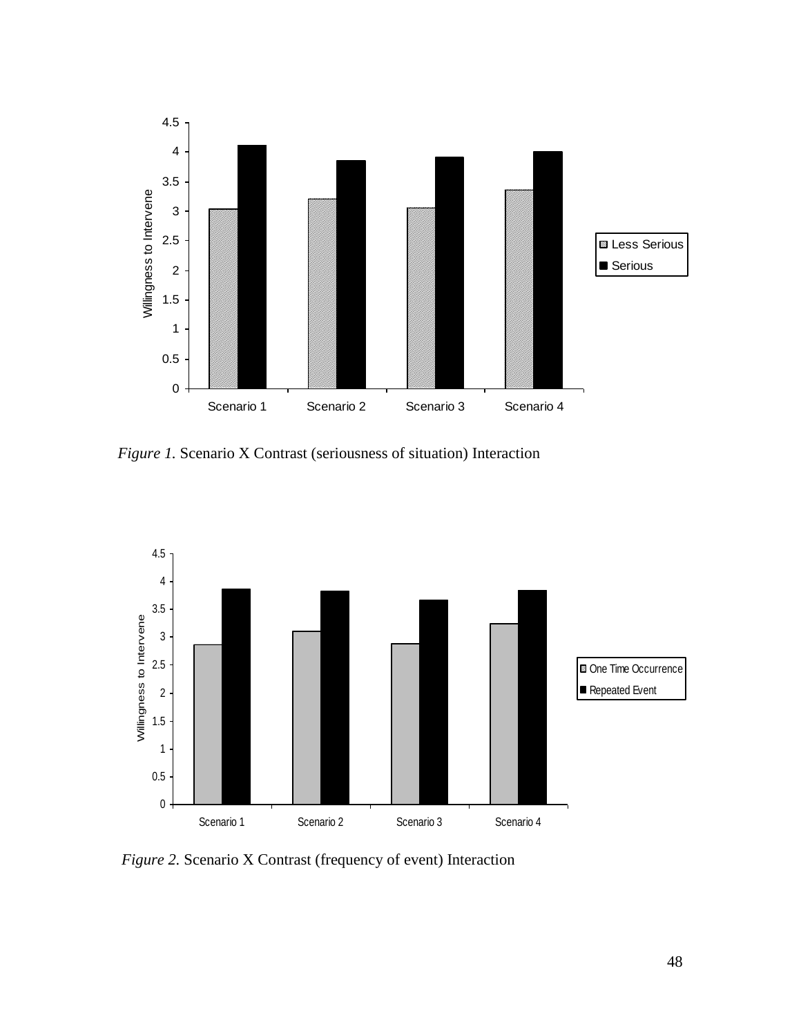*Figure 1.* Scenario X Contrast (seriousness of situation) Interaction

*Figure 2.* Scenario X Contrast (frequency of event) Interaction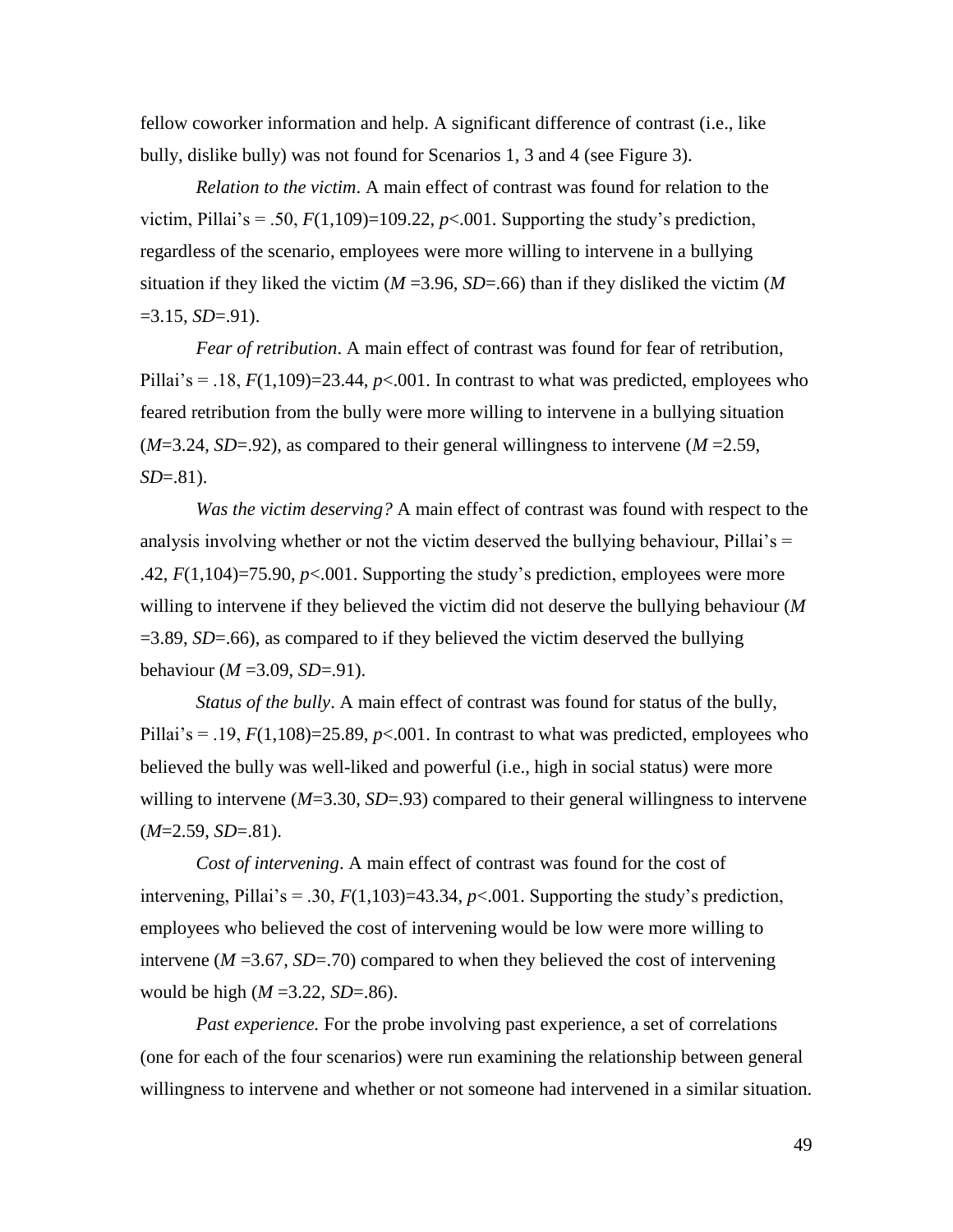fellow coworker information and help. A significant difference of contrast (i.e., like bully, dislike bully) was not found for Scenarios 1, 3 and 4 (see Figure 3).

*Relation to the victim*. A main effect of contrast was found for relation to the victim, Pillai's = .50, $F(1,109)=109.22$, $p<.001$. Supporting the study's prediction, regardless of the scenario, employees were more willing to intervene in a bullying situation if they liked the victim ($M=3.96$, $SD=.66$) than if they disliked the victim ($M=3.15$, $SD=.91$).

*Fear of retribution*. A main effect of contrast was found for fear of retribution, Pillai's = .18, $F(1,109)=23.44$, $p<.001$. In contrast to what was predicted, employees who feared retribution from the bully were more willing to intervene in a bullying situation ($M=3.24$, $SD=.92$), as compared to their general willingness to intervene ($M=2.59$, $SD=.81$).

*Was the victim deserving?* A main effect of contrast was found with respect to the analysis involving whether or not the victim deserved the bullying behaviour, Pillai's = .42, $F(1,104)=75.90$, $p<.001$. Supporting the study's prediction, employees were more willing to intervene if they believed the victim did not deserve the bullying behaviour ($M=3.89$, $SD=.66$), as compared to if they believed the victim deserved the bullying behaviour ($M=3.09$, $SD=.91$).

*Status of the bully*. A main effect of contrast was found for status of the bully, Pillai's = .19, $F(1,108)=25.89$, $p<.001$. In contrast to what was predicted, employees who believed the bully was well-liked and powerful (i.e., high in social status) were more willing to intervene ($M=3.30$, $SD=.93$) compared to their general willingness to intervene ($M=2.59$, $SD=.81$).

*Cost of intervening*. A main effect of contrast was found for the cost of intervening, Pillai's = .30, $F(1,103)=43.34$, $p<.001$. Supporting the study's prediction, employees who believed the cost of intervening would be low were more willing to intervene ($M=3.67$, $SD=.70$) compared to when they believed the cost of intervening would be high ($M=3.22$, $SD=.86$).

*Past experience.* For the probe involving past experience, a set of correlations (one for each of the four scenarios) were run examining the relationship between general willingness to intervene and whether or not someone had intervened in a similar situation.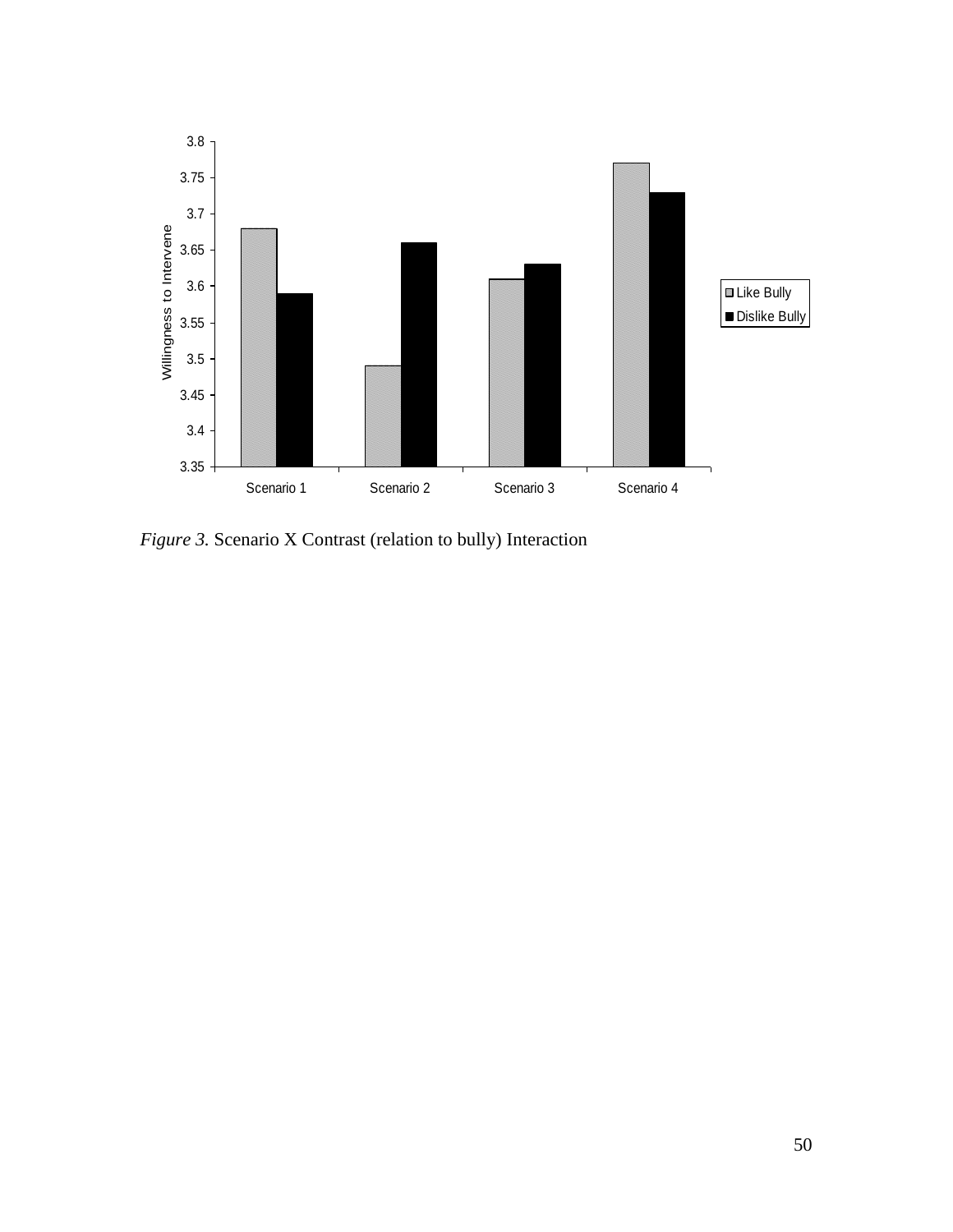| Scenario | Like Bully | Dislike Bully |
| --- | --- | --- |
| Scenario 1 | 3.68 | 3.59 |
| Scenario 2 | 3.49 | 3.66 |
| Scenario 3 | 3.61 | 3.63 |
| Scenario 4 | 3.77 | 3.73 |

*Figure 3.* Scenario X Contrast (relation to bully) Interaction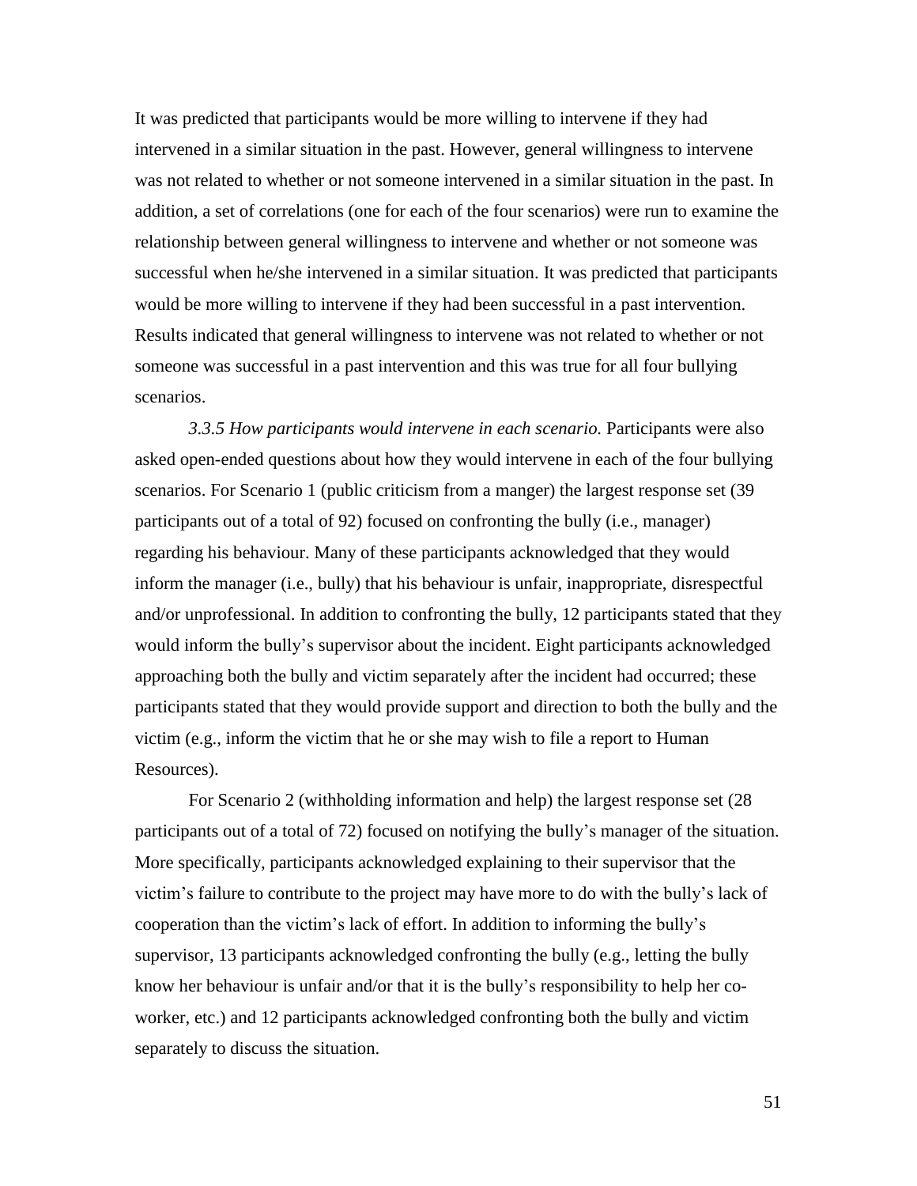It was predicted that participants would be more willing to intervene if they had intervened in a similar situation in the past. However, general willingness to intervene was not related to whether or not someone intervened in a similar situation in the past. In addition, a set of correlations (one for each of the four scenarios) were run to examine the relationship between general willingness to intervene and whether or not someone was successful when he/she intervened in a similar situation. It was predicted that participants would be more willing to intervene if they had been successful in a past intervention. Results indicated that general willingness to intervene was not related to whether or not someone was successful in a past intervention and this was true for all four bullying scenarios.

*3.3.5 How participants would intervene in each scenario.* Participants were also asked open-ended questions about how they would intervene in each of the four bullying scenarios. For Scenario 1 (public criticism from a manger) the largest response set (39 participants out of a total of 92) focused on confronting the bully (i.e., manager) regarding his behaviour. Many of these participants acknowledged that they would inform the manager (i.e., bully) that his behaviour is unfair, inappropriate, disrespectful and/or unprofessional. In addition to confronting the bully, 12 participants stated that they would inform the bully's supervisor about the incident. Eight participants acknowledged approaching both the bully and victim separately after the incident had occurred; these participants stated that they would provide support and direction to both the bully and the victim (e.g., inform the victim that he or she may wish to file a report to Human Resources).

For Scenario 2 (withholding information and help) the largest response set (28 participants out of a total of 72) focused on notifying the bully's manager of the situation. More specifically, participants acknowledged explaining to their supervisor that the victim's failure to contribute to the project may have more to do with the bully's lack of cooperation than the victim's lack of effort. In addition to informing the bully's supervisor, 13 participants acknowledged confronting the bully (e.g., letting the bully know her behaviour is unfair and/or that it is the bully's responsibility to help her co-worker, etc.) and 12 participants acknowledged confronting both the bully and victim separately to discuss the situation.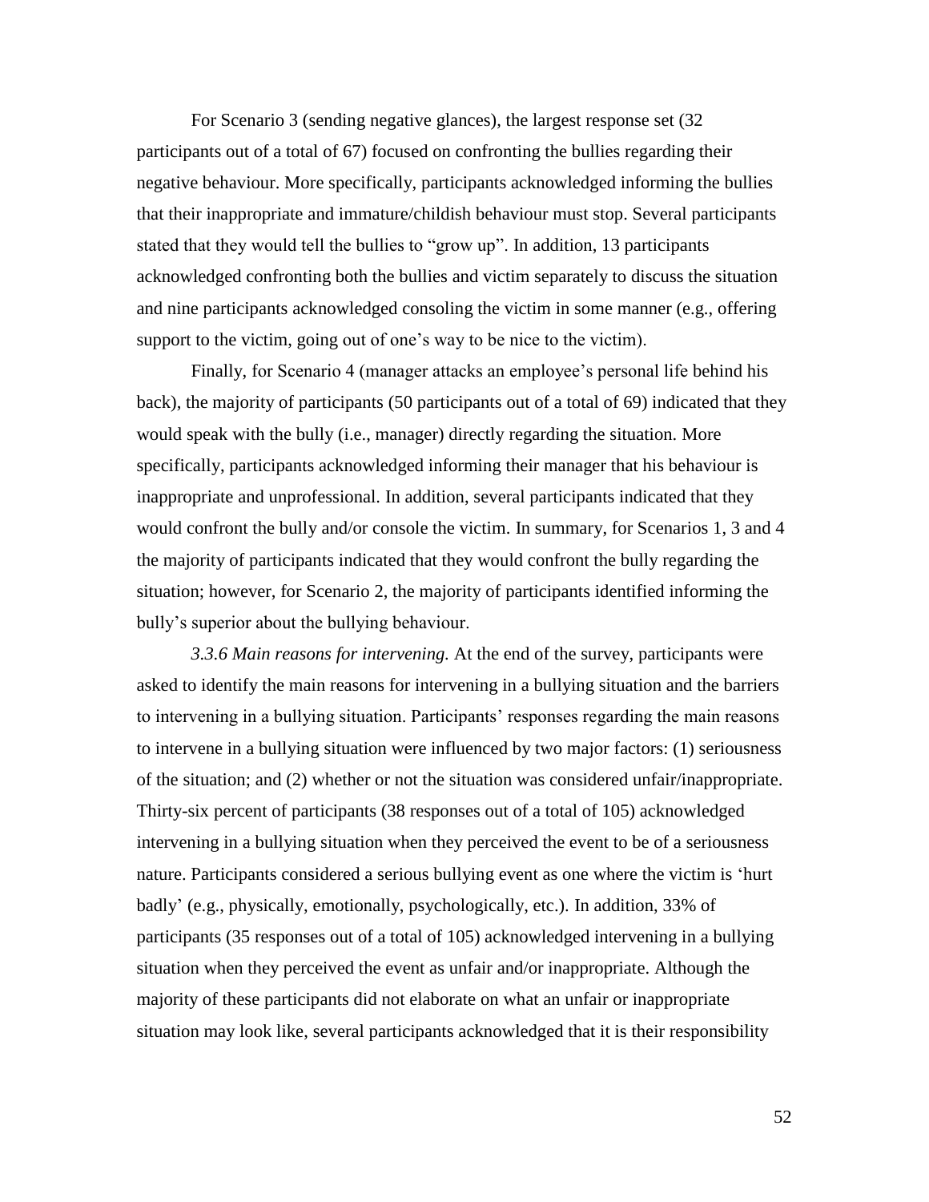For Scenario 3 (sending negative glances), the largest response set (32 participants out of a total of 67) focused on confronting the bullies regarding their negative behaviour. More specifically, participants acknowledged informing the bullies that their inappropriate and immature/childish behaviour must stop. Several participants stated that they would tell the bullies to "grow up". In addition, 13 participants acknowledged confronting both the bullies and victim separately to discuss the situation and nine participants acknowledged consoling the victim in some manner (e.g., offering support to the victim, going out of one's way to be nice to the victim).

Finally, for Scenario 4 (manager attacks an employee's personal life behind his back), the majority of participants (50 participants out of a total of 69) indicated that they would speak with the bully (i.e., manager) directly regarding the situation. More specifically, participants acknowledged informing their manager that his behaviour is inappropriate and unprofessional. In addition, several participants indicated that they would confront the bully and/or console the victim. In summary, for Scenarios 1, 3 and 4 the majority of participants indicated that they would confront the bully regarding the situation; however, for Scenario 2, the majority of participants identified informing the bully's superior about the bullying behaviour.

*3.3.6 Main reasons for intervening.* At the end of the survey, participants were asked to identify the main reasons for intervening in a bullying situation and the barriers to intervening in a bullying situation. Participants' responses regarding the main reasons to intervene in a bullying situation were influenced by two major factors: (1) seriousness of the situation; and (2) whether or not the situation was considered unfair/inappropriate. Thirty-six percent of participants (38 responses out of a total of 105) acknowledged intervening in a bullying situation when they perceived the event to be of a seriousness nature. Participants considered a serious bullying event as one where the victim is 'hurt badly' (e.g., physically, emotionally, psychologically, etc.). In addition, 33% of participants (35 responses out of a total of 105) acknowledged intervening in a bullying situation when they perceived the event as unfair and/or inappropriate. Although the majority of these participants did not elaborate on what an unfair or inappropriate situation may look like, several participants acknowledged that it is their responsibility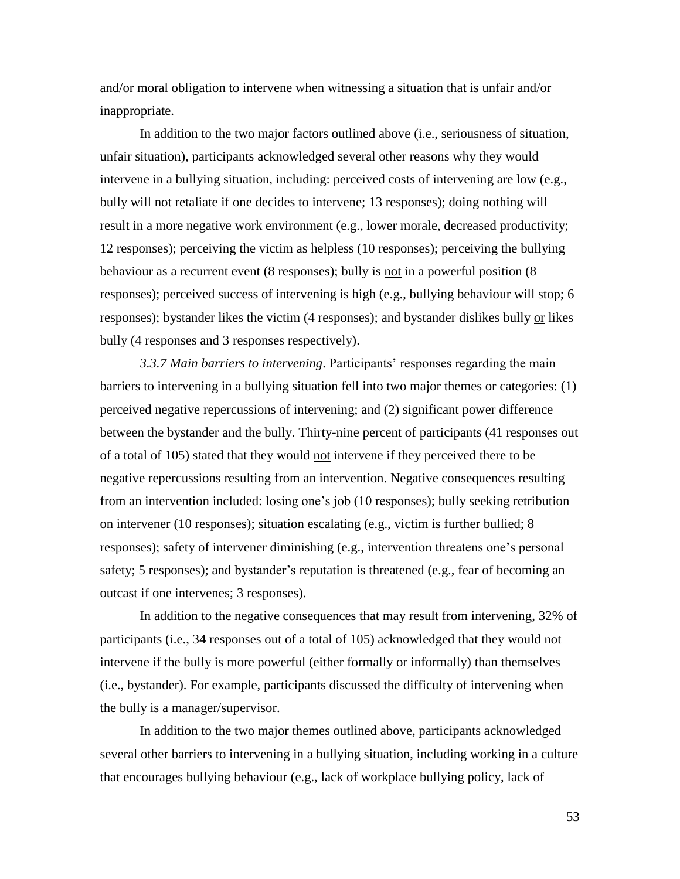and/or moral obligation to intervene when witnessing a situation that is unfair and/or inappropriate.

In addition to the two major factors outlined above (i.e., seriousness of situation, unfair situation), participants acknowledged several other reasons why they would intervene in a bullying situation, including: perceived costs of intervening are low (e.g., bully will not retaliate if one decides to intervene; 13 responses); doing nothing will result in a more negative work environment (e.g., lower morale, decreased productivity; 12 responses); perceiving the victim as helpless (10 responses); perceiving the bullying behaviour as a recurrent event (8 responses); bully is <u>not</u> in a powerful position (8 responses); perceived success of intervening is high (e.g., bullying behaviour will stop; 6 responses); bystander likes the victim (4 responses); and bystander dislikes bully <u>or</u> likes bully (4 responses and 3 responses respectively).

*3.3.7 Main barriers to intervening*. Participants' responses regarding the main barriers to intervening in a bullying situation fell into two major themes or categories: (1) perceived negative repercussions of intervening; and (2) significant power difference between the bystander and the bully. Thirty-nine percent of participants (41 responses out of a total of 105) stated that they would <u>not</u> intervene if they perceived there to be negative repercussions resulting from an intervention. Negative consequences resulting from an intervention included: losing one's job (10 responses); bully seeking retribution on intervener (10 responses); situation escalating (e.g., victim is further bullied; 8 responses); safety of intervener diminishing (e.g., intervention threatens one's personal safety; 5 responses); and bystander's reputation is threatened (e.g., fear of becoming an outcast if one intervenes; 3 responses).

In addition to the negative consequences that may result from intervening, 32% of participants (i.e., 34 responses out of a total of 105) acknowledged that they would not intervene if the bully is more powerful (either formally or informally) than themselves (i.e., bystander). For example, participants discussed the difficulty of intervening when the bully is a manager/supervisor.

In addition to the two major themes outlined above, participants acknowledged several other barriers to intervening in a bullying situation, including working in a culture that encourages bullying behaviour (e.g., lack of workplace bullying policy, lack of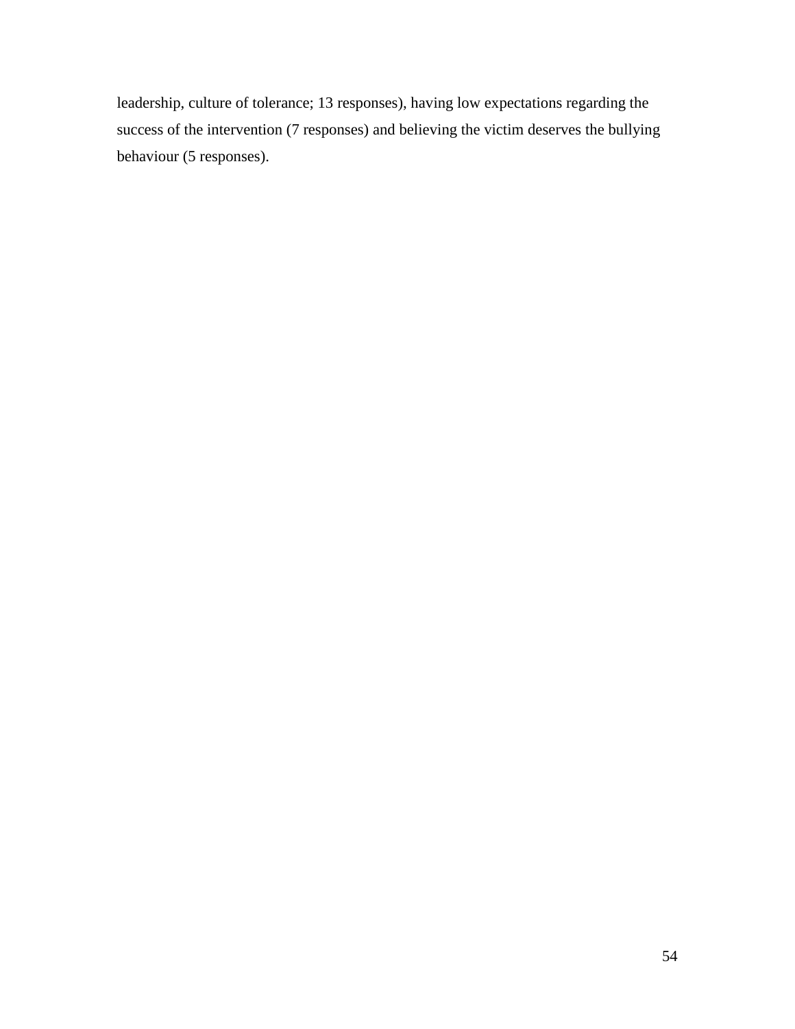leadership, culture of tolerance; 13 responses), having low expectations regarding the success of the intervention (7 responses) and believing the victim deserves the bullying behaviour (5 responses).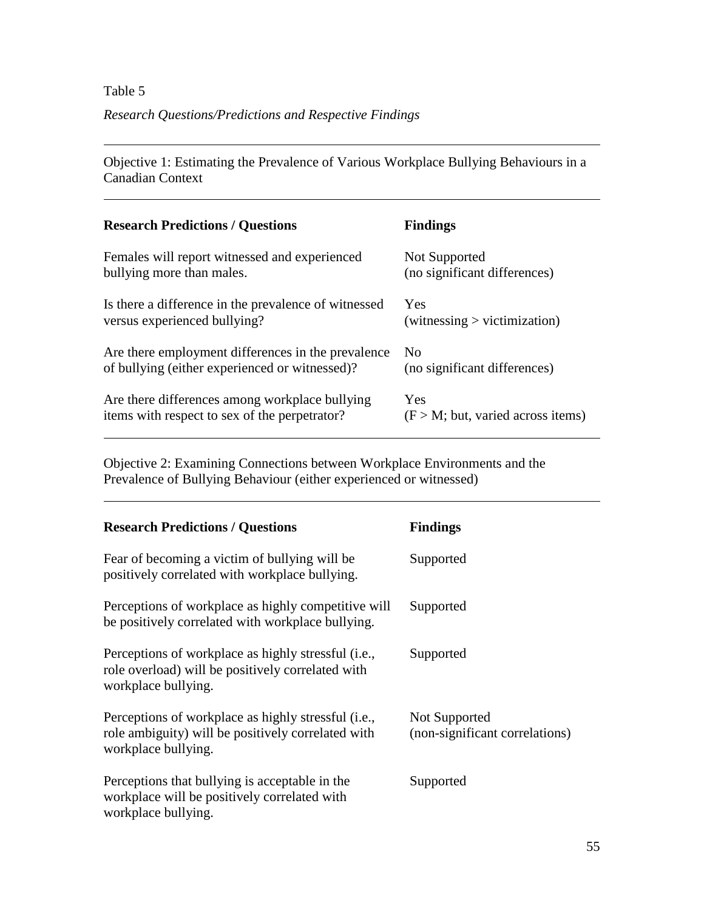Table 5

*Research Questions/Predictions and Respective Findings*

Objective 1: Estimating the Prevalence of Various Workplace Bullying Behaviours in a Canadian Context

| **Research Predictions / Questions** | **Findings** |
| --- | --- |
| Females will report witnessed and experienced bullying more than males. | Not Supported (no significant differences) |
| Is there a difference in the prevalence of witnessed versus experienced bullying? | Yes (witnessing > victimization) |
| Are there employment differences in the prevalence of bullying (either experienced or witnessed)? | No (no significant differences) |
| Are there differences among workplace bullying items with respect to sex of the perpetrator? | Yes (F > M; but, varied across items) |

Objective 2: Examining Connections between Workplace Environments and the Prevalence of Bullying Behaviour (either experienced or witnessed)

| **Research Predictions / Questions** | **Findings** |
| --- | --- |
| Fear of becoming a victim of bullying will be positively correlated with workplace bullying. | Supported |
| Perceptions of workplace as highly competitive will be positively correlated with workplace bullying. | Supported |
| Perceptions of workplace as highly stressful (i.e., role overload) will be positively correlated with workplace bullying. | Supported |
| Perceptions of workplace as highly stressful (i.e., role ambiguity) will be positively correlated with workplace bullying. | Not Supported (non-significant correlations) |
| Perceptions that bullying is acceptable in the workplace will be positively correlated with workplace bullying. | Supported |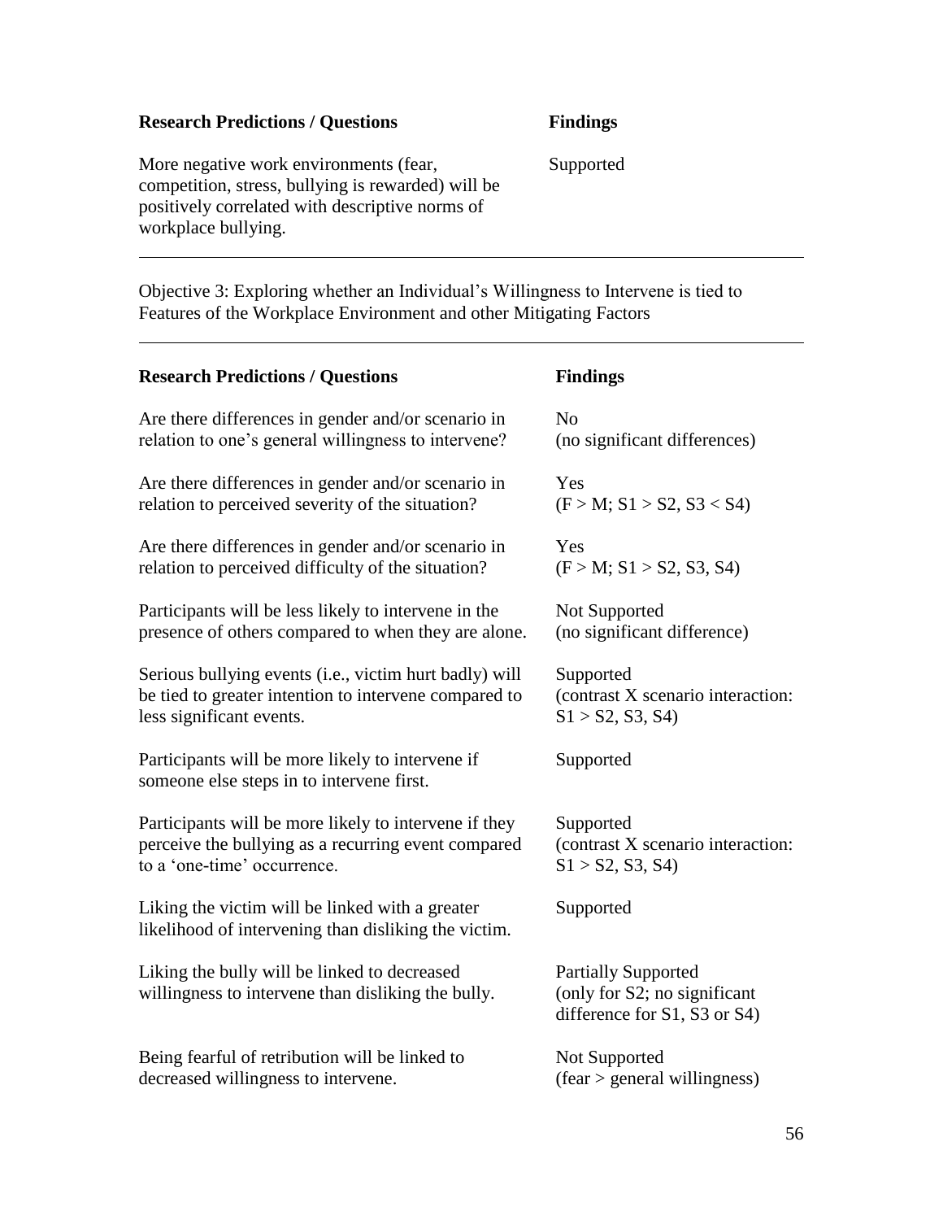| **Research Predictions / Questions** | **Findings** |
| --- | --- |
| More negative work environments (fear, competition, stress, bullying is rewarded) will be positively correlated with descriptive norms of workplace bullying. | Supported |

Objective 3: Exploring whether an Individual's Willingness to Intervene is tied to Features of the Workplace Environment and other Mitigating Factors

| **Research Predictions / Questions** | **Findings** |
| --- | --- |
| Are there differences in gender and/or scenario in relation to one's general willingness to intervene? | No (no significant differences) |
| Are there differences in gender and/or scenario in relation to perceived severity of the situation? | Yes (F > M; S1 > S2, S3 < S4) |
| Are there differences in gender and/or scenario in relation to perceived difficulty of the situation? | Yes (F > M; S1 > S2, S3, S4) |
| Participants will be less likely to intervene in the presence of others compared to when they are alone. | Not Supported (no significant difference) |
| Serious bullying events (i.e., victim hurt badly) will be tied to greater intention to intervene compared to less significant events. | Supported (contrast X scenario interaction: S1 > S2, S3, S4) |
| Participants will be more likely to intervene if someone else steps in to intervene first. | Supported |
| Participants will be more likely to intervene if they perceive the bullying as a recurring event compared to a 'one-time' occurrence. | Supported (contrast X scenario interaction: S1 > S2, S3, S4) |
| Liking the victim will be linked with a greater likelihood of intervening than disliking the victim. | Supported |
| Liking the bully will be linked to decreased willingness to intervene than disliking the bully. | Partially Supported (only for S2; no significant difference for S1, S3 or S4) |
| Being fearful of retribution will be linked to decreased willingness to intervene. | Not Supported (fear > general willingness) |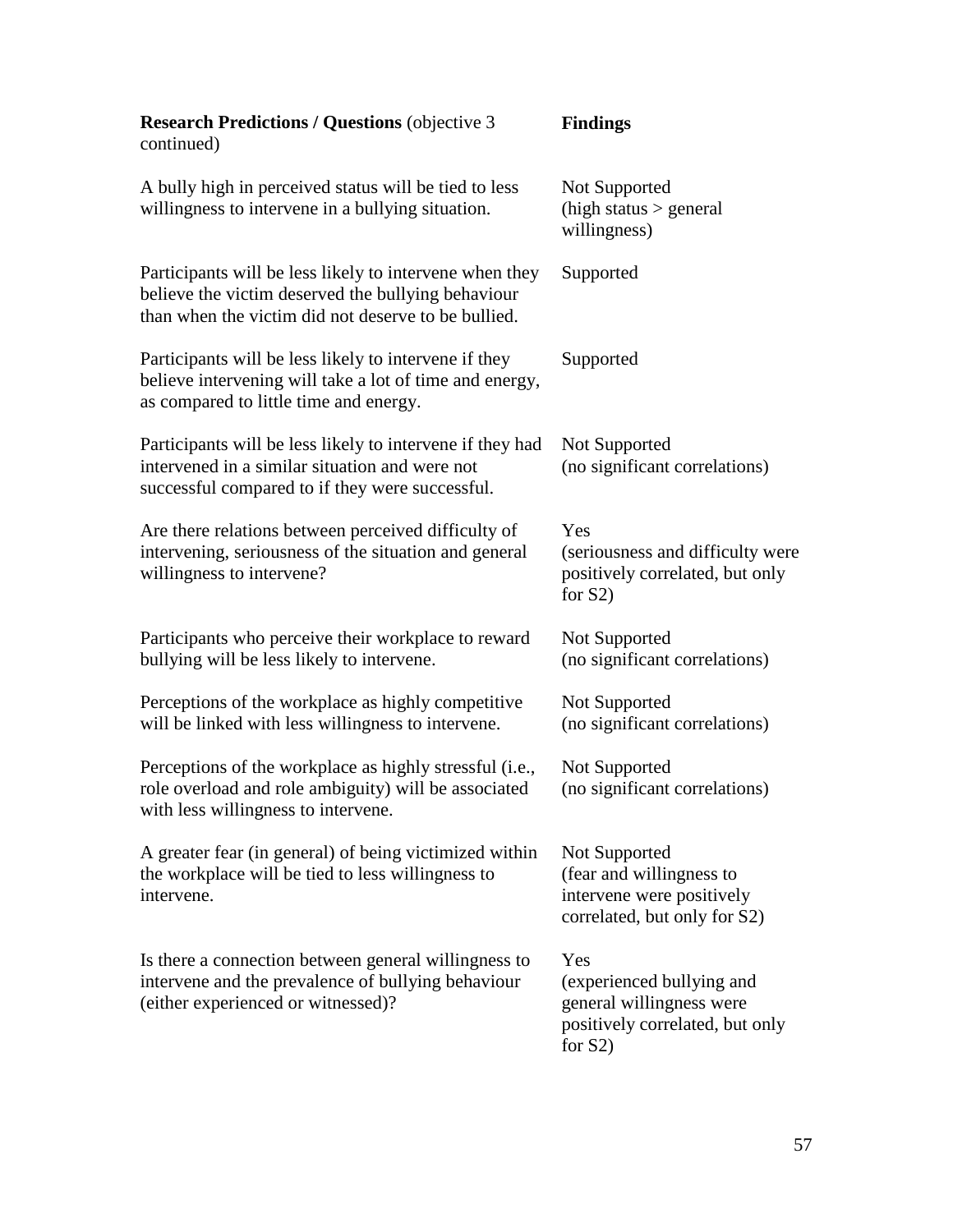| **Research Predictions / Questions** (objective 3 continued) | **Findings** |
|---|---|
| A bully high in perceived status will be tied to less willingness to intervene in a bullying situation. | Not Supported (high status > general willingness) |
| Participants will be less likely to intervene when they believe the victim deserved the bullying behaviour than when the victim did not deserve to be bullied. | Supported |
| Participants will be less likely to intervene if they believe intervening will take a lot of time and energy, as compared to little time and energy. | Supported |
| Participants will be less likely to intervene if they had intervened in a similar situation and were not successful compared to if they were successful. | Not Supported (no significant correlations) |
| Are there relations between perceived difficulty of intervening, seriousness of the situation and general willingness to intervene? | Yes (seriousness and difficulty were positively correlated, but only for S2) |
| Participants who perceive their workplace to reward bullying will be less likely to intervene. | Not Supported (no significant correlations) |
| Perceptions of the workplace as highly competitive will be linked with less willingness to intervene. | Not Supported (no significant correlations) |
| Perceptions of the workplace as highly stressful (i.e., role overload and role ambiguity) will be associated with less willingness to intervene. | Not Supported (no significant correlations) |
| A greater fear (in general) of being victimized within the workplace will be tied to less willingness to intervene. | Not Supported (fear and willingness to intervene were positively correlated, but only for S2) |
| Is there a connection between general willingness to intervene and the prevalence of bullying behaviour (either experienced or witnessed)? | Yes (experienced bullying and general willingness were positively correlated, but only for S2) |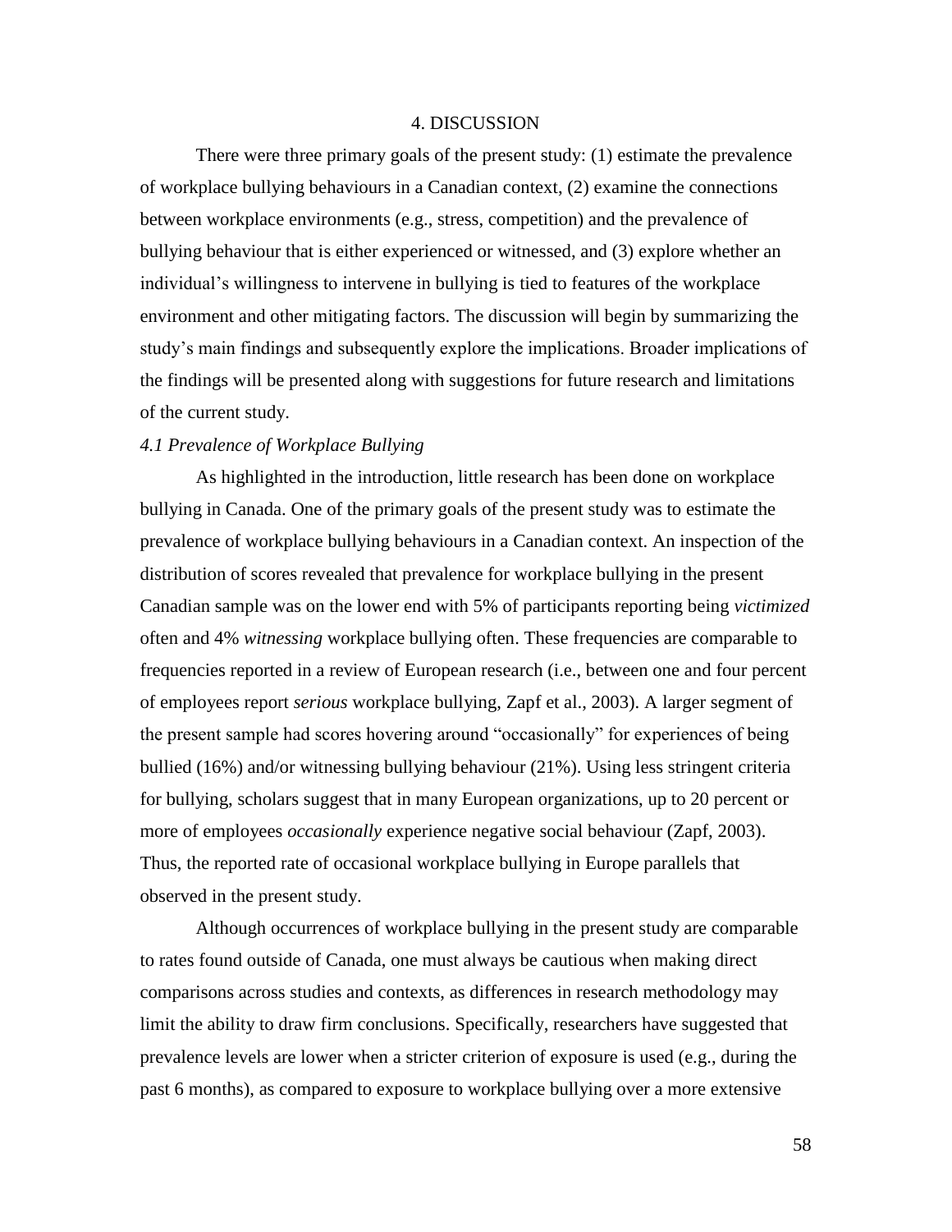# 4. DISCUSSION

There were three primary goals of the present study: (1) estimate the prevalence of workplace bullying behaviours in a Canadian context, (2) examine the connections between workplace environments (e.g., stress, competition) and the prevalence of bullying behaviour that is either experienced or witnessed, and (3) explore whether an individual's willingness to intervene in bullying is tied to features of the workplace environment and other mitigating factors. The discussion will begin by summarizing the study's main findings and subsequently explore the implications. Broader implications of the findings will be presented along with suggestions for future research and limitations of the current study.

## *4.1 Prevalence of Workplace Bullying*

As highlighted in the introduction, little research has been done on workplace bullying in Canada. One of the primary goals of the present study was to estimate the prevalence of workplace bullying behaviours in a Canadian context. An inspection of the distribution of scores revealed that prevalence for workplace bullying in the present Canadian sample was on the lower end with 5% of participants reporting being *victimized* often and 4% *witnessing* workplace bullying often. These frequencies are comparable to frequencies reported in a review of European research (i.e., between one and four percent of employees report *serious* workplace bullying, Zapf et al., 2003). A larger segment of the present sample had scores hovering around "occasionally" for experiences of being bullied (16%) and/or witnessing bullying behaviour (21%). Using less stringent criteria for bullying, scholars suggest that in many European organizations, up to 20 percent or more of employees *occasionally* experience negative social behaviour (Zapf, 2003). Thus, the reported rate of occasional workplace bullying in Europe parallels that observed in the present study.

Although occurrences of workplace bullying in the present study are comparable to rates found outside of Canada, one must always be cautious when making direct comparisons across studies and contexts, as differences in research methodology may limit the ability to draw firm conclusions. Specifically, researchers have suggested that prevalence levels are lower when a stricter criterion of exposure is used (e.g., during the past 6 months), as compared to exposure to workplace bullying over a more extensive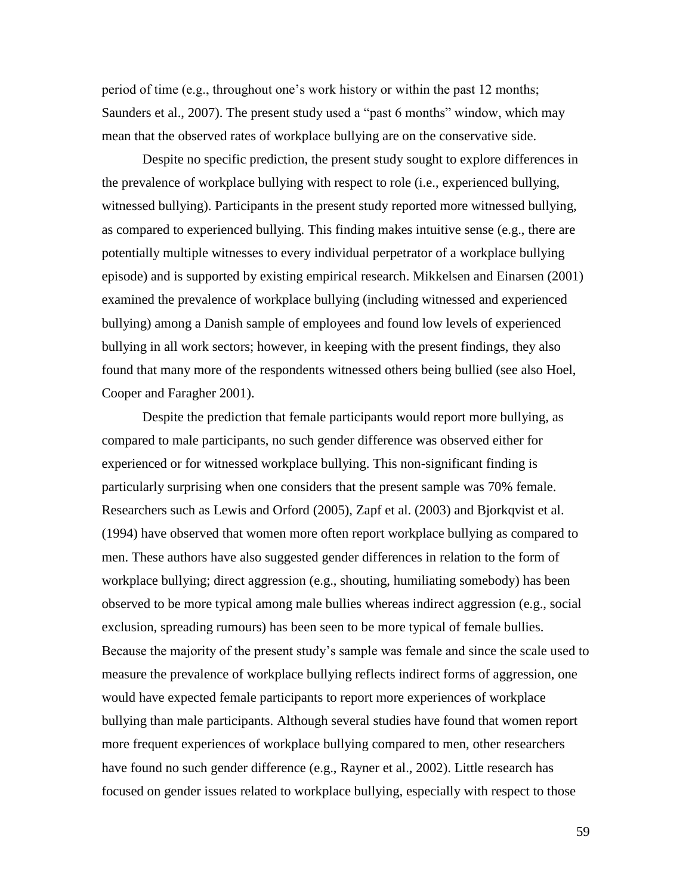period of time (e.g., throughout one's work history or within the past 12 months; Saunders et al., 2007). The present study used a "past 6 months" window, which may mean that the observed rates of workplace bullying are on the conservative side.

Despite no specific prediction, the present study sought to explore differences in the prevalence of workplace bullying with respect to role (i.e., experienced bullying, witnessed bullying). Participants in the present study reported more witnessed bullying, as compared to experienced bullying. This finding makes intuitive sense (e.g., there are potentially multiple witnesses to every individual perpetrator of a workplace bullying episode) and is supported by existing empirical research. Mikkelsen and Einarsen (2001) examined the prevalence of workplace bullying (including witnessed and experienced bullying) among a Danish sample of employees and found low levels of experienced bullying in all work sectors; however, in keeping with the present findings, they also found that many more of the respondents witnessed others being bullied (see also Hoel, Cooper and Faragher 2001).

Despite the prediction that female participants would report more bullying, as compared to male participants, no such gender difference was observed either for experienced or for witnessed workplace bullying. This non-significant finding is particularly surprising when one considers that the present sample was 70% female. Researchers such as Lewis and Orford (2005), Zapf et al. (2003) and Bjorkqvist et al. (1994) have observed that women more often report workplace bullying as compared to men. These authors have also suggested gender differences in relation to the form of workplace bullying; direct aggression (e.g., shouting, humiliating somebody) has been observed to be more typical among male bullies whereas indirect aggression (e.g., social exclusion, spreading rumours) has been seen to be more typical of female bullies. Because the majority of the present study's sample was female and since the scale used to measure the prevalence of workplace bullying reflects indirect forms of aggression, one would have expected female participants to report more experiences of workplace bullying than male participants. Although several studies have found that women report more frequent experiences of workplace bullying compared to men, other researchers have found no such gender difference (e.g., Rayner et al., 2002). Little research has focused on gender issues related to workplace bullying, especially with respect to those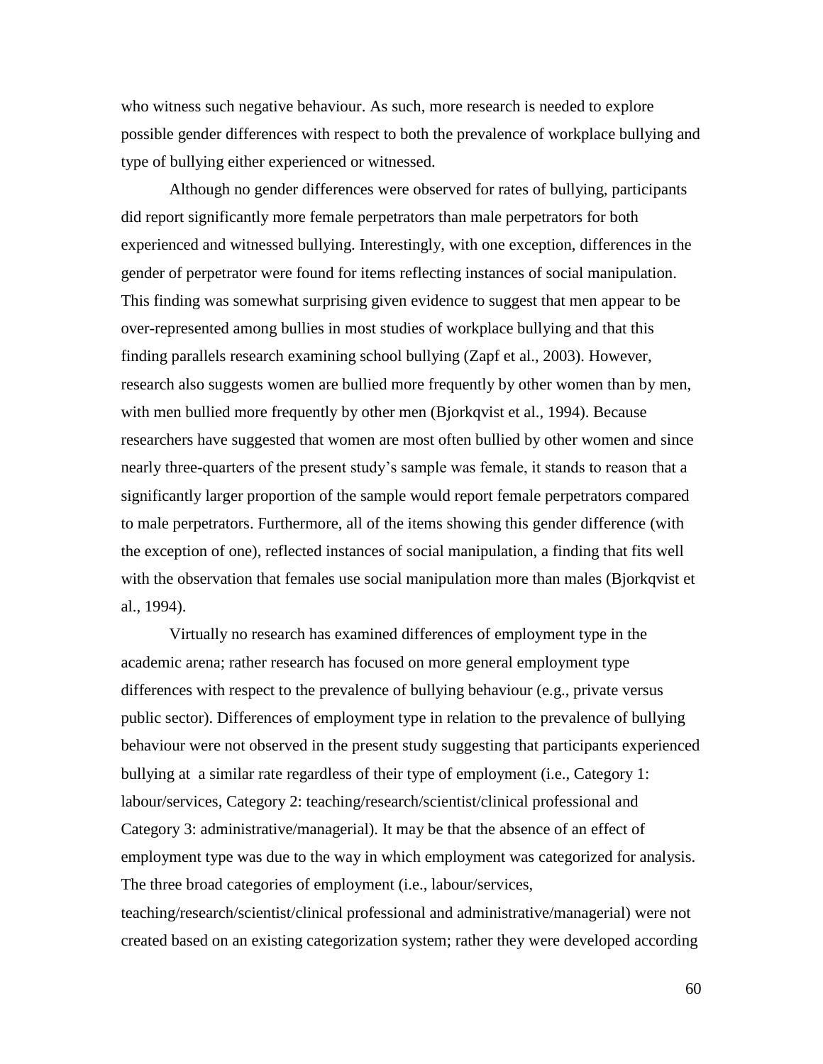who witness such negative behaviour. As such, more research is needed to explore possible gender differences with respect to both the prevalence of workplace bullying and type of bullying either experienced or witnessed.

Although no gender differences were observed for rates of bullying, participants did report significantly more female perpetrators than male perpetrators for both experienced and witnessed bullying. Interestingly, with one exception, differences in the gender of perpetrator were found for items reflecting instances of social manipulation. This finding was somewhat surprising given evidence to suggest that men appear to be over-represented among bullies in most studies of workplace bullying and that this finding parallels research examining school bullying (Zapf et al., 2003). However, research also suggests women are bullied more frequently by other women than by men, with men bullied more frequently by other men (Bjorkqvist et al., 1994). Because researchers have suggested that women are most often bullied by other women and since nearly three-quarters of the present study's sample was female, it stands to reason that a significantly larger proportion of the sample would report female perpetrators compared to male perpetrators. Furthermore, all of the items showing this gender difference (with the exception of one), reflected instances of social manipulation, a finding that fits well with the observation that females use social manipulation more than males (Bjorkqvist et al., 1994).

Virtually no research has examined differences of employment type in the academic arena; rather research has focused on more general employment type differences with respect to the prevalence of bullying behaviour (e.g., private versus public sector). Differences of employment type in relation to the prevalence of bullying behaviour were not observed in the present study suggesting that participants experienced bullying at a similar rate regardless of their type of employment (i.e., Category 1: labour/services, Category 2: teaching/research/scientist/clinical professional and Category 3: administrative/managerial). It may be that the absence of an effect of employment type was due to the way in which employment was categorized for analysis. The three broad categories of employment (i.e., labour/services, teaching/research/scientist/clinical professional and administrative/managerial) were not created based on an existing categorization system; rather they were developed according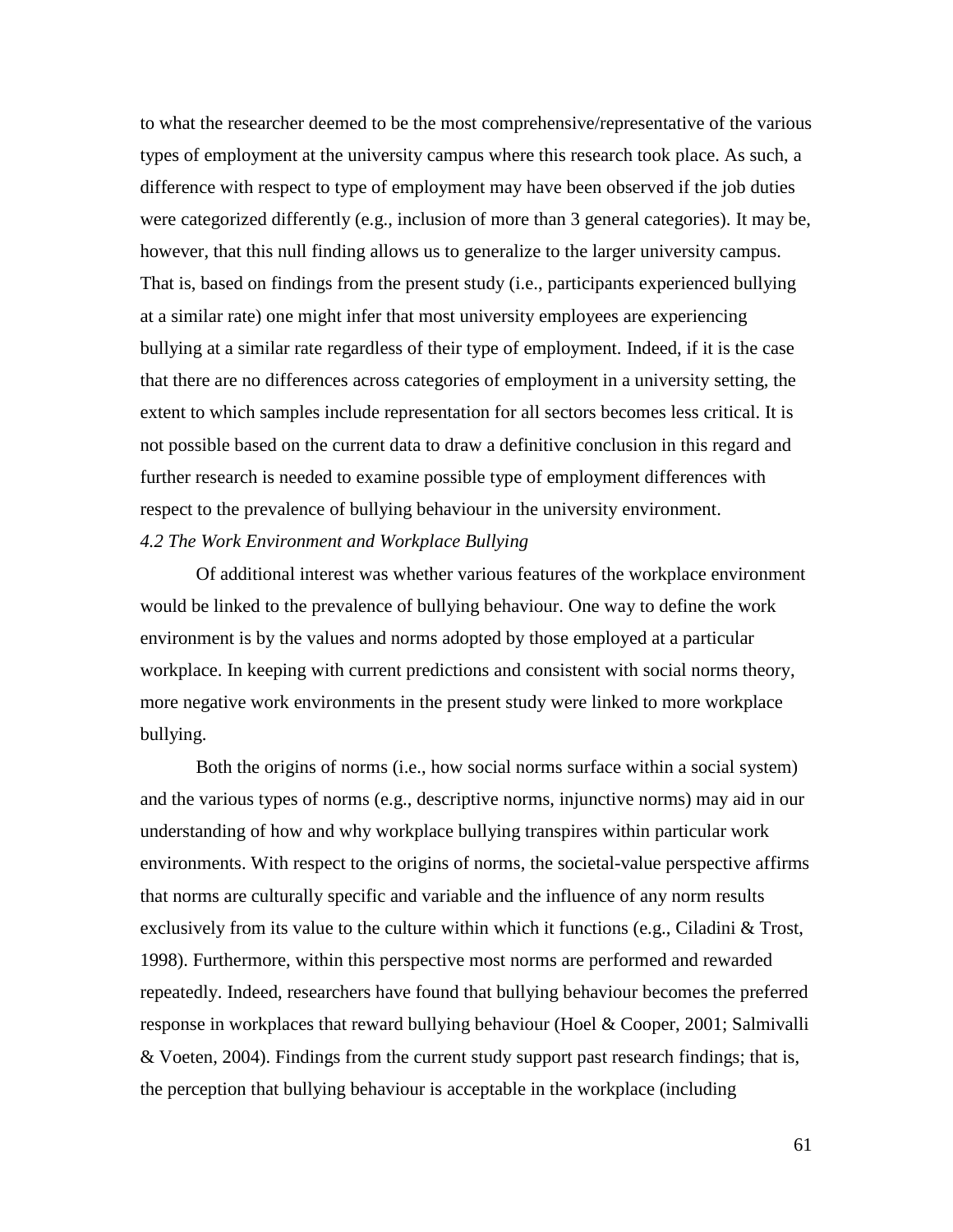to what the researcher deemed to be the most comprehensive/representative of the various types of employment at the university campus where this research took place. As such, a difference with respect to type of employment may have been observed if the job duties were categorized differently (e.g., inclusion of more than 3 general categories). It may be, however, that this null finding allows us to generalize to the larger university campus. That is, based on findings from the present study (i.e., participants experienced bullying at a similar rate) one might infer that most university employees are experiencing bullying at a similar rate regardless of their type of employment. Indeed, if it is the case that there are no differences across categories of employment in a university setting, the extent to which samples include representation for all sectors becomes less critical. It is not possible based on the current data to draw a definitive conclusion in this regard and further research is needed to examine possible type of employment differences with respect to the prevalence of bullying behaviour in the university environment.

### *4.2 The Work Environment and Workplace Bullying*

Of additional interest was whether various features of the workplace environment would be linked to the prevalence of bullying behaviour. One way to define the work environment is by the values and norms adopted by those employed at a particular workplace. In keeping with current predictions and consistent with social norms theory, more negative work environments in the present study were linked to more workplace bullying.

Both the origins of norms (i.e., how social norms surface within a social system) and the various types of norms (e.g., descriptive norms, injunctive norms) may aid in our understanding of how and why workplace bullying transpires within particular work environments. With respect to the origins of norms, the societal-value perspective affirms that norms are culturally specific and variable and the influence of any norm results exclusively from its value to the culture within which it functions (e.g., Ciladini & Trost, 1998). Furthermore, within this perspective most norms are performed and rewarded repeatedly. Indeed, researchers have found that bullying behaviour becomes the preferred response in workplaces that reward bullying behaviour (Hoel & Cooper, 2001; Salmivalli & Voeten, 2004). Findings from the current study support past research findings; that is, the perception that bullying behaviour is acceptable in the workplace (including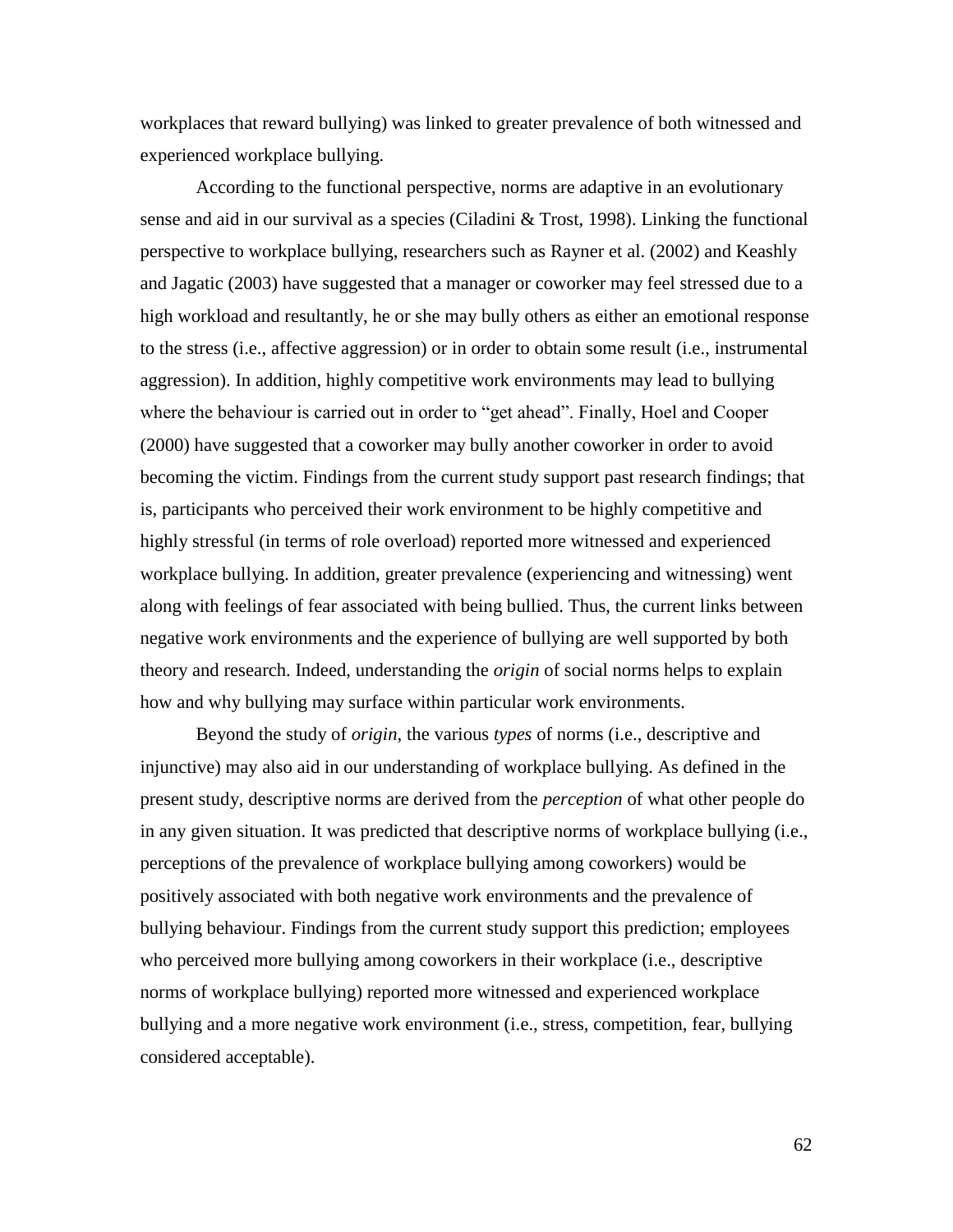workplaces that reward bullying) was linked to greater prevalence of both witnessed and experienced workplace bullying.

According to the functional perspective, norms are adaptive in an evolutionary sense and aid in our survival as a species (Ciladini & Trost, 1998). Linking the functional perspective to workplace bullying, researchers such as Rayner et al. (2002) and Keashly and Jagatic (2003) have suggested that a manager or coworker may feel stressed due to a high workload and resultantly, he or she may bully others as either an emotional response to the stress (i.e., affective aggression) or in order to obtain some result (i.e., instrumental aggression). In addition, highly competitive work environments may lead to bullying where the behaviour is carried out in order to "get ahead". Finally, Hoel and Cooper (2000) have suggested that a coworker may bully another coworker in order to avoid becoming the victim. Findings from the current study support past research findings; that is, participants who perceived their work environment to be highly competitive and highly stressful (in terms of role overload) reported more witnessed and experienced workplace bullying. In addition, greater prevalence (experiencing and witnessing) went along with feelings of fear associated with being bullied. Thus, the current links between negative work environments and the experience of bullying are well supported by both theory and research. Indeed, understanding the *origin* of social norms helps to explain how and why bullying may surface within particular work environments.

Beyond the study of *origin*, the various *types* of norms (i.e., descriptive and injunctive) may also aid in our understanding of workplace bullying. As defined in the present study, descriptive norms are derived from the *perception* of what other people do in any given situation. It was predicted that descriptive norms of workplace bullying (i.e., perceptions of the prevalence of workplace bullying among coworkers) would be positively associated with both negative work environments and the prevalence of bullying behaviour. Findings from the current study support this prediction; employees who perceived more bullying among coworkers in their workplace (i.e., descriptive norms of workplace bullying) reported more witnessed and experienced workplace bullying and a more negative work environment (i.e., stress, competition, fear, bullying considered acceptable).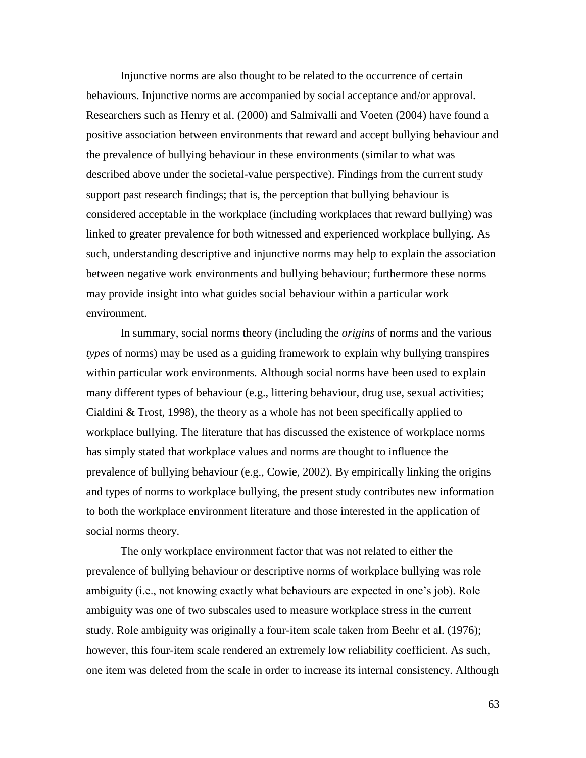Injunctive norms are also thought to be related to the occurrence of certain behaviours. Injunctive norms are accompanied by social acceptance and/or approval. Researchers such as Henry et al. (2000) and Salmivalli and Voeten (2004) have found a positive association between environments that reward and accept bullying behaviour and the prevalence of bullying behaviour in these environments (similar to what was described above under the societal-value perspective). Findings from the current study support past research findings; that is, the perception that bullying behaviour is considered acceptable in the workplace (including workplaces that reward bullying) was linked to greater prevalence for both witnessed and experienced workplace bullying. As such, understanding descriptive and injunctive norms may help to explain the association between negative work environments and bullying behaviour; furthermore these norms may provide insight into what guides social behaviour within a particular work environment.

In summary, social norms theory (including the *origins* of norms and the various *types* of norms) may be used as a guiding framework to explain why bullying transpires within particular work environments. Although social norms have been used to explain many different types of behaviour (e.g., littering behaviour, drug use, sexual activities; Cialdini & Trost, 1998), the theory as a whole has not been specifically applied to workplace bullying. The literature that has discussed the existence of workplace norms has simply stated that workplace values and norms are thought to influence the prevalence of bullying behaviour (e.g., Cowie, 2002). By empirically linking the origins and types of norms to workplace bullying, the present study contributes new information to both the workplace environment literature and those interested in the application of social norms theory.

The only workplace environment factor that was not related to either the prevalence of bullying behaviour or descriptive norms of workplace bullying was role ambiguity (i.e., not knowing exactly what behaviours are expected in one's job). Role ambiguity was one of two subscales used to measure workplace stress in the current study. Role ambiguity was originally a four-item scale taken from Beehr et al. (1976); however, this four-item scale rendered an extremely low reliability coefficient. As such, one item was deleted from the scale in order to increase its internal consistency. Although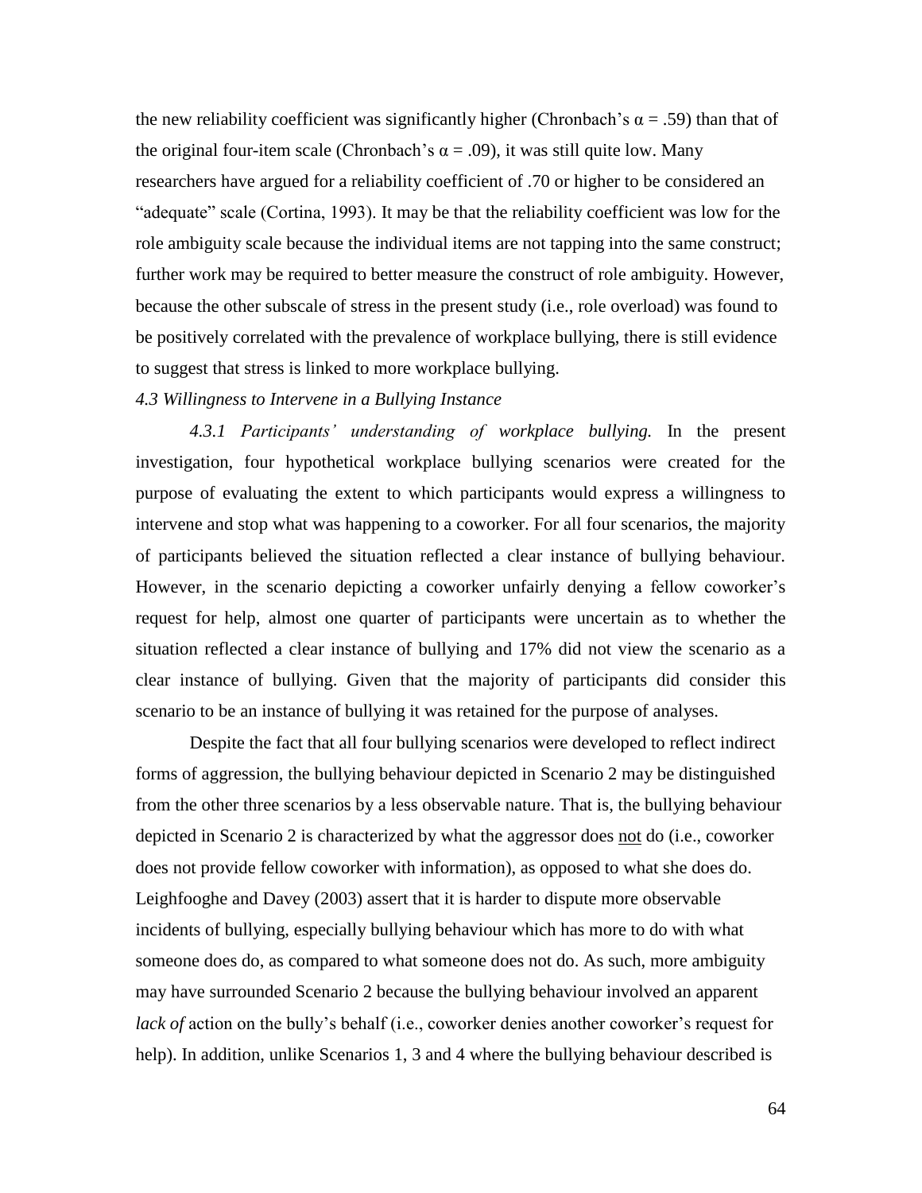the new reliability coefficient was significantly higher (Chronbach's $\alpha = .59$) than that of the original four-item scale (Chronbach's $\alpha = .09$), it was still quite low. Many researchers have argued for a reliability coefficient of .70 or higher to be considered an "adequate" scale (Cortina, 1993). It may be that the reliability coefficient was low for the role ambiguity scale because the individual items are not tapping into the same construct; further work may be required to better measure the construct of role ambiguity. However, because the other subscale of stress in the present study (i.e., role overload) was found to be positively correlated with the prevalence of workplace bullying, there is still evidence to suggest that stress is linked to more workplace bullying.

### *4.3 Willingness to Intervene in a Bullying Instance*

*4.3.1 Participants' understanding of workplace bullying.* In the present investigation, four hypothetical workplace bullying scenarios were created for the purpose of evaluating the extent to which participants would express a willingness to intervene and stop what was happening to a coworker. For all four scenarios, the majority of participants believed the situation reflected a clear instance of bullying behaviour. However, in the scenario depicting a coworker unfairly denying a fellow coworker's request for help, almost one quarter of participants were uncertain as to whether the situation reflected a clear instance of bullying and 17% did not view the scenario as a clear instance of bullying. Given that the majority of participants did consider this scenario to be an instance of bullying it was retained for the purpose of analyses.

Despite the fact that all four bullying scenarios were developed to reflect indirect forms of aggression, the bullying behaviour depicted in Scenario 2 may be distinguished from the other three scenarios by a less observable nature. That is, the bullying behaviour depicted in Scenario 2 is characterized by what the aggressor does <u>not</u> do (i.e., coworker does not provide fellow coworker with information), as opposed to what she does do. Leighfooghe and Davey (2003) assert that it is harder to dispute more observable incidents of bullying, especially bullying behaviour which has more to do with what someone does do, as compared to what someone does not do. As such, more ambiguity may have surrounded Scenario 2 because the bullying behaviour involved an apparent *lack of* action on the bully's behalf (i.e., coworker denies another coworker's request for help). In addition, unlike Scenarios 1, 3 and 4 where the bullying behaviour described is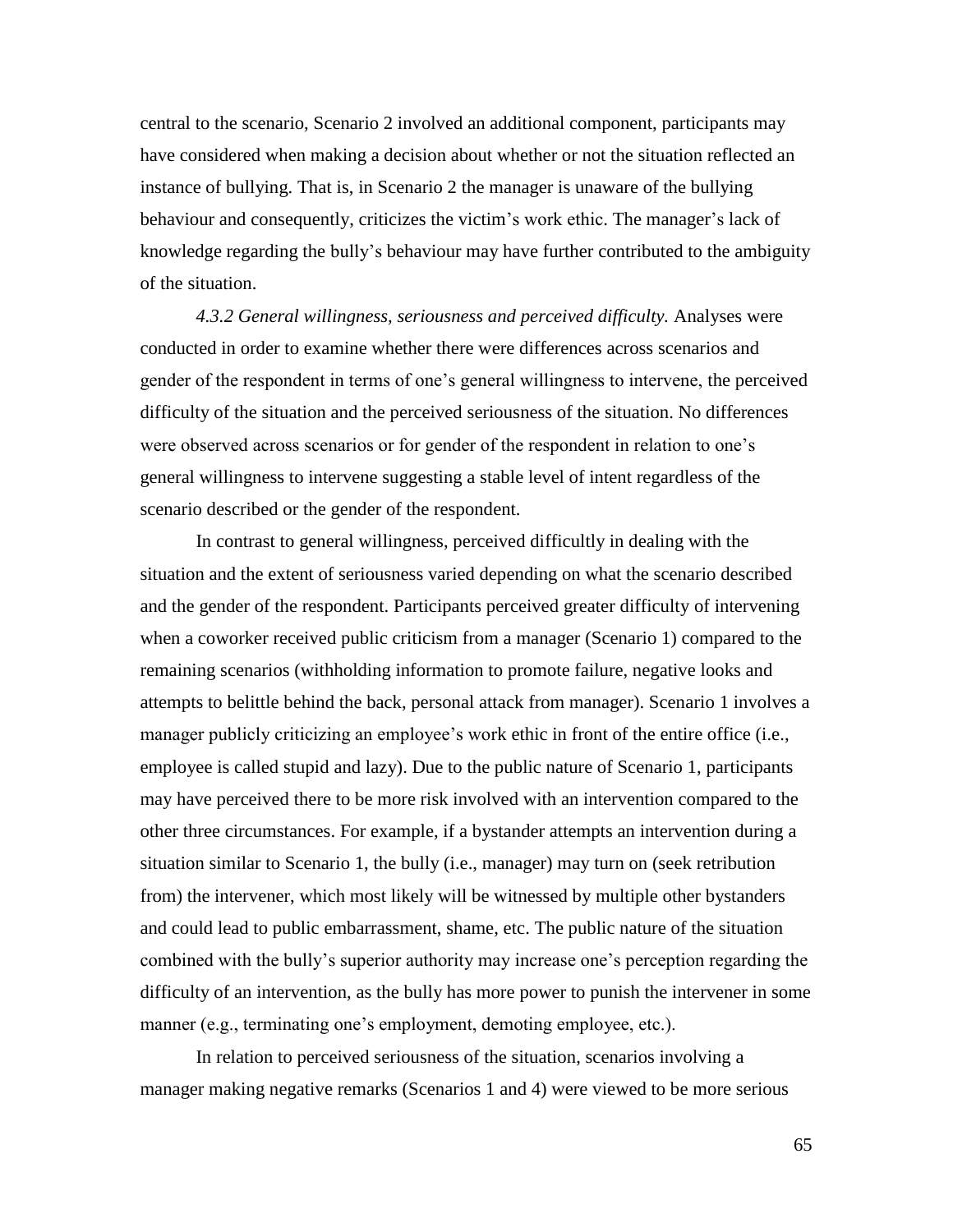central to the scenario, Scenario 2 involved an additional component, participants may have considered when making a decision about whether or not the situation reflected an instance of bullying. That is, in Scenario 2 the manager is unaware of the bullying behaviour and consequently, criticizes the victim's work ethic. The manager's lack of knowledge regarding the bully's behaviour may have further contributed to the ambiguity of the situation.

*4.3.2 General willingness, seriousness and perceived difficulty.* Analyses were conducted in order to examine whether there were differences across scenarios and gender of the respondent in terms of one's general willingness to intervene, the perceived difficulty of the situation and the perceived seriousness of the situation. No differences were observed across scenarios or for gender of the respondent in relation to one's general willingness to intervene suggesting a stable level of intent regardless of the scenario described or the gender of the respondent.

In contrast to general willingness, perceived difficultly in dealing with the situation and the extent of seriousness varied depending on what the scenario described and the gender of the respondent. Participants perceived greater difficulty of intervening when a coworker received public criticism from a manager (Scenario 1) compared to the remaining scenarios (withholding information to promote failure, negative looks and attempts to belittle behind the back, personal attack from manager). Scenario 1 involves a manager publicly criticizing an employee's work ethic in front of the entire office (i.e., employee is called stupid and lazy). Due to the public nature of Scenario 1, participants may have perceived there to be more risk involved with an intervention compared to the other three circumstances. For example, if a bystander attempts an intervention during a situation similar to Scenario 1, the bully (i.e., manager) may turn on (seek retribution from) the intervener, which most likely will be witnessed by multiple other bystanders and could lead to public embarrassment, shame, etc. The public nature of the situation combined with the bully's superior authority may increase one's perception regarding the difficulty of an intervention, as the bully has more power to punish the intervener in some manner (e.g., terminating one's employment, demoting employee, etc.).

In relation to perceived seriousness of the situation, scenarios involving a manager making negative remarks (Scenarios 1 and 4) were viewed to be more serious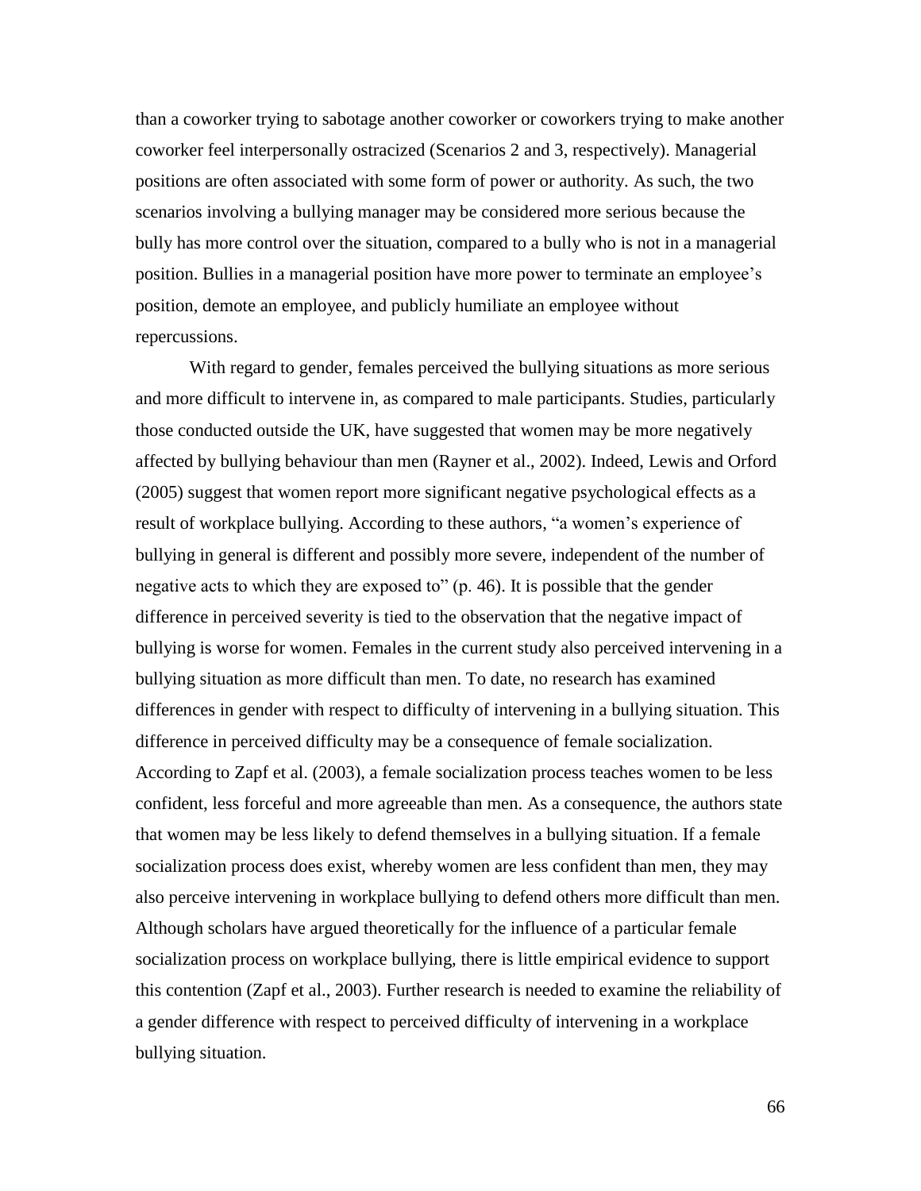than a coworker trying to sabotage another coworker or coworkers trying to make another coworker feel interpersonally ostracized (Scenarios 2 and 3, respectively). Managerial positions are often associated with some form of power or authority. As such, the two scenarios involving a bullying manager may be considered more serious because the bully has more control over the situation, compared to a bully who is not in a managerial position. Bullies in a managerial position have more power to terminate an employee's position, demote an employee, and publicly humiliate an employee without repercussions.

With regard to gender, females perceived the bullying situations as more serious and more difficult to intervene in, as compared to male participants. Studies, particularly those conducted outside the UK, have suggested that women may be more negatively affected by bullying behaviour than men (Rayner et al., 2002). Indeed, Lewis and Orford (2005) suggest that women report more significant negative psychological effects as a result of workplace bullying. According to these authors, "a women's experience of bullying in general is different and possibly more severe, independent of the number of negative acts to which they are exposed to" (p. 46). It is possible that the gender difference in perceived severity is tied to the observation that the negative impact of bullying is worse for women. Females in the current study also perceived intervening in a bullying situation as more difficult than men. To date, no research has examined differences in gender with respect to difficulty of intervening in a bullying situation. This difference in perceived difficulty may be a consequence of female socialization. According to Zapf et al. (2003), a female socialization process teaches women to be less confident, less forceful and more agreeable than men. As a consequence, the authors state that women may be less likely to defend themselves in a bullying situation. If a female socialization process does exist, whereby women are less confident than men, they may also perceive intervening in workplace bullying to defend others more difficult than men. Although scholars have argued theoretically for the influence of a particular female socialization process on workplace bullying, there is little empirical evidence to support this contention (Zapf et al., 2003). Further research is needed to examine the reliability of a gender difference with respect to perceived difficulty of intervening in a workplace bullying situation.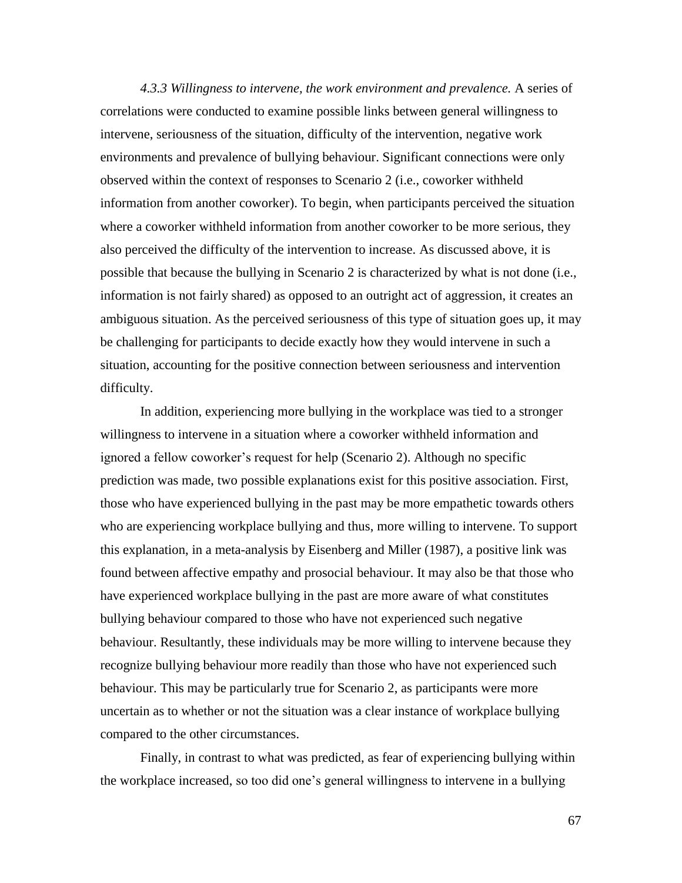*4.3.3 Willingness to intervene, the work environment and prevalence.* A series of correlations were conducted to examine possible links between general willingness to intervene, seriousness of the situation, difficulty of the intervention, negative work environments and prevalence of bullying behaviour. Significant connections were only observed within the context of responses to Scenario 2 (i.e., coworker withheld information from another coworker). To begin, when participants perceived the situation where a coworker withheld information from another coworker to be more serious, they also perceived the difficulty of the intervention to increase. As discussed above, it is possible that because the bullying in Scenario 2 is characterized by what is not done (i.e., information is not fairly shared) as opposed to an outright act of aggression, it creates an ambiguous situation. As the perceived seriousness of this type of situation goes up, it may be challenging for participants to decide exactly how they would intervene in such a situation, accounting for the positive connection between seriousness and intervention difficulty.

In addition, experiencing more bullying in the workplace was tied to a stronger willingness to intervene in a situation where a coworker withheld information and ignored a fellow coworker's request for help (Scenario 2). Although no specific prediction was made, two possible explanations exist for this positive association. First, those who have experienced bullying in the past may be more empathetic towards others who are experiencing workplace bullying and thus, more willing to intervene. To support this explanation, in a meta-analysis by Eisenberg and Miller (1987), a positive link was found between affective empathy and prosocial behaviour. It may also be that those who have experienced workplace bullying in the past are more aware of what constitutes bullying behaviour compared to those who have not experienced such negative behaviour. Resultantly, these individuals may be more willing to intervene because they recognize bullying behaviour more readily than those who have not experienced such behaviour. This may be particularly true for Scenario 2, as participants were more uncertain as to whether or not the situation was a clear instance of workplace bullying compared to the other circumstances.

Finally, in contrast to what was predicted, as fear of experiencing bullying within the workplace increased, so too did one's general willingness to intervene in a bullying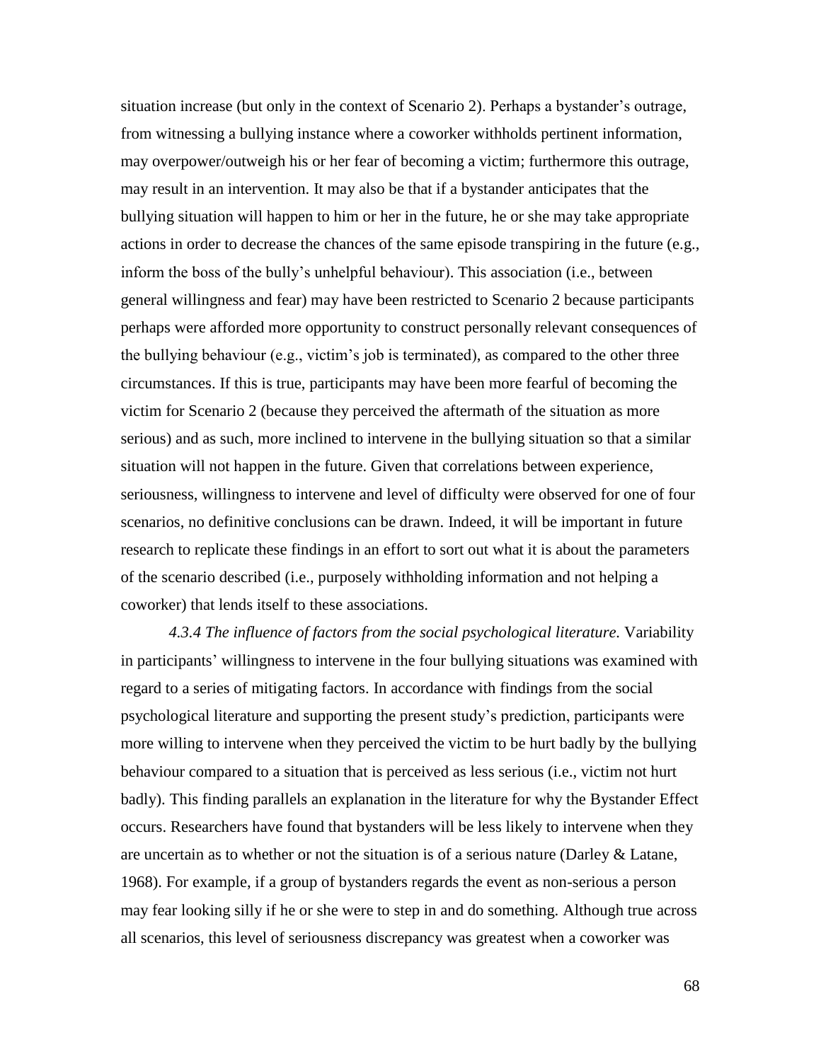situation increase (but only in the context of Scenario 2). Perhaps a bystander's outrage, from witnessing a bullying instance where a coworker withholds pertinent information, may overpower/outweigh his or her fear of becoming a victim; furthermore this outrage, may result in an intervention. It may also be that if a bystander anticipates that the bullying situation will happen to him or her in the future, he or she may take appropriate actions in order to decrease the chances of the same episode transpiring in the future (e.g., inform the boss of the bully's unhelpful behaviour). This association (i.e., between general willingness and fear) may have been restricted to Scenario 2 because participants perhaps were afforded more opportunity to construct personally relevant consequences of the bullying behaviour (e.g., victim's job is terminated), as compared to the other three circumstances. If this is true, participants may have been more fearful of becoming the victim for Scenario 2 (because they perceived the aftermath of the situation as more serious) and as such, more inclined to intervene in the bullying situation so that a similar situation will not happen in the future. Given that correlations between experience, seriousness, willingness to intervene and level of difficulty were observed for one of four scenarios, no definitive conclusions can be drawn. Indeed, it will be important in future research to replicate these findings in an effort to sort out what it is about the parameters of the scenario described (i.e., purposely withholding information and not helping a coworker) that lends itself to these associations.

*4.3.4 The influence of factors from the social psychological literature.* Variability in participants' willingness to intervene in the four bullying situations was examined with regard to a series of mitigating factors. In accordance with findings from the social psychological literature and supporting the present study's prediction, participants were more willing to intervene when they perceived the victim to be hurt badly by the bullying behaviour compared to a situation that is perceived as less serious (i.e., victim not hurt badly). This finding parallels an explanation in the literature for why the Bystander Effect occurs. Researchers have found that bystanders will be less likely to intervene when they are uncertain as to whether or not the situation is of a serious nature (Darley & Latane, 1968). For example, if a group of bystanders regards the event as non-serious a person may fear looking silly if he or she were to step in and do something. Although true across all scenarios, this level of seriousness discrepancy was greatest when a coworker was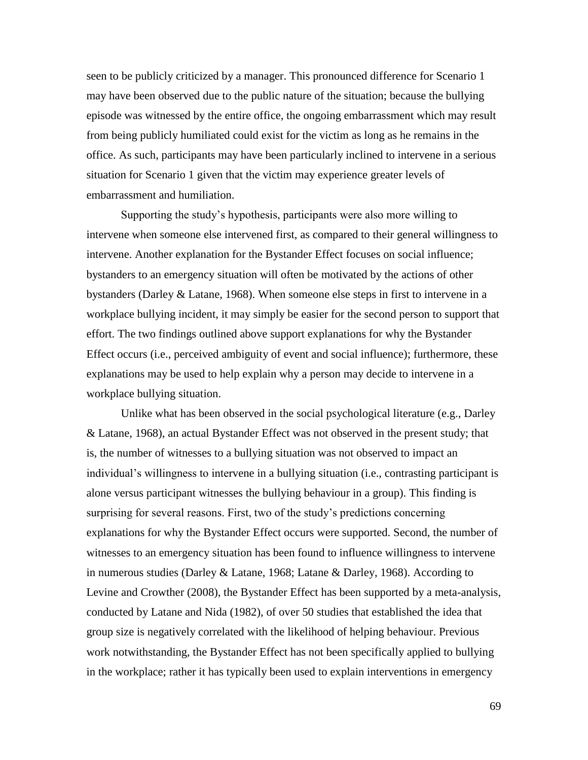seen to be publicly criticized by a manager. This pronounced difference for Scenario 1 may have been observed due to the public nature of the situation; because the bullying episode was witnessed by the entire office, the ongoing embarrassment which may result from being publicly humiliated could exist for the victim as long as he remains in the office. As such, participants may have been particularly inclined to intervene in a serious situation for Scenario 1 given that the victim may experience greater levels of embarrassment and humiliation.

Supporting the study's hypothesis, participants were also more willing to intervene when someone else intervened first, as compared to their general willingness to intervene. Another explanation for the Bystander Effect focuses on social influence; bystanders to an emergency situation will often be motivated by the actions of other bystanders (Darley & Latane, 1968). When someone else steps in first to intervene in a workplace bullying incident, it may simply be easier for the second person to support that effort. The two findings outlined above support explanations for why the Bystander Effect occurs (i.e., perceived ambiguity of event and social influence); furthermore, these explanations may be used to help explain why a person may decide to intervene in a workplace bullying situation.

Unlike what has been observed in the social psychological literature (e.g., Darley & Latane, 1968), an actual Bystander Effect was not observed in the present study; that is, the number of witnesses to a bullying situation was not observed to impact an individual's willingness to intervene in a bullying situation (i.e., contrasting participant is alone versus participant witnesses the bullying behaviour in a group). This finding is surprising for several reasons. First, two of the study's predictions concerning explanations for why the Bystander Effect occurs were supported. Second, the number of witnesses to an emergency situation has been found to influence willingness to intervene in numerous studies (Darley & Latane, 1968; Latane & Darley, 1968). According to Levine and Crowther (2008), the Bystander Effect has been supported by a meta-analysis, conducted by Latane and Nida (1982), of over 50 studies that established the idea that group size is negatively correlated with the likelihood of helping behaviour. Previous work notwithstanding, the Bystander Effect has not been specifically applied to bullying in the workplace; rather it has typically been used to explain interventions in emergency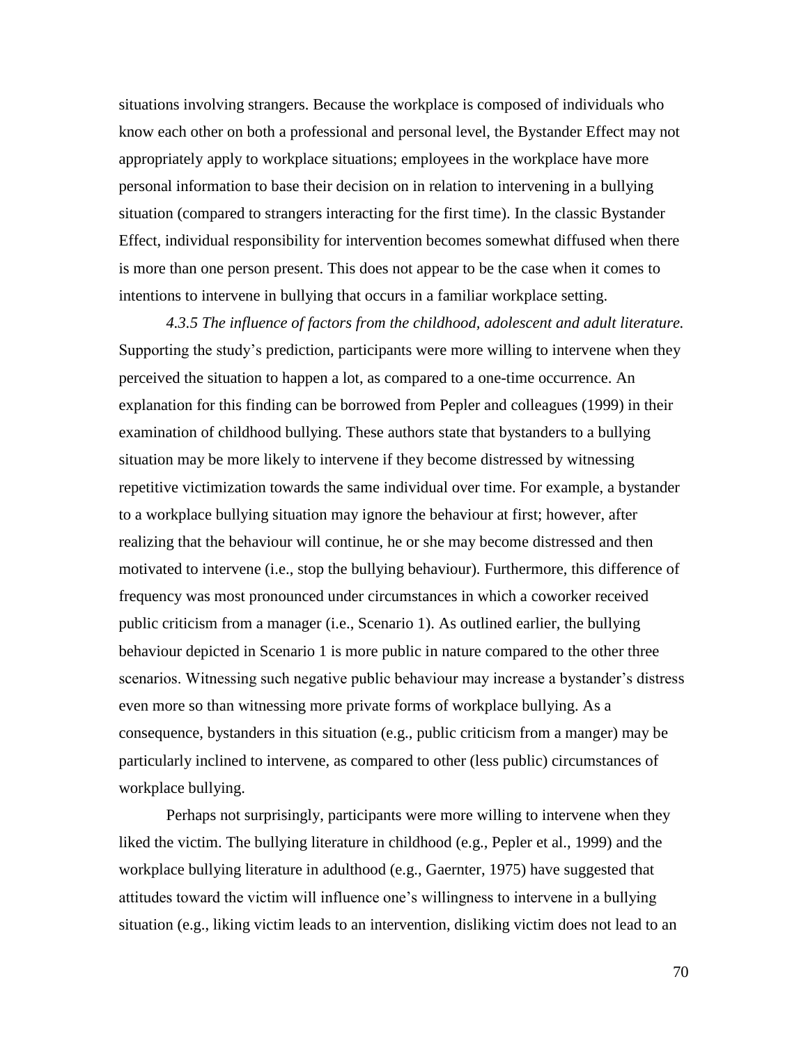situations involving strangers. Because the workplace is composed of individuals who know each other on both a professional and personal level, the Bystander Effect may not appropriately apply to workplace situations; employees in the workplace have more personal information to base their decision on in relation to intervening in a bullying situation (compared to strangers interacting for the first time). In the classic Bystander Effect, individual responsibility for intervention becomes somewhat diffused when there is more than one person present. This does not appear to be the case when it comes to intentions to intervene in bullying that occurs in a familiar workplace setting.

*4.3.5 The influence of factors from the childhood, adolescent and adult literature.* Supporting the study's prediction, participants were more willing to intervene when they perceived the situation to happen a lot, as compared to a one-time occurrence. An explanation for this finding can be borrowed from Pepler and colleagues (1999) in their examination of childhood bullying. These authors state that bystanders to a bullying situation may be more likely to intervene if they become distressed by witnessing repetitive victimization towards the same individual over time. For example, a bystander to a workplace bullying situation may ignore the behaviour at first; however, after realizing that the behaviour will continue, he or she may become distressed and then motivated to intervene (i.e., stop the bullying behaviour). Furthermore, this difference of frequency was most pronounced under circumstances in which a coworker received public criticism from a manager (i.e., Scenario 1). As outlined earlier, the bullying behaviour depicted in Scenario 1 is more public in nature compared to the other three scenarios. Witnessing such negative public behaviour may increase a bystander's distress even more so than witnessing more private forms of workplace bullying. As a consequence, bystanders in this situation (e.g., public criticism from a manger) may be particularly inclined to intervene, as compared to other (less public) circumstances of workplace bullying.

Perhaps not surprisingly, participants were more willing to intervene when they liked the victim. The bullying literature in childhood (e.g., Pepler et al., 1999) and the workplace bullying literature in adulthood (e.g., Gaernter, 1975) have suggested that attitudes toward the victim will influence one's willingness to intervene in a bullying situation (e.g., liking victim leads to an intervention, disliking victim does not lead to an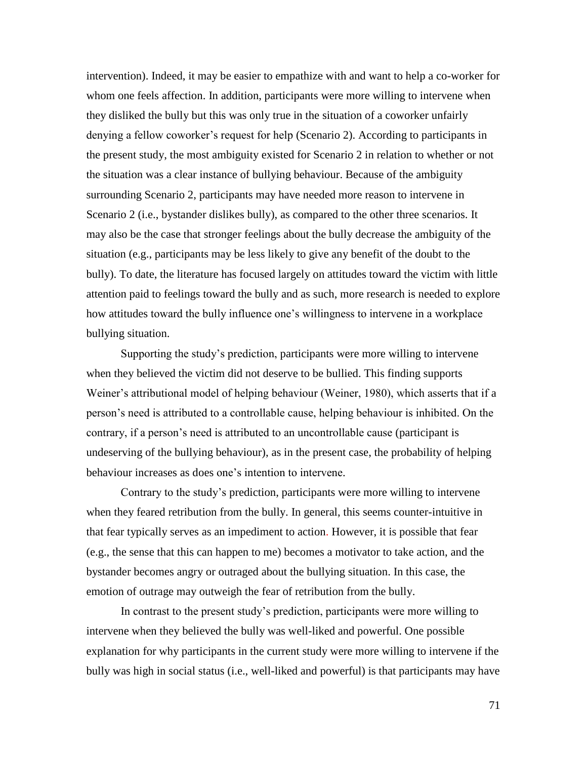intervention). Indeed, it may be easier to empathize with and want to help a co-worker for whom one feels affection. In addition, participants were more willing to intervene when they disliked the bully but this was only true in the situation of a coworker unfairly denying a fellow coworker's request for help (Scenario 2). According to participants in the present study, the most ambiguity existed for Scenario 2 in relation to whether or not the situation was a clear instance of bullying behaviour. Because of the ambiguity surrounding Scenario 2, participants may have needed more reason to intervene in Scenario 2 (i.e., bystander dislikes bully), as compared to the other three scenarios. It may also be the case that stronger feelings about the bully decrease the ambiguity of the situation (e.g., participants may be less likely to give any benefit of the doubt to the bully). To date, the literature has focused largely on attitudes toward the victim with little attention paid to feelings toward the bully and as such, more research is needed to explore how attitudes toward the bully influence one's willingness to intervene in a workplace bullying situation.

Supporting the study's prediction, participants were more willing to intervene when they believed the victim did not deserve to be bullied. This finding supports Weiner's attributional model of helping behaviour (Weiner, 1980), which asserts that if a person's need is attributed to a controllable cause, helping behaviour is inhibited. On the contrary, if a person's need is attributed to an uncontrollable cause (participant is undeserving of the bullying behaviour), as in the present case, the probability of helping behaviour increases as does one's intention to intervene.

Contrary to the study's prediction, participants were more willing to intervene when they feared retribution from the bully. In general, this seems counter-intuitive in that fear typically serves as an impediment to action. However, it is possible that fear (e.g., the sense that this can happen to me) becomes a motivator to take action, and the bystander becomes angry or outraged about the bullying situation. In this case, the emotion of outrage may outweigh the fear of retribution from the bully.

In contrast to the present study's prediction, participants were more willing to intervene when they believed the bully was well-liked and powerful. One possible explanation for why participants in the current study were more willing to intervene if the bully was high in social status (i.e., well-liked and powerful) is that participants may have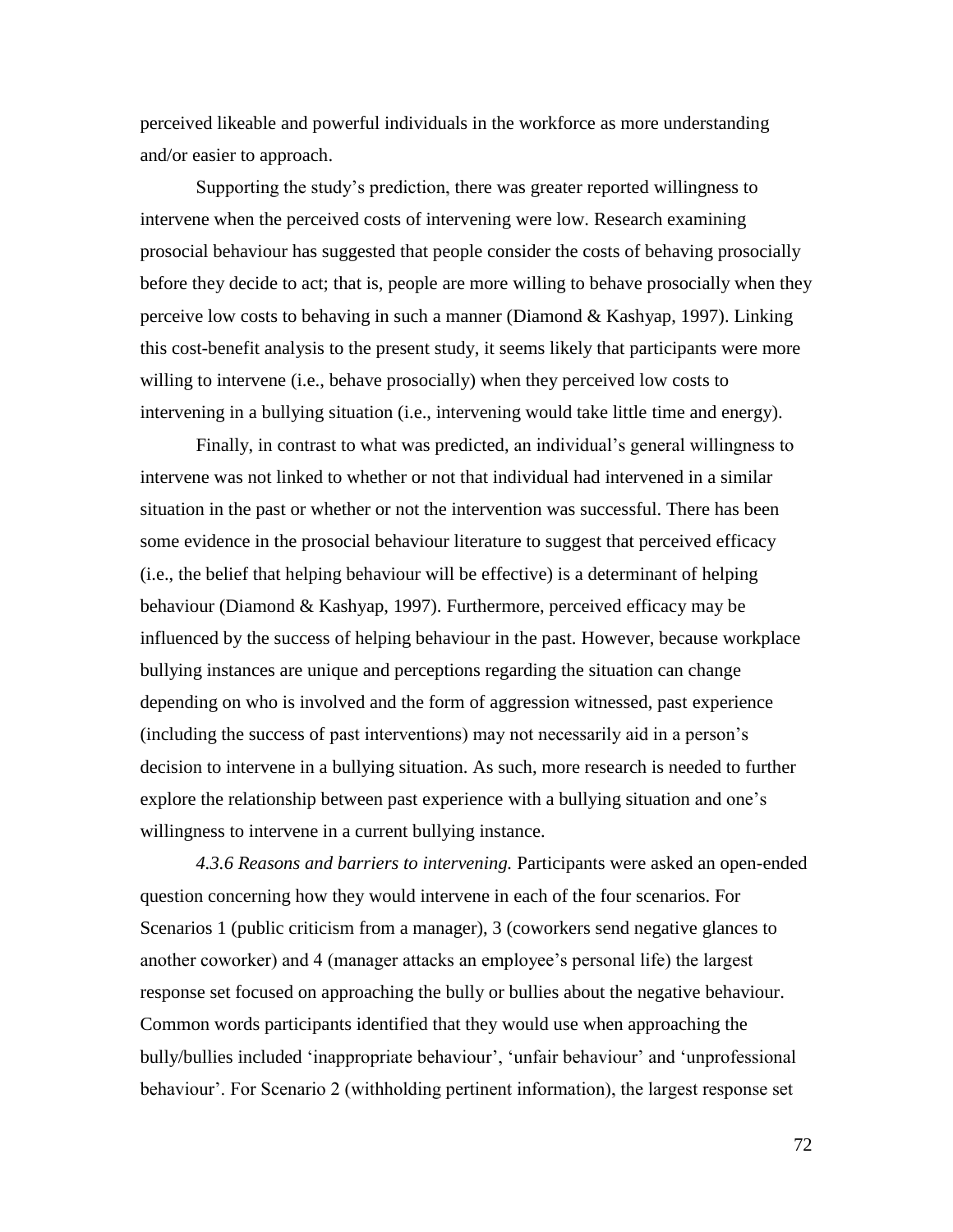perceived likeable and powerful individuals in the workforce as more understanding and/or easier to approach.

Supporting the study's prediction, there was greater reported willingness to intervene when the perceived costs of intervening were low. Research examining prosocial behaviour has suggested that people consider the costs of behaving prosocially before they decide to act; that is, people are more willing to behave prosocially when they perceive low costs to behaving in such a manner (Diamond & Kashyap, 1997). Linking this cost-benefit analysis to the present study, it seems likely that participants were more willing to intervene (i.e., behave prosocially) when they perceived low costs to intervening in a bullying situation (i.e., intervening would take little time and energy).

Finally, in contrast to what was predicted, an individual's general willingness to intervene was not linked to whether or not that individual had intervened in a similar situation in the past or whether or not the intervention was successful. There has been some evidence in the prosocial behaviour literature to suggest that perceived efficacy (i.e., the belief that helping behaviour will be effective) is a determinant of helping behaviour (Diamond & Kashyap, 1997). Furthermore, perceived efficacy may be influenced by the success of helping behaviour in the past. However, because workplace bullying instances are unique and perceptions regarding the situation can change depending on who is involved and the form of aggression witnessed, past experience (including the success of past interventions) may not necessarily aid in a person's decision to intervene in a bullying situation. As such, more research is needed to further explore the relationship between past experience with a bullying situation and one's willingness to intervene in a current bullying instance.

*4.3.6 Reasons and barriers to intervening.* Participants were asked an open-ended question concerning how they would intervene in each of the four scenarios. For Scenarios 1 (public criticism from a manager), 3 (coworkers send negative glances to another coworker) and 4 (manager attacks an employee's personal life) the largest response set focused on approaching the bully or bullies about the negative behaviour. Common words participants identified that they would use when approaching the bully/bullies included 'inappropriate behaviour', 'unfair behaviour' and 'unprofessional behaviour'. For Scenario 2 (withholding pertinent information), the largest response set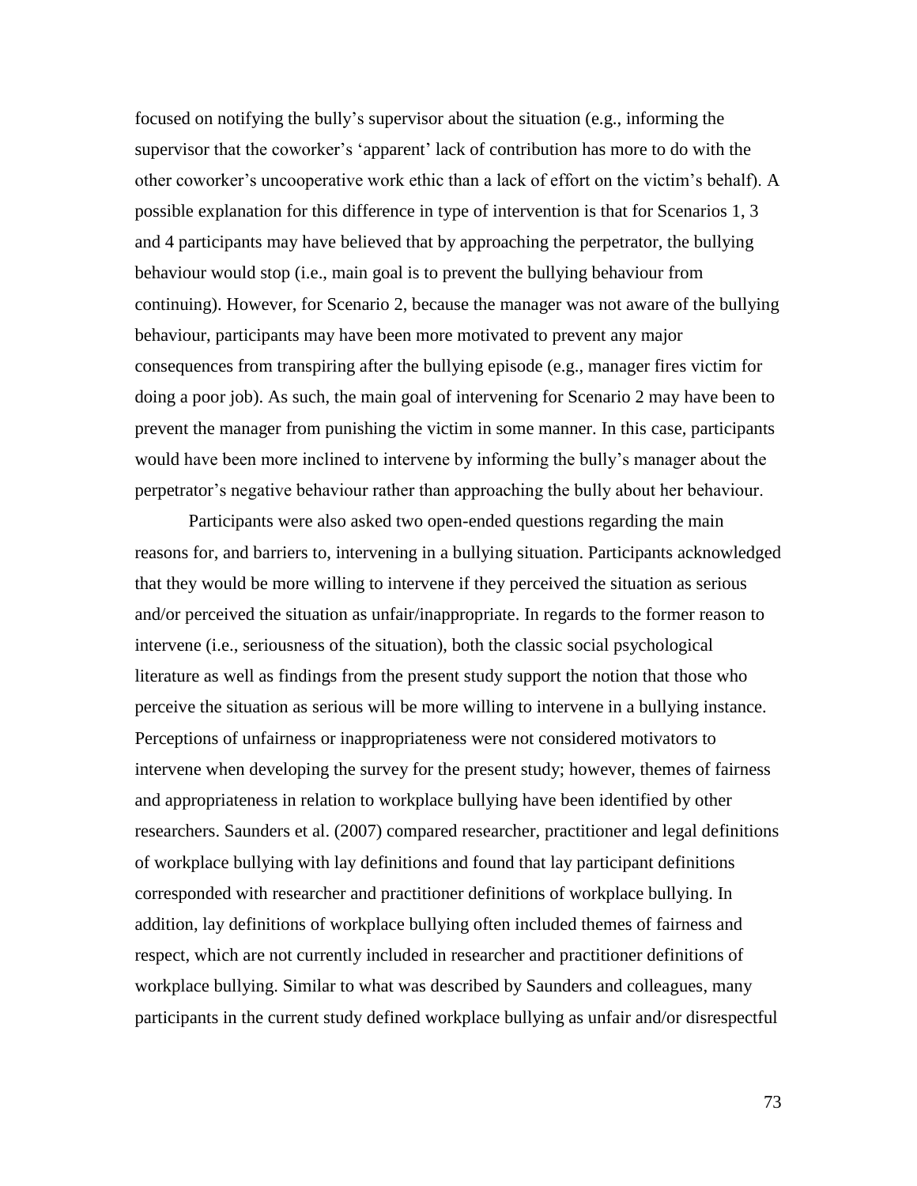focused on notifying the bully's supervisor about the situation (e.g., informing the supervisor that the coworker's 'apparent' lack of contribution has more to do with the other coworker's uncooperative work ethic than a lack of effort on the victim's behalf). A possible explanation for this difference in type of intervention is that for Scenarios 1, 3 and 4 participants may have believed that by approaching the perpetrator, the bullying behaviour would stop (i.e., main goal is to prevent the bullying behaviour from continuing). However, for Scenario 2, because the manager was not aware of the bullying behaviour, participants may have been more motivated to prevent any major consequences from transpiring after the bullying episode (e.g., manager fires victim for doing a poor job). As such, the main goal of intervening for Scenario 2 may have been to prevent the manager from punishing the victim in some manner. In this case, participants would have been more inclined to intervene by informing the bully's manager about the perpetrator's negative behaviour rather than approaching the bully about her behaviour.

Participants were also asked two open-ended questions regarding the main reasons for, and barriers to, intervening in a bullying situation. Participants acknowledged that they would be more willing to intervene if they perceived the situation as serious and/or perceived the situation as unfair/inappropriate. In regards to the former reason to intervene (i.e., seriousness of the situation), both the classic social psychological literature as well as findings from the present study support the notion that those who perceive the situation as serious will be more willing to intervene in a bullying instance. Perceptions of unfairness or inappropriateness were not considered motivators to intervene when developing the survey for the present study; however, themes of fairness and appropriateness in relation to workplace bullying have been identified by other researchers. Saunders et al. (2007) compared researcher, practitioner and legal definitions of workplace bullying with lay definitions and found that lay participant definitions corresponded with researcher and practitioner definitions of workplace bullying. In addition, lay definitions of workplace bullying often included themes of fairness and respect, which are not currently included in researcher and practitioner definitions of workplace bullying. Similar to what was described by Saunders and colleagues, many participants in the current study defined workplace bullying as unfair and/or disrespectful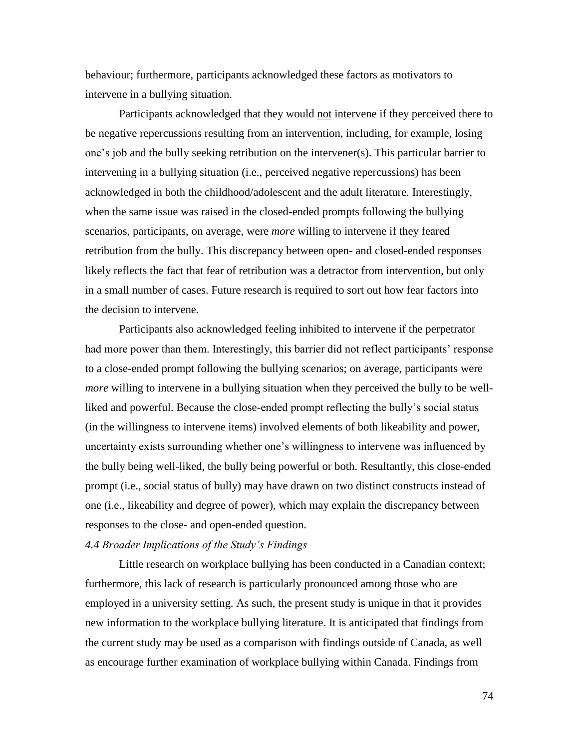behaviour; furthermore, participants acknowledged these factors as motivators to intervene in a bullying situation.

Participants acknowledged that they would <u>not</u> intervene if they perceived there to be negative repercussions resulting from an intervention, including, for example, losing one's job and the bully seeking retribution on the intervener(s). This particular barrier to intervening in a bullying situation (i.e., perceived negative repercussions) has been acknowledged in both the childhood/adolescent and the adult literature. Interestingly, when the same issue was raised in the closed-ended prompts following the bullying scenarios, participants, on average, were *more* willing to intervene if they feared retribution from the bully. This discrepancy between open- and closed-ended responses likely reflects the fact that fear of retribution was a detractor from intervention, but only in a small number of cases. Future research is required to sort out how fear factors into the decision to intervene.

Participants also acknowledged feeling inhibited to intervene if the perpetrator had more power than them. Interestingly, this barrier did not reflect participants' response to a close-ended prompt following the bullying scenarios; on average, participants were *more* willing to intervene in a bullying situation when they perceived the bully to be well-liked and powerful. Because the close-ended prompt reflecting the bully's social status (in the willingness to intervene items) involved elements of both likeability and power, uncertainty exists surrounding whether one's willingness to intervene was influenced by the bully being well-liked, the bully being powerful or both. Resultantly, this close-ended prompt (i.e., social status of bully) may have drawn on two distinct constructs instead of one (i.e., likeability and degree of power), which may explain the discrepancy between responses to the close- and open-ended question.

### *4.4 Broader Implications of the Study's Findings*

Little research on workplace bullying has been conducted in a Canadian context; furthermore, this lack of research is particularly pronounced among those who are employed in a university setting. As such, the present study is unique in that it provides new information to the workplace bullying literature. It is anticipated that findings from the current study may be used as a comparison with findings outside of Canada, as well as encourage further examination of workplace bullying within Canada. Findings from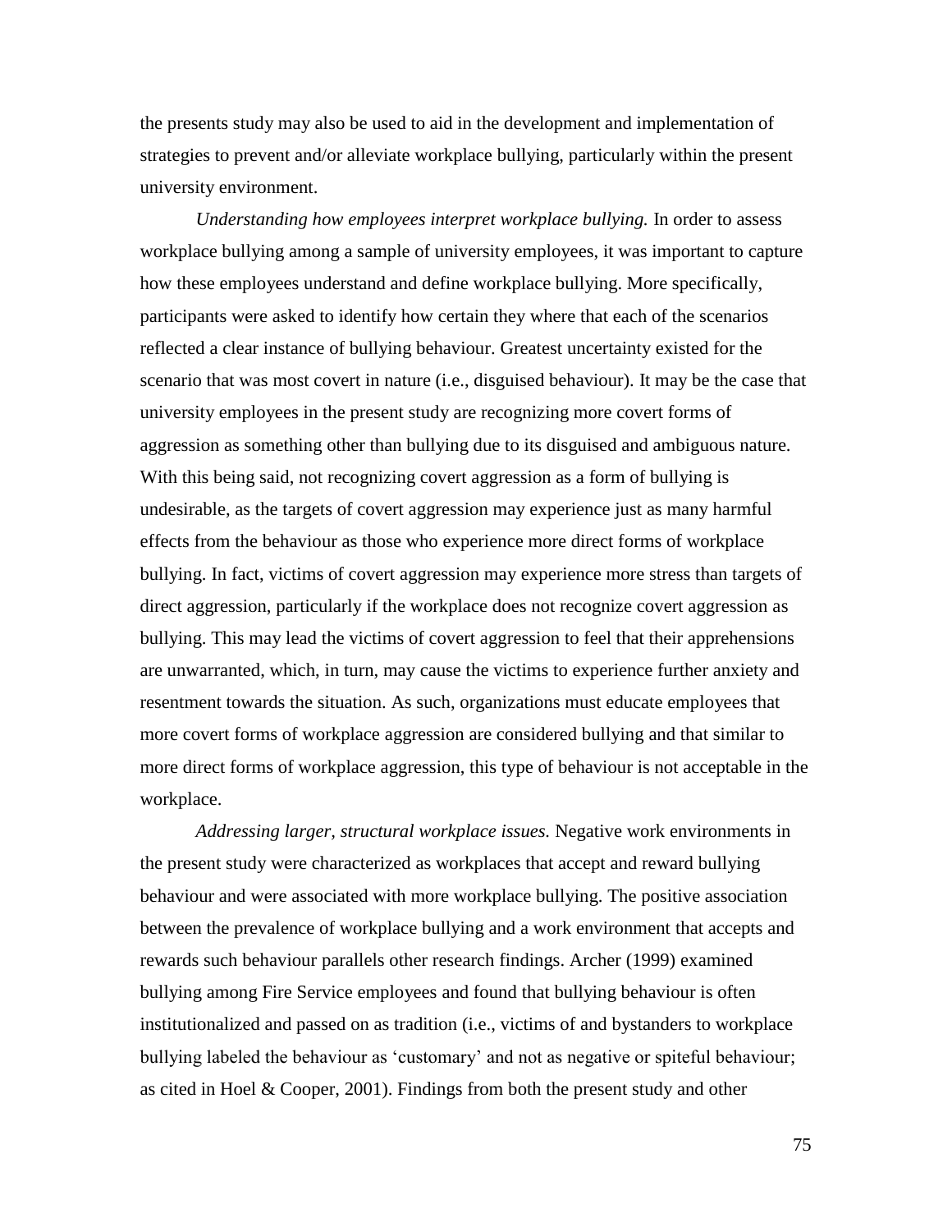the presents study may also be used to aid in the development and implementation of strategies to prevent and/or alleviate workplace bullying, particularly within the present university environment.

*Understanding how employees interpret workplace bullying.* In order to assess workplace bullying among a sample of university employees, it was important to capture how these employees understand and define workplace bullying. More specifically, participants were asked to identify how certain they where that each of the scenarios reflected a clear instance of bullying behaviour. Greatest uncertainty existed for the scenario that was most covert in nature (i.e., disguised behaviour). It may be the case that university employees in the present study are recognizing more covert forms of aggression as something other than bullying due to its disguised and ambiguous nature. With this being said, not recognizing covert aggression as a form of bullying is undesirable, as the targets of covert aggression may experience just as many harmful effects from the behaviour as those who experience more direct forms of workplace bullying. In fact, victims of covert aggression may experience more stress than targets of direct aggression, particularly if the workplace does not recognize covert aggression as bullying. This may lead the victims of covert aggression to feel that their apprehensions are unwarranted, which, in turn, may cause the victims to experience further anxiety and resentment towards the situation. As such, organizations must educate employees that more covert forms of workplace aggression are considered bullying and that similar to more direct forms of workplace aggression, this type of behaviour is not acceptable in the workplace.

*Addressing larger, structural workplace issues.* Negative work environments in the present study were characterized as workplaces that accept and reward bullying behaviour and were associated with more workplace bullying. The positive association between the prevalence of workplace bullying and a work environment that accepts and rewards such behaviour parallels other research findings. Archer (1999) examined bullying among Fire Service employees and found that bullying behaviour is often institutionalized and passed on as tradition (i.e., victims of and bystanders to workplace bullying labeled the behaviour as 'customary' and not as negative or spiteful behaviour; as cited in Hoel & Cooper, 2001). Findings from both the present study and other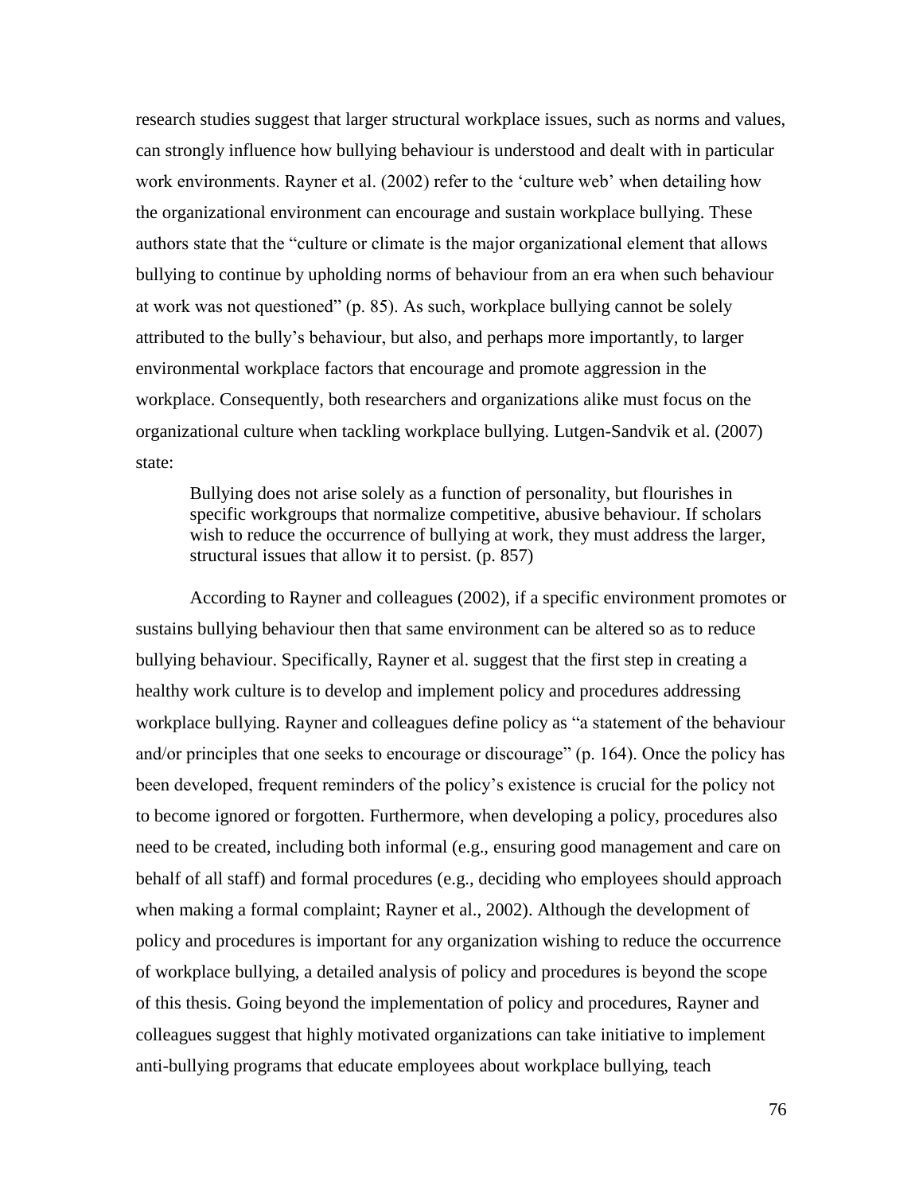research studies suggest that larger structural workplace issues, such as norms and values, can strongly influence how bullying behaviour is understood and dealt with in particular work environments. Rayner et al. (2002) refer to the 'culture web' when detailing how the organizational environment can encourage and sustain workplace bullying. These authors state that the "culture or climate is the major organizational element that allows bullying to continue by upholding norms of behaviour from an era when such behaviour at work was not questioned" (p. 85). As such, workplace bullying cannot be solely attributed to the bully's behaviour, but also, and perhaps more importantly, to larger environmental workplace factors that encourage and promote aggression in the workplace. Consequently, both researchers and organizations alike must focus on the organizational culture when tackling workplace bullying. Lutgen-Sandvik et al. (2007) state:

> Bullying does not arise solely as a function of personality, but flourishes in specific workgroups that normalize competitive, abusive behaviour. If scholars wish to reduce the occurrence of bullying at work, they must address the larger, structural issues that allow it to persist. (p. 857)

According to Rayner and colleagues (2002), if a specific environment promotes or sustains bullying behaviour then that same environment can be altered so as to reduce bullying behaviour. Specifically, Rayner et al. suggest that the first step in creating a healthy work culture is to develop and implement policy and procedures addressing workplace bullying. Rayner and colleagues define policy as "a statement of the behaviour and/or principles that one seeks to encourage or discourage" (p. 164). Once the policy has been developed, frequent reminders of the policy's existence is crucial for the policy not to become ignored or forgotten. Furthermore, when developing a policy, procedures also need to be created, including both informal (e.g., ensuring good management and care on behalf of all staff) and formal procedures (e.g., deciding who employees should approach when making a formal complaint; Rayner et al., 2002). Although the development of policy and procedures is important for any organization wishing to reduce the occurrence of workplace bullying, a detailed analysis of policy and procedures is beyond the scope of this thesis. Going beyond the implementation of policy and procedures, Rayner and colleagues suggest that highly motivated organizations can take initiative to implement anti-bullying programs that educate employees about workplace bullying, teach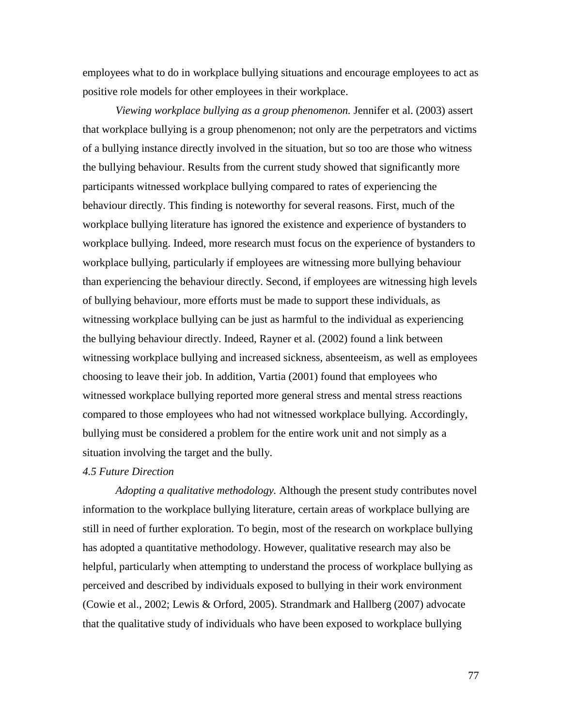employees what to do in workplace bullying situations and encourage employees to act as positive role models for other employees in their workplace.

*Viewing workplace bullying as a group phenomenon.* Jennifer et al. (2003) assert that workplace bullying is a group phenomenon; not only are the perpetrators and victims of a bullying instance directly involved in the situation, but so too are those who witness the bullying behaviour. Results from the current study showed that significantly more participants witnessed workplace bullying compared to rates of experiencing the behaviour directly. This finding is noteworthy for several reasons. First, much of the workplace bullying literature has ignored the existence and experience of bystanders to workplace bullying. Indeed, more research must focus on the experience of bystanders to workplace bullying, particularly if employees are witnessing more bullying behaviour than experiencing the behaviour directly. Second, if employees are witnessing high levels of bullying behaviour, more efforts must be made to support these individuals, as witnessing workplace bullying can be just as harmful to the individual as experiencing the bullying behaviour directly. Indeed, Rayner et al. (2002) found a link between witnessing workplace bullying and increased sickness, absenteeism, as well as employees choosing to leave their job. In addition, Vartia (2001) found that employees who witnessed workplace bullying reported more general stress and mental stress reactions compared to those employees who had not witnessed workplace bullying. Accordingly, bullying must be considered a problem for the entire work unit and not simply as a situation involving the target and the bully.

### *4.5 Future Direction*

*Adopting a qualitative methodology.* Although the present study contributes novel information to the workplace bullying literature, certain areas of workplace bullying are still in need of further exploration. To begin, most of the research on workplace bullying has adopted a quantitative methodology. However, qualitative research may also be helpful, particularly when attempting to understand the process of workplace bullying as perceived and described by individuals exposed to bullying in their work environment (Cowie et al., 2002; Lewis & Orford, 2005). Strandmark and Hallberg (2007) advocate that the qualitative study of individuals who have been exposed to workplace bullying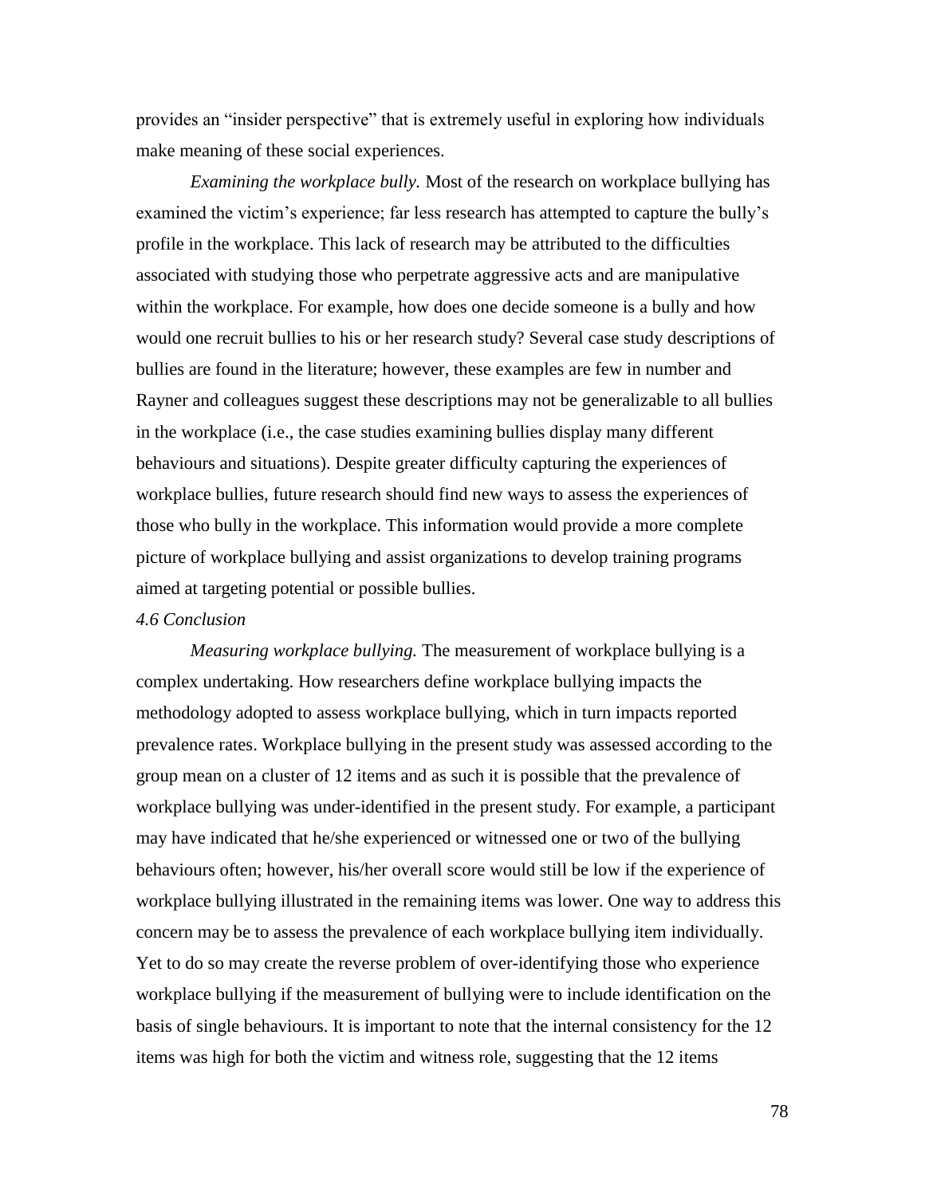provides an "insider perspective" that is extremely useful in exploring how individuals make meaning of these social experiences.

*Examining the workplace bully.* Most of the research on workplace bullying has examined the victim's experience; far less research has attempted to capture the bully's profile in the workplace. This lack of research may be attributed to the difficulties associated with studying those who perpetrate aggressive acts and are manipulative within the workplace. For example, how does one decide someone is a bully and how would one recruit bullies to his or her research study? Several case study descriptions of bullies are found in the literature; however, these examples are few in number and Rayner and colleagues suggest these descriptions may not be generalizable to all bullies in the workplace (i.e., the case studies examining bullies display many different behaviours and situations). Despite greater difficulty capturing the experiences of workplace bullies, future research should find new ways to assess the experiences of those who bully in the workplace. This information would provide a more complete picture of workplace bullying and assist organizations to develop training programs aimed at targeting potential or possible bullies.

### *4.6 Conclusion*

*Measuring workplace bullying.* The measurement of workplace bullying is a complex undertaking. How researchers define workplace bullying impacts the methodology adopted to assess workplace bullying, which in turn impacts reported prevalence rates. Workplace bullying in the present study was assessed according to the group mean on a cluster of 12 items and as such it is possible that the prevalence of workplace bullying was under-identified in the present study. For example, a participant may have indicated that he/she experienced or witnessed one or two of the bullying behaviours often; however, his/her overall score would still be low if the experience of workplace bullying illustrated in the remaining items was lower. One way to address this concern may be to assess the prevalence of each workplace bullying item individually. Yet to do so may create the reverse problem of over-identifying those who experience workplace bullying if the measurement of bullying were to include identification on the basis of single behaviours. It is important to note that the internal consistency for the 12 items was high for both the victim and witness role, suggesting that the 12 items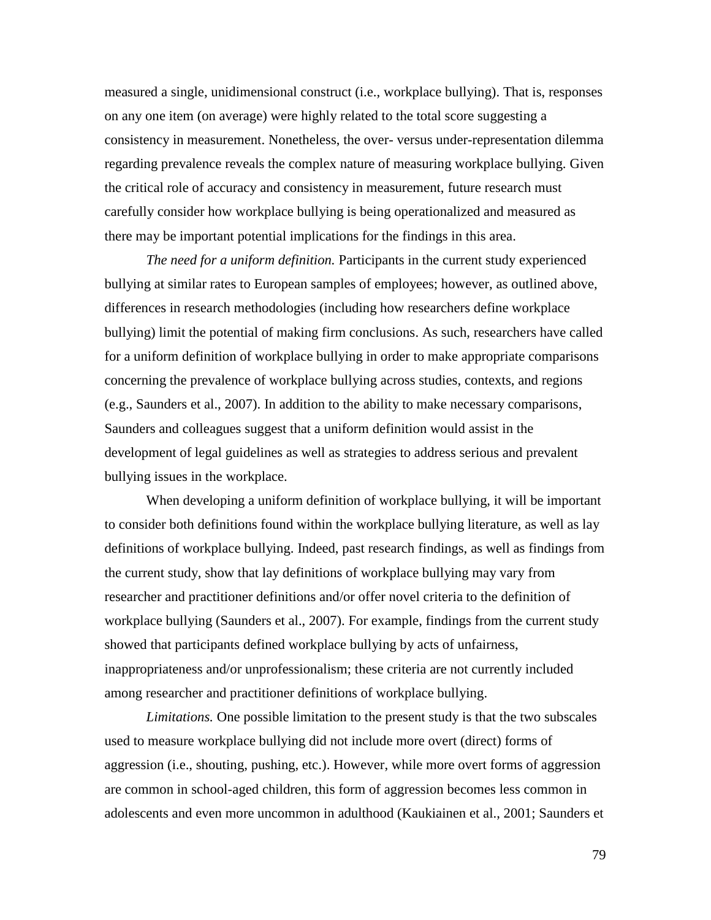measured a single, unidimensional construct (i.e., workplace bullying). That is, responses on any one item (on average) were highly related to the total score suggesting a consistency in measurement. Nonetheless, the over- versus under-representation dilemma regarding prevalence reveals the complex nature of measuring workplace bullying. Given the critical role of accuracy and consistency in measurement, future research must carefully consider how workplace bullying is being operationalized and measured as there may be important potential implications for the findings in this area.

*The need for a uniform definition.* Participants in the current study experienced bullying at similar rates to European samples of employees; however, as outlined above, differences in research methodologies (including how researchers define workplace bullying) limit the potential of making firm conclusions. As such, researchers have called for a uniform definition of workplace bullying in order to make appropriate comparisons concerning the prevalence of workplace bullying across studies, contexts, and regions (e.g., Saunders et al., 2007). In addition to the ability to make necessary comparisons, Saunders and colleagues suggest that a uniform definition would assist in the development of legal guidelines as well as strategies to address serious and prevalent bullying issues in the workplace.

When developing a uniform definition of workplace bullying, it will be important to consider both definitions found within the workplace bullying literature, as well as lay definitions of workplace bullying. Indeed, past research findings, as well as findings from the current study, show that lay definitions of workplace bullying may vary from researcher and practitioner definitions and/or offer novel criteria to the definition of workplace bullying (Saunders et al., 2007). For example, findings from the current study showed that participants defined workplace bullying by acts of unfairness, inappropriateness and/or unprofessionalism; these criteria are not currently included among researcher and practitioner definitions of workplace bullying.

*Limitations.* One possible limitation to the present study is that the two subscales used to measure workplace bullying did not include more overt (direct) forms of aggression (i.e., shouting, pushing, etc.). However, while more overt forms of aggression are common in school-aged children, this form of aggression becomes less common in adolescents and even more uncommon in adulthood (Kaukiainen et al., 2001; Saunders et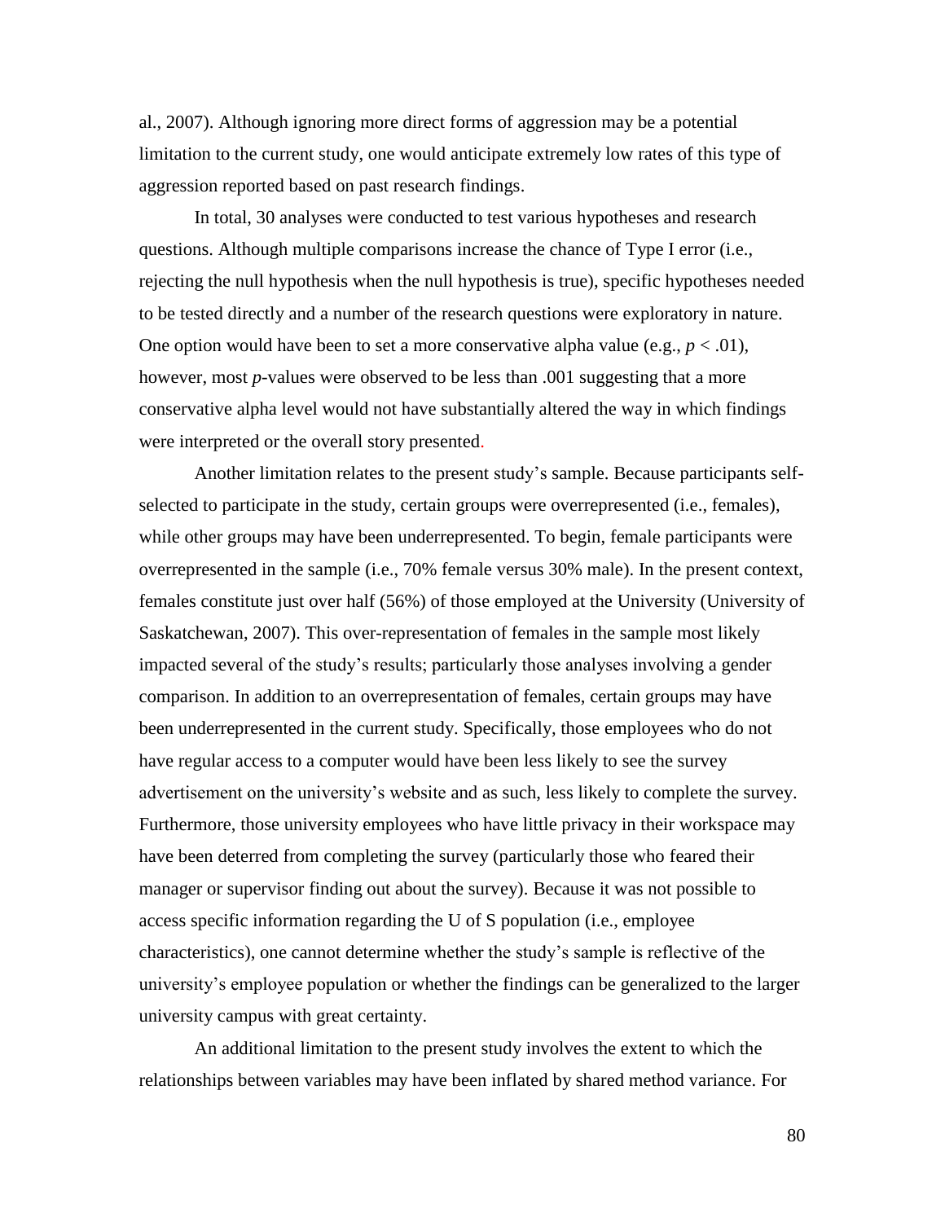al., 2007). Although ignoring more direct forms of aggression may be a potential limitation to the current study, one would anticipate extremely low rates of this type of aggression reported based on past research findings.

In total, 30 analyses were conducted to test various hypotheses and research questions. Although multiple comparisons increase the chance of Type I error (i.e., rejecting the null hypothesis when the null hypothesis is true), specific hypotheses needed to be tested directly and a number of the research questions were exploratory in nature. One option would have been to set a more conservative alpha value (e.g., $p < .01$), however, most *p*-values were observed to be less than .001 suggesting that a more conservative alpha level would not have substantially altered the way in which findings were interpreted or the overall story presented.

Another limitation relates to the present study's sample. Because participants self-selected to participate in the study, certain groups were overrepresented (i.e., females), while other groups may have been underrepresented. To begin, female participants were overrepresented in the sample (i.e., 70% female versus 30% male). In the present context, females constitute just over half (56%) of those employed at the University (University of Saskatchewan, 2007). This over-representation of females in the sample most likely impacted several of the study's results; particularly those analyses involving a gender comparison. In addition to an overrepresentation of females, certain groups may have been underrepresented in the current study. Specifically, those employees who do not have regular access to a computer would have been less likely to see the survey advertisement on the university's website and as such, less likely to complete the survey. Furthermore, those university employees who have little privacy in their workspace may have been deterred from completing the survey (particularly those who feared their manager or supervisor finding out about the survey). Because it was not possible to access specific information regarding the U of S population (i.e., employee characteristics), one cannot determine whether the study's sample is reflective of the university's employee population or whether the findings can be generalized to the larger university campus with great certainty.

An additional limitation to the present study involves the extent to which the relationships between variables may have been inflated by shared method variance. For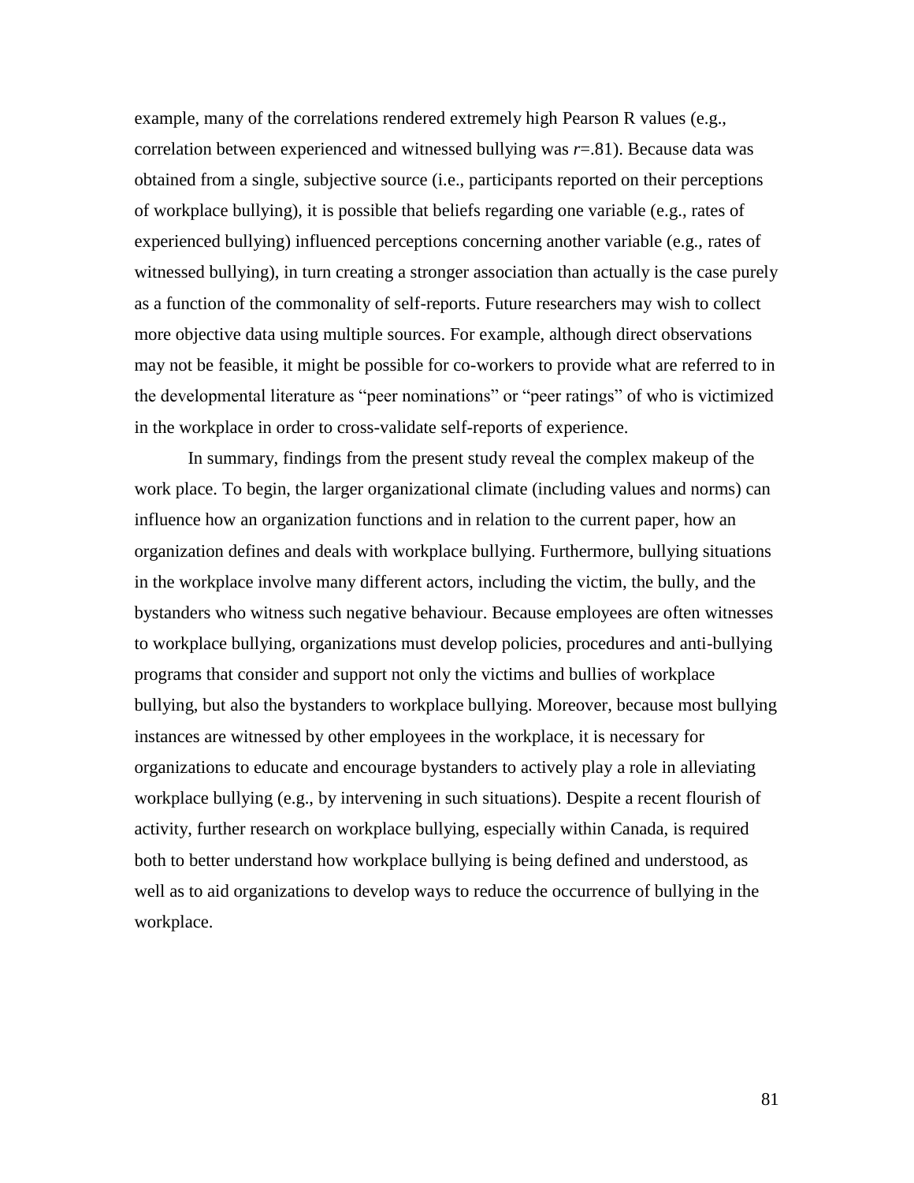example, many of the correlations rendered extremely high Pearson R values (e.g., correlation between experienced and witnessed bullying was $r$=.81). Because data was obtained from a single, subjective source (i.e., participants reported on their perceptions of workplace bullying), it is possible that beliefs regarding one variable (e.g., rates of experienced bullying) influenced perceptions concerning another variable (e.g., rates of witnessed bullying), in turn creating a stronger association than actually is the case purely as a function of the commonality of self-reports. Future researchers may wish to collect more objective data using multiple sources. For example, although direct observations may not be feasible, it might be possible for co-workers to provide what are referred to in the developmental literature as "peer nominations" or "peer ratings" of who is victimized in the workplace in order to cross-validate self-reports of experience.

In summary, findings from the present study reveal the complex makeup of the work place. To begin, the larger organizational climate (including values and norms) can influence how an organization functions and in relation to the current paper, how an organization defines and deals with workplace bullying. Furthermore, bullying situations in the workplace involve many different actors, including the victim, the bully, and the bystanders who witness such negative behaviour. Because employees are often witnesses to workplace bullying, organizations must develop policies, procedures and anti-bullying programs that consider and support not only the victims and bullies of workplace bullying, but also the bystanders to workplace bullying. Moreover, because most bullying instances are witnessed by other employees in the workplace, it is necessary for organizations to educate and encourage bystanders to actively play a role in alleviating workplace bullying (e.g., by intervening in such situations). Despite a recent flourish of activity, further research on workplace bullying, especially within Canada, is required both to better understand how workplace bullying is being defined and understood, as well as to aid organizations to develop ways to reduce the occurrence of bullying in the workplace.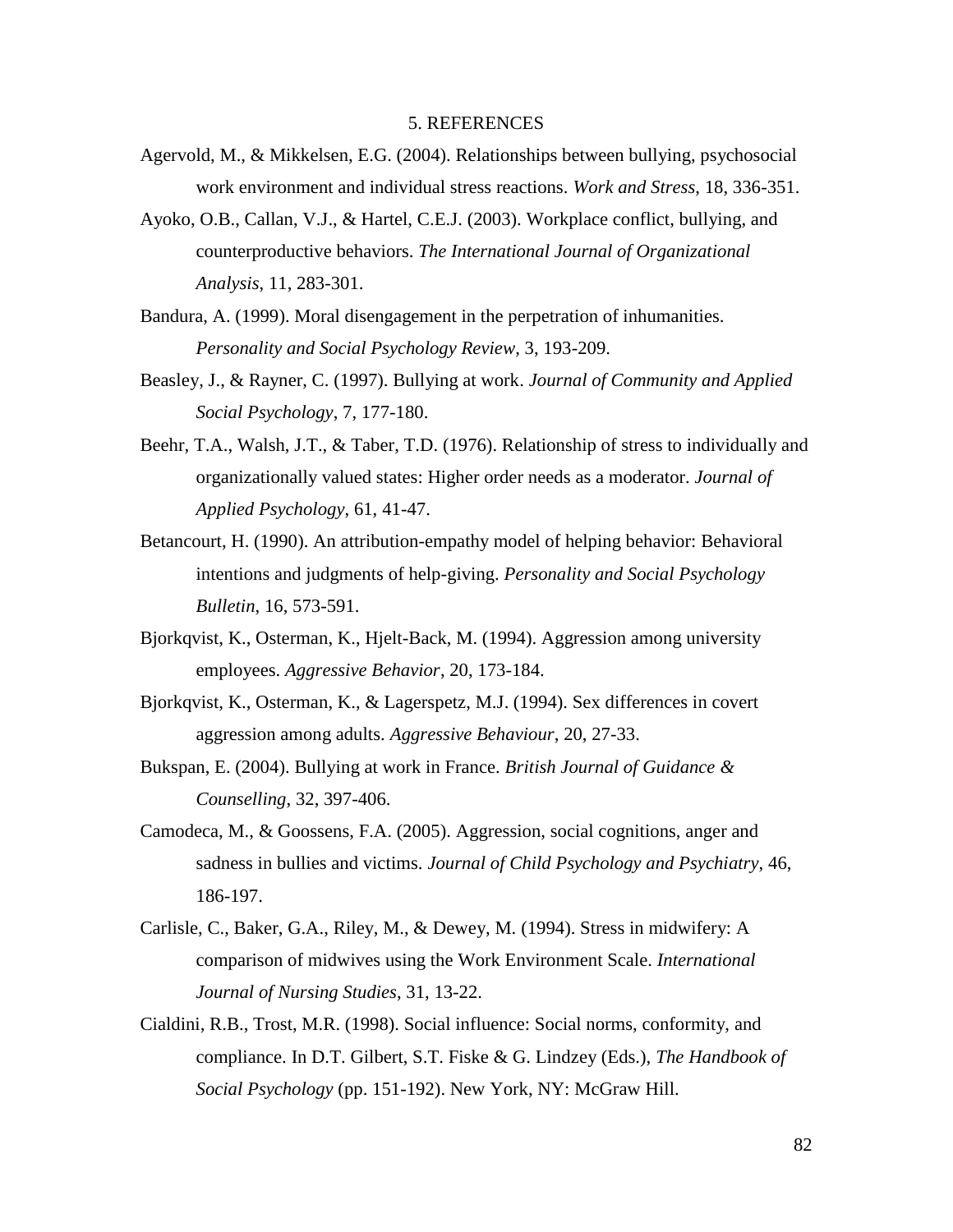# 5. REFERENCES

Agervold, M., & Mikkelsen, E.G. (2004). Relationships between bullying, psychosocial work environment and individual stress reactions. *Work and Stress*, 18, 336-351.

Ayoko, O.B., Callan, V.J., & Hartel, C.E.J. (2003). Workplace conflict, bullying, and counterproductive behaviors. *The International Journal of Organizational Analysis*, 11, 283-301.

Bandura, A. (1999). Moral disengagement in the perpetration of inhumanities. *Personality and Social Psychology Review*, 3, 193-209.

Beasley, J., & Rayner, C. (1997). Bullying at work. *Journal of Community and Applied Social Psychology*, 7, 177-180.

Beehr, T.A., Walsh, J.T., & Taber, T.D. (1976). Relationship of stress to individually and organizationally valued states: Higher order needs as a moderator. *Journal of Applied Psychology*, 61, 41-47.

Betancourt, H. (1990). An attribution-empathy model of helping behavior: Behavioral intentions and judgments of help-giving. *Personality and Social Psychology Bulletin*, 16, 573-591.

Bjorkqvist, K., Osterman, K., Hjelt-Back, M. (1994). Aggression among university employees. *Aggressive Behavior*, 20, 173-184.

Bjorkqvist, K., Osterman, K., & Lagerspetz, M.J. (1994). Sex differences in covert aggression among adults. *Aggressive Behaviour*, 20, 27-33.

Bukspan, E. (2004). Bullying at work in France. *British Journal of Guidance & Counselling*, 32, 397-406.

Camodeca, M., & Goossens, F.A. (2005). Aggression, social cognitions, anger and sadness in bullies and victims. *Journal of Child Psychology and Psychiatry*, 46, 186-197.

Carlisle, C., Baker, G.A., Riley, M., & Dewey, M. (1994). Stress in midwifery: A comparison of midwives using the Work Environment Scale. *International Journal of Nursing Studies*, 31, 13-22.

Cialdini, R.B., Trost, M.R. (1998). Social influence: Social norms, conformity, and compliance. In D.T. Gilbert, S.T. Fiske & G. Lindzey (Eds.), *The Handbook of Social Psychology* (pp. 151-192). New York, NY: McGraw Hill.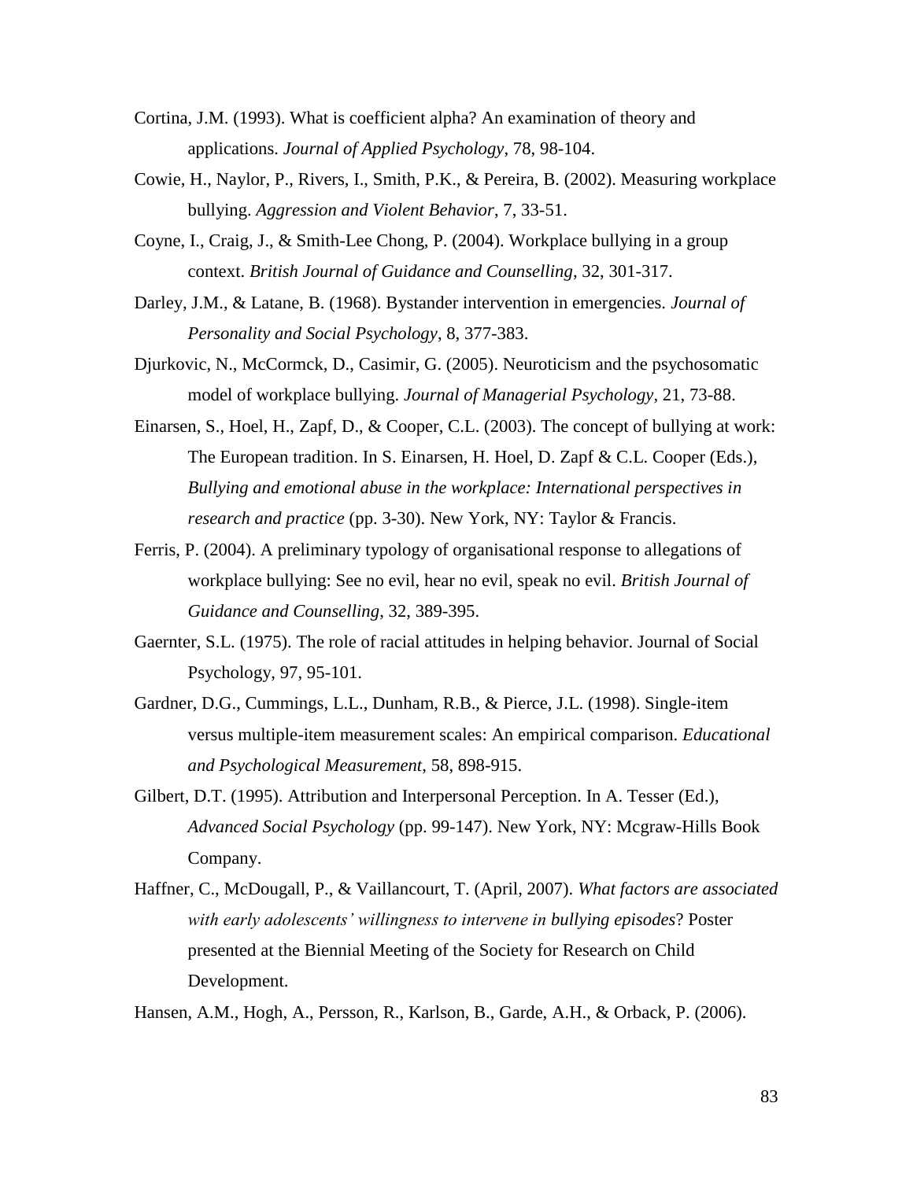Cortina, J.M. (1993). What is coefficient alpha? An examination of theory and applications. *Journal of Applied Psychology*, 78, 98-104.

Cowie, H., Naylor, P., Rivers, I., Smith, P.K., & Pereira, B. (2002). Measuring workplace bullying. *Aggression and Violent Behavior*, 7, 33-51.

Coyne, I., Craig, J., & Smith-Lee Chong, P. (2004). Workplace bullying in a group context. *British Journal of Guidance and Counselling*, 32, 301-317.

Darley, J.M., & Latane, B. (1968). Bystander intervention in emergencies. *Journal of Personality and Social Psychology*, 8, 377-383.

Djurkovic, N., McCormck, D., Casimir, G. (2005). Neuroticism and the psychosomatic model of workplace bullying. *Journal of Managerial Psychology*, 21, 73-88.

Einarsen, S., Hoel, H., Zapf, D., & Cooper, C.L. (2003). The concept of bullying at work: The European tradition. In S. Einarsen, H. Hoel, D. Zapf & C.L. Cooper (Eds.), *Bullying and emotional abuse in the workplace: International perspectives in research and practice* (pp. 3-30). New York, NY: Taylor & Francis.

Ferris, P. (2004). A preliminary typology of organisational response to allegations of workplace bullying: See no evil, hear no evil, speak no evil. *British Journal of Guidance and Counselling*, 32, 389-395.

Gaernter, S.L. (1975). The role of racial attitudes in helping behavior. Journal of Social Psychology, 97, 95-101.

Gardner, D.G., Cummings, L.L., Dunham, R.B., & Pierce, J.L. (1998). Single-item versus multiple-item measurement scales: An empirical comparison. *Educational and Psychological Measurement*, 58, 898-915.

Gilbert, D.T. (1995). Attribution and Interpersonal Perception. In A. Tesser (Ed.), *Advanced Social Psychology* (pp. 99-147). New York, NY: Mcgraw-Hills Book Company.

Haffner, C., McDougall, P., & Vaillancourt, T. (April, 2007). *What factors are associated with early adolescents' willingness to intervene in bullying episodes*? Poster presented at the Biennial Meeting of the Society for Research on Child Development.

Hansen, A.M., Hogh, A., Persson, R., Karlson, B., Garde, A.H., & Orback, P. (2006).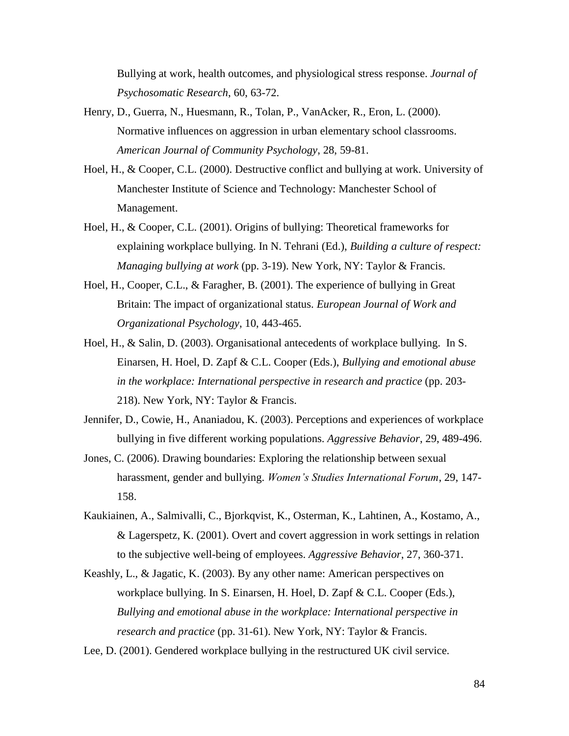Bullying at work, health outcomes, and physiological stress response. *Journal of Psychosomatic Research*, 60, 63-72.

Henry, D., Guerra, N., Huesmann, R., Tolan, P., VanAcker, R., Eron, L. (2000). Normative influences on aggression in urban elementary school classrooms. *American Journal of Community Psychology*, 28, 59-81.

Hoel, H., & Cooper, C.L. (2000). Destructive conflict and bullying at work. University of Manchester Institute of Science and Technology: Manchester School of Management.

Hoel, H., & Cooper, C.L. (2001). Origins of bullying: Theoretical frameworks for explaining workplace bullying. In N. Tehrani (Ed.), *Building a culture of respect: Managing bullying at work* (pp. 3-19). New York, NY: Taylor & Francis.

Hoel, H., Cooper, C.L., & Faragher, B. (2001). The experience of bullying in Great Britain: The impact of organizational status. *European Journal of Work and Organizational Psychology*, 10, 443-465.

Hoel, H., & Salin, D. (2003). Organisational antecedents of workplace bullying. In S. Einarsen, H. Hoel, D. Zapf & C.L. Cooper (Eds.), *Bullying and emotional abuse in the workplace: International perspective in research and practice* (pp. 203-218). New York, NY: Taylor & Francis.

Jennifer, D., Cowie, H., Ananiadou, K. (2003). Perceptions and experiences of workplace bullying in five different working populations. *Aggressive Behavior*, 29, 489-496.

Jones, C. (2006). Drawing boundaries: Exploring the relationship between sexual harassment, gender and bullying. *Women's Studies International Forum*, 29, 147-158.

Kaukiainen, A., Salmivalli, C., Bjorkqvist, K., Osterman, K., Lahtinen, A., Kostamo, A., & Lagerspetz, K. (2001). Overt and covert aggression in work settings in relation to the subjective well-being of employees. *Aggressive Behavior*, 27, 360-371.

Keashly, L., & Jagatic, K. (2003). By any other name: American perspectives on workplace bullying. In S. Einarsen, H. Hoel, D. Zapf & C.L. Cooper (Eds.), *Bullying and emotional abuse in the workplace: International perspective in research and practice* (pp. 31-61). New York, NY: Taylor & Francis.

Lee, D. (2001). Gendered workplace bullying in the restructured UK civil service.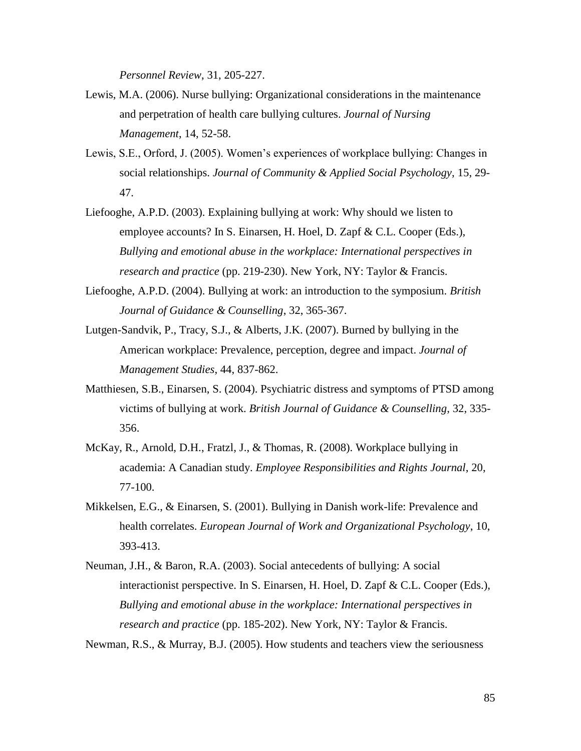*Personnel Review*, 31, 205-227.

Lewis, M.A. (2006). Nurse bullying: Organizational considerations in the maintenance and perpetration of health care bullying cultures. *Journal of Nursing Management*, 14, 52-58.

Lewis, S.E., Orford, J. (2005). Women's experiences of workplace bullying: Changes in social relationships. *Journal of Community & Applied Social Psychology*, 15, 29-47.

Liefooghe, A.P.D. (2003). Explaining bullying at work: Why should we listen to employee accounts? In S. Einarsen, H. Hoel, D. Zapf & C.L. Cooper (Eds.), *Bullying and emotional abuse in the workplace: International perspectives in research and practice* (pp. 219-230). New York, NY: Taylor & Francis.

Liefooghe, A.P.D. (2004). Bullying at work: an introduction to the symposium. *British Journal of Guidance & Counselling*, 32, 365-367.

Lutgen-Sandvik, P., Tracy, S.J., & Alberts, J.K. (2007). Burned by bullying in the American workplace: Prevalence, perception, degree and impact. *Journal of Management Studies*, 44, 837-862.

Matthiesen, S.B., Einarsen, S. (2004). Psychiatric distress and symptoms of PTSD among victims of bullying at work. *British Journal of Guidance & Counselling*, 32, 335-356.

McKay, R., Arnold, D.H., Fratzl, J., & Thomas, R. (2008). Workplace bullying in academia: A Canadian study. *Employee Responsibilities and Rights Journal*, 20, 77-100.

Mikkelsen, E.G., & Einarsen, S. (2001). Bullying in Danish work-life: Prevalence and health correlates. *European Journal of Work and Organizational Psychology*, 10, 393-413.

Neuman, J.H., & Baron, R.A. (2003). Social antecedents of bullying: A social interactionist perspective. In S. Einarsen, H. Hoel, D. Zapf & C.L. Cooper (Eds.), *Bullying and emotional abuse in the workplace: International perspectives in research and practice* (pp. 185-202). New York, NY: Taylor & Francis.

Newman, R.S., & Murray, B.J. (2005). How students and teachers view the seriousness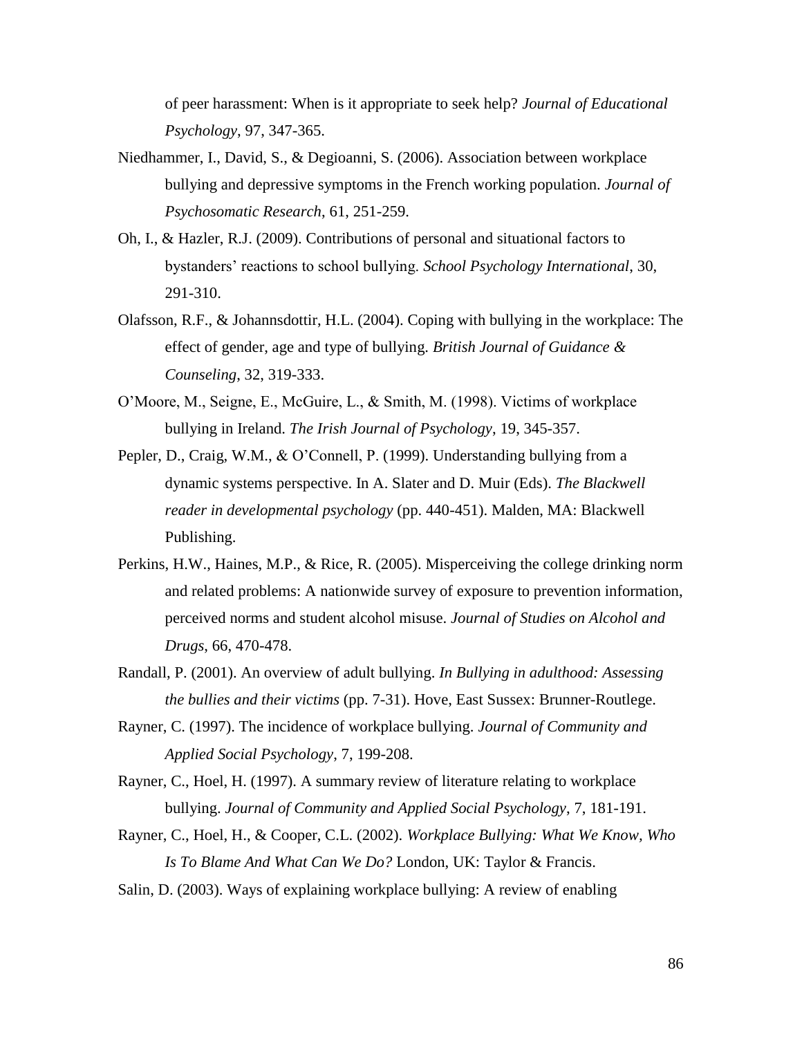of peer harassment: When is it appropriate to seek help? *Journal of Educational Psychology*, 97, 347-365.

Niedhammer, I., David, S., & Degioanni, S. (2006). Association between workplace bullying and depressive symptoms in the French working population. *Journal of Psychosomatic Research*, 61, 251-259.

Oh, I., & Hazler, R.J. (2009). Contributions of personal and situational factors to bystanders' reactions to school bullying. *School Psychology International*, 30, 291-310.

Olafsson, R.F., & Johannsdottir, H.L. (2004). Coping with bullying in the workplace: The effect of gender, age and type of bullying. *British Journal of Guidance & Counseling*, 32, 319-333.

O'Moore, M., Seigne, E., McGuire, L., & Smith, M. (1998). Victims of workplace bullying in Ireland. *The Irish Journal of Psychology*, 19, 345-357.

Pepler, D., Craig, W.M., & O'Connell, P. (1999). Understanding bullying from a dynamic systems perspective. In A. Slater and D. Muir (Eds). *The Blackwell reader in developmental psychology* (pp. 440-451). Malden, MA: Blackwell Publishing.

Perkins, H.W., Haines, M.P., & Rice, R. (2005). Misperceiving the college drinking norm and related problems: A nationwide survey of exposure to prevention information, perceived norms and student alcohol misuse. *Journal of Studies on Alcohol and Drugs*, 66, 470-478.

Randall, P. (2001). An overview of adult bullying. *In Bullying in adulthood: Assessing the bullies and their victims* (pp. 7-31). Hove, East Sussex: Brunner-Routlege.

Rayner, C. (1997). The incidence of workplace bullying. *Journal of Community and Applied Social Psychology*, 7, 199-208.

Rayner, C., Hoel, H. (1997). A summary review of literature relating to workplace bullying. *Journal of Community and Applied Social Psychology*, 7, 181-191.

Rayner, C., Hoel, H., & Cooper, C.L. (2002). *Workplace Bullying: What We Know, Who Is To Blame And What Can We Do?* London, UK: Taylor & Francis.

Salin, D. (2003). Ways of explaining workplace bullying: A review of enabling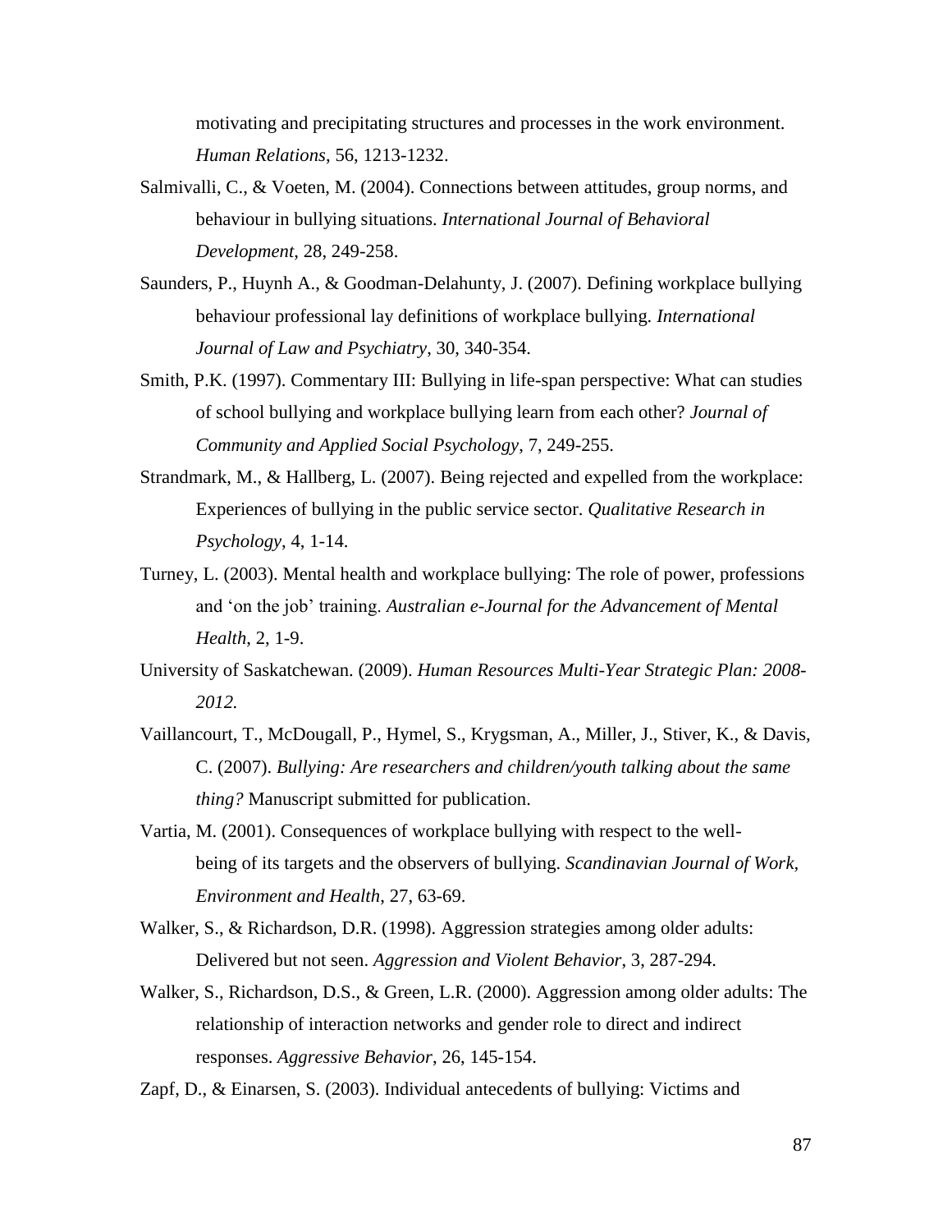motivating and precipitating structures and processes in the work environment. *Human Relations*, 56, 1213-1232.

Salmivalli, C., & Voeten, M. (2004). Connections between attitudes, group norms, and behaviour in bullying situations. *International Journal of Behavioral Development*, 28, 249-258.

Saunders, P., Huynh A., & Goodman-Delahunty, J. (2007). Defining workplace bullying behaviour professional lay definitions of workplace bullying. *International Journal of Law and Psychiatry*, 30, 340-354.

Smith, P.K. (1997). Commentary III: Bullying in life-span perspective: What can studies of school bullying and workplace bullying learn from each other? *Journal of Community and Applied Social Psychology*, 7, 249-255.

Strandmark, M., & Hallberg, L. (2007). Being rejected and expelled from the workplace: Experiences of bullying in the public service sector. *Qualitative Research in Psychology*, 4, 1-14.

Turney, L. (2003). Mental health and workplace bullying: The role of power, professions and 'on the job' training. *Australian e-Journal for the Advancement of Mental Health*, 2, 1-9.

University of Saskatchewan. (2009). *Human Resources Multi-Year Strategic Plan: 2008-2012.*

Vaillancourt, T., McDougall, P., Hymel, S., Krygsman, A., Miller, J., Stiver, K., & Davis, C. (2007). *Bullying: Are researchers and children/youth talking about the same thing?* Manuscript submitted for publication.

Vartia, M. (2001). Consequences of workplace bullying with respect to the well-being of its targets and the observers of bullying. *Scandinavian Journal of Work, Environment and Health*, 27, 63-69.

Walker, S., & Richardson, D.R. (1998). Aggression strategies among older adults: Delivered but not seen. *Aggression and Violent Behavior*, 3, 287-294.

Walker, S., Richardson, D.S., & Green, L.R. (2000). Aggression among older adults: The relationship of interaction networks and gender role to direct and indirect responses. *Aggressive Behavior*, 26, 145-154.

Zapf, D., & Einarsen, S. (2003). Individual antecedents of bullying: Victims and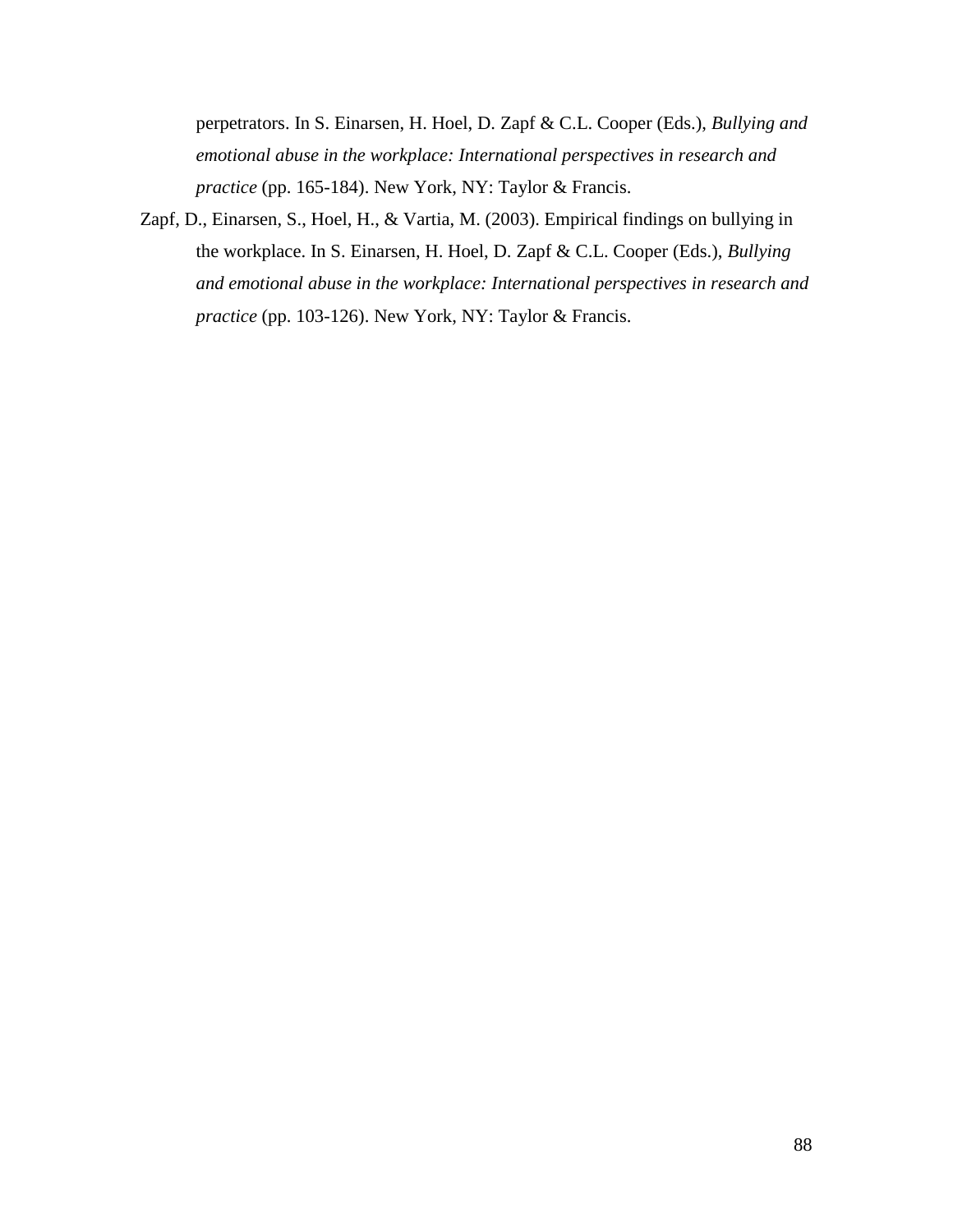perpetrators. In S. Einarsen, H. Hoel, D. Zapf & C.L. Cooper (Eds.), *Bullying and emotional abuse in the workplace: International perspectives in research and practice* (pp. 165-184). New York, NY: Taylor & Francis.

Zapf, D., Einarsen, S., Hoel, H., & Vartia, M. (2003). Empirical findings on bullying in the workplace. In S. Einarsen, H. Hoel, D. Zapf & C.L. Cooper (Eds.), *Bullying and emotional abuse in the workplace: International perspectives in research and practice* (pp. 103-126). New York, NY: Taylor & Francis.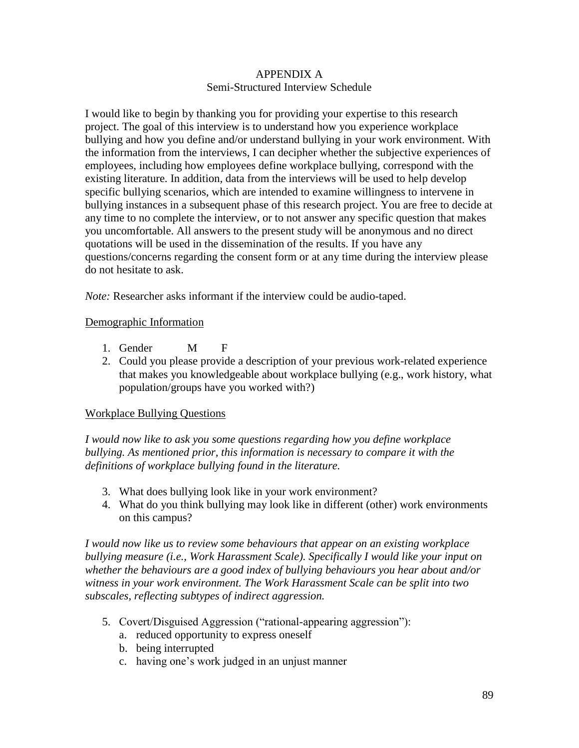# APPENDIX A
## Semi-Structured Interview Schedule

I would like to begin by thanking you for providing your expertise to this research project. The goal of this interview is to understand how you experience workplace bullying and how you define and/or understand bullying in your work environment. With the information from the interviews, I can decipher whether the subjective experiences of employees, including how employees define workplace bullying, correspond with the existing literature. In addition, data from the interviews will be used to help develop specific bullying scenarios, which are intended to examine willingness to intervene in bullying instances in a subsequent phase of this research project. You are free to decide at any time to no complete the interview, or to not answer any specific question that makes you uncomfortable. All answers to the present study will be anonymous and no direct quotations will be used in the dissemination of the results. If you have any questions/concerns regarding the consent form or at any time during the interview please do not hesitate to ask.

*Note:* Researcher asks informant if the interview could be audio-taped.

<u>Demographic Information</u>

1. Gender M F
2. Could you please provide a description of your previous work-related experience that makes you knowledgeable about workplace bullying (e.g., work history, what population/groups have you worked with?)

<u>Workplace Bullying Questions</u>

*I would now like to ask you some questions regarding how you define workplace bullying. As mentioned prior, this information is necessary to compare it with the definitions of workplace bullying found in the literature.*

3. What does bullying look like in your work environment?
4. What do you think bullying may look like in different (other) work environments on this campus?

*I would now like us to review some behaviours that appear on an existing workplace bullying measure (i.e., Work Harassment Scale). Specifically I would like your input on whether the behaviours are a good index of bullying behaviours you hear about and/or witness in your work environment. The Work Harassment Scale can be split into two subscales, reflecting subtypes of indirect aggression.*

5. Covert/Disguised Aggression ("rational-appearing aggression"):
   a. reduced opportunity to express oneself
   b. being interrupted
   c. having one's work judged in an unjust manner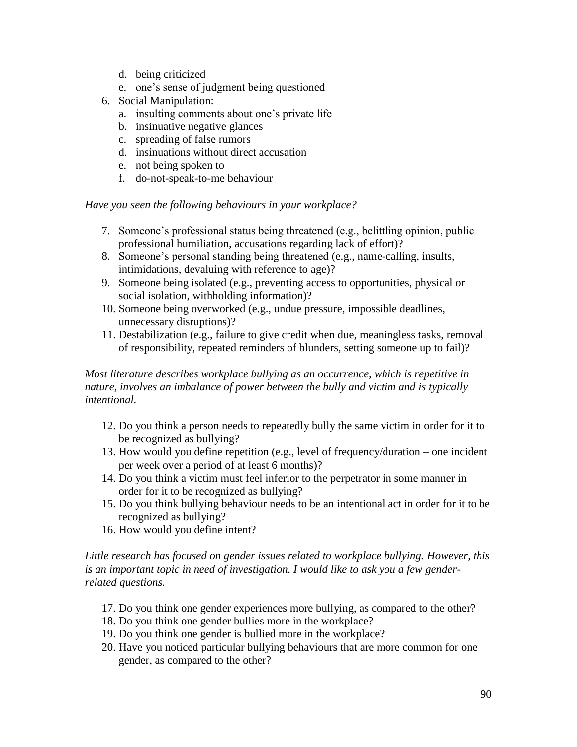d. being criticized
   e. one's sense of judgment being questioned

6. Social Manipulation:
   a. insulting comments about one's private life
   b. insinuative negative glances
   c. spreading of false rumors
   d. insinuations without direct accusation
   e. not being spoken to
   f. do-not-speak-to-me behaviour

*Have you seen the following behaviours in your workplace?*

7. Someone's professional status being threatened (e.g., belittling opinion, public professional humiliation, accusations regarding lack of effort)?
8. Someone's personal standing being threatened (e.g., name-calling, insults, intimidations, devaluing with reference to age)?
9. Someone being isolated (e.g., preventing access to opportunities, physical or social isolation, withholding information)?
10. Someone being overworked (e.g., undue pressure, impossible deadlines, unnecessary disruptions)?
11. Destabilization (e.g., failure to give credit when due, meaningless tasks, removal of responsibility, repeated reminders of blunders, setting someone up to fail)?

*Most literature describes workplace bullying as an occurrence, which is repetitive in nature, involves an imbalance of power between the bully and victim and is typically intentional.*

12. Do you think a person needs to repeatedly bully the same victim in order for it to be recognized as bullying?
13. How would you define repetition (e.g., level of frequency/duration – one incident per week over a period of at least 6 months)?
14. Do you think a victim must feel inferior to the perpetrator in some manner in order for it to be recognized as bullying?
15. Do you think bullying behaviour needs to be an intentional act in order for it to be recognized as bullying?
16. How would you define intent?

*Little research has focused on gender issues related to workplace bullying. However, this is an important topic in need of investigation. I would like to ask you a few gender-related questions.*

17. Do you think one gender experiences more bullying, as compared to the other?
18. Do you think one gender bullies more in the workplace?
19. Do you think one gender is bullied more in the workplace?
20. Have you noticed particular bullying behaviours that are more common for one gender, as compared to the other?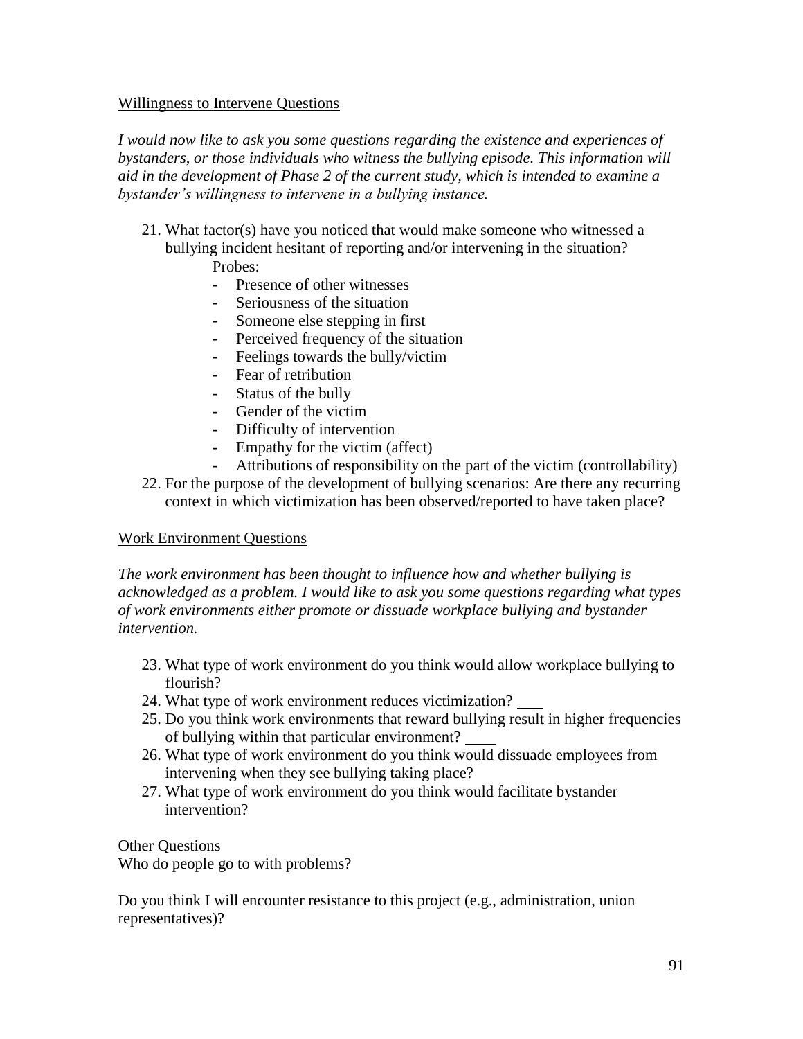Willingness to Intervene Questions

*I would now like to ask you some questions regarding the existence and experiences of bystanders, or those individuals who witness the bullying episode. This information will aid in the development of Phase 2 of the current study, which is intended to examine a bystander's willingness to intervene in a bullying instance.*

21. What factor(s) have you noticed that would make someone who witnessed a bullying incident hesitant of reporting and/or intervening in the situation?
    Probes:
    - Presence of other witnesses
    - Seriousness of the situation
    - Someone else stepping in first
    - Perceived frequency of the situation
    - Feelings towards the bully/victim
    - Fear of retribution
    - Status of the bully
    - Gender of the victim
    - Difficulty of intervention
    - Empathy for the victim (affect)
    - Attributions of responsibility on the part of the victim (controllability)
22. For the purpose of the development of bullying scenarios: Are there any recurring context in which victimization has been observed/reported to have taken place?

Work Environment Questions

*The work environment has been thought to influence how and whether bullying is acknowledged as a problem. I would like to ask you some questions regarding what types of work environments either promote or dissuade workplace bullying and bystander intervention.*

23. What type of work environment do you think would allow workplace bullying to flourish?
24. What type of work environment reduces victimization? ___
25. Do you think work environments that reward bullying result in higher frequencies of bullying within that particular environment? ____
26. What type of work environment do you think would dissuade employees from intervening when they see bullying taking place?
27. What type of work environment do you think would facilitate bystander intervention?

Other Questions

Who do people go to with problems?

Do you think I will encounter resistance to this project (e.g., administration, union representatives)?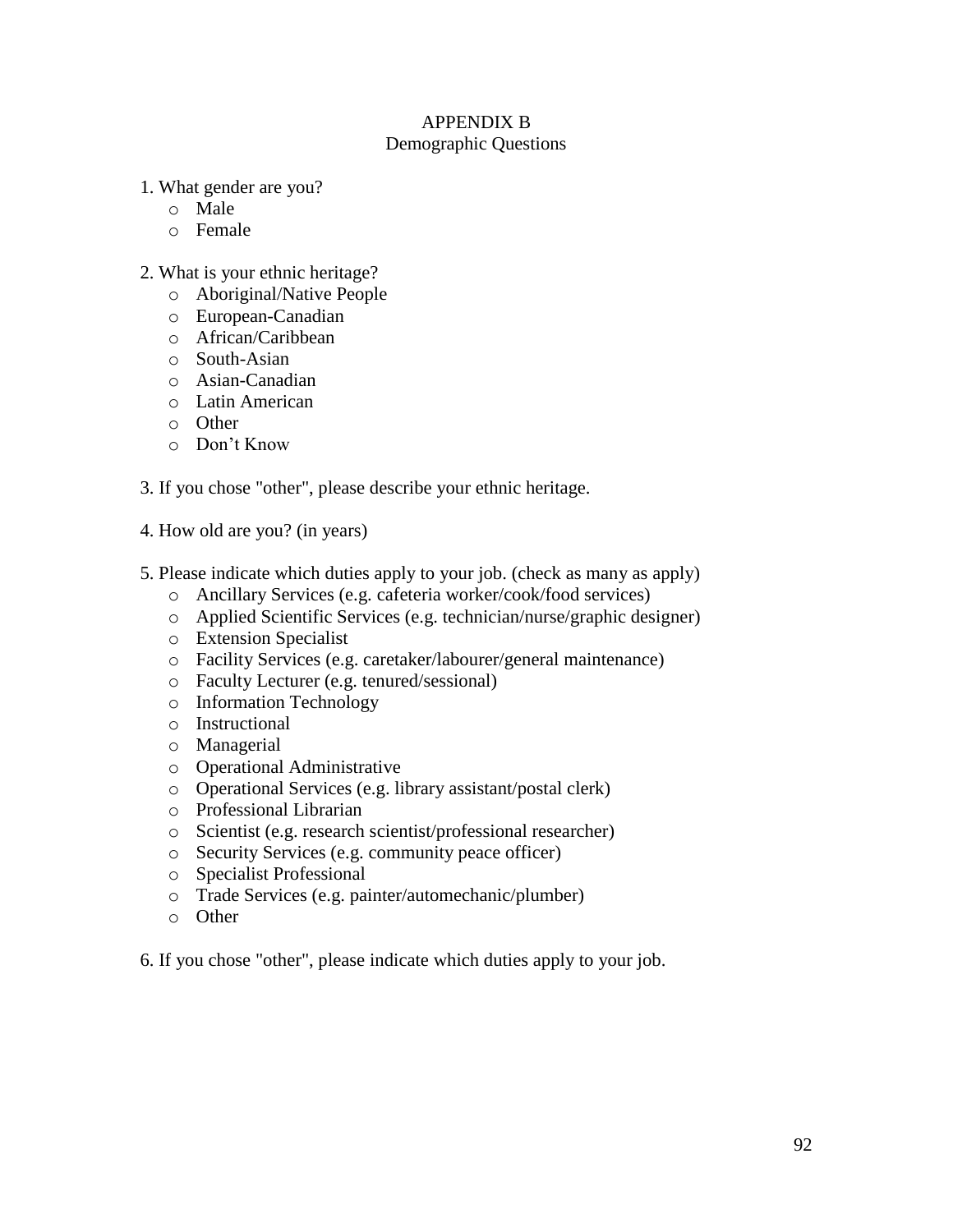# APPENDIX B
## Demographic Questions

1. What gender are you?
   - Male
   - Female

2. What is your ethnic heritage?
   - Aboriginal/Native People
   - European-Canadian
   - African/Caribbean
   - South-Asian
   - Asian-Canadian
   - Latin American
   - Other
   - Don't Know

3. If you chose "other", please describe your ethnic heritage.

4. How old are you? (in years)

5. Please indicate which duties apply to your job. (check as many as apply)
   - Ancillary Services (e.g. cafeteria worker/cook/food services)
   - Applied Scientific Services (e.g. technician/nurse/graphic designer)
   - Extension Specialist
   - Facility Services (e.g. caretaker/labourer/general maintenance)
   - Faculty Lecturer (e.g. tenured/sessional)
   - Information Technology
   - Instructional
   - Managerial
   - Operational Administrative
   - Operational Services (e.g. library assistant/postal clerk)
   - Professional Librarian
   - Scientist (e.g. research scientist/professional researcher)
   - Security Services (e.g. community peace officer)
   - Specialist Professional
   - Trade Services (e.g. painter/automechanic/plumber)
   - Other

6. If you chose "other", please indicate which duties apply to your job.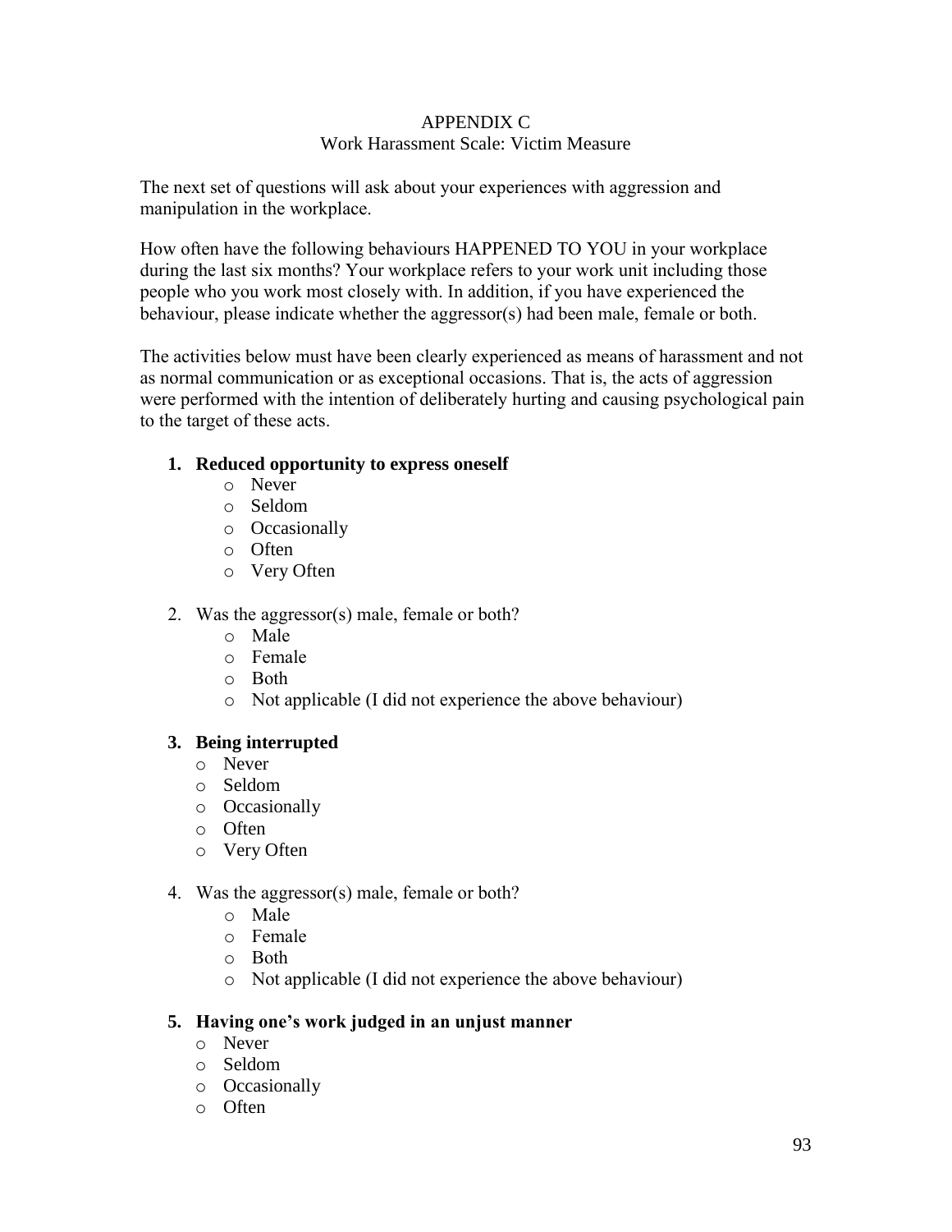APPENDIX C

Work Harassment Scale: Victim Measure

The next set of questions will ask about your experiences with aggression and manipulation in the workplace.

How often have the following behaviours HAPPENED TO YOU in your workplace during the last six months? Your workplace refers to your work unit including those people who you work most closely with. In addition, if you have experienced the behaviour, please indicate whether the aggressor(s) had been male, female or both.

The activities below must have been clearly experienced as means of harassment and not as normal communication or as exceptional occasions. That is, the acts of aggression were performed with the intention of deliberately hurting and causing psychological pain to the target of these acts.

1. **Reduced opportunity to express oneself**
   - Never
   - Seldom
   - Occasionally
   - Often
   - Very Often

2. Was the aggressor(s) male, female or both?
   - Male
   - Female
   - Both
   - Not applicable (I did not experience the above behaviour)

3. **Being interrupted**
   - Never
   - Seldom
   - Occasionally
   - Often
   - Very Often

4. Was the aggressor(s) male, female or both?
   - Male
   - Female
   - Both
   - Not applicable (I did not experience the above behaviour)

5. **Having one's work judged in an unjust manner**
   - Never
   - Seldom
   - Occasionally
   - Often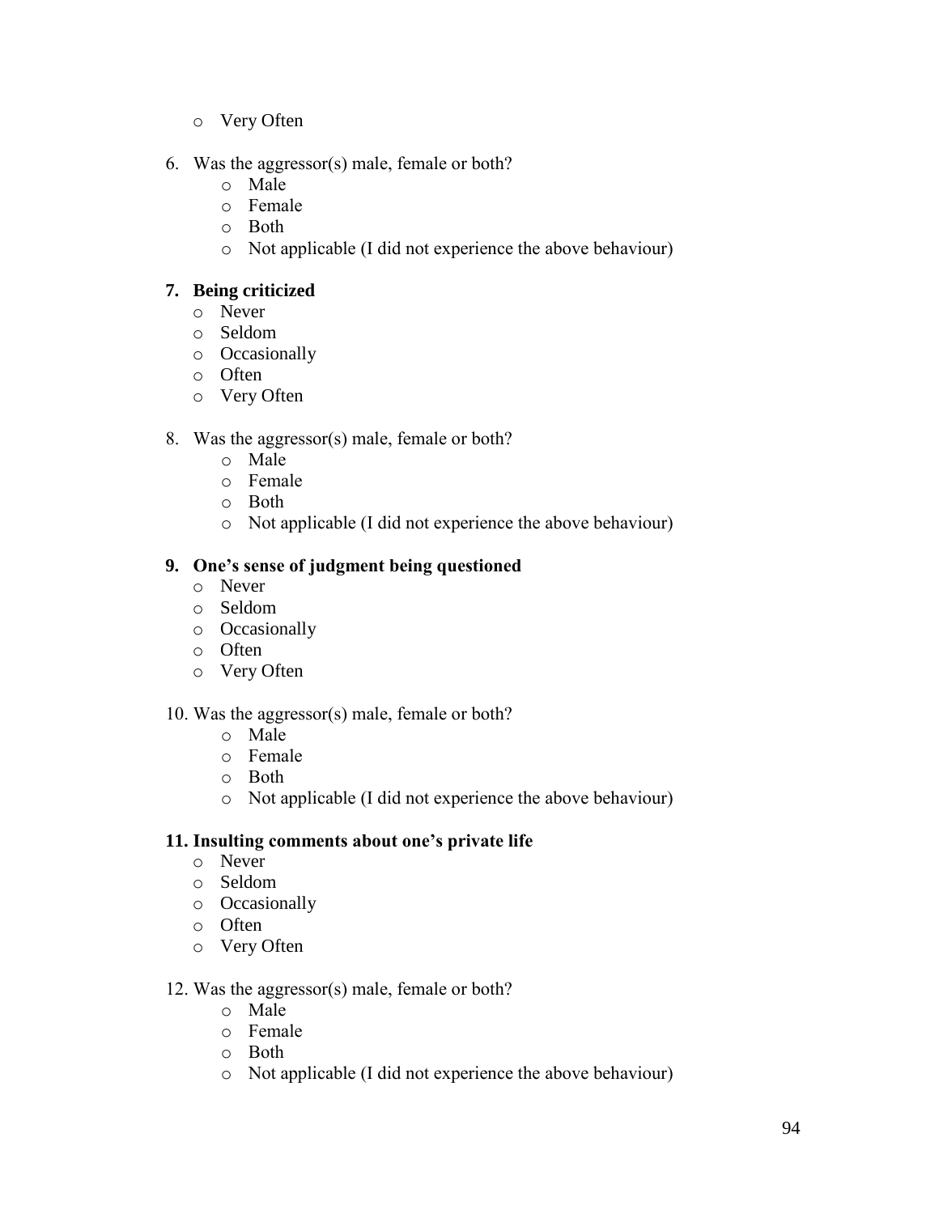- Very Often

6. Was the aggressor(s) male, female or both?
    - Male
    - Female
    - Both
    - Not applicable (I did not experience the above behaviour)

**7. Being criticized**

- Never
- Seldom
- Occasionally
- Often
- Very Often

8. Was the aggressor(s) male, female or both?
    - Male
    - Female
    - Both
    - Not applicable (I did not experience the above behaviour)

**9. One's sense of judgment being questioned**

- Never
- Seldom
- Occasionally
- Often
- Very Often

10. Was the aggressor(s) male, female or both?
    - Male
    - Female
    - Both
    - Not applicable (I did not experience the above behaviour)

**11. Insulting comments about one's private life**

- Never
- Seldom
- Occasionally
- Often
- Very Often

12. Was the aggressor(s) male, female or both?
    - Male
    - Female
    - Both
    - Not applicable (I did not experience the above behaviour)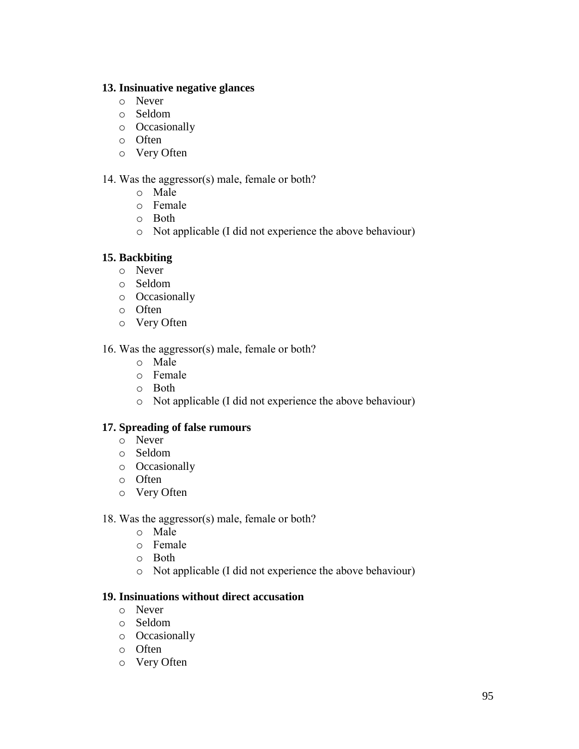**13. Insinuative negative glances**

- Never
- Seldom
- Occasionally
- Often
- Very Often

14. Was the aggressor(s) male, female or both?

- Male
- Female
- Both
- Not applicable (I did not experience the above behaviour)

**15. Backbiting**

- Never
- Seldom
- Occasionally
- Often
- Very Often

16. Was the aggressor(s) male, female or both?

- Male
- Female
- Both
- Not applicable (I did not experience the above behaviour)

**17. Spreading of false rumours**

- Never
- Seldom
- Occasionally
- Often
- Very Often

18. Was the aggressor(s) male, female or both?

- Male
- Female
- Both
- Not applicable (I did not experience the above behaviour)

**19. Insinuations without direct accusation**

- Never
- Seldom
- Occasionally
- Often
- Very Often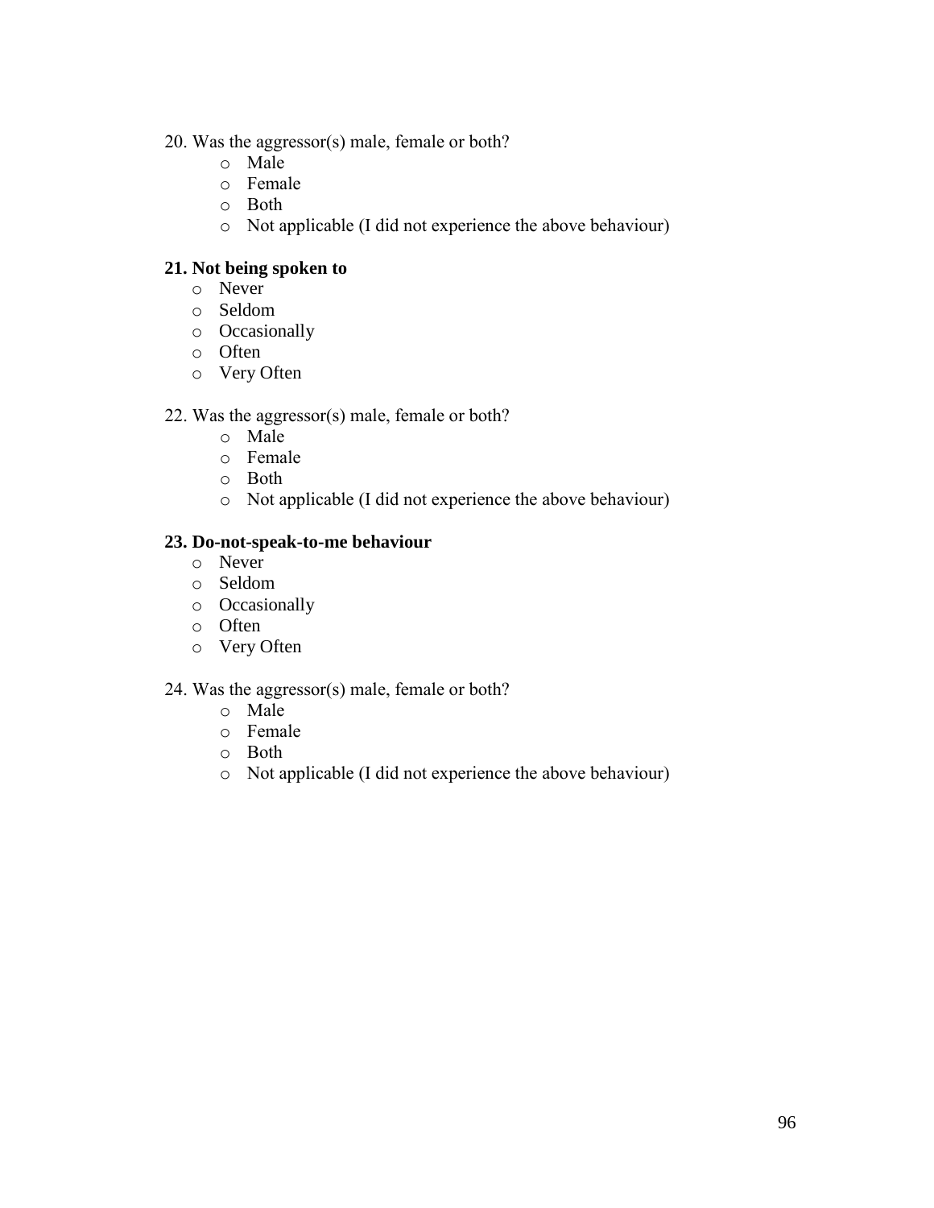20. Was the aggressor(s) male, female or both?
    - Male
    - Female
    - Both
    - Not applicable (I did not experience the above behaviour)

**21. Not being spoken to**
- Never
- Seldom
- Occasionally
- Often
- Very Often

22. Was the aggressor(s) male, female or both?
    - Male
    - Female
    - Both
    - Not applicable (I did not experience the above behaviour)

**23. Do-not-speak-to-me behaviour**
- Never
- Seldom
- Occasionally
- Often
- Very Often

24. Was the aggressor(s) male, female or both?
    - Male
    - Female
    - Both
    - Not applicable (I did not experience the above behaviour)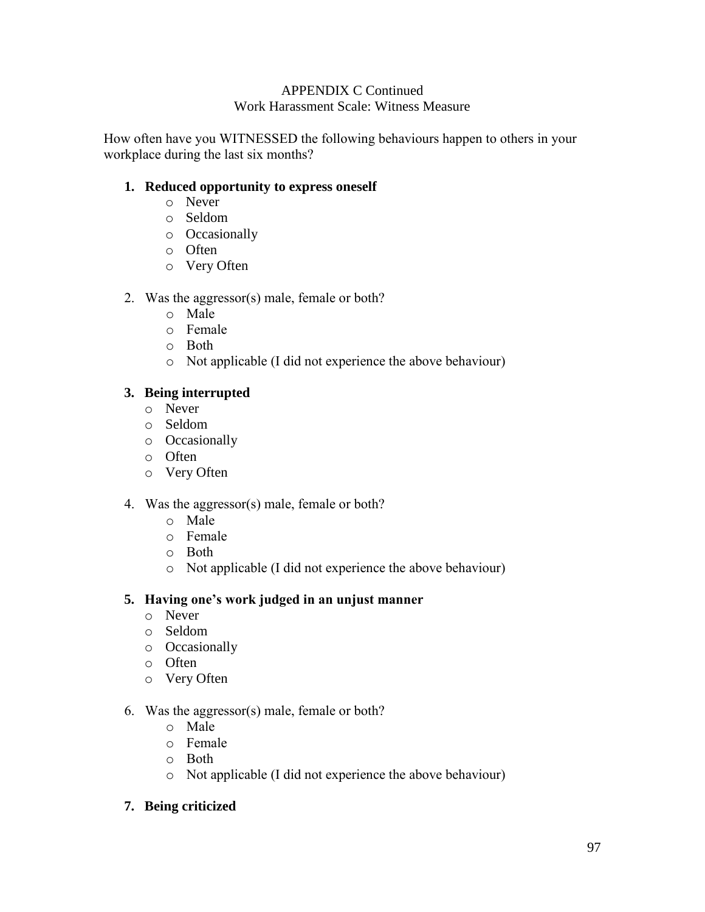APPENDIX C Continued

Work Harassment Scale: Witness Measure

How often have you WITNESSED the following behaviours happen to others in your workplace during the last six months?

1. **Reduced opportunity to express oneself**
   - Never
   - Seldom
   - Occasionally
   - Often
   - Very Often

2. Was the aggressor(s) male, female or both?
   - Male
   - Female
   - Both
   - Not applicable (I did not experience the above behaviour)

3. **Being interrupted**
   - Never
   - Seldom
   - Occasionally
   - Often
   - Very Often

4. Was the aggressor(s) male, female or both?
   - Male
   - Female
   - Both
   - Not applicable (I did not experience the above behaviour)

5. **Having one's work judged in an unjust manner**
   - Never
   - Seldom
   - Occasionally
   - Often
   - Very Often

6. Was the aggressor(s) male, female or both?
   - Male
   - Female
   - Both
   - Not applicable (I did not experience the above behaviour)

7. **Being criticized**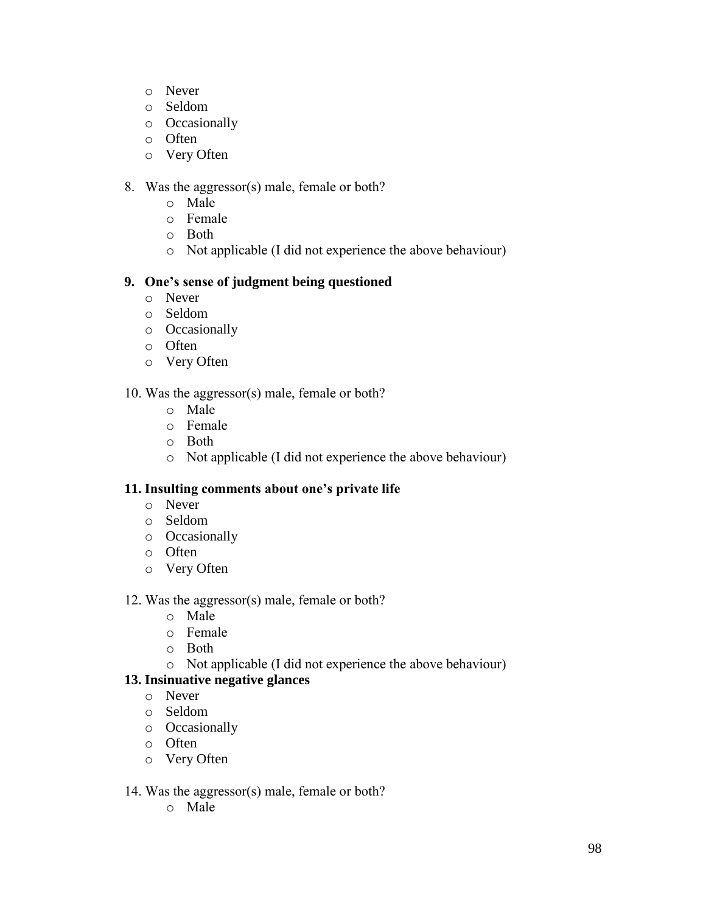- Never
- Seldom
- Occasionally
- Often
- Very Often

8. Was the aggressor(s) male, female or both?
    - Male
    - Female
    - Both
    - Not applicable (I did not experience the above behaviour)

**9. One's sense of judgment being questioned**

- Never
- Seldom
- Occasionally
- Often
- Very Often

10. Was the aggressor(s) male, female or both?
    - Male
    - Female
    - Both
    - Not applicable (I did not experience the above behaviour)

**11. Insulting comments about one's private life**

- Never
- Seldom
- Occasionally
- Often
- Very Often

12. Was the aggressor(s) male, female or both?
    - Male
    - Female
    - Both
    - Not applicable (I did not experience the above behaviour)

**13. Insinuative negative glances**

- Never
- Seldom
- Occasionally
- Often
- Very Often

14. Was the aggressor(s) male, female or both?
    - Male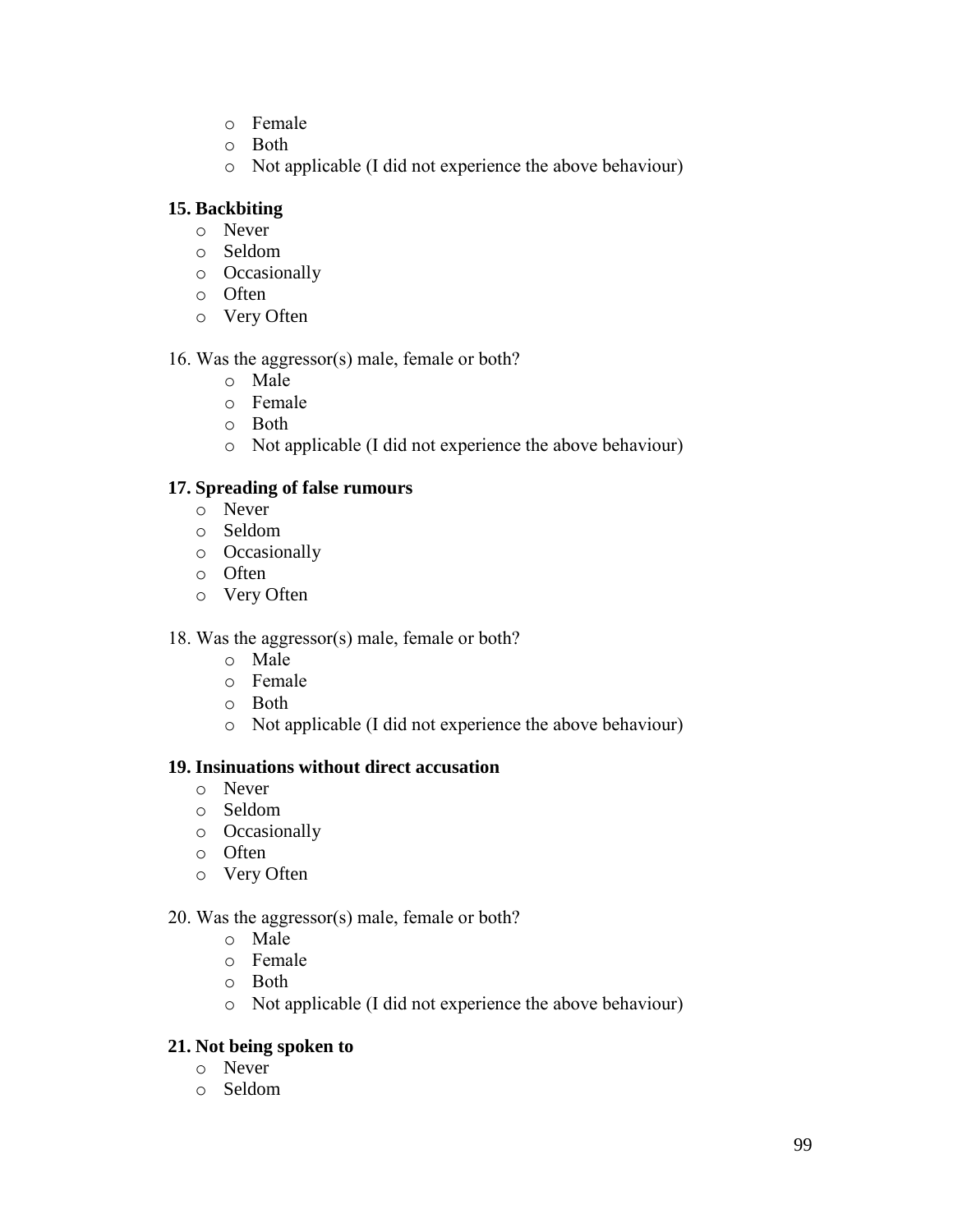- Female
- Both
- Not applicable (I did not experience the above behaviour)

**15. Backbiting**

- Never
- Seldom
- Occasionally
- Often
- Very Often

16. Was the aggressor(s) male, female or both?

- Male
- Female
- Both
- Not applicable (I did not experience the above behaviour)

**17. Spreading of false rumours**

- Never
- Seldom
- Occasionally
- Often
- Very Often

18. Was the aggressor(s) male, female or both?

- Male
- Female
- Both
- Not applicable (I did not experience the above behaviour)

**19. Insinuations without direct accusation**

- Never
- Seldom
- Occasionally
- Often
- Very Often

20. Was the aggressor(s) male, female or both?

- Male
- Female
- Both
- Not applicable (I did not experience the above behaviour)

**21. Not being spoken to**

- Never
- Seldom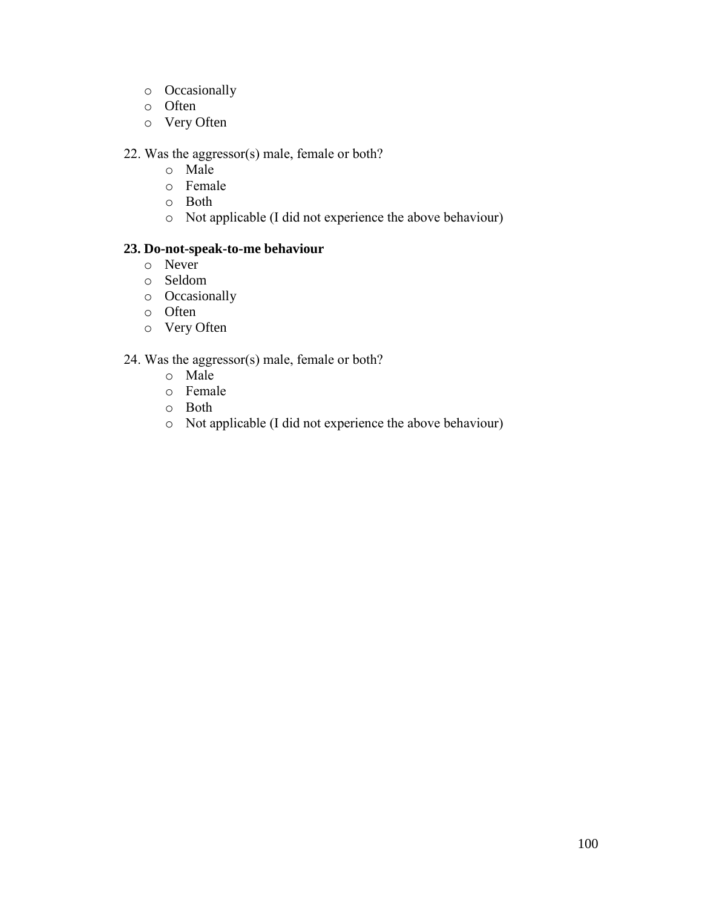- Occasionally
- Often
- Very Often

22. Was the aggressor(s) male, female or both?
    - Male
    - Female
    - Both
    - Not applicable (I did not experience the above behaviour)

**23. Do-not-speak-to-me behaviour**
- Never
- Seldom
- Occasionally
- Often
- Very Often

24. Was the aggressor(s) male, female or both?
    - Male
    - Female
    - Both
    - Not applicable (I did not experience the above behaviour)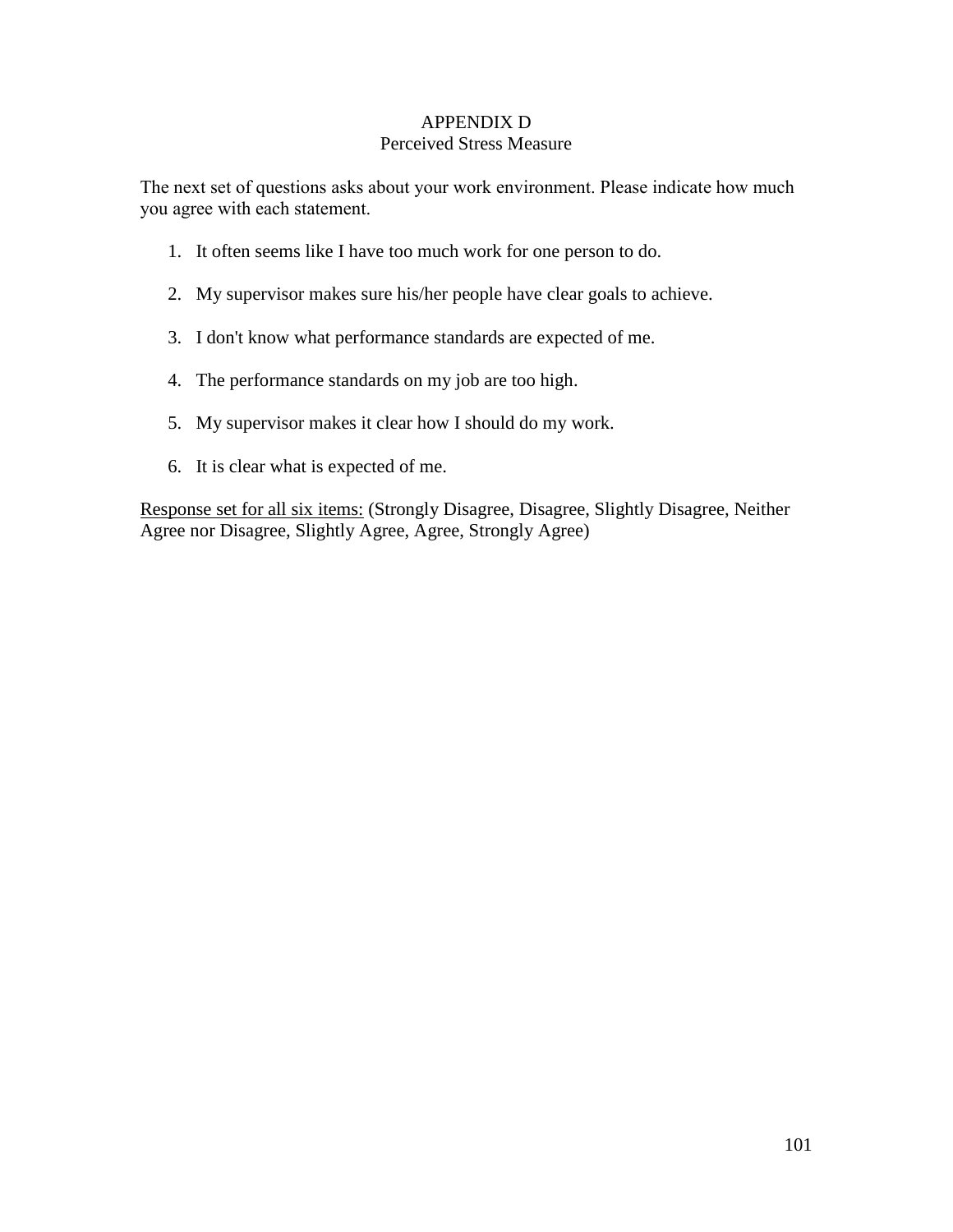# APPENDIX D
## Perceived Stress Measure

The next set of questions asks about your work environment. Please indicate how much you agree with each statement.

1. It often seems like I have too much work for one person to do.
2. My supervisor makes sure his/her people have clear goals to achieve.
3. I don't know what performance standards are expected of me.
4. The performance standards on my job are too high.
5. My supervisor makes it clear how I should do my work.
6. It is clear what is expected of me.

<u>Response set for all six items:</u> (Strongly Disagree, Disagree, Slightly Disagree, Neither Agree nor Disagree, Slightly Agree, Agree, Strongly Agree)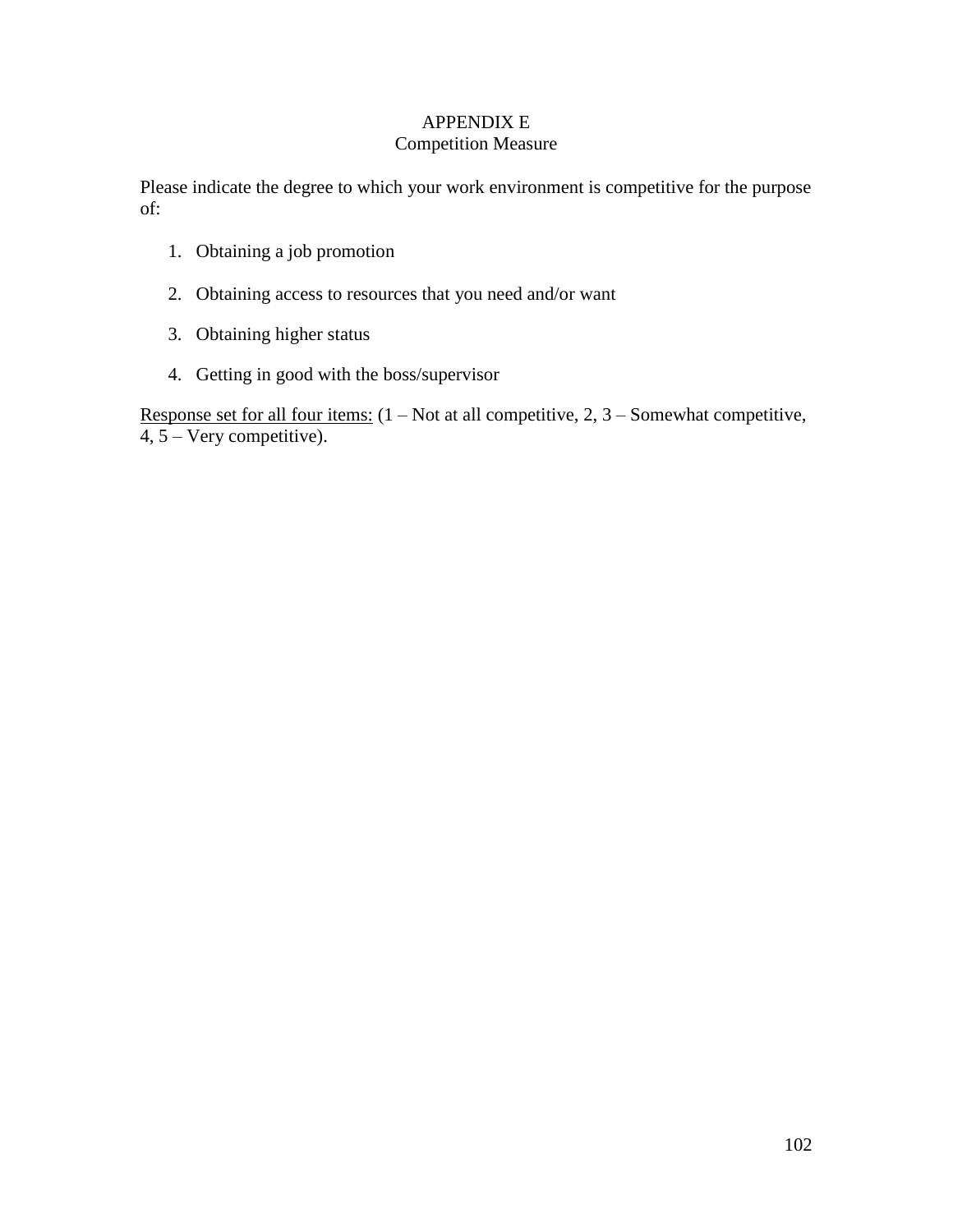# APPENDIX E
## Competition Measure

Please indicate the degree to which your work environment is competitive for the purpose of:

1. Obtaining a job promotion
2. Obtaining access to resources that you need and/or want
3. Obtaining higher status
4. Getting in good with the boss/supervisor

<u>Response set for all four items:</u> (1 – Not at all competitive, 2, 3 – Somewhat competitive, 4, 5 – Very competitive).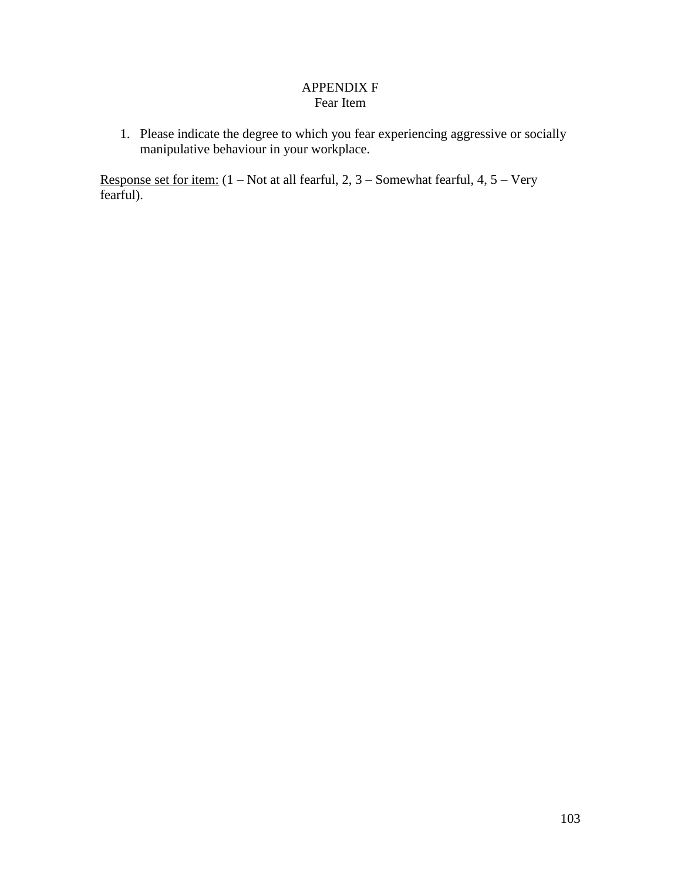# APPENDIX F

## Fear Item

1. Please indicate the degree to which you fear experiencing aggressive or socially manipulative behaviour in your workplace.

<u>Response set for item:</u> (1 – Not at all fearful, 2, 3 – Somewhat fearful, 4, 5 – Very fearful).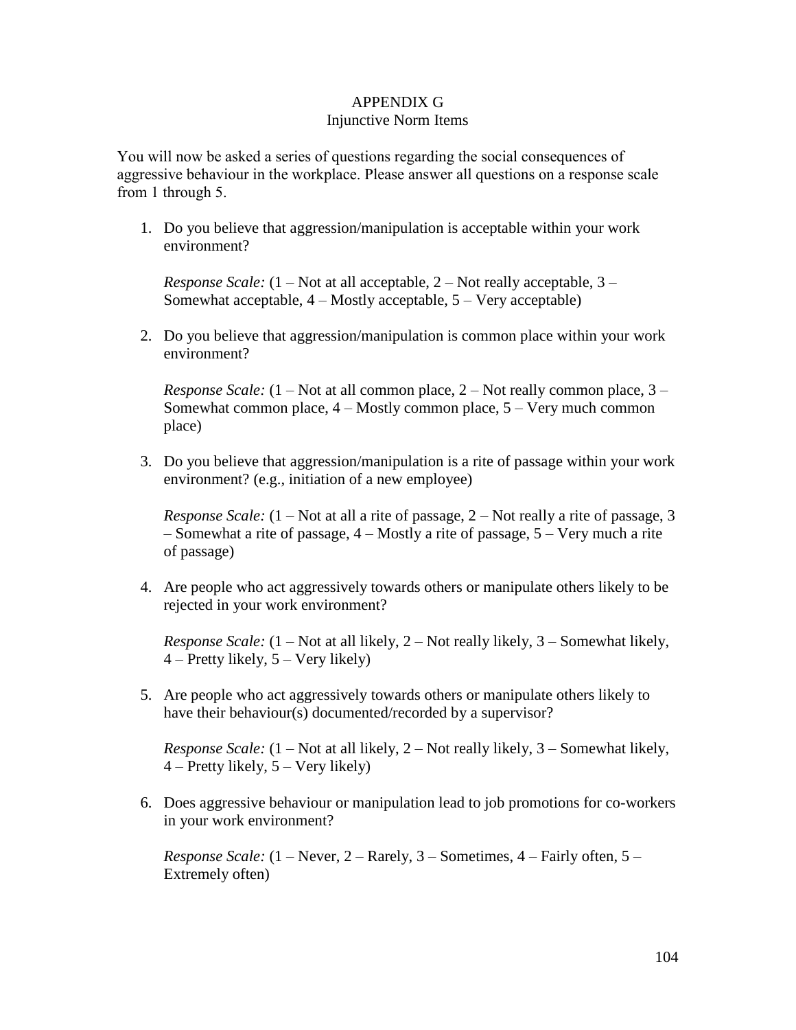# APPENDIX G
## Injunctive Norm Items

You will now be asked a series of questions regarding the social consequences of aggressive behaviour in the workplace. Please answer all questions on a response scale from 1 through 5.

1. Do you believe that aggression/manipulation is acceptable within your work environment?

   *Response Scale:* (1 – Not at all acceptable, 2 – Not really acceptable, 3 – Somewhat acceptable, 4 – Mostly acceptable, 5 – Very acceptable)

2. Do you believe that aggression/manipulation is common place within your work environment?

   *Response Scale:* (1 – Not at all common place, 2 – Not really common place, 3 – Somewhat common place, 4 – Mostly common place, 5 – Very much common place)

3. Do you believe that aggression/manipulation is a rite of passage within your work environment? (e.g., initiation of a new employee)

   *Response Scale:* (1 – Not at all a rite of passage, 2 – Not really a rite of passage, 3 – Somewhat a rite of passage, 4 – Mostly a rite of passage, 5 – Very much a rite of passage)

4. Are people who act aggressively towards others or manipulate others likely to be rejected in your work environment?

   *Response Scale:* (1 – Not at all likely, 2 – Not really likely, 3 – Somewhat likely, 4 – Pretty likely, 5 – Very likely)

5. Are people who act aggressively towards others or manipulate others likely to have their behaviour(s) documented/recorded by a supervisor?

   *Response Scale:* (1 – Not at all likely, 2 – Not really likely, 3 – Somewhat likely, 4 – Pretty likely, 5 – Very likely)

6. Does aggressive behaviour or manipulation lead to job promotions for co-workers in your work environment?

   *Response Scale:* (1 – Never, 2 – Rarely, 3 – Sometimes, 4 – Fairly often, 5 – Extremely often)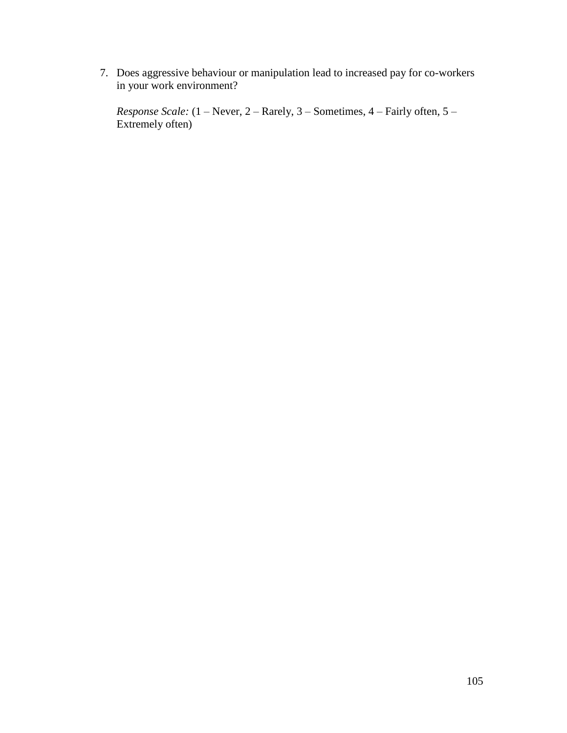7. Does aggressive behaviour or manipulation lead to increased pay for co-workers in your work environment?

   *Response Scale:* (1 – Never, 2 – Rarely, 3 – Sometimes, 4 – Fairly often, 5 – Extremely often)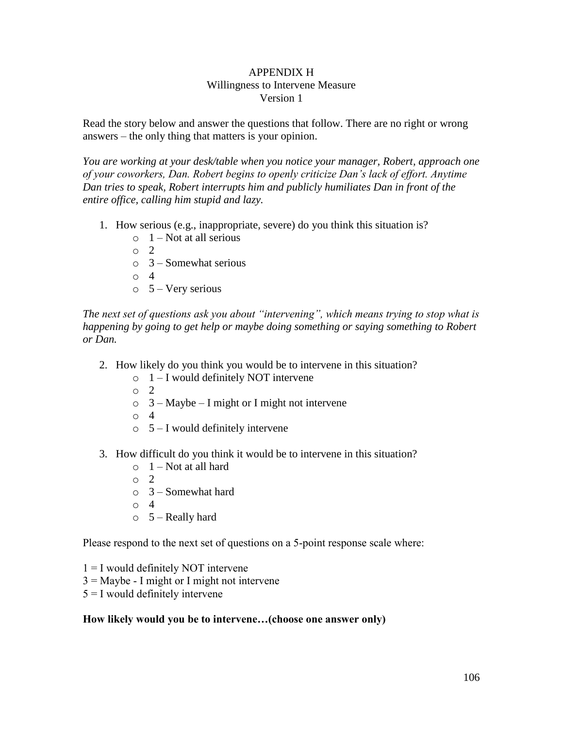# APPENDIX H
## Willingness to Intervene Measure
### Version 1

Read the story below and answer the questions that follow. There are no right or wrong answers – the only thing that matters is your opinion.

*You are working at your desk/table when you notice your manager, Robert, approach one of your coworkers, Dan. Robert begins to openly criticize Dan's lack of effort. Anytime Dan tries to speak, Robert interrupts him and publicly humiliates Dan in front of the entire office, calling him stupid and lazy.*

1. How serious (e.g., inappropriate, severe) do you think this situation is?
   - 1 – Not at all serious
   - 2
   - 3 – Somewhat serious
   - 4
   - 5 – Very serious

*The next set of questions ask you about "intervening", which means trying to stop what is happening by going to get help or maybe doing something or saying something to Robert or Dan.*

2. How likely do you think you would be to intervene in this situation?
   - 1 – I would definitely NOT intervene
   - 2
   - 3 – Maybe – I might or I might not intervene
   - 4
   - 5 – I would definitely intervene

3. How difficult do you think it would be to intervene in this situation?
   - 1 – Not at all hard
   - 2
   - 3 – Somewhat hard
   - 4
   - 5 – Really hard

Please respond to the next set of questions on a 5-point response scale where:

1 = I would definitely NOT intervene
3 = Maybe - I might or I might not intervene
5 = I would definitely intervene

**How likely would you be to intervene…(choose one answer only)**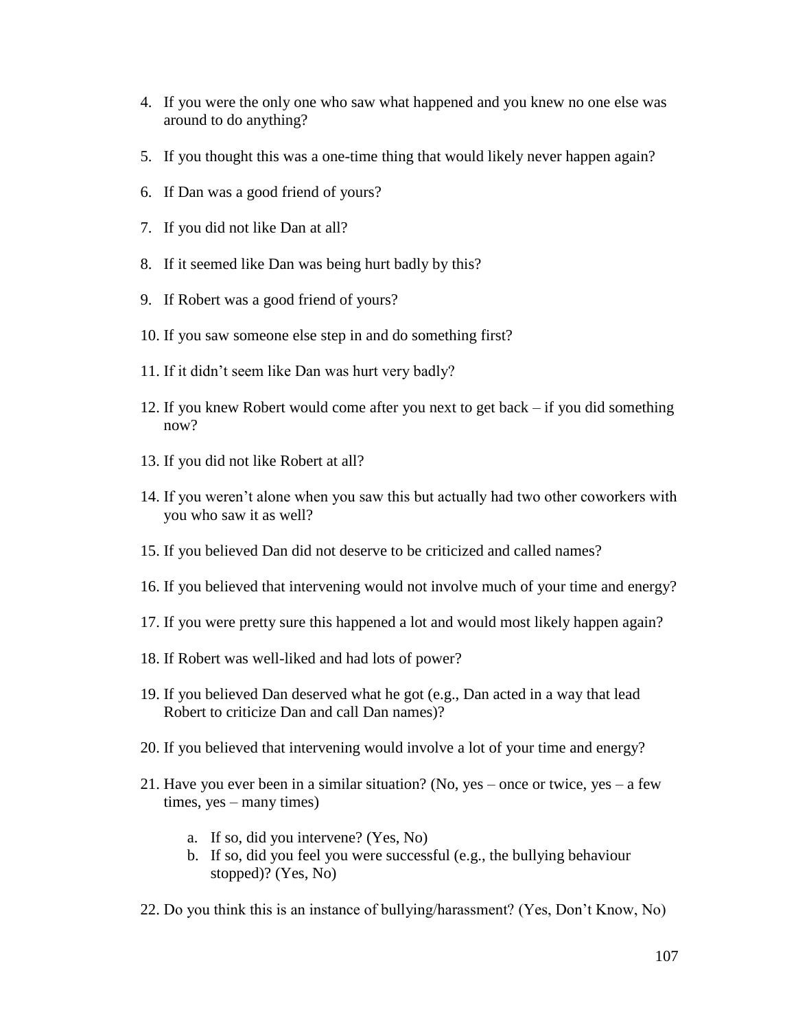4. If you were the only one who saw what happened and you knew no one else was around to do anything?

5. If you thought this was a one-time thing that would likely never happen again?

6. If Dan was a good friend of yours?

7. If you did not like Dan at all?

8. If it seemed like Dan was being hurt badly by this?

9. If Robert was a good friend of yours?

10. If you saw someone else step in and do something first?

11. If it didn't seem like Dan was hurt very badly?

12. If you knew Robert would come after you next to get back – if you did something now?

13. If you did not like Robert at all?

14. If you weren't alone when you saw this but actually had two other coworkers with you who saw it as well?

15. If you believed Dan did not deserve to be criticized and called names?

16. If you believed that intervening would not involve much of your time and energy?

17. If you were pretty sure this happened a lot and would most likely happen again?

18. If Robert was well-liked and had lots of power?

19. If you believed Dan deserved what he got (e.g., Dan acted in a way that lead Robert to criticize Dan and call Dan names)?

20. If you believed that intervening would involve a lot of your time and energy?

21. Have you ever been in a similar situation? (No, yes – once or twice, yes – a few times, yes – many times)

    a. If so, did you intervene? (Yes, No)
    b. If so, did you feel you were successful (e.g., the bullying behaviour stopped)? (Yes, No)

22. Do you think this is an instance of bullying/harassment? (Yes, Don't Know, No)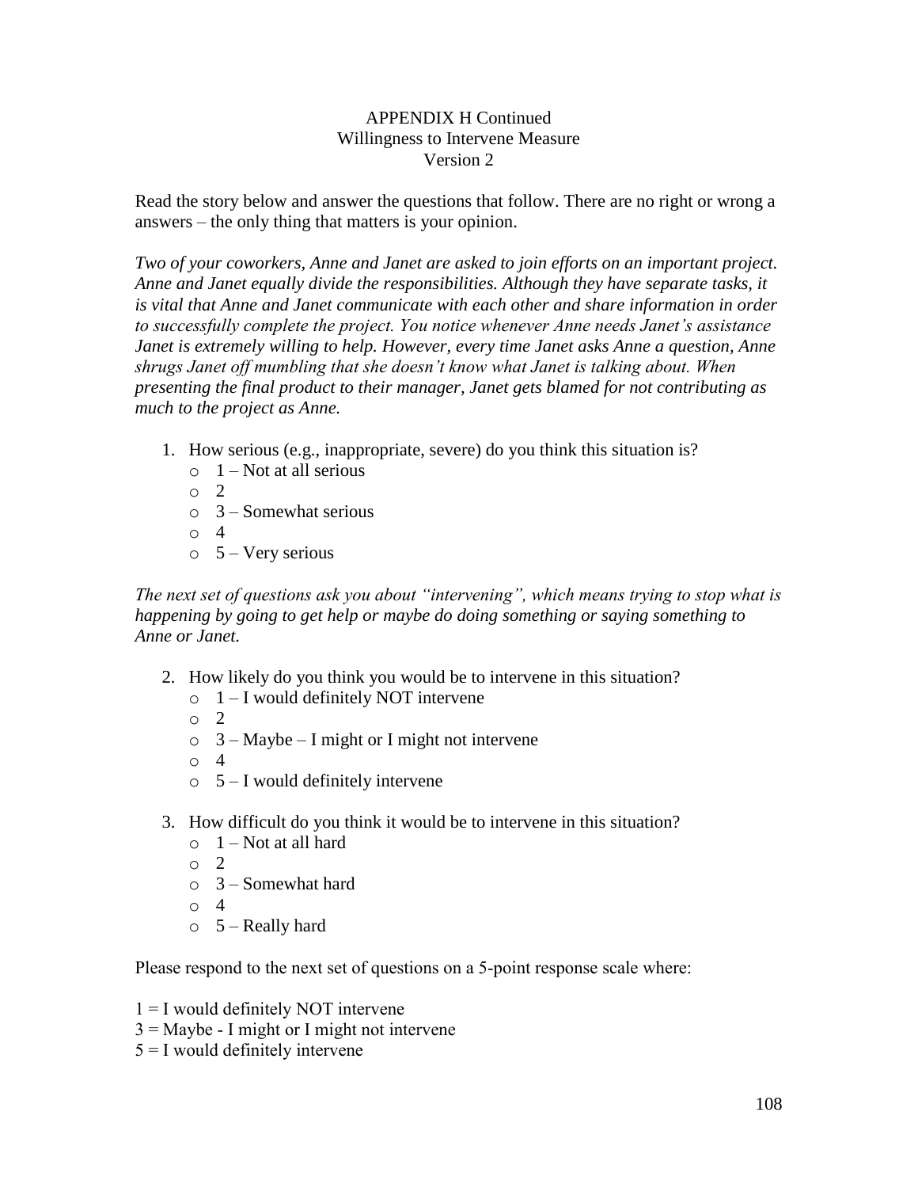APPENDIX H Continued
Willingness to Intervene Measure
Version 2

Read the story below and answer the questions that follow. There are no right or wrong a answers – the only thing that matters is your opinion.

*Two of your coworkers, Anne and Janet are asked to join efforts on an important project. Anne and Janet equally divide the responsibilities. Although they have separate tasks, it is vital that Anne and Janet communicate with each other and share information in order to successfully complete the project. You notice whenever Anne needs Janet's assistance Janet is extremely willing to help. However, every time Janet asks Anne a question, Anne shrugs Janet off mumbling that she doesn't know what Janet is talking about. When presenting the final product to their manager, Janet gets blamed for not contributing as much to the project as Anne.*

1. How serious (e.g., inappropriate, severe) do you think this situation is?
   - 1 – Not at all serious
   - 2
   - 3 – Somewhat serious
   - 4
   - 5 – Very serious

*The next set of questions ask you about "intervening", which means trying to stop what is happening by going to get help or maybe do doing something or saying something to Anne or Janet.*

2. How likely do you think you would be to intervene in this situation?
   - 1 – I would definitely NOT intervene
   - 2
   - 3 – Maybe – I might or I might not intervene
   - 4
   - 5 – I would definitely intervene

3. How difficult do you think it would be to intervene in this situation?
   - 1 – Not at all hard
   - 2
   - 3 – Somewhat hard
   - 4
   - 5 – Really hard

Please respond to the next set of questions on a 5-point response scale where:

1 = I would definitely NOT intervene
3 = Maybe - I might or I might not intervene
5 = I would definitely intervene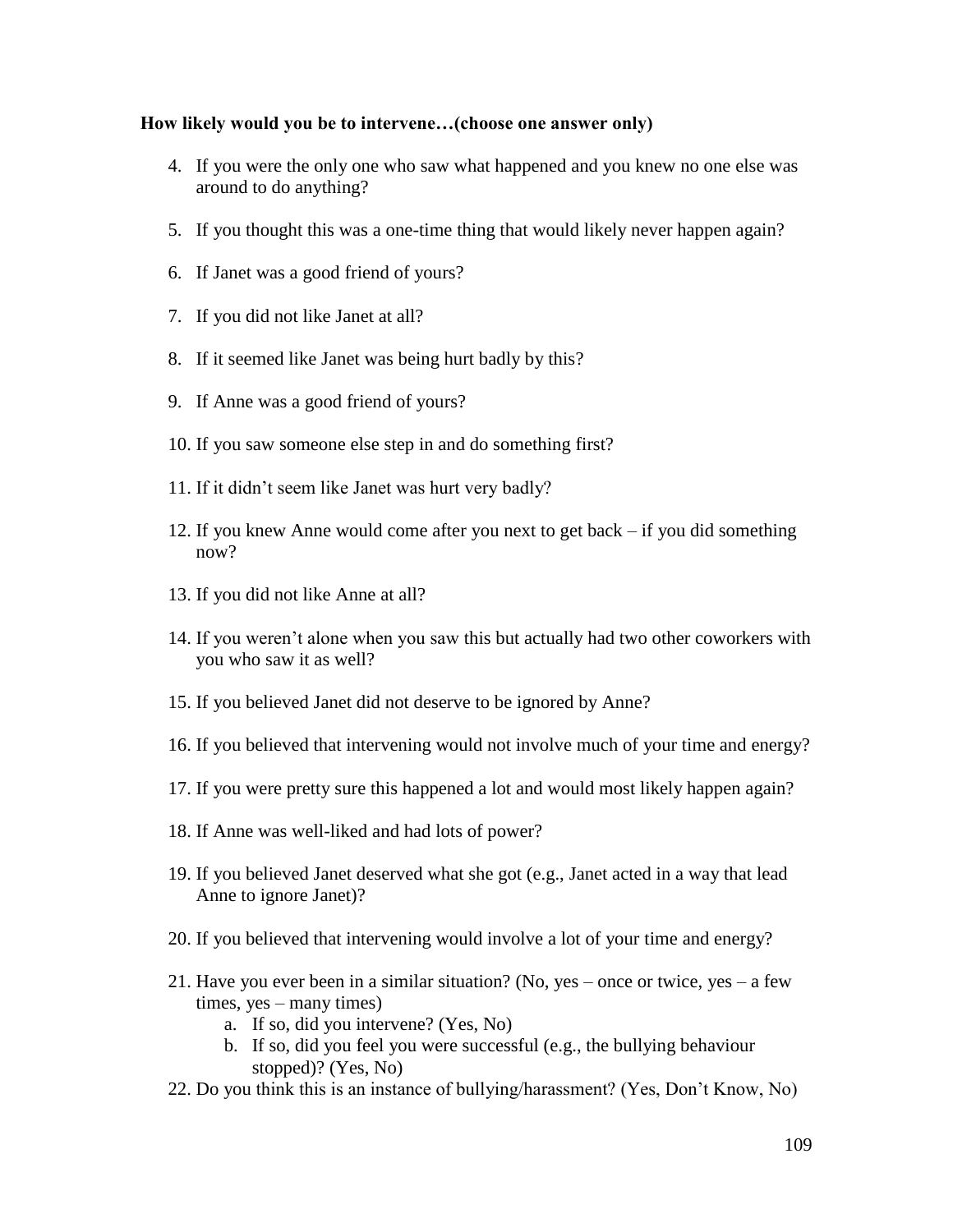**How likely would you be to intervene…(choose one answer only)**

4. If you were the only one who saw what happened and you knew no one else was around to do anything?
5. If you thought this was a one-time thing that would likely never happen again?
6. If Janet was a good friend of yours?
7. If you did not like Janet at all?
8. If it seemed like Janet was being hurt badly by this?
9. If Anne was a good friend of yours?
10. If you saw someone else step in and do something first?
11. If it didn't seem like Janet was hurt very badly?
12. If you knew Anne would come after you next to get back – if you did something now?
13. If you did not like Anne at all?
14. If you weren't alone when you saw this but actually had two other coworkers with you who saw it as well?
15. If you believed Janet did not deserve to be ignored by Anne?
16. If you believed that intervening would not involve much of your time and energy?
17. If you were pretty sure this happened a lot and would most likely happen again?
18. If Anne was well-liked and had lots of power?
19. If you believed Janet deserved what she got (e.g., Janet acted in a way that lead Anne to ignore Janet)?
20. If you believed that intervening would involve a lot of your time and energy?
21. Have you ever been in a similar situation? (No, yes – once or twice, yes – a few times, yes – many times)
    a. If so, did you intervene? (Yes, No)
    b. If so, did you feel you were successful (e.g., the bullying behaviour stopped)? (Yes, No)
22. Do you think this is an instance of bullying/harassment? (Yes, Don't Know, No)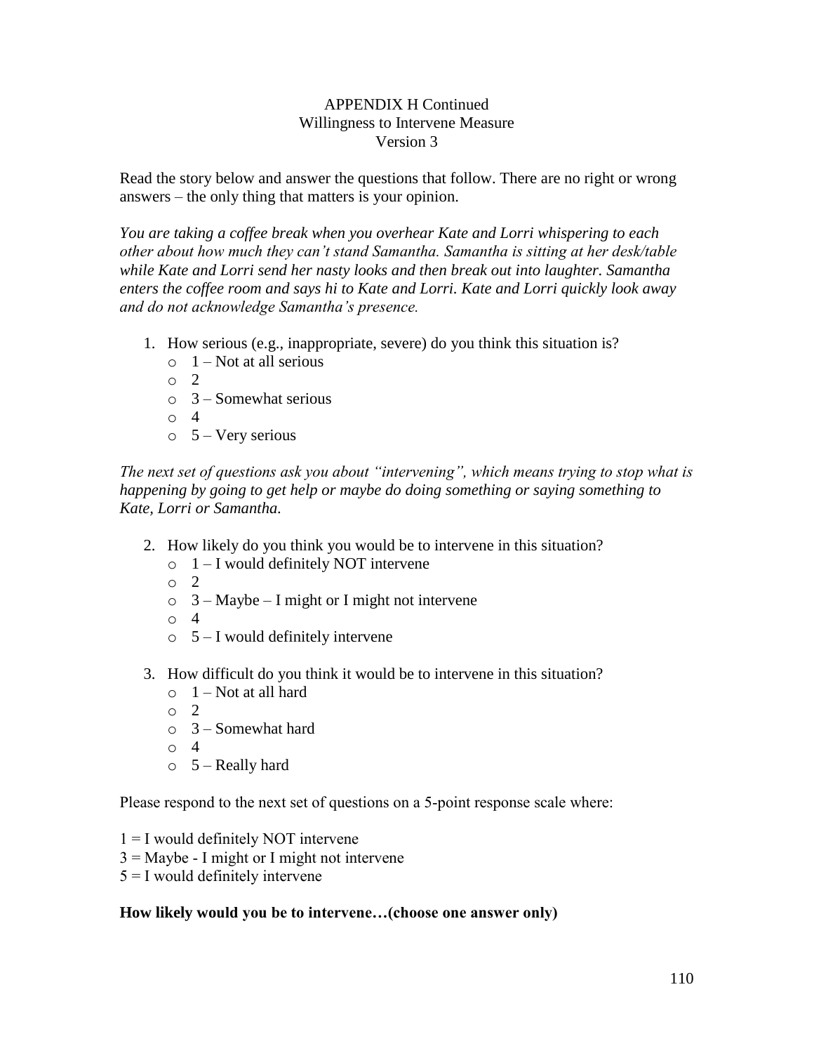APPENDIX H Continued
Willingness to Intervene Measure
Version 3

Read the story below and answer the questions that follow. There are no right or wrong answers – the only thing that matters is your opinion.

*You are taking a coffee break when you overhear Kate and Lorri whispering to each other about how much they can't stand Samantha. Samantha is sitting at her desk/table while Kate and Lorri send her nasty looks and then break out into laughter. Samantha enters the coffee room and says hi to Kate and Lorri. Kate and Lorri quickly look away and do not acknowledge Samantha's presence.*

1. How serious (e.g., inappropriate, severe) do you think this situation is?
   - 1 – Not at all serious
   - 2
   - 3 – Somewhat serious
   - 4
   - 5 – Very serious

*The next set of questions ask you about "intervening", which means trying to stop what is happening by going to get help or maybe do doing something or saying something to Kate, Lorri or Samantha.*

2. How likely do you think you would be to intervene in this situation?
   - 1 – I would definitely NOT intervene
   - 2
   - 3 – Maybe – I might or I might not intervene
   - 4
   - 5 – I would definitely intervene

3. How difficult do you think it would be to intervene in this situation?
   - 1 – Not at all hard
   - 2
   - 3 – Somewhat hard
   - 4
   - 5 – Really hard

Please respond to the next set of questions on a 5-point response scale where:

1 = I would definitely NOT intervene
3 = Maybe - I might or I might not intervene
5 = I would definitely intervene

**How likely would you be to intervene…(choose one answer only)**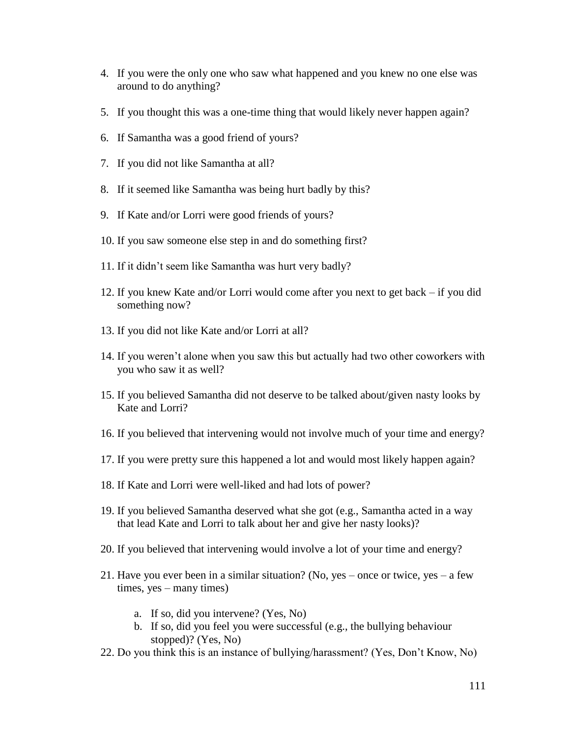4. If you were the only one who saw what happened and you knew no one else was around to do anything?
5. If you thought this was a one-time thing that would likely never happen again?
6. If Samantha was a good friend of yours?
7. If you did not like Samantha at all?
8. If it seemed like Samantha was being hurt badly by this?
9. If Kate and/or Lorri were good friends of yours?
10. If you saw someone else step in and do something first?
11. If it didn't seem like Samantha was hurt very badly?
12. If you knew Kate and/or Lorri would come after you next to get back – if you did something now?
13. If you did not like Kate and/or Lorri at all?
14. If you weren't alone when you saw this but actually had two other coworkers with you who saw it as well?
15. If you believed Samantha did not deserve to be talked about/given nasty looks by Kate and Lorri?
16. If you believed that intervening would not involve much of your time and energy?
17. If you were pretty sure this happened a lot and would most likely happen again?
18. If Kate and Lorri were well-liked and had lots of power?
19. If you believed Samantha deserved what she got (e.g., Samantha acted in a way that lead Kate and Lorri to talk about her and give her nasty looks)?
20. If you believed that intervening would involve a lot of your time and energy?
21. Have you ever been in a similar situation? (No, yes – once or twice, yes – a few times, yes – many times)
    a. If so, did you intervene? (Yes, No)
    b. If so, did you feel you were successful (e.g., the bullying behaviour stopped)? (Yes, No)
22. Do you think this is an instance of bullying/harassment? (Yes, Don't Know, No)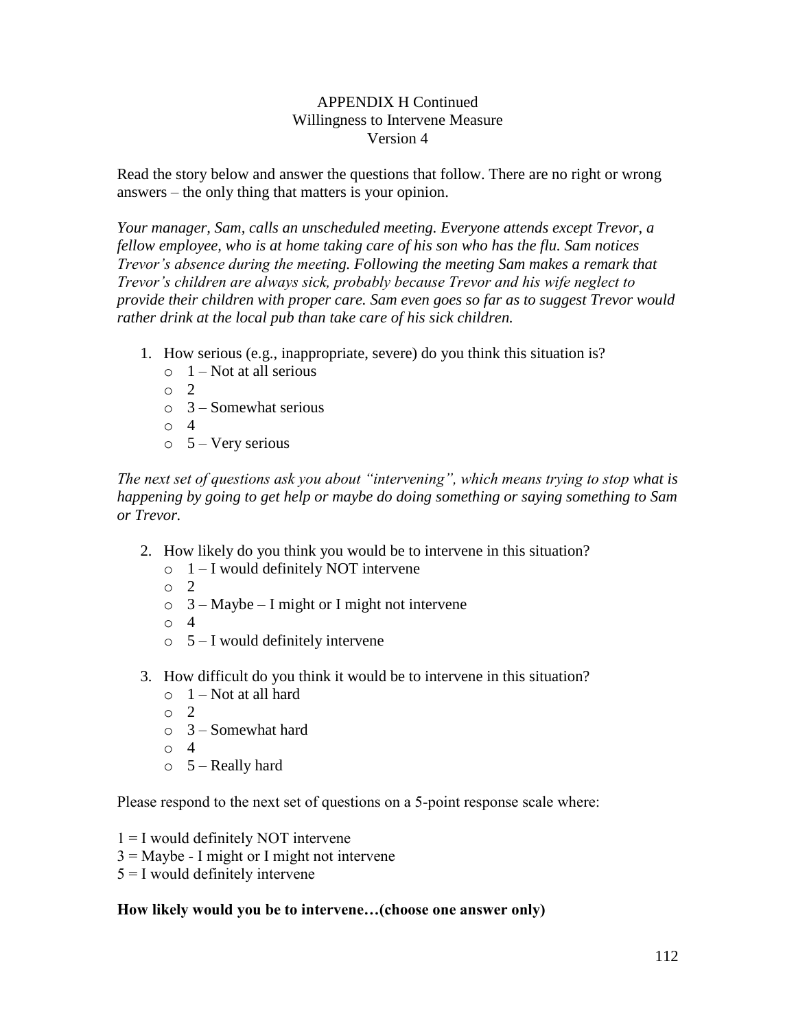APPENDIX H Continued
Willingness to Intervene Measure
Version 4

Read the story below and answer the questions that follow. There are no right or wrong answers – the only thing that matters is your opinion.

*Your manager, Sam, calls an unscheduled meeting. Everyone attends except Trevor, a fellow employee, who is at home taking care of his son who has the flu. Sam notices Trevor's absence during the meeting. Following the meeting Sam makes a remark that Trevor's children are always sick, probably because Trevor and his wife neglect to provide their children with proper care. Sam even goes so far as to suggest Trevor would rather drink at the local pub than take care of his sick children.*

1. How serious (e.g., inappropriate, severe) do you think this situation is?
   - 1 – Not at all serious
   - 2
   - 3 – Somewhat serious
   - 4
   - 5 – Very serious

*The next set of questions ask you about "intervening", which means trying to stop what is happening by going to get help or maybe do doing something or saying something to Sam or Trevor.*

2. How likely do you think you would be to intervene in this situation?
   - 1 – I would definitely NOT intervene
   - 2
   - 3 – Maybe – I might or I might not intervene
   - 4
   - 5 – I would definitely intervene

3. How difficult do you think it would be to intervene in this situation?
   - 1 – Not at all hard
   - 2
   - 3 – Somewhat hard
   - 4
   - 5 – Really hard

Please respond to the next set of questions on a 5-point response scale where:

1 = I would definitely NOT intervene
3 = Maybe - I might or I might not intervene
5 = I would definitely intervene

**How likely would you be to intervene…(choose one answer only)**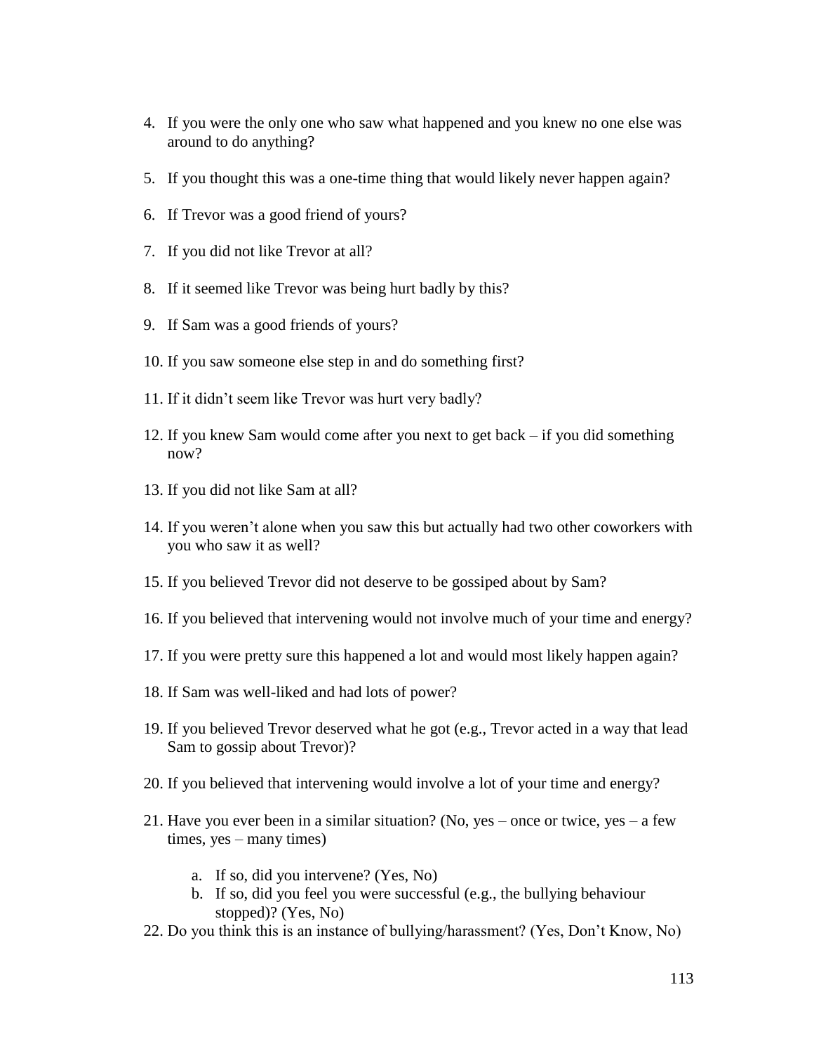4. If you were the only one who saw what happened and you knew no one else was around to do anything?
5. If you thought this was a one-time thing that would likely never happen again?
6. If Trevor was a good friend of yours?
7. If you did not like Trevor at all?
8. If it seemed like Trevor was being hurt badly by this?
9. If Sam was a good friends of yours?
10. If you saw someone else step in and do something first?
11. If it didn't seem like Trevor was hurt very badly?
12. If you knew Sam would come after you next to get back – if you did something now?
13. If you did not like Sam at all?
14. If you weren't alone when you saw this but actually had two other coworkers with you who saw it as well?
15. If you believed Trevor did not deserve to be gossiped about by Sam?
16. If you believed that intervening would not involve much of your time and energy?
17. If you were pretty sure this happened a lot and would most likely happen again?
18. If Sam was well-liked and had lots of power?
19. If you believed Trevor deserved what he got (e.g., Trevor acted in a way that lead Sam to gossip about Trevor)?
20. If you believed that intervening would involve a lot of your time and energy?
21. Have you ever been in a similar situation? (No, yes – once or twice, yes – a few times, yes – many times)
    a. If so, did you intervene? (Yes, No)
    b. If so, did you feel you were successful (e.g., the bullying behaviour stopped)? (Yes, No)
22. Do you think this is an instance of bullying/harassment? (Yes, Don't Know, No)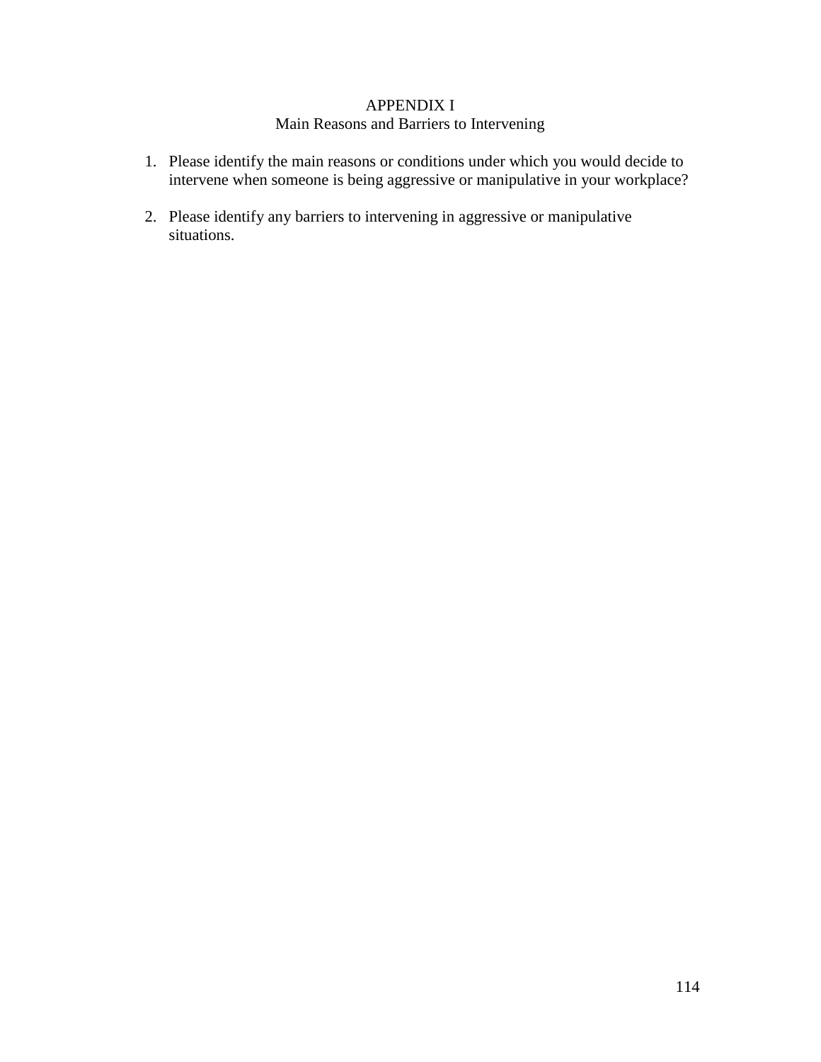# APPENDIX I
## Main Reasons and Barriers to Intervening

1. Please identify the main reasons or conditions under which you would decide to intervene when someone is being aggressive or manipulative in your workplace?

2. Please identify any barriers to intervening in aggressive or manipulative situations.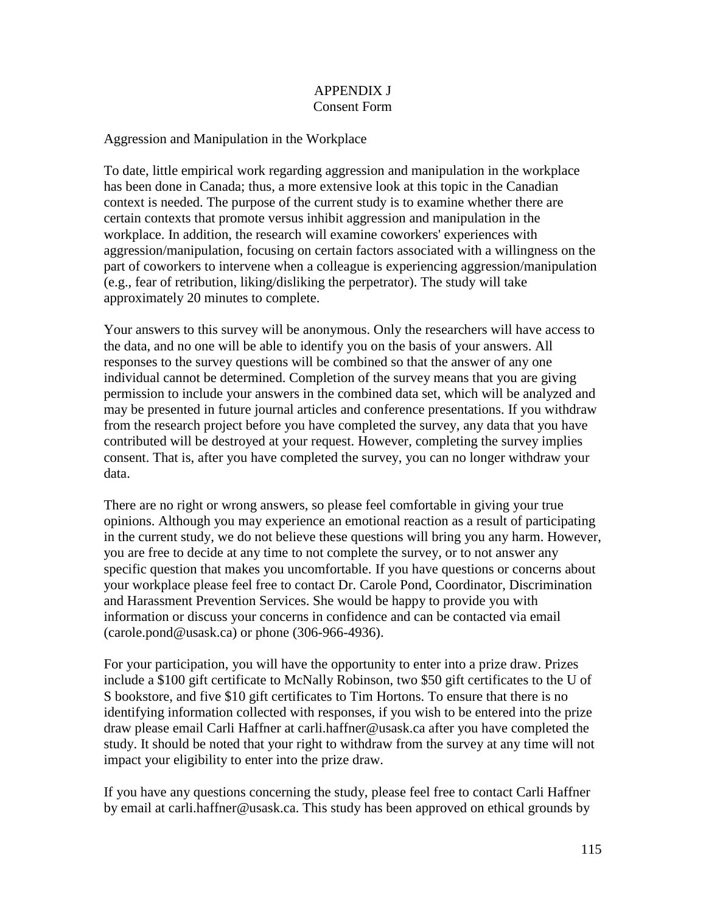# APPENDIX J
## Consent Form

Aggression and Manipulation in the Workplace

To date, little empirical work regarding aggression and manipulation in the workplace has been done in Canada; thus, a more extensive look at this topic in the Canadian context is needed. The purpose of the current study is to examine whether there are certain contexts that promote versus inhibit aggression and manipulation in the workplace. In addition, the research will examine coworkers' experiences with aggression/manipulation, focusing on certain factors associated with a willingness on the part of coworkers to intervene when a colleague is experiencing aggression/manipulation (e.g., fear of retribution, liking/disliking the perpetrator). The study will take approximately 20 minutes to complete.

Your answers to this survey will be anonymous. Only the researchers will have access to the data, and no one will be able to identify you on the basis of your answers. All responses to the survey questions will be combined so that the answer of any one individual cannot be determined. Completion of the survey means that you are giving permission to include your answers in the combined data set, which will be analyzed and may be presented in future journal articles and conference presentations. If you withdraw from the research project before you have completed the survey, any data that you have contributed will be destroyed at your request. However, completing the survey implies consent. That is, after you have completed the survey, you can no longer withdraw your data.

There are no right or wrong answers, so please feel comfortable in giving your true opinions. Although you may experience an emotional reaction as a result of participating in the current study, we do not believe these questions will bring you any harm. However, you are free to decide at any time to not complete the survey, or to not answer any specific question that makes you uncomfortable. If you have questions or concerns about your workplace please feel free to contact Dr. Carole Pond, Coordinator, Discrimination and Harassment Prevention Services. She would be happy to provide you with information or discuss your concerns in confidence and can be contacted via email (carole.pond@usask.ca) or phone (306-966-4936).

For your participation, you will have the opportunity to enter into a prize draw. Prizes include a $100 gift certificate to McNally Robinson, two $50 gift certificates to the U of S bookstore, and five $10 gift certificates to Tim Hortons. To ensure that there is no identifying information collected with responses, if you wish to be entered into the prize draw please email Carli Haffner at carli.haffner@usask.ca after you have completed the study. It should be noted that your right to withdraw from the survey at any time will not impact your eligibility to enter into the prize draw.

If you have any questions concerning the study, please feel free to contact Carli Haffner by email at carli.haffner@usask.ca. This study has been approved on ethical grounds by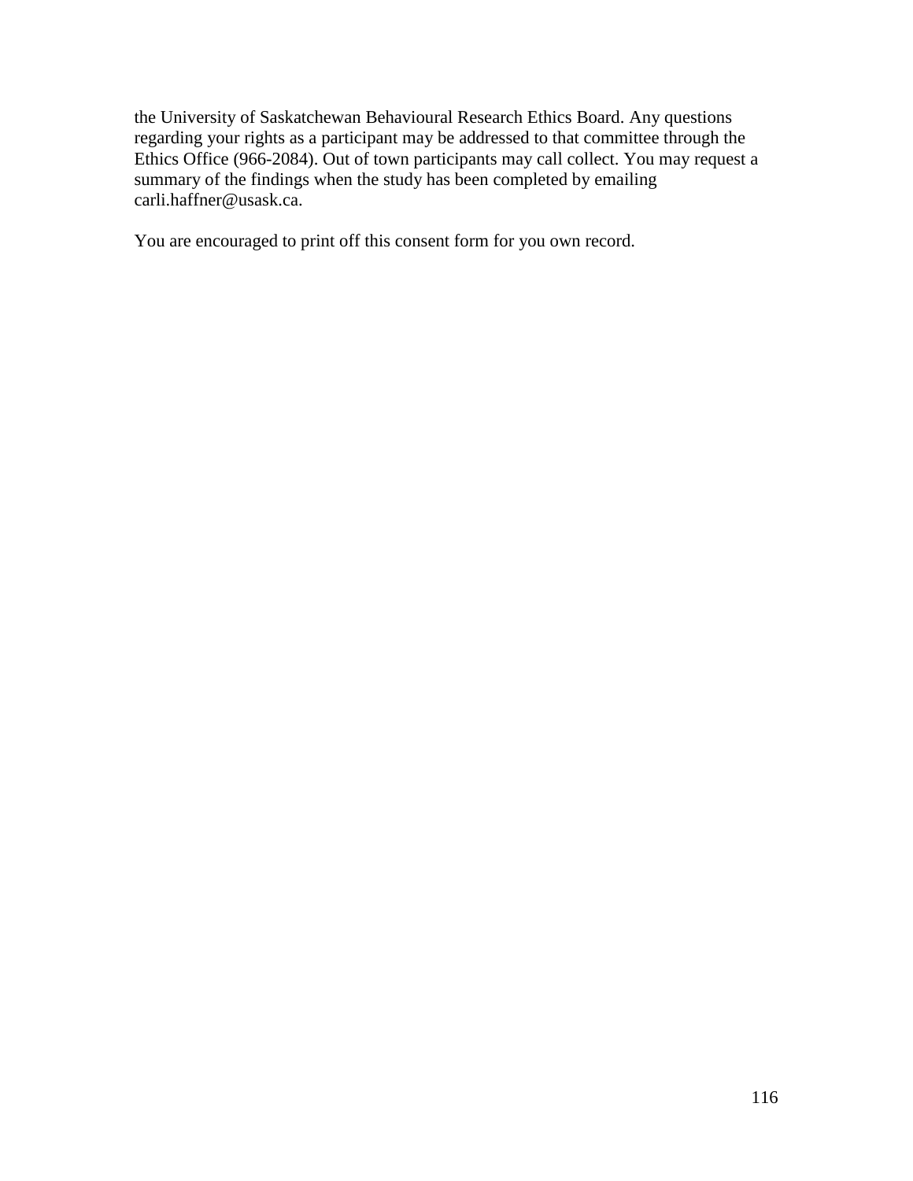the University of Saskatchewan Behavioural Research Ethics Board. Any questions regarding your rights as a participant may be addressed to that committee through the Ethics Office (966-2084). Out of town participants may call collect. You may request a summary of the findings when the study has been completed by emailing carli.haffner@usask.ca.

You are encouraged to print off this consent form for you own record.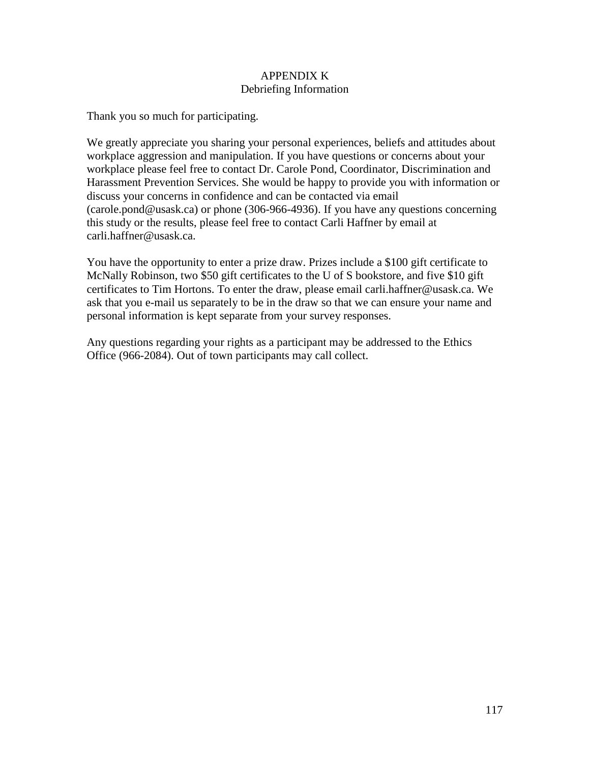# APPENDIX K
## Debriefing Information

Thank you so much for participating.

We greatly appreciate you sharing your personal experiences, beliefs and attitudes about workplace aggression and manipulation. If you have questions or concerns about your workplace please feel free to contact Dr. Carole Pond, Coordinator, Discrimination and Harassment Prevention Services. She would be happy to provide you with information or discuss your concerns in confidence and can be contacted via email (carole.pond@usask.ca) or phone (306-966-4936). If you have any questions concerning this study or the results, please feel free to contact Carli Haffner by email at carli.haffner@usask.ca.

You have the opportunity to enter a prize draw. Prizes include a $100 gift certificate to McNally Robinson, two $50 gift certificates to the U of S bookstore, and five $10 gift certificates to Tim Hortons. To enter the draw, please email carli.haffner@usask.ca. We ask that you e-mail us separately to be in the draw so that we can ensure your name and personal information is kept separate from your survey responses.

Any questions regarding your rights as a participant may be addressed to the Ethics Office (966-2084). Out of town participants may call collect.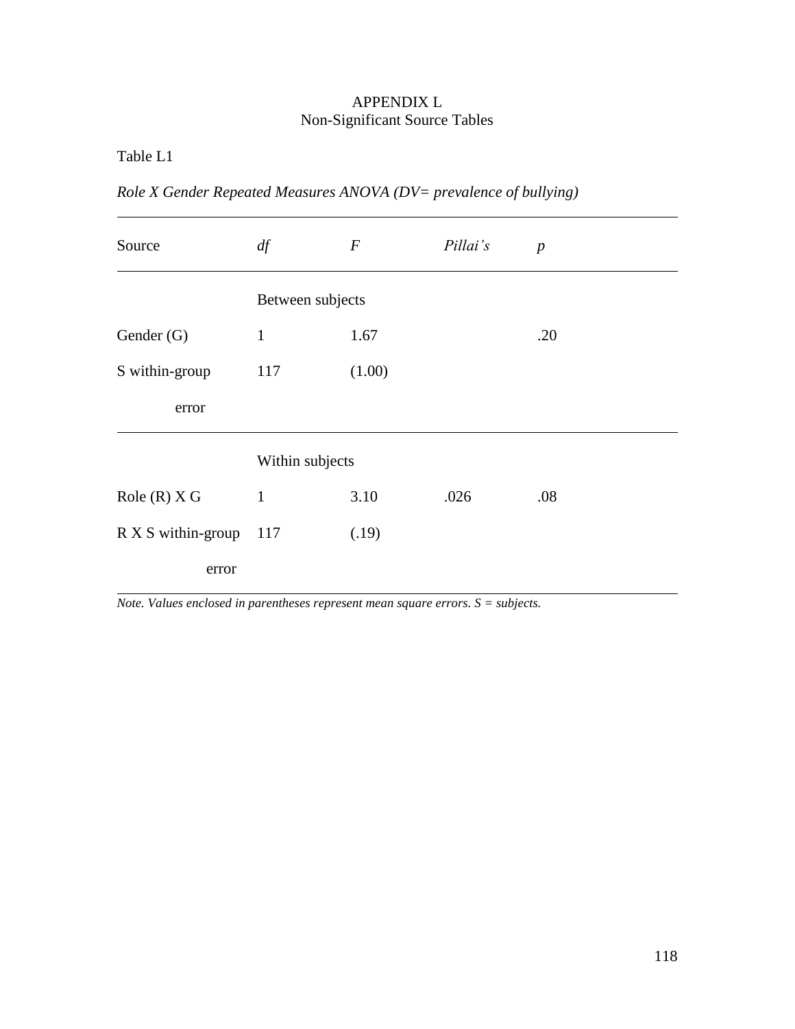# APPENDIX L
## Non-Significant Source Tables

Table L1

*Role X Gender Repeated Measures ANOVA (DV= prevalence of bullying)*

| Source | *df* | *F* | *Pillai's* | *p* |
|---|---|---|---|---|
| | Between subjects | | | |
| Gender (G) | 1 | 1.67 | | .20 |
| S within-group error | 117 | (1.00) | | |
| | Within subjects | | | |
| Role (R) X G | 1 | 3.10 | .026 | .08 |
| R X S within-group error | 117 | (.19) | | |

*Note. Values enclosed in parentheses represent mean square errors. S = subjects.*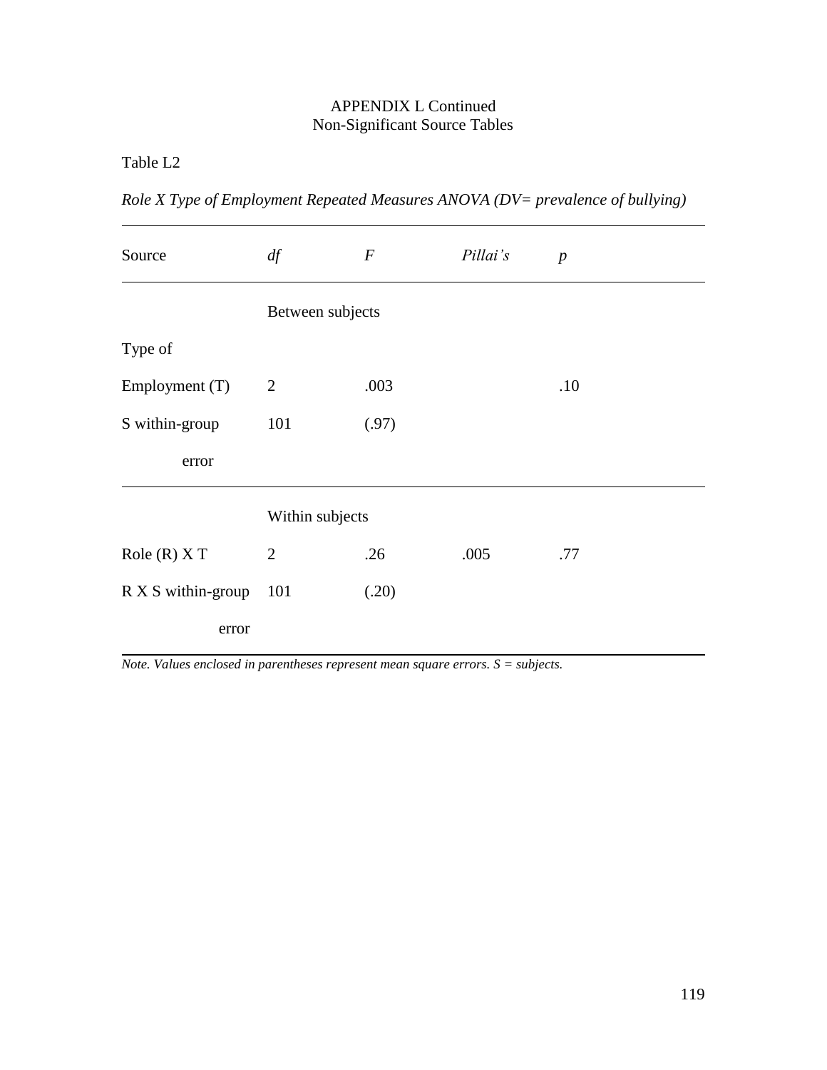APPENDIX L Continued
Non-Significant Source Tables

Table L2

*Role X Type of Employment Repeated Measures ANOVA (DV= prevalence of bullying)*

| Source | *df* | *F* | *Pillai's* | *p* |
|---|---|---|---|---|
| | Between subjects | | | |
| Type of Employment (T) | 2 | .003 | | .10 |
| S within-group error | 101 | (.97) | | |
| | Within subjects | | | |
| Role (R) X T | 2 | .26 | .005 | .77 |
| R X S within-group error | 101 | (.20) | | |

*Note. Values enclosed in parentheses represent mean square errors. S = subjects.*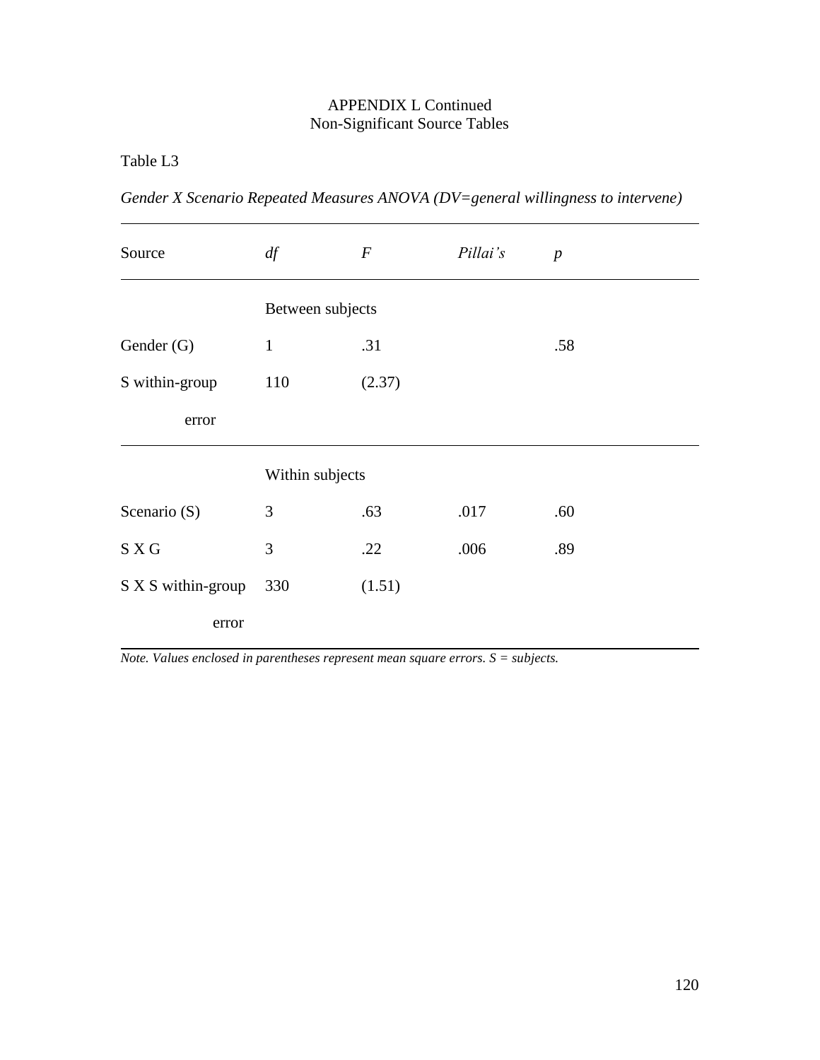APPENDIX L Continued
Non-Significant Source Tables

Table L3

*Gender X Scenario Repeated Measures ANOVA (DV=general willingness to intervene)*

| Source | *df* | *F* | *Pillai's* | *p* |
|---|---|---|---|---|
| | Between subjects | | | |
| Gender (G) | 1 | .31 | | .58 |
| S within-group error | 110 | (2.37) | | |
| | Within subjects | | | |
| Scenario (S) | 3 | .63 | .017 | .60 |
| S X G | 3 | .22 | .006 | .89 |
| S X S within-group error | 330 | (1.51) | | |

*Note. Values enclosed in parentheses represent mean square errors. S = subjects.*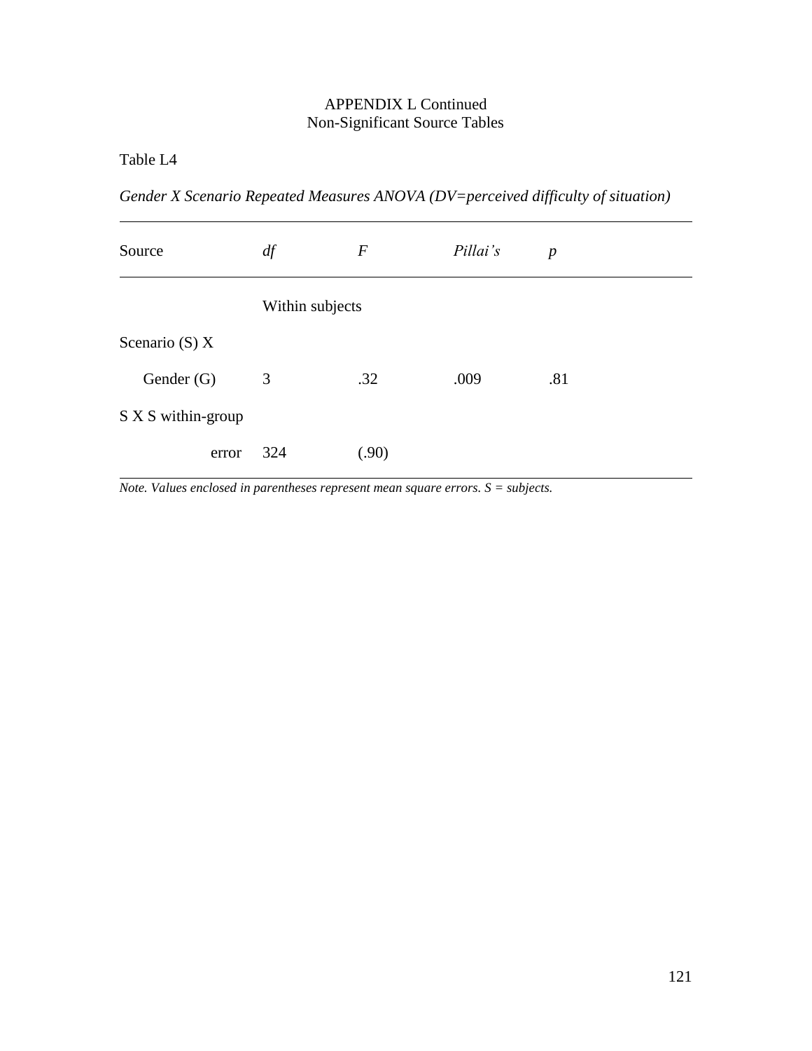APPENDIX L Continued
Non-Significant Source Tables

Table L4

*Gender X Scenario Repeated Measures ANOVA (DV=perceived difficulty of situation)*

| Source | *df* | *F* | *Pillai's* | *p* |
|---|---|---|---|---|
| | Within subjects | | | |
| Scenario (S) X | | | | |
| Gender (G) | 3 | .32 | .009 | .81 |
| S X S within-group | | | | |
| error | 324 | (.90) | | |

*Note. Values enclosed in parentheses represent mean square errors. S = subjects.*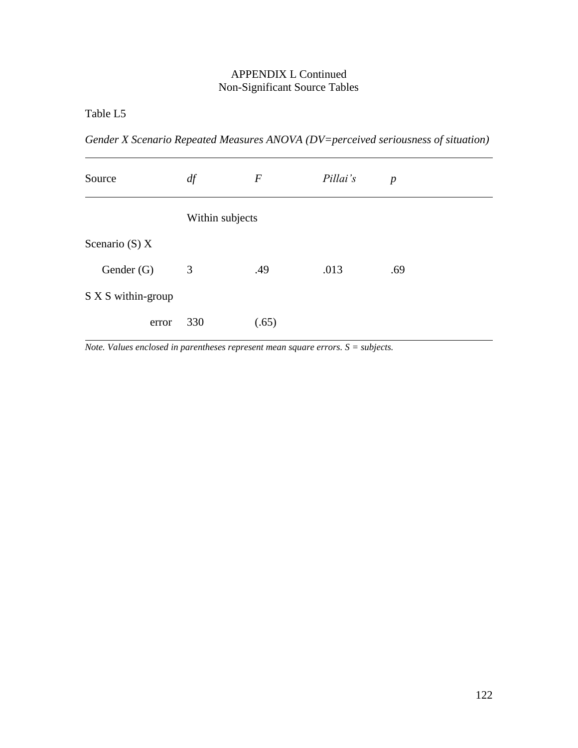APPENDIX L Continued
Non-Significant Source Tables

Table L5

*Gender X Scenario Repeated Measures ANOVA (DV=perceived seriousness of situation)*

| Source | *df* | *F* | *Pillai's* | *p* |
|---|---|---|---|---|
| | Within subjects | | | |
| Scenario (S) X Gender (G) | 3 | .49 | .013 | .69 |
| S X S within-group error | 330 | (.65) | | |

*Note. Values enclosed in parentheses represent mean square errors. S = subjects.*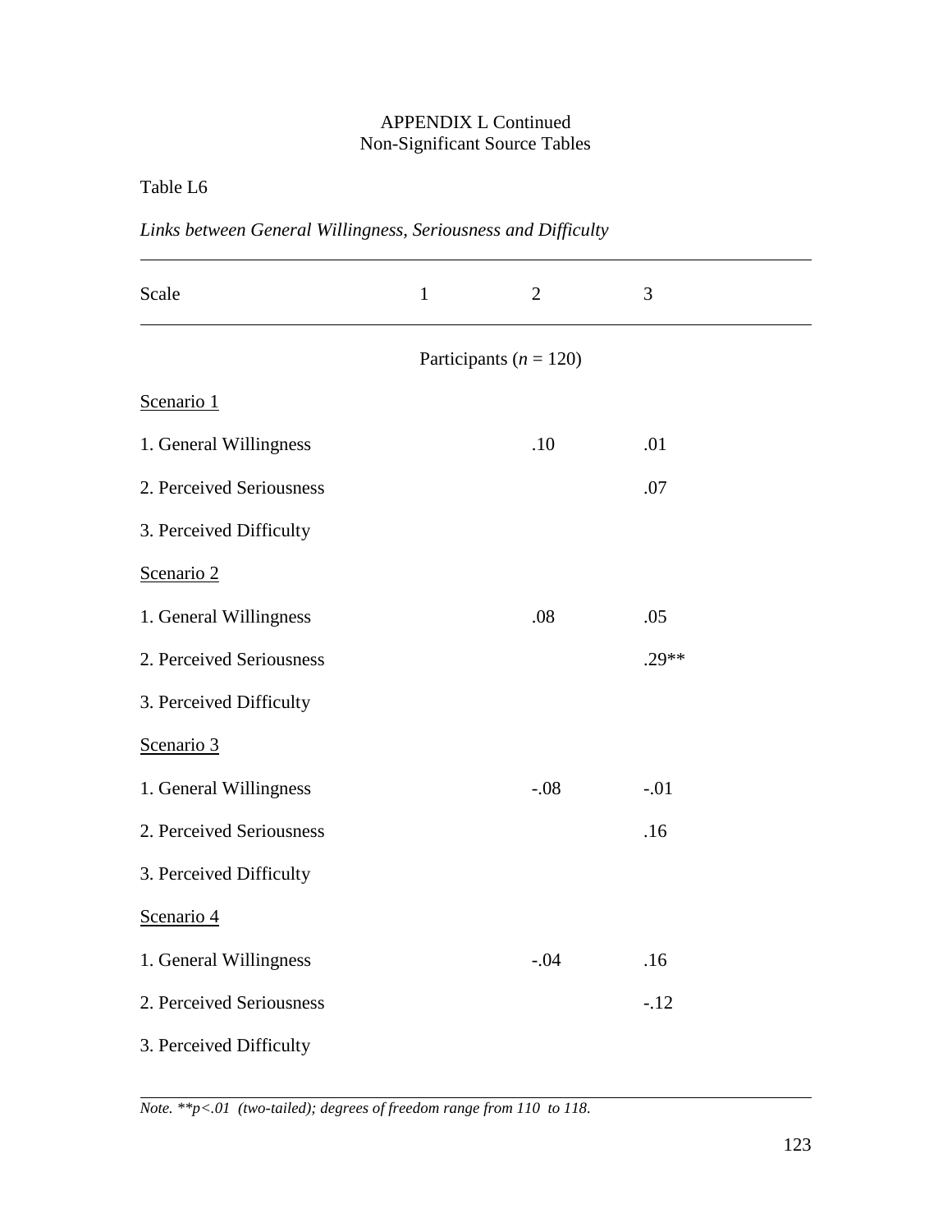APPENDIX L Continued
Non-Significant Source Tables

Table L6

*Links between General Willingness, Seriousness and Difficulty*

| Scale | 1 | 2 | 3 |
|---|---|---|---|
| | Participants ($n$ = 120) | | |
| Scenario 1 | | | |
| 1. General Willingness | | .10 | .01 |
| 2. Perceived Seriousness | | | .07 |
| 3. Perceived Difficulty | | | |
| Scenario 2 | | | |
| 1. General Willingness | | .08 | .05 |
| 2. Perceived Seriousness | | | .29** |
| 3. Perceived Difficulty | | | |
| Scenario 3 | | | |
| 1. General Willingness | | -.08 | -.01 |
| 2. Perceived Seriousness | | | .16 |
| 3. Perceived Difficulty | | | |
| Scenario 4 | | | |
| 1. General Willingness | | -.04 | .16 |
| 2. Perceived Seriousness | | | -.12 |
| 3. Perceived Difficulty | | | |

*Note. **$p<.01$ (two-tailed); degrees of freedom range from 110 to 118.*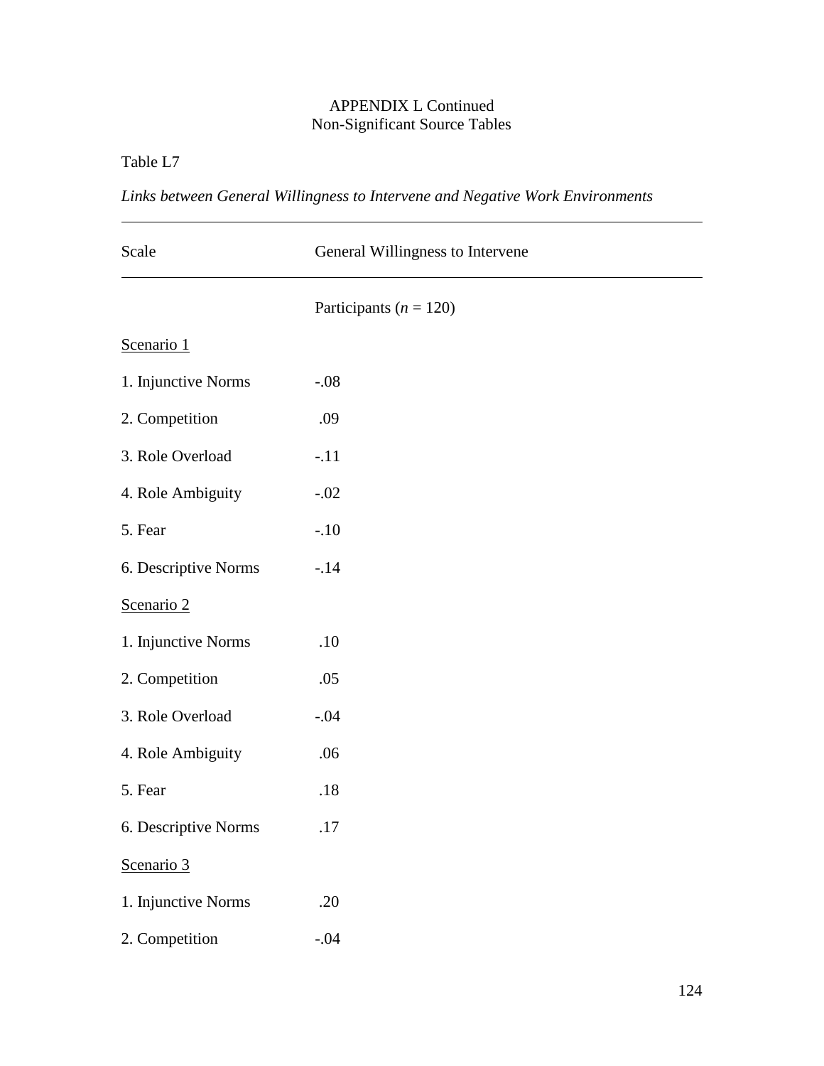APPENDIX L Continued
Non-Significant Source Tables

Table L7

*Links between General Willingness to Intervene and Negative Work Environments*

| Scale | General Willingness to Intervene |
|---|---|
| | Participants (*n* = 120) |
| Scenario 1 | |
| 1. Injunctive Norms | -.08 |
| 2. Competition | .09 |
| 3. Role Overload | -.11 |
| 4. Role Ambiguity | -.02 |
| 5. Fear | -.10 |
| 6. Descriptive Norms | -.14 |
| Scenario 2 | |
| 1. Injunctive Norms | .10 |
| 2. Competition | .05 |
| 3. Role Overload | -.04 |
| 4. Role Ambiguity | .06 |
| 5. Fear | .18 |
| 6. Descriptive Norms | .17 |
| Scenario 3 | |
| 1. Injunctive Norms | .20 |
| 2. Competition | -.04 |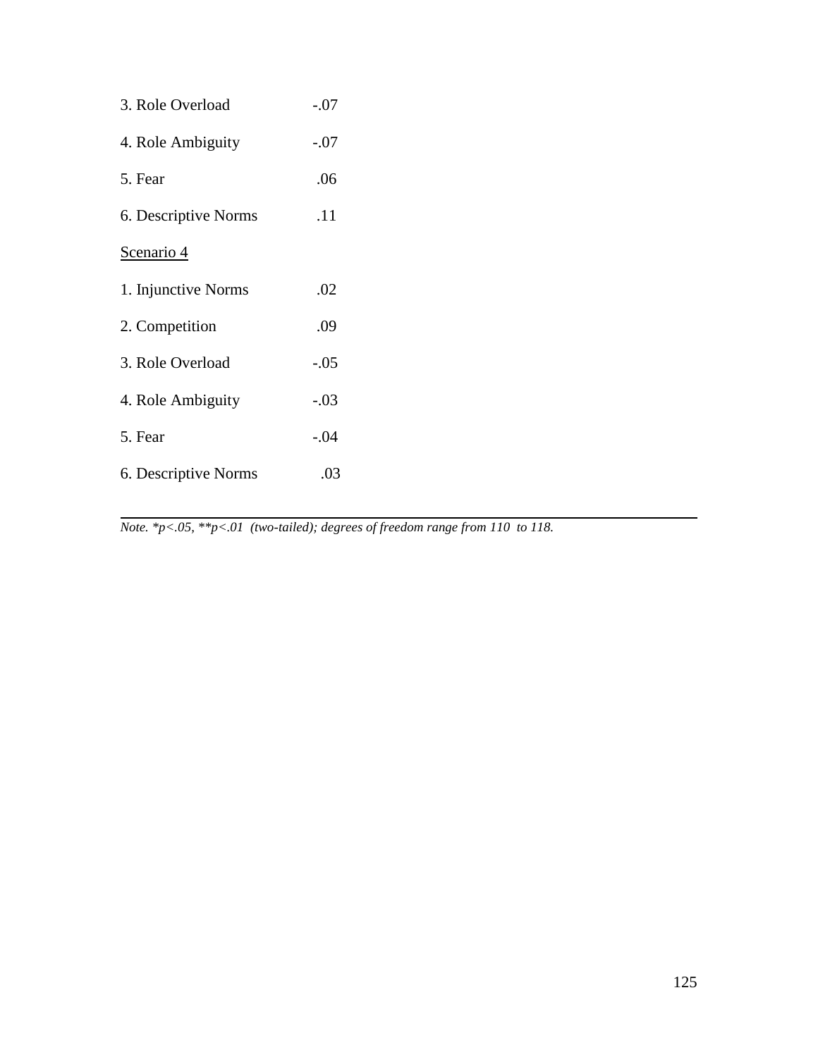| | |
|---|---|
| 3. Role Overload | -.07 |
| 4. Role Ambiguity | -.07 |
| 5. Fear | .06 |
| 6. Descriptive Norms | .11 |
| Scenario 4 | |
| 1. Injunctive Norms | .02 |
| 2. Competition | .09 |
| 3. Role Overload | -.05 |
| 4. Role Ambiguity | -.03 |
| 5. Fear | -.04 |
| 6. Descriptive Norms | .03 |

*Note. *p<.05, **p<.01 (two-tailed); degrees of freedom range from 110 to 118.*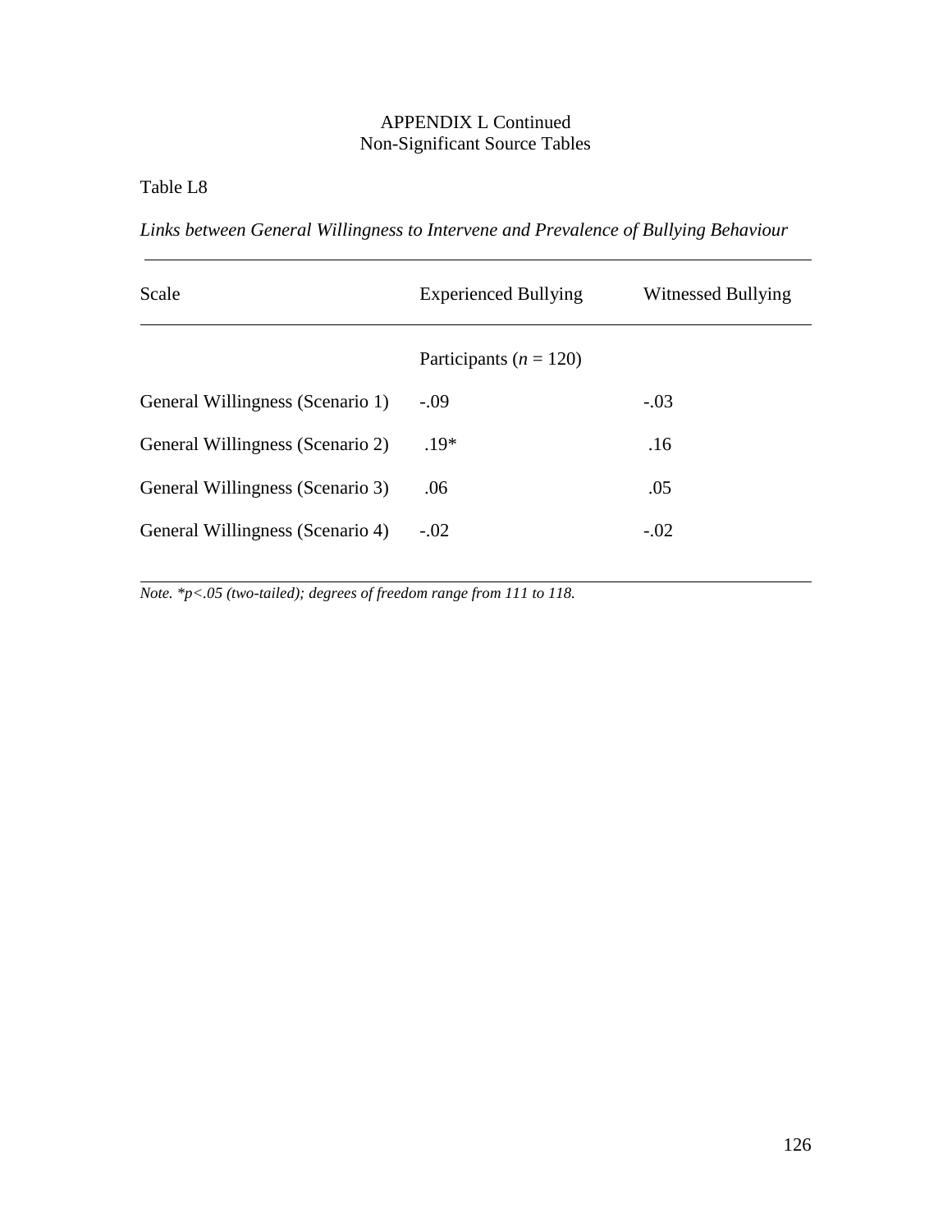APPENDIX L Continued
Non-Significant Source Tables

Table L8

*Links between General Willingness to Intervene and Prevalence of Bullying Behaviour*

| Scale | Experienced Bullying | Witnessed Bullying |
|---|---|---|
| | Participants (*n* = 120) | |
| General Willingness (Scenario 1) | -.09 | -.03 |
| General Willingness (Scenario 2) | .19* | .16 |
| General Willingness (Scenario 3) | .06 | .05 |
| General Willingness (Scenario 4) | -.02 | -.02 |

*Note.* *$p<.05$ (two-tailed); degrees of freedom range from 111 to 118.*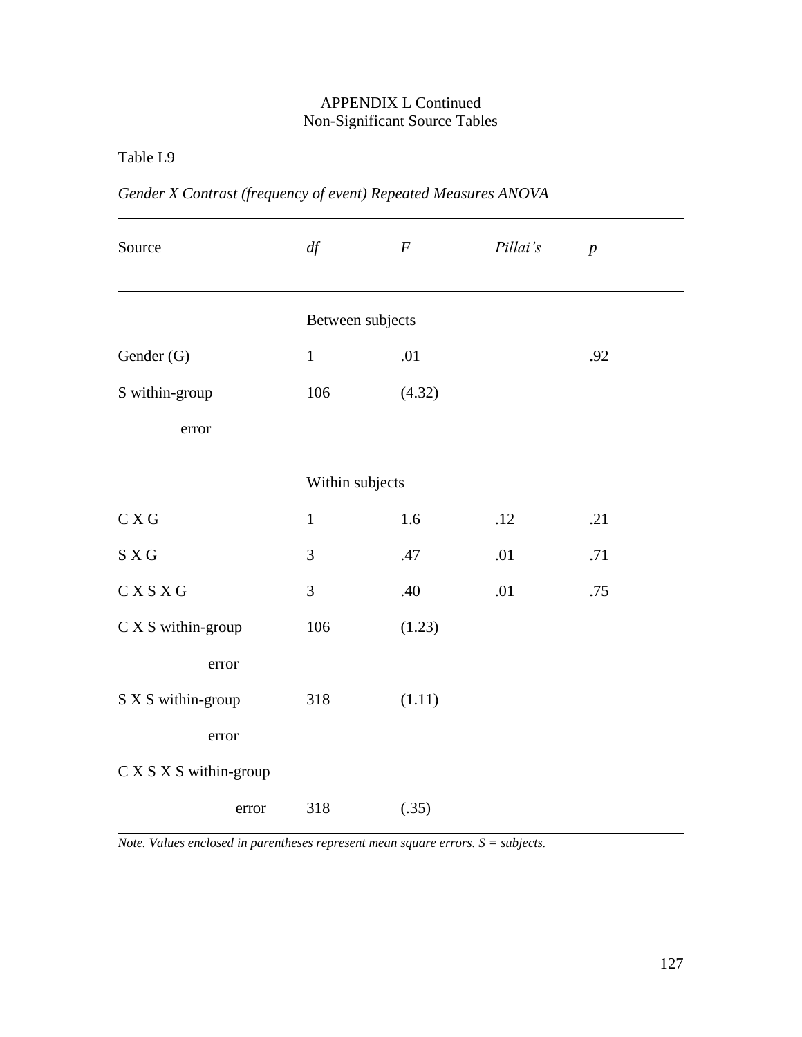APPENDIX L Continued
Non-Significant Source Tables

Table L9

*Gender X Contrast (frequency of event) Repeated Measures ANOVA*

| Source | *df* | *F* | *Pillai's* | *p* |
|---|---|---|---|---|
| | Between subjects | | | |
| Gender (G) | 1 | .01 | | .92 |
| S within-group error | 106 | (4.32) | | |
| | Within subjects | | | |
| C X G | 1 | 1.6 | .12 | .21 |
| S X G | 3 | .47 | .01 | .71 |
| C X S X G | 3 | .40 | .01 | .75 |
| C X S within-group error | 106 | (1.23) | | |
| S X S within-group error | 318 | (1.11) | | |
| C X S X S within-group error | 318 | (.35) | | |

*Note. Values enclosed in parentheses represent mean square errors. S = subjects.*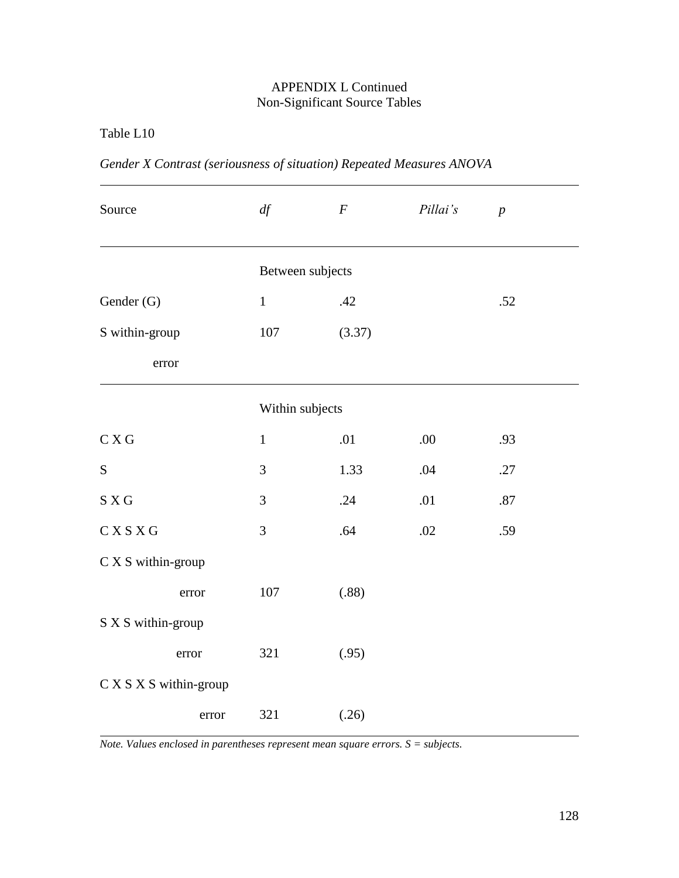APPENDIX L Continued
Non-Significant Source Tables

Table L10

*Gender X Contrast (seriousness of situation) Repeated Measures ANOVA*

| Source | *df* | *F* | *Pillai's* | *p* |
|---|---|---|---|---|
| | Between subjects | | | |
| Gender (G) | 1 | .42 | | .52 |
| S within-group error | 107 | (3.37) | | |
| | Within subjects | | | |
| C X G | 1 | .01 | .00 | .93 |
| S | 3 | 1.33 | .04 | .27 |
| S X G | 3 | .24 | .01 | .87 |
| C X S X G | 3 | .64 | .02 | .59 |
| C X S within-group error | 107 | (.88) | | |
| S X S within-group error | 321 | (.95) | | |
| C X S X S within-group error | 321 | (.26) | | |

*Note. Values enclosed in parentheses represent mean square errors. S = subjects.*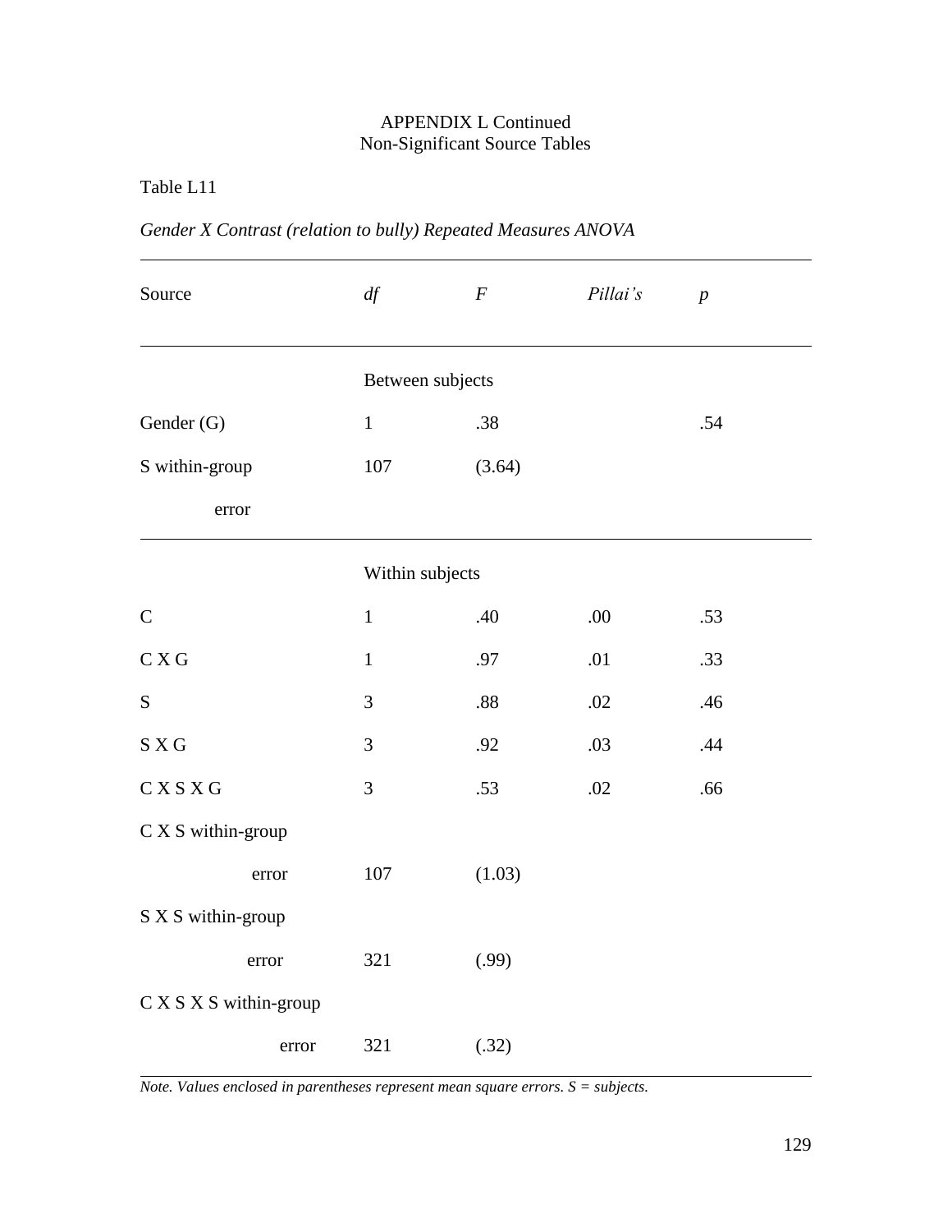APPENDIX L Continued
Non-Significant Source Tables

Table L11

*Gender X Contrast (relation to bully) Repeated Measures ANOVA*

| Source | *df* | *F* | *Pillai's* | *p* |
|---|---|---|---|---|
| | Between subjects | | | |
| Gender (G) | 1 | .38 | | .54 |
| S within-group error | 107 | (3.64) | | |
| | Within subjects | | | |
| C | 1 | .40 | .00 | .53 |
| C X G | 1 | .97 | .01 | .33 |
| S | 3 | .88 | .02 | .46 |
| S X G | 3 | .92 | .03 | .44 |
| C X S X G | 3 | .53 | .02 | .66 |
| C X S within-group error | 107 | (1.03) | | |
| S X S within-group error | 321 | (.99) | | |
| C X S X S within-group error | 321 | (.32) | | |

*Note. Values enclosed in parentheses represent mean square errors. S = subjects.*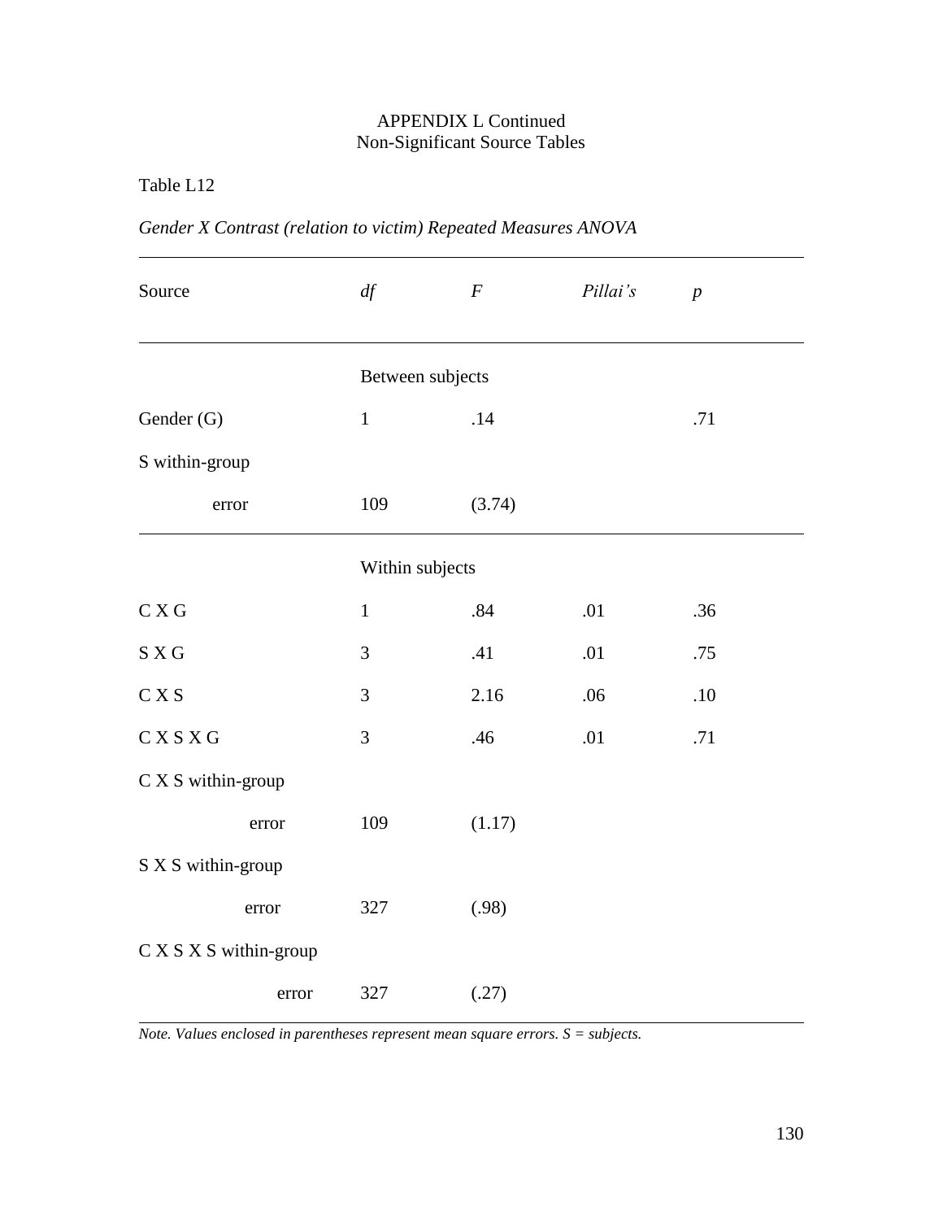APPENDIX L Continued
Non-Significant Source Tables

Table L12

*Gender X Contrast (relation to victim) Repeated Measures ANOVA*

| Source | *df* | *F* | *Pillai's* | *p* |
|---|---|---|---|---|
| | Between subjects | | | |
| Gender (G) | 1 | .14 | | .71 |
| S within-group error | 109 | (3.74) | | |
| | Within subjects | | | |
| C X G | 1 | .84 | .01 | .36 |
| S X G | 3 | .41 | .01 | .75 |
| C X S | 3 | 2.16 | .06 | .10 |
| C X S X G | 3 | .46 | .01 | .71 |
| C X S within-group error | 109 | (1.17) | | |
| S X S within-group error | 327 | (.98) | | |
| C X S X S within-group error | 327 | (.27) | | |

*Note. Values enclosed in parentheses represent mean square errors. S = subjects.*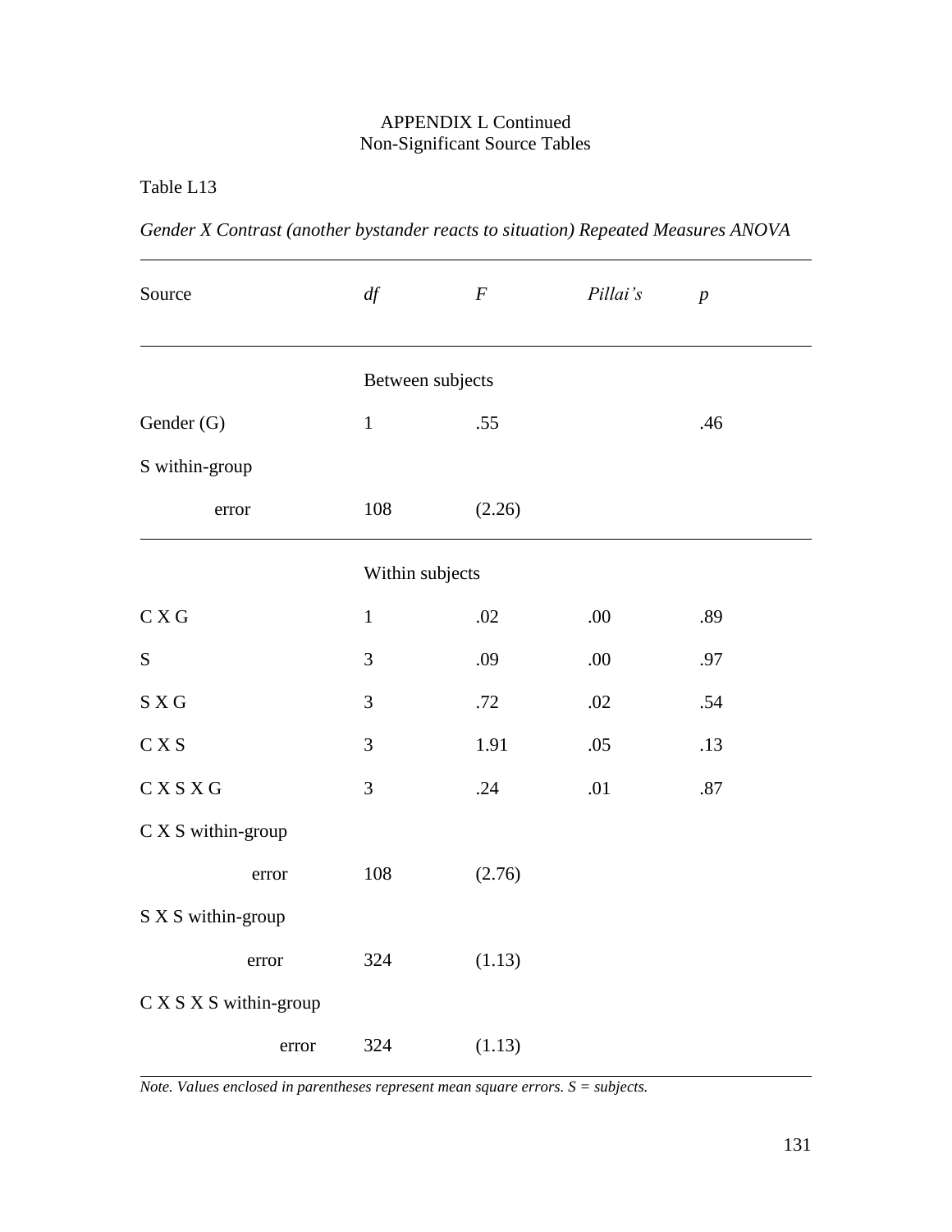APPENDIX L Continued
Non-Significant Source Tables

Table L13

*Gender X Contrast (another bystander reacts to situation) Repeated Measures ANOVA*

| Source | *df* | *F* | *Pillai's* | *p* |
|---|---|---|---|---|
| | Between subjects | | | |
| Gender (G) | 1 | .55 | | .46 |
| S within-group | | | | |
| error | 108 | (2.26) | | |
| | Within subjects | | | |
| C X G | 1 | .02 | .00 | .89 |
| S | 3 | .09 | .00 | .97 |
| S X G | 3 | .72 | .02 | .54 |
| C X S | 3 | 1.91 | .05 | .13 |
| C X S X G | 3 | .24 | .01 | .87 |
| C X S within-group | | | | |
| error | 108 | (2.76) | | |
| S X S within-group | | | | |
| error | 324 | (1.13) | | |
| C X S X S within-group | | | | |
| error | 324 | (1.13) | | |

*Note. Values enclosed in parentheses represent mean square errors. S = subjects.*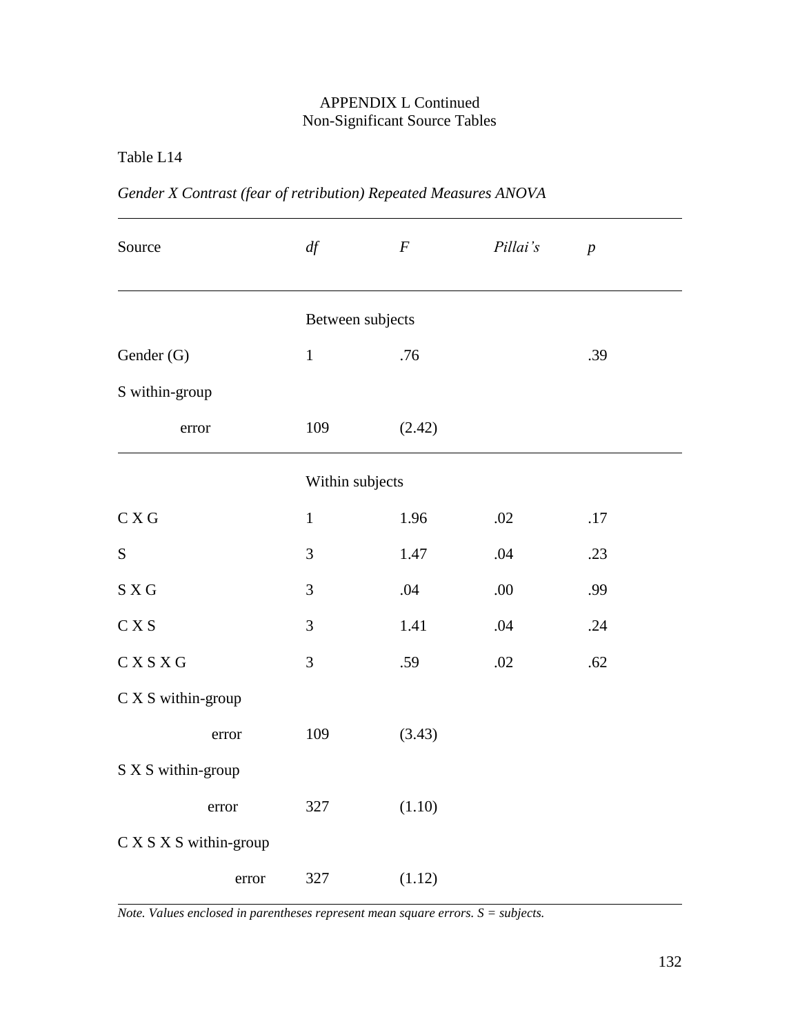APPENDIX L Continued
Non-Significant Source Tables

Table L14

*Gender X Contrast (fear of retribution) Repeated Measures ANOVA*

| Source | *df* | *F* | *Pillai's* | *p* |
|---|---|---|---|---|
| | Between subjects | | | |
| Gender (G) | 1 | .76 | | .39 |
| S within-group | | | | |
| error | 109 | (2.42) | | |
| | Within subjects | | | |
| C X G | 1 | 1.96 | .02 | .17 |
| S | 3 | 1.47 | .04 | .23 |
| S X G | 3 | .04 | .00 | .99 |
| C X S | 3 | 1.41 | .04 | .24 |
| C X S X G | 3 | .59 | .02 | .62 |
| C X S within-group | | | | |
| error | 109 | (3.43) | | |
| S X S within-group | | | | |
| error | 327 | (1.10) | | |
| C X S X S within-group | | | | |
| error | 327 | (1.12) | | |

*Note. Values enclosed in parentheses represent mean square errors. S = subjects.*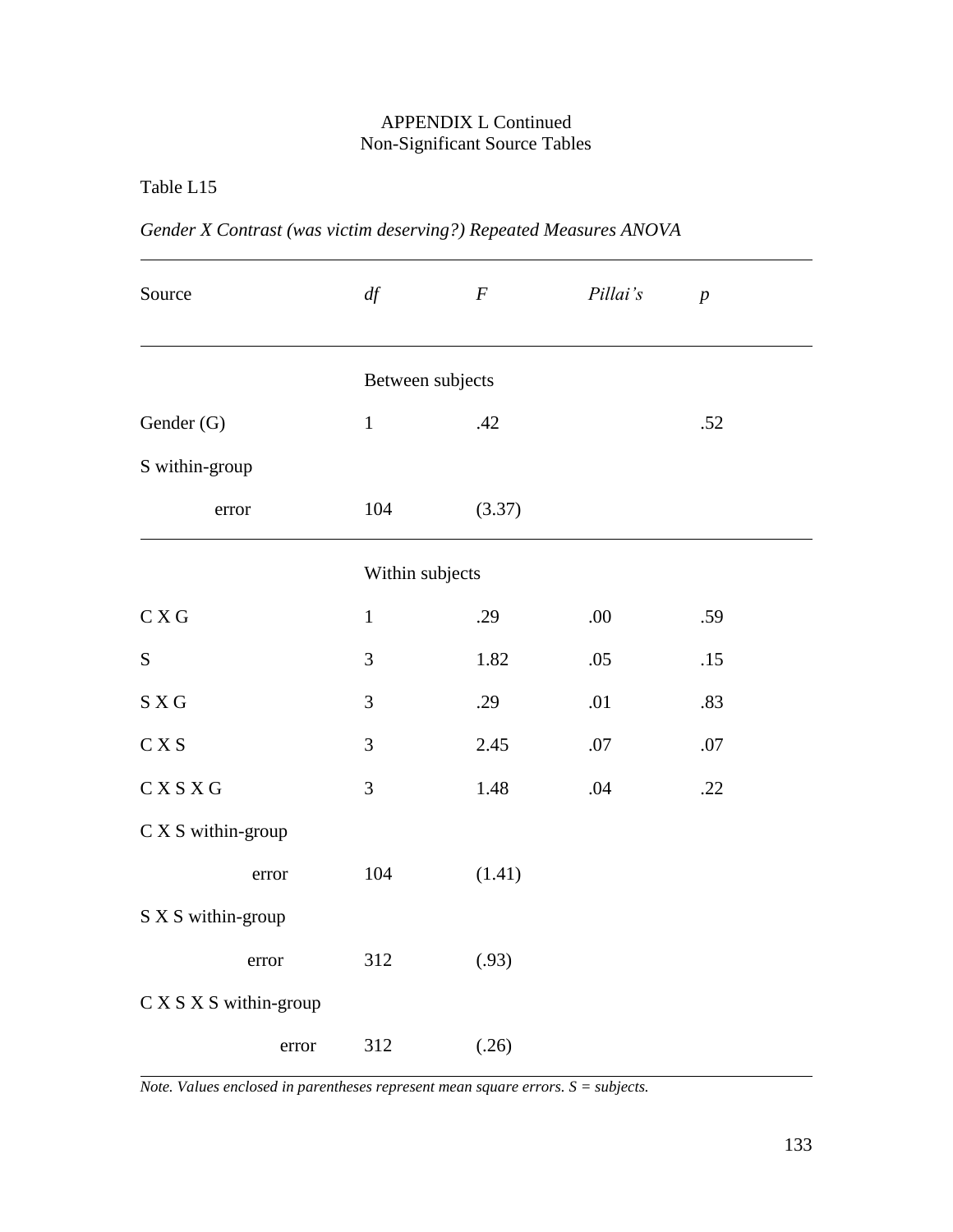APPENDIX L Continued
Non-Significant Source Tables

Table L15

*Gender X Contrast (was victim deserving?) Repeated Measures ANOVA*

| Source | *df* | *F* | *Pillai's* | *p* |
|---|---|---|---|---|
| | Between subjects | | | |
| Gender (G) | 1 | .42 | | .52 |
| S within-group | | | | |
| error | 104 | (3.37) | | |
| | Within subjects | | | |
| C X G | 1 | .29 | .00 | .59 |
| S | 3 | 1.82 | .05 | .15 |
| S X G | 3 | .29 | .01 | .83 |
| C X S | 3 | 2.45 | .07 | .07 |
| C X S X G | 3 | 1.48 | .04 | .22 |
| C X S within-group | | | | |
| error | 104 | (1.41) | | |
| S X S within-group | | | | |
| error | 312 | (.93) | | |
| C X S X S within-group | | | | |
| error | 312 | (.26) | | |

*Note. Values enclosed in parentheses represent mean square errors. S = subjects.*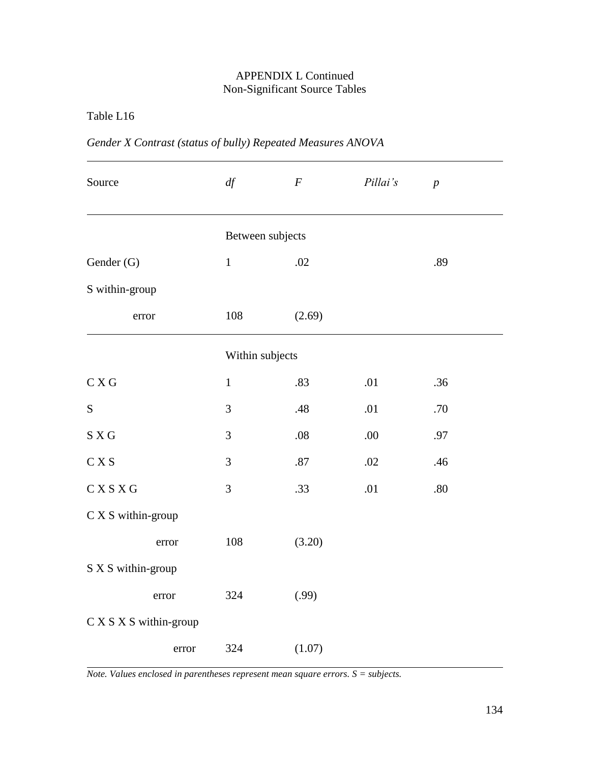APPENDIX L Continued
Non-Significant Source Tables

Table L16

*Gender X Contrast (status of bully) Repeated Measures ANOVA*

| Source | *df* | *F* | *Pillai's* | *p* |
|---|---|---|---|---|
| | Between subjects | | | |
| Gender (G) | 1 | .02 | | .89 |
| S within-group | | | | |
| error | 108 | (2.69) | | |
| | Within subjects | | | |
| C X G | 1 | .83 | .01 | .36 |
| S | 3 | .48 | .01 | .70 |
| S X G | 3 | .08 | .00 | .97 |
| C X S | 3 | .87 | .02 | .46 |
| C X S X G | 3 | .33 | .01 | .80 |
| C X S within-group | | | | |
| error | 108 | (3.20) | | |
| S X S within-group | | | | |
| error | 324 | (.99) | | |
| C X S X S within-group | | | | |
| error | 324 | (1.07) | | |

*Note. Values enclosed in parentheses represent mean square errors. S = subjects.*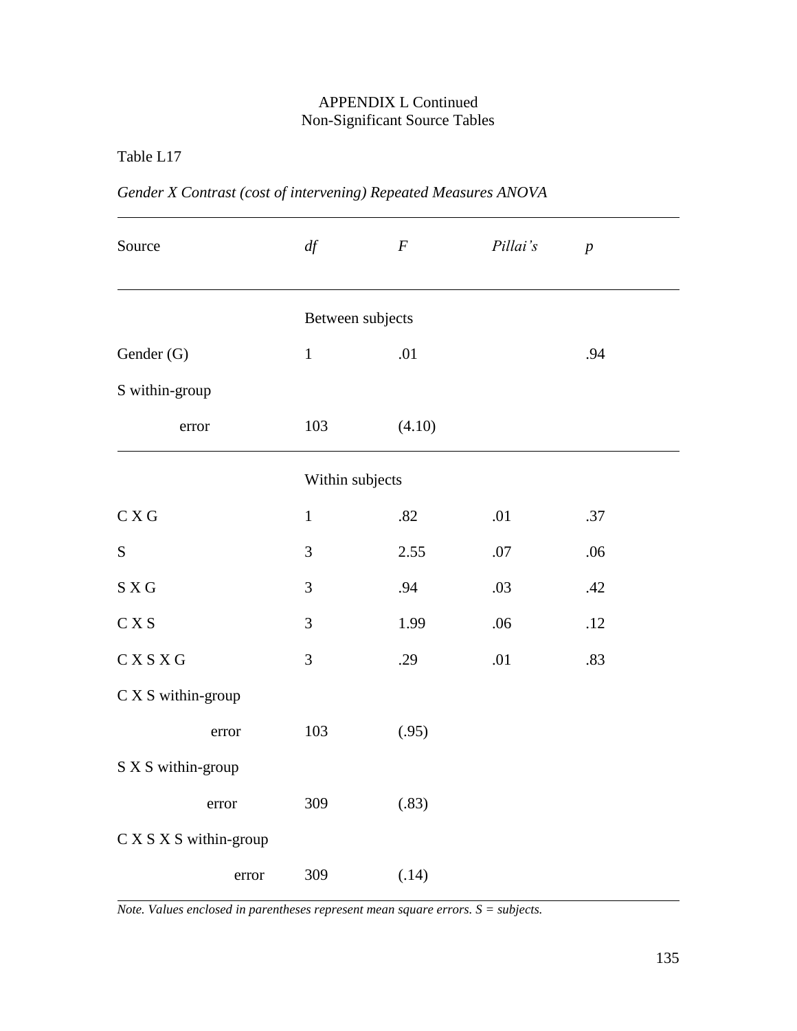APPENDIX L Continued
Non-Significant Source Tables

Table L17

*Gender X Contrast (cost of intervening) Repeated Measures ANOVA*

| Source | *df* | *F* | *Pillai's* | *p* |
|---|---|---|---|---|
| | Between subjects | | | |
| Gender (G) | 1 | .01 | | .94 |
| S within-group | | | | |
| error | 103 | (4.10) | | |
| | Within subjects | | | |
| C X G | 1 | .82 | .01 | .37 |
| S | 3 | 2.55 | .07 | .06 |
| S X G | 3 | .94 | .03 | .42 |
| C X S | 3 | 1.99 | .06 | .12 |
| C X S X G | 3 | .29 | .01 | .83 |
| C X S within-group | | | | |
| error | 103 | (.95) | | |
| S X S within-group | | | | |
| error | 309 | (.83) | | |
| C X S X S within-group | | | | |
| error | 309 | (.14) | | |

*Note. Values enclosed in parentheses represent mean square errors. S = subjects.*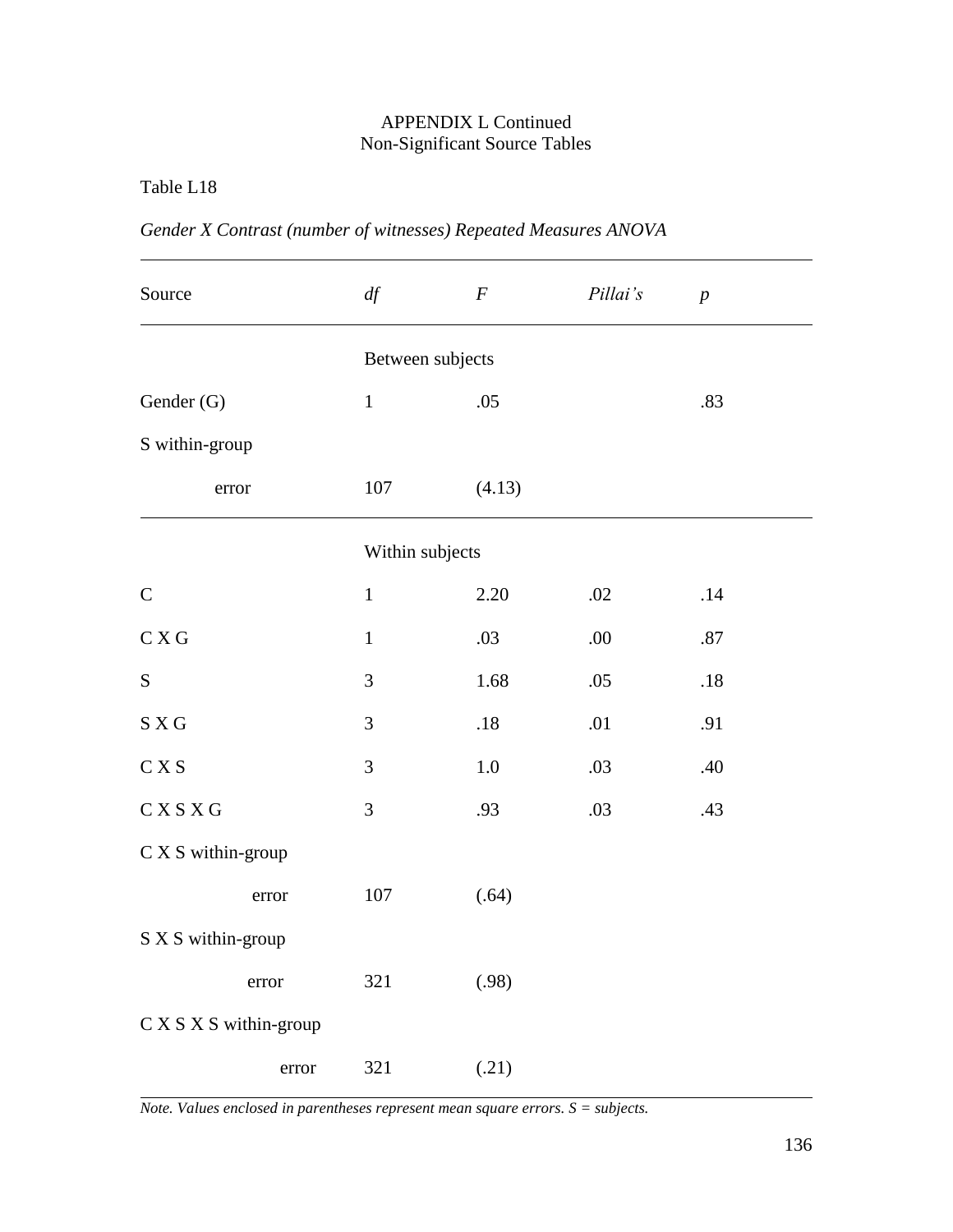APPENDIX L Continued
Non-Significant Source Tables

Table L18

*Gender X Contrast (number of witnesses) Repeated Measures ANOVA*

| Source | *df* | *F* | *Pillai's* | *p* |
|---|---|---|---|---|
| | Between subjects | | | |
| Gender (G) | 1 | .05 | | .83 |
| S within-group error | 107 | (4.13) | | |
| | Within subjects | | | |
| C | 1 | 2.20 | .02 | .14 |
| C X G | 1 | .03 | .00 | .87 |
| S | 3 | 1.68 | .05 | .18 |
| S X G | 3 | .18 | .01 | .91 |
| C X S | 3 | 1.0 | .03 | .40 |
| C X S X G | 3 | .93 | .03 | .43 |
| C X S within-group error | 107 | (.64) | | |
| S X S within-group error | 321 | (.98) | | |
| C X S X S within-group error | 321 | (.21) | | |

*Note. Values enclosed in parentheses represent mean square errors. S = subjects.*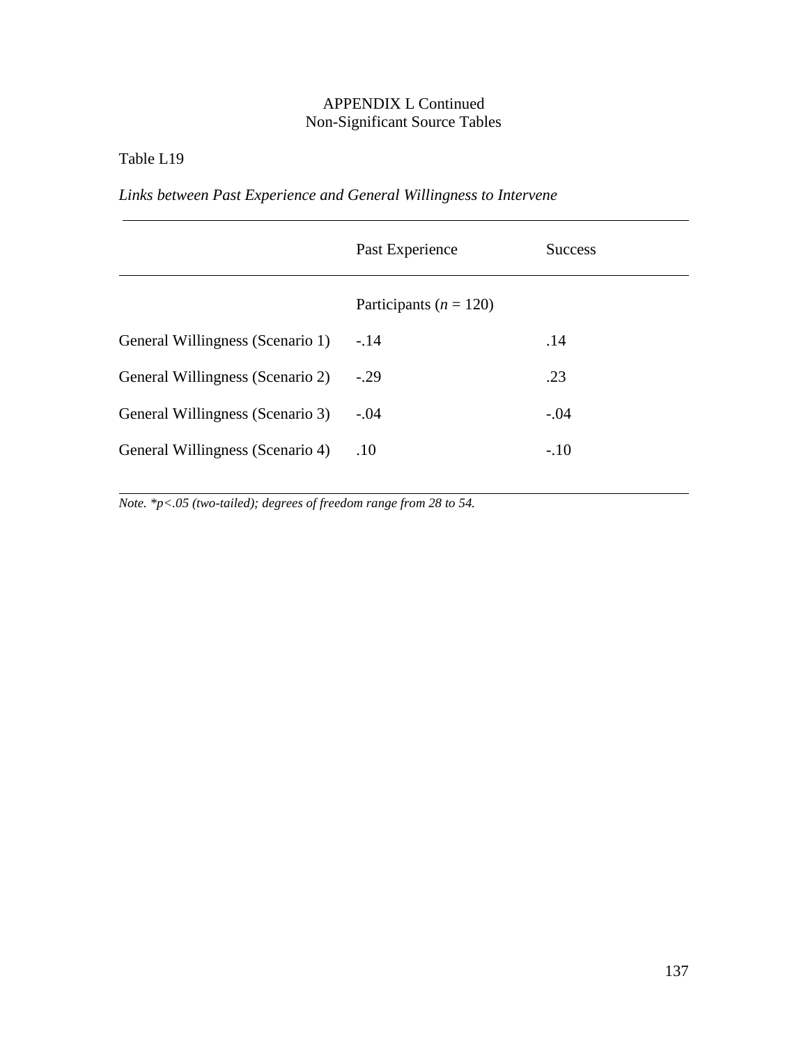APPENDIX L Continued
Non-Significant Source Tables

Table L19

*Links between Past Experience and General Willingness to Intervene*

| | Past Experience | Success |
|---|---|---|
| | Participants (*n* = 120) | |
| General Willingness (Scenario 1) | -.14 | .14 |
| General Willingness (Scenario 2) | -.29 | .23 |
| General Willingness (Scenario 3) | -.04 | -.04 |
| General Willingness (Scenario 4) | .10 | -.10 |

*Note. *p<.05 (two-tailed); degrees of freedom range from 28 to 54.*